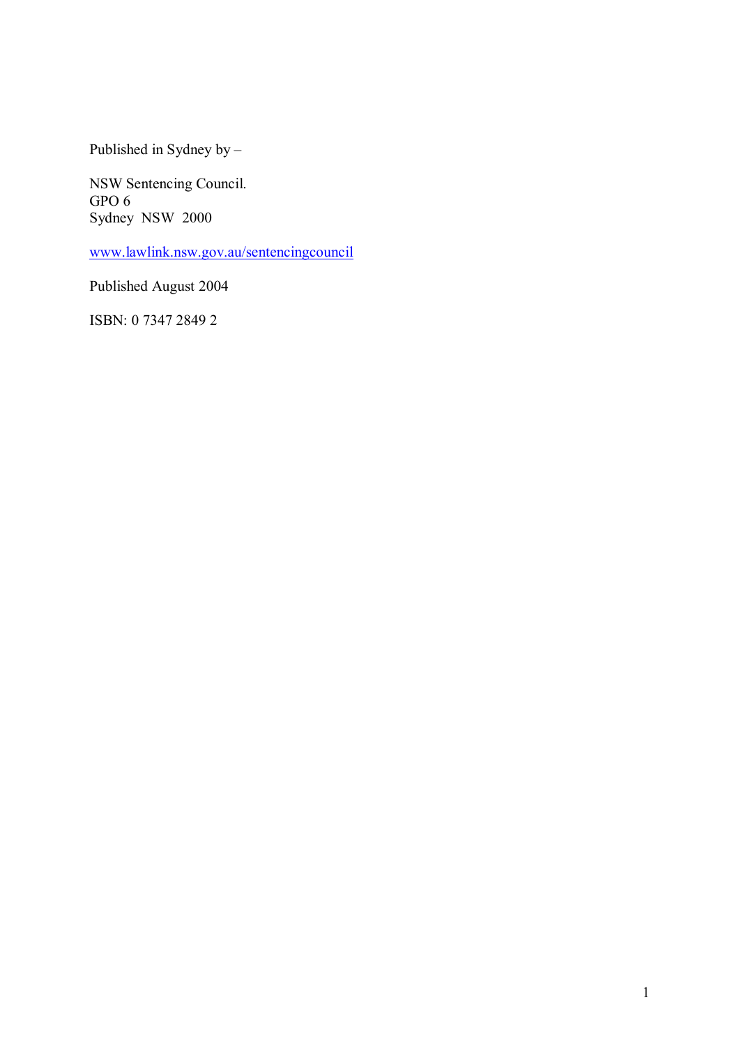Published in Sydney by –

NSW Sentencing Council.
GPO 6
Sydney NSW 2000

www.lawlink.nsw.gov.au/sentencingcouncil

Published August 2004

ISBN: 0 7347 2849 2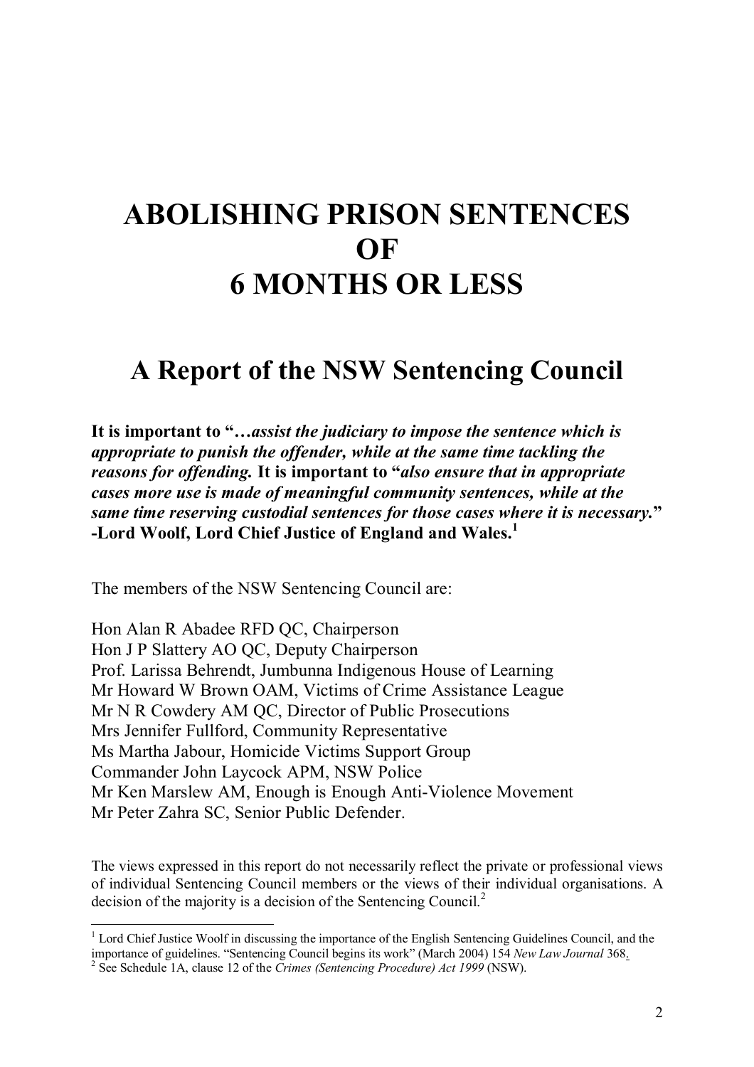# ABOLISHING PRISON SENTENCES OF 6 MONTHS OR LESS

## A Report of the NSW Sentencing Council

**It is important to "…*assist the judiciary to impose the sentence which is appropriate to punish the offender, while at the same time tackling the reasons for offending.* It is important to "*also ensure that in appropriate cases more use is made of meaningful community sentences, while at the same time reserving custodial sentences for those cases where it is necessary.*" -Lord Woolf, Lord Chief Justice of England and Wales.[1]**

The members of the NSW Sentencing Council are:

Hon Alan R Abadee RFD QC, Chairperson
Hon J P Slattery AO QC, Deputy Chairperson
Prof. Larissa Behrendt, Jumbunna Indigenous House of Learning
Mr Howard W Brown OAM, Victims of Crime Assistance League
Mr N R Cowdery AM QC, Director of Public Prosecutions
Mrs Jennifer Fullford, Community Representative
Ms Martha Jabour, Homicide Victims Support Group
Commander John Laycock APM, NSW Police
Mr Ken Marslew AM, Enough is Enough Anti-Violence Movement
Mr Peter Zahra SC, Senior Public Defender.

The views expressed in this report do not necessarily reflect the private or professional views of individual Sentencing Council members or the views of their individual organisations. A decision of the majority is a decision of the Sentencing Council.[2]

---

[1] Lord Chief Justice Woolf in discussing the importance of the English Sentencing Guidelines Council, and the importance of guidelines. "Sentencing Council begins its work" (March 2004) 154 *New Law Journal* 368.

[2] See Schedule 1A, clause 12 of the *Crimes (Sentencing Procedure) Act 1999* (NSW).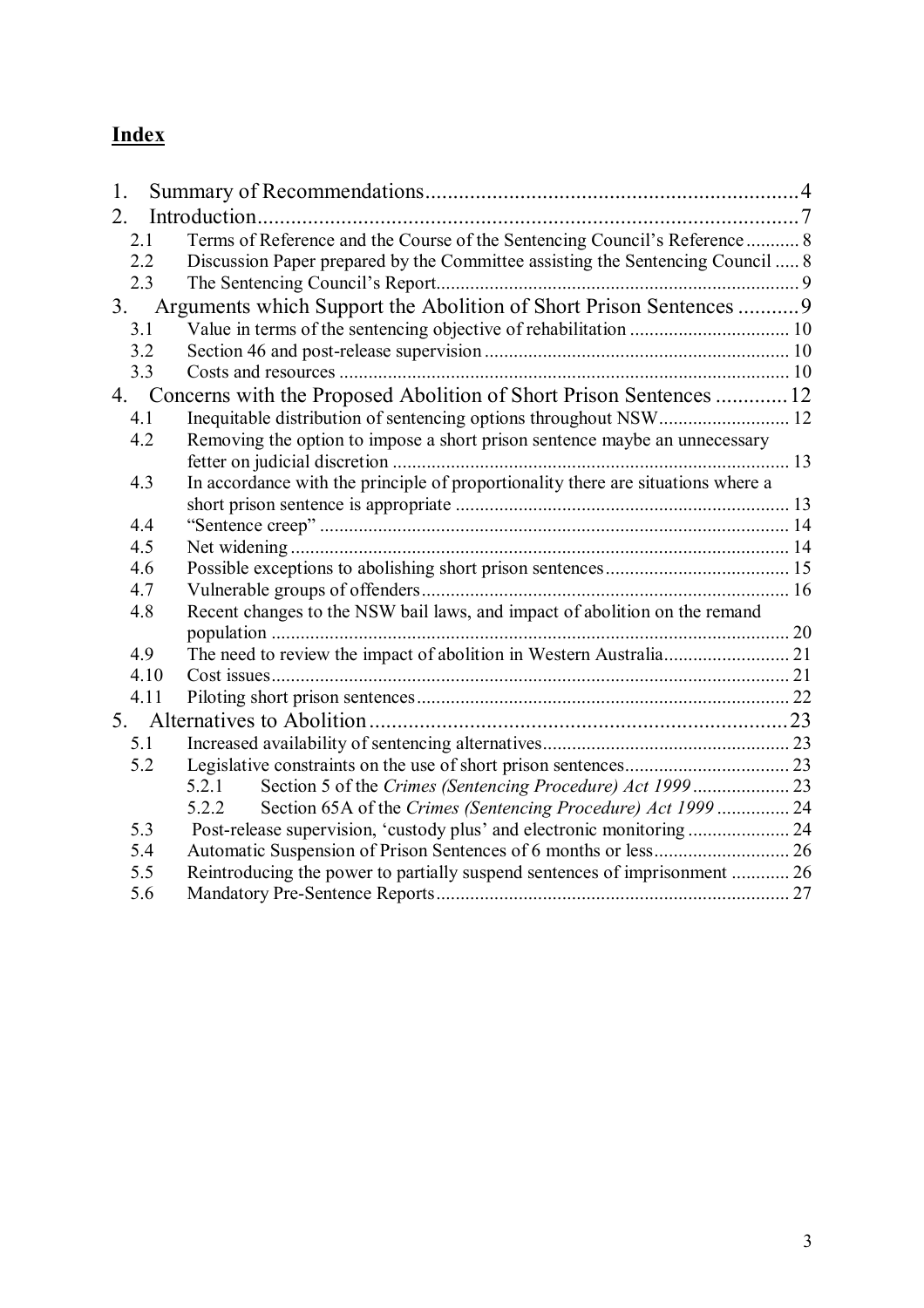## Index

1. Summary of Recommendations .................................................................... 4
2. Introduction ................................................................................................. 7
   - 2.1 Terms of Reference and the Course of the Sentencing Council's Reference ........... 8
   - 2.2 Discussion Paper prepared by the Committee assisting the Sentencing Council ..... 8
   - 2.3 The Sentencing Council's Report ........................................................................... 9
3. Arguments which Support the Abolition of Short Prison Sentences ........... 9
   - 3.1 Value in terms of the sentencing objective of rehabilitation ................................. 10
   - 3.2 Section 46 and post-release supervision ............................................................... 10
   - 3.3 Costs and resources .............................................................................................. 10
4. Concerns with the Proposed Abolition of Short Prison Sentences ............. 12
   - 4.1 Inequitable distribution of sentencing options throughout NSW ........................... 12
   - 4.2 Removing the option to impose a short prison sentence maybe an unnecessary fetter on judicial discretion .................................................................................. 13
   - 4.3 In accordance with the principle of proportionality there are situations where a short prison sentence is appropriate ..................................................................... 13
   - 4.4 "Sentence creep" ................................................................................................... 14
   - 4.5 Net widening ......................................................................................................... 14
   - 4.6 Possible exceptions to abolishing short prison sentences ...................................... 15
   - 4.7 Vulnerable groups of offenders ............................................................................ 16
   - 4.8 Recent changes to the NSW bail laws, and impact of abolition on the remand population ............................................................................................................ 20
   - 4.9 The need to review the impact of abolition in Western Australia .......................... 21
   - 4.10 Cost issues ........................................................................................................... 21
   - 4.11 Piloting short prison sentences ............................................................................ 22
5. Alternatives to Abolition ............................................................................ 23
   - 5.1 Increased availability of sentencing alternatives ................................................... 23
   - 5.2 Legislative constraints on the use of short prison sentences .................................. 23
     - 5.2.1 Section 5 of the *Crimes (Sentencing Procedure) Act 1999* .................... 23
     - 5.2.2 Section 65A of the *Crimes (Sentencing Procedure) Act 1999* ............... 24
   - 5.3 Post-release supervision, 'custody plus' and electronic monitoring ..................... 24
   - 5.4 Automatic Suspension of Prison Sentences of 6 months or less ............................ 26
   - 5.5 Reintroducing the power to partially suspend sentences of imprisonment ............ 26
   - 5.6 Mandatory Pre-Sentence Reports ......................................................................... 27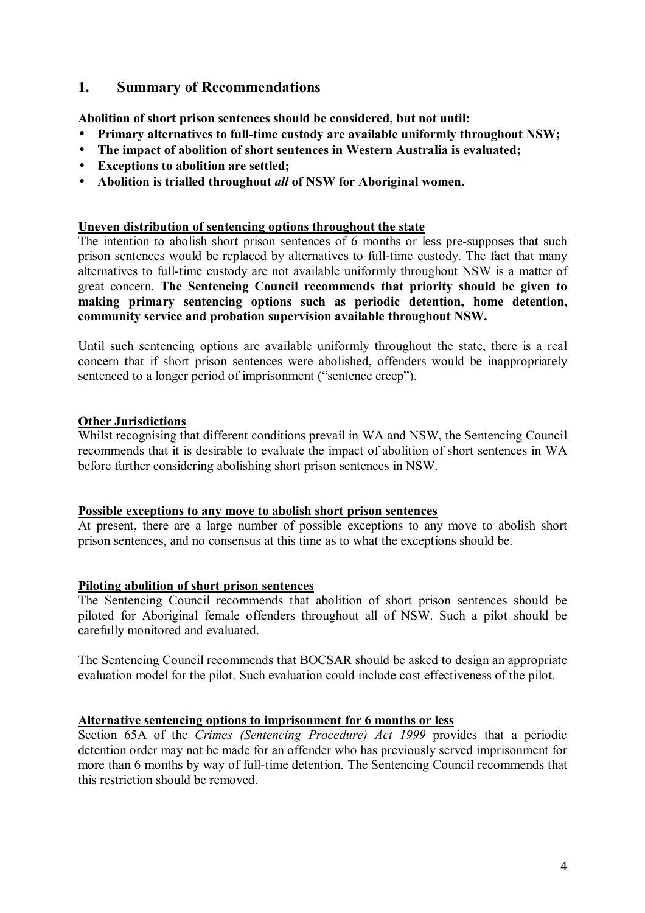## 1. Summary of Recommendations

**Abolition of short prison sentences should be considered, but not until:**

- **Primary alternatives to full-time custody are available uniformly throughout NSW;**
- **The impact of abolition of short sentences in Western Australia is evaluated;**
- **Exceptions to abolition are settled;**
- **Abolition is trialled throughout *all* of NSW for Aboriginal women.**

<u>**Uneven distribution of sentencing options throughout the state**</u>

The intention to abolish short prison sentences of 6 months or less pre-supposes that such prison sentences would be replaced by alternatives to full-time custody. The fact that many alternatives to full-time custody are not available uniformly throughout NSW is a matter of great concern. **The Sentencing Council recommends that priority should be given to making primary sentencing options such as periodic detention, home detention, community service and probation supervision available throughout NSW.**

Until such sentencing options are available uniformly throughout the state, there is a real concern that if short prison sentences were abolished, offenders would be inappropriately sentenced to a longer period of imprisonment ("sentence creep").

<u>**Other Jurisdictions**</u>

Whilst recognising that different conditions prevail in WA and NSW, the Sentencing Council recommends that it is desirable to evaluate the impact of abolition of short sentences in WA before further considering abolishing short prison sentences in NSW.

<u>**Possible exceptions to any move to abolish short prison sentences**</u>

At present, there are a large number of possible exceptions to any move to abolish short prison sentences, and no consensus at this time as to what the exceptions should be.

<u>**Piloting abolition of short prison sentences**</u>

The Sentencing Council recommends that abolition of short prison sentences should be piloted for Aboriginal female offenders throughout all of NSW. Such a pilot should be carefully monitored and evaluated.

The Sentencing Council recommends that BOCSAR should be asked to design an appropriate evaluation model for the pilot. Such evaluation could include cost effectiveness of the pilot.

<u>**Alternative sentencing options to imprisonment for 6 months or less**</u>

Section 65A of the *Crimes (Sentencing Procedure) Act 1999* provides that a periodic detention order may not be made for an offender who has previously served imprisonment for more than 6 months by way of full-time detention. The Sentencing Council recommends that this restriction should be removed.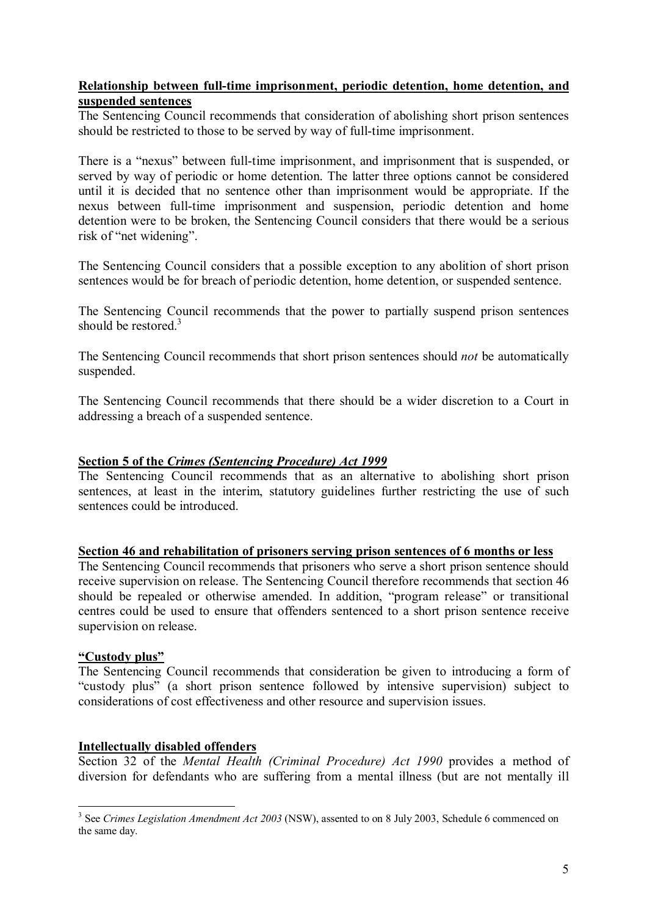**Relationship between full-time imprisonment, periodic detention, home detention, and suspended sentences**

The Sentencing Council recommends that consideration of abolishing short prison sentences should be restricted to those to be served by way of full-time imprisonment.

There is a "nexus" between full-time imprisonment, and imprisonment that is suspended, or served by way of periodic or home detention. The latter three options cannot be considered until it is decided that no sentence other than imprisonment would be appropriate. If the nexus between full-time imprisonment and suspension, periodic detention and home detention were to be broken, the Sentencing Council considers that there would be a serious risk of "net widening".

The Sentencing Council considers that a possible exception to any abolition of short prison sentences would be for breach of periodic detention, home detention, or suspended sentence.

The Sentencing Council recommends that the power to partially suspend prison sentences should be restored.[3]

The Sentencing Council recommends that short prison sentences should *not* be automatically suspended.

The Sentencing Council recommends that there should be a wider discretion to a Court in addressing a breach of a suspended sentence.

**Section 5 of the *Crimes (Sentencing Procedure) Act 1999***

The Sentencing Council recommends that as an alternative to abolishing short prison sentences, at least in the interim, statutory guidelines further restricting the use of such sentences could be introduced.

**Section 46 and rehabilitation of prisoners serving prison sentences of 6 months or less**

The Sentencing Council recommends that prisoners who serve a short prison sentence should receive supervision on release. The Sentencing Council therefore recommends that section 46 should be repealed or otherwise amended. In addition, "program release" or transitional centres could be used to ensure that offenders sentenced to a short prison sentence receive supervision on release.

**"Custody plus"**

The Sentencing Council recommends that consideration be given to introducing a form of "custody plus" (a short prison sentence followed by intensive supervision) subject to considerations of cost effectiveness and other resource and supervision issues.

**Intellectually disabled offenders**

Section 32 of the *Mental Health (Criminal Procedure) Act 1990* provides a method of diversion for defendants who are suffering from a mental illness (but are not mentally ill

[3] See *Crimes Legislation Amendment Act 2003* (NSW), assented to on 8 July 2003, Schedule 6 commenced on the same day.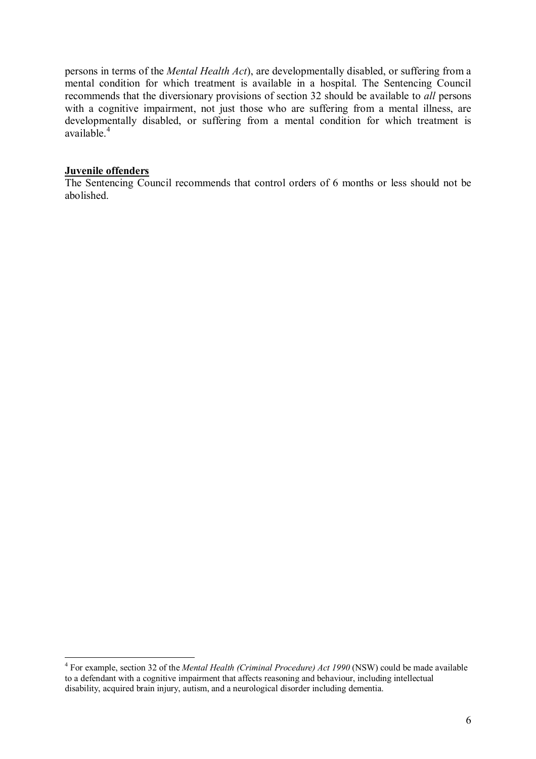persons in terms of the *Mental Health Act*), are developmentally disabled, or suffering from a mental condition for which treatment is available in a hospital. The Sentencing Council recommends that the diversionary provisions of section 32 should be available to *all* persons with a cognitive impairment, not just those who are suffering from a mental illness, are developmentally disabled, or suffering from a mental condition for which treatment is available.[4]

**Juvenile offenders**

The Sentencing Council recommends that control orders of 6 months or less should not be abolished.

---

[4] For example, section 32 of the *Mental Health (Criminal Procedure) Act 1990* (NSW) could be made available to a defendant with a cognitive impairment that affects reasoning and behaviour, including intellectual disability, acquired brain injury, autism, and a neurological disorder including dementia.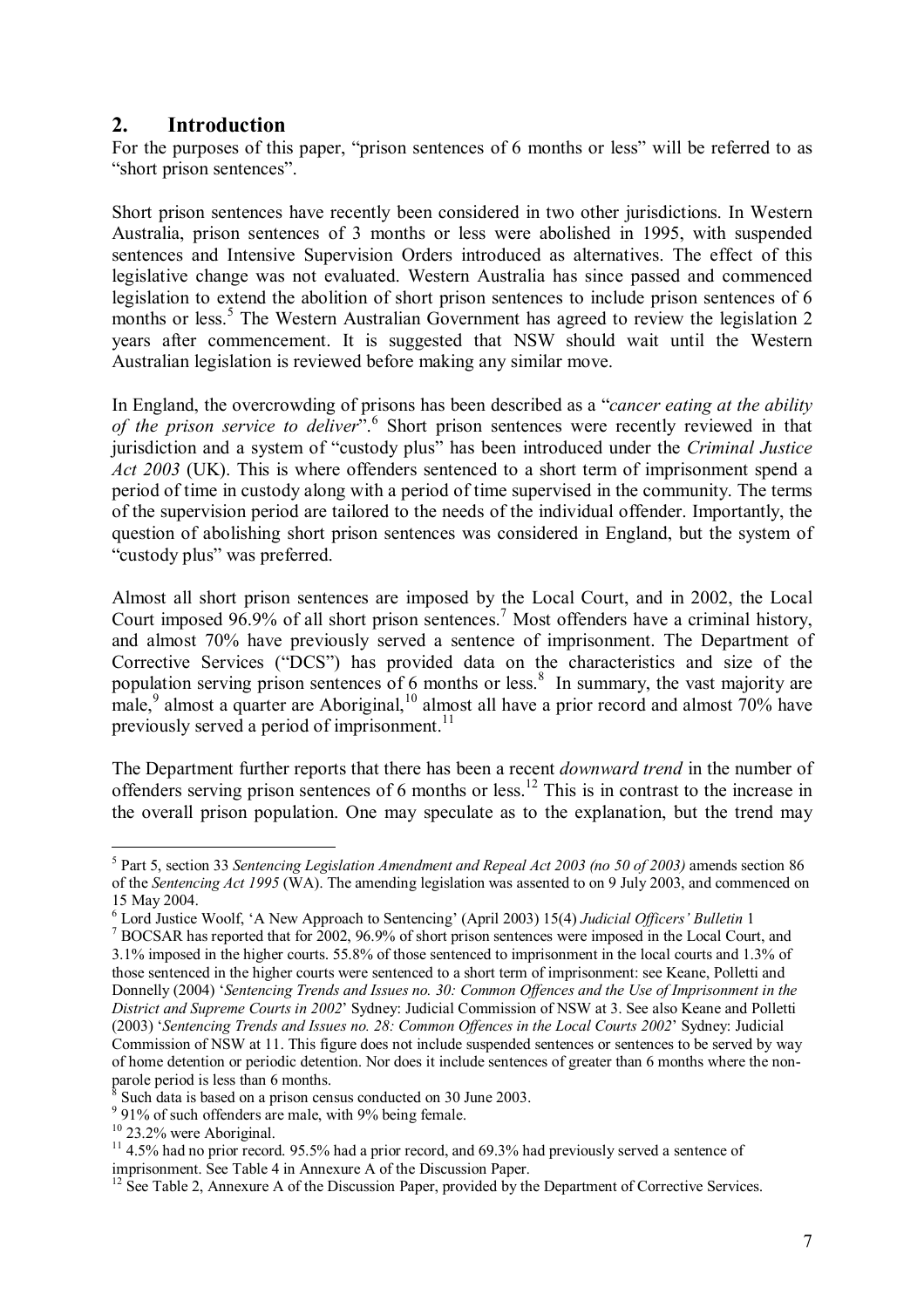## 2. Introduction

For the purposes of this paper, "prison sentences of 6 months or less" will be referred to as "short prison sentences".

Short prison sentences have recently been considered in two other jurisdictions. In Western Australia, prison sentences of 3 months or less were abolished in 1995, with suspended sentences and Intensive Supervision Orders introduced as alternatives. The effect of this legislative change was not evaluated. Western Australia has since passed and commenced legislation to extend the abolition of short prison sentences to include prison sentences of 6 months or less.[5] The Western Australian Government has agreed to review the legislation 2 years after commencement. It is suggested that NSW should wait until the Western Australian legislation is reviewed before making any similar move.

In England, the overcrowding of prisons has been described as a "*cancer eating at the ability of the prison service to deliver*".[6] Short prison sentences were recently reviewed in that jurisdiction and a system of "custody plus" has been introduced under the *Criminal Justice Act 2003* (UK). This is where offenders sentenced to a short term of imprisonment spend a period of time in custody along with a period of time supervised in the community. The terms of the supervision period are tailored to the needs of the individual offender. Importantly, the question of abolishing short prison sentences was considered in England, but the system of "custody plus" was preferred.

Almost all short prison sentences are imposed by the Local Court, and in 2002, the Local Court imposed 96.9% of all short prison sentences.[7] Most offenders have a criminal history, and almost 70% have previously served a sentence of imprisonment. The Department of Corrective Services ("DCS") has provided data on the characteristics and size of the population serving prison sentences of 6 months or less.[8] In summary, the vast majority are male,[9] almost a quarter are Aboriginal,[10] almost all have a prior record and almost 70% have previously served a period of imprisonment.[11]

The Department further reports that there has been a recent *downward trend* in the number of offenders serving prison sentences of 6 months or less.[12] This is in contrast to the increase in the overall prison population. One may speculate as to the explanation, but the trend may

---

[5] Part 5, section 33 *Sentencing Legislation Amendment and Repeal Act 2003 (no 50 of 2003)* amends section 86 of the *Sentencing Act 1995* (WA). The amending legislation was assented to on 9 July 2003, and commenced on 15 May 2004.

[6] Lord Justice Woolf, 'A New Approach to Sentencing' (April 2003) 15(4) *Judicial Officers' Bulletin* 1

[7] BOCSAR has reported that for 2002, 96.9% of short prison sentences were imposed in the Local Court, and 3.1% imposed in the higher courts. 55.8% of those sentenced to imprisonment in the local courts and 1.3% of those sentenced in the higher courts were sentenced to a short term of imprisonment: see Keane, Polletti and Donnelly (2004) '*Sentencing Trends and Issues no. 30: Common Offences and the Use of Imprisonment in the District and Supreme Courts in 2002*' Sydney: Judicial Commission of NSW at 3. See also Keane and Polletti (2003) '*Sentencing Trends and Issues no. 28: Common Offences in the Local Courts 2002*' Sydney: Judicial Commission of NSW at 11. This figure does not include suspended sentences or sentences to be served by way of home detention or periodic detention. Nor does it include sentences of greater than 6 months where the non-parole period is less than 6 months.

[8] Such data is based on a prison census conducted on 30 June 2003.

[9] 91% of such offenders are male, with 9% being female.

[10] 23.2% were Aboriginal.

[11] 4.5% had no prior record. 95.5% had a prior record, and 69.3% had previously served a sentence of imprisonment. See Table 4 in Annexure A of the Discussion Paper.

[12] See Table 2, Annexure A of the Discussion Paper, provided by the Department of Corrective Services.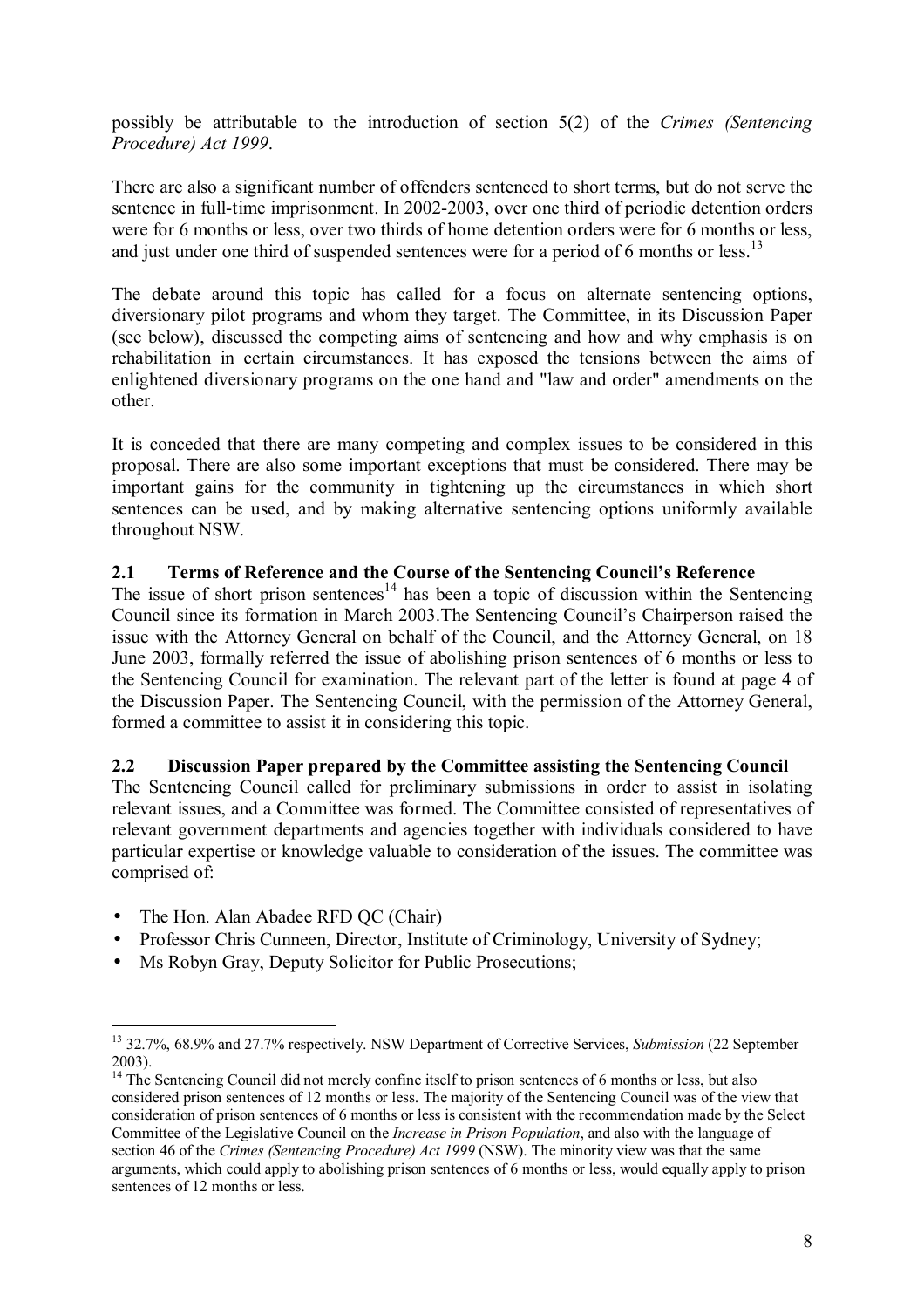possibly be attributable to the introduction of section 5(2) of the *Crimes (Sentencing Procedure) Act 1999*.

There are also a significant number of offenders sentenced to short terms, but do not serve the sentence in full-time imprisonment. In 2002-2003, over one third of periodic detention orders were for 6 months or less, over two thirds of home detention orders were for 6 months or less, and just under one third of suspended sentences were for a period of 6 months or less.[13]

The debate around this topic has called for a focus on alternate sentencing options, diversionary pilot programs and whom they target. The Committee, in its Discussion Paper (see below), discussed the competing aims of sentencing and how and why emphasis is on rehabilitation in certain circumstances. It has exposed the tensions between the aims of enlightened diversionary programs on the one hand and "law and order" amendments on the other.

It is conceded that there are many competing and complex issues to be considered in this proposal. There are also some important exceptions that must be considered. There may be important gains for the community in tightening up the circumstances in which short sentences can be used, and by making alternative sentencing options uniformly available throughout NSW.

### 2.1 Terms of Reference and the Course of the Sentencing Council's Reference

The issue of short prison sentences[14] has been a topic of discussion within the Sentencing Council since its formation in March 2003.The Sentencing Council's Chairperson raised the issue with the Attorney General on behalf of the Council, and the Attorney General, on 18 June 2003, formally referred the issue of abolishing prison sentences of 6 months or less to the Sentencing Council for examination. The relevant part of the letter is found at page 4 of the Discussion Paper. The Sentencing Council, with the permission of the Attorney General, formed a committee to assist it in considering this topic.

### 2.2 Discussion Paper prepared by the Committee assisting the Sentencing Council

The Sentencing Council called for preliminary submissions in order to assist in isolating relevant issues, and a Committee was formed. The Committee consisted of representatives of relevant government departments and agencies together with individuals considered to have particular expertise or knowledge valuable to consideration of the issues. The committee was comprised of:

- The Hon. Alan Abadee RFD QC (Chair)
- Professor Chris Cunneen, Director, Institute of Criminology, University of Sydney;
- Ms Robyn Gray, Deputy Solicitor for Public Prosecutions;

---

[13] 32.7%, 68.9% and 27.7% respectively. NSW Department of Corrective Services, *Submission* (22 September 2003).

[14] The Sentencing Council did not merely confine itself to prison sentences of 6 months or less, but also considered prison sentences of 12 months or less. The majority of the Sentencing Council was of the view that consideration of prison sentences of 6 months or less is consistent with the recommendation made by the Select Committee of the Legislative Council on the *Increase in Prison Population*, and also with the language of section 46 of the *Crimes (Sentencing Procedure) Act 1999* (NSW). The minority view was that the same arguments, which could apply to abolishing prison sentences of 6 months or less, would equally apply to prison sentences of 12 months or less.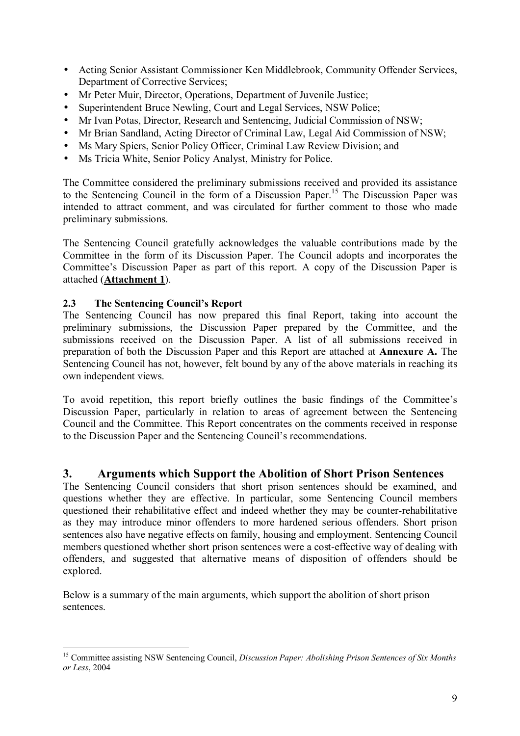- Acting Senior Assistant Commissioner Ken Middlebrook, Community Offender Services, Department of Corrective Services;
- Mr Peter Muir, Director, Operations, Department of Juvenile Justice;
- Superintendent Bruce Newling, Court and Legal Services, NSW Police;
- Mr Ivan Potas, Director, Research and Sentencing, Judicial Commission of NSW;
- Mr Brian Sandland, Acting Director of Criminal Law, Legal Aid Commission of NSW;
- Ms Mary Spiers, Senior Policy Officer, Criminal Law Review Division; and
- Ms Tricia White, Senior Policy Analyst, Ministry for Police.

The Committee considered the preliminary submissions received and provided its assistance to the Sentencing Council in the form of a Discussion Paper.[15] The Discussion Paper was intended to attract comment, and was circulated for further comment to those who made preliminary submissions.

The Sentencing Council gratefully acknowledges the valuable contributions made by the Committee in the form of its Discussion Paper. The Council adopts and incorporates the Committee's Discussion Paper as part of this report. A copy of the Discussion Paper is attached (**Attachment 1**).

### 2.3 The Sentencing Council's Report

The Sentencing Council has now prepared this final Report, taking into account the preliminary submissions, the Discussion Paper prepared by the Committee, and the submissions received on the Discussion Paper. A list of all submissions received in preparation of both the Discussion Paper and this Report are attached at **Annexure A.** The Sentencing Council has not, however, felt bound by any of the above materials in reaching its own independent views.

To avoid repetition, this report briefly outlines the basic findings of the Committee's Discussion Paper, particularly in relation to areas of agreement between the Sentencing Council and the Committee. This Report concentrates on the comments received in response to the Discussion Paper and the Sentencing Council's recommendations.

## 3. Arguments which Support the Abolition of Short Prison Sentences

The Sentencing Council considers that short prison sentences should be examined, and questions whether they are effective. In particular, some Sentencing Council members questioned their rehabilitative effect and indeed whether they may be counter-rehabilitative as they may introduce minor offenders to more hardened serious offenders. Short prison sentences also have negative effects on family, housing and employment. Sentencing Council members questioned whether short prison sentences were a cost-effective way of dealing with offenders, and suggested that alternative means of disposition of offenders should be explored.

Below is a summary of the main arguments, which support the abolition of short prison sentences.

---

[15] Committee assisting NSW Sentencing Council, *Discussion Paper: Abolishing Prison Sentences of Six Months or Less*, 2004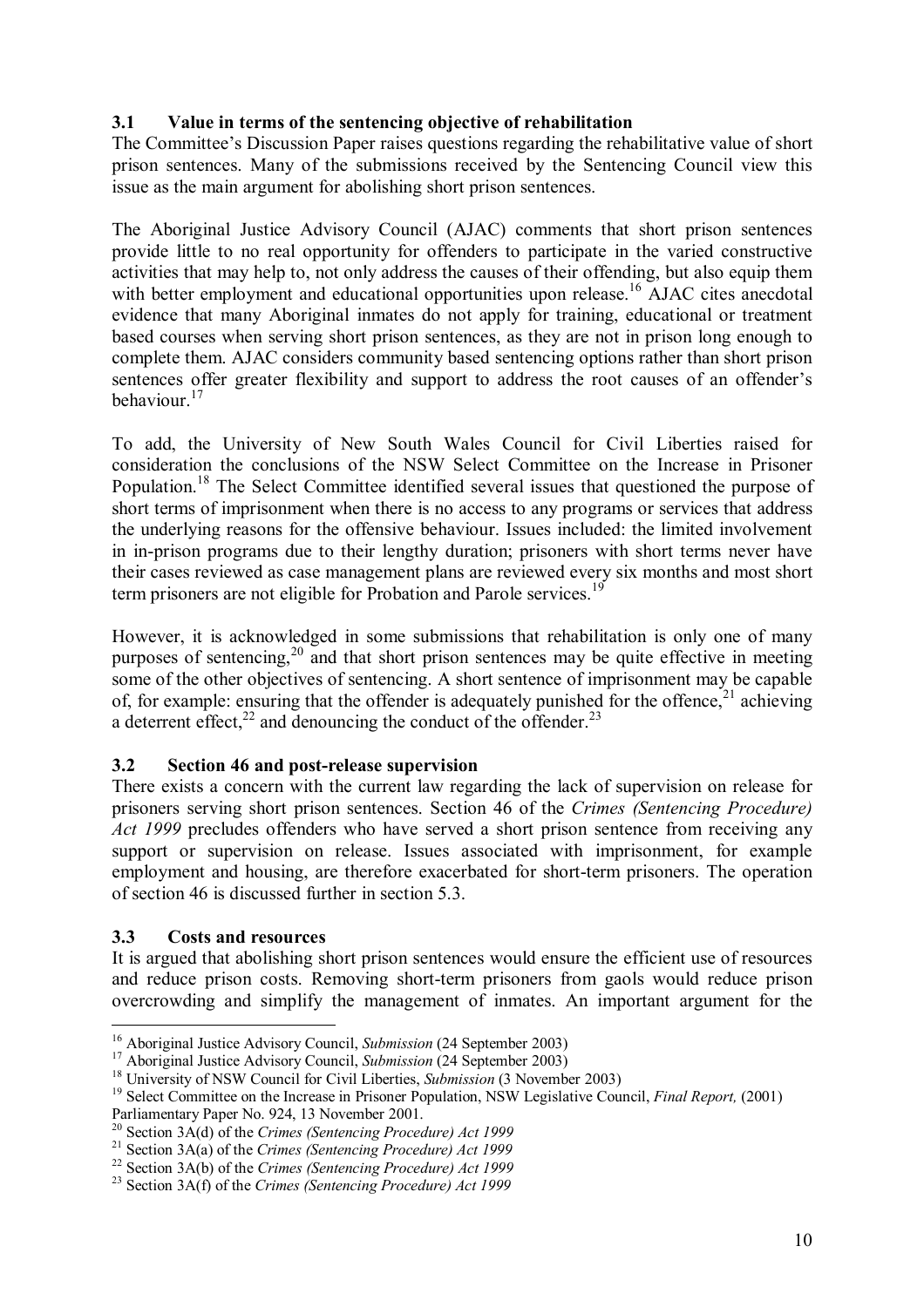### 3.1 Value in terms of the sentencing objective of rehabilitation

The Committee's Discussion Paper raises questions regarding the rehabilitative value of short prison sentences. Many of the submissions received by the Sentencing Council view this issue as the main argument for abolishing short prison sentences.

The Aboriginal Justice Advisory Council (AJAC) comments that short prison sentences provide little to no real opportunity for offenders to participate in the varied constructive activities that may help to, not only address the causes of their offending, but also equip them with better employment and educational opportunities upon release.[16] AJAC cites anecdotal evidence that many Aboriginal inmates do not apply for training, educational or treatment based courses when serving short prison sentences, as they are not in prison long enough to complete them. AJAC considers community based sentencing options rather than short prison sentences offer greater flexibility and support to address the root causes of an offender's behaviour.[17]

To add, the University of New South Wales Council for Civil Liberties raised for consideration the conclusions of the NSW Select Committee on the Increase in Prisoner Population.[18] The Select Committee identified several issues that questioned the purpose of short terms of imprisonment when there is no access to any programs or services that address the underlying reasons for the offensive behaviour. Issues included: the limited involvement in in-prison programs due to their lengthy duration; prisoners with short terms never have their cases reviewed as case management plans are reviewed every six months and most short term prisoners are not eligible for Probation and Parole services.[19]

However, it is acknowledged in some submissions that rehabilitation is only one of many purposes of sentencing,[20] and that short prison sentences may be quite effective in meeting some of the other objectives of sentencing. A short sentence of imprisonment may be capable of, for example: ensuring that the offender is adequately punished for the offence,[21] achieving a deterrent effect,[22] and denouncing the conduct of the offender.[23]

### 3.2 Section 46 and post-release supervision

There exists a concern with the current law regarding the lack of supervision on release for prisoners serving short prison sentences. Section 46 of the *Crimes (Sentencing Procedure) Act 1999* precludes offenders who have served a short prison sentence from receiving any support or supervision on release. Issues associated with imprisonment, for example employment and housing, are therefore exacerbated for short-term prisoners. The operation of section 46 is discussed further in section 5.3.

### 3.3 Costs and resources

It is argued that abolishing short prison sentences would ensure the efficient use of resources and reduce prison costs. Removing short-term prisoners from gaols would reduce prison overcrowding and simplify the management of inmates. An important argument for the

---

[16] Aboriginal Justice Advisory Council, *Submission* (24 September 2003)

[17] Aboriginal Justice Advisory Council, *Submission* (24 September 2003)

[18] University of NSW Council for Civil Liberties, *Submission* (3 November 2003)

[19] Select Committee on the Increase in Prisoner Population, NSW Legislative Council, *Final Report,* (2001) Parliamentary Paper No. 924, 13 November 2001.

[20] Section 3A(d) of the *Crimes (Sentencing Procedure) Act 1999*

[21] Section 3A(a) of the *Crimes (Sentencing Procedure) Act 1999*

[22] Section 3A(b) of the *Crimes (Sentencing Procedure) Act 1999*

[23] Section 3A(f) of the *Crimes (Sentencing Procedure) Act 1999*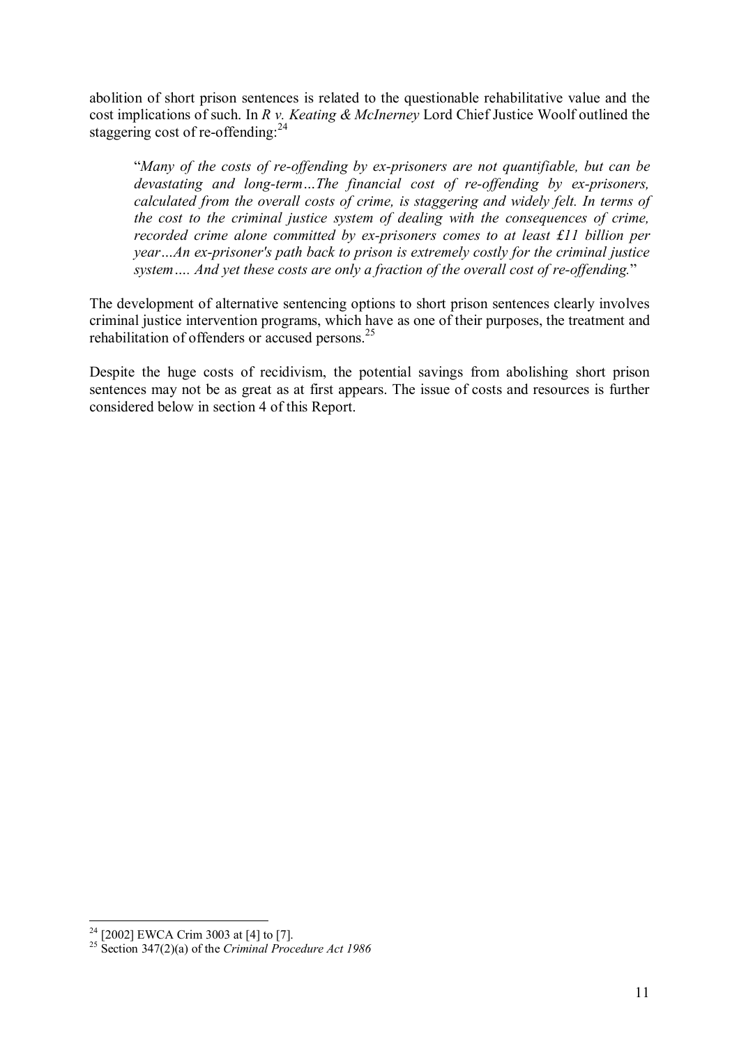abolition of short prison sentences is related to the questionable rehabilitative value and the cost implications of such. In *R v. Keating & McInerney* Lord Chief Justice Woolf outlined the staggering cost of re-offending:[24]

> "*Many of the costs of re-offending by ex-prisoners are not quantifiable, but can be devastating and long-term…The financial cost of re-offending by ex-prisoners, calculated from the overall costs of crime, is staggering and widely felt. In terms of the cost to the criminal justice system of dealing with the consequences of crime, recorded crime alone committed by ex-prisoners comes to at least £11 billion per year…An ex-prisoner's path back to prison is extremely costly for the criminal justice system…. And yet these costs are only a fraction of the overall cost of re-offending.*"

The development of alternative sentencing options to short prison sentences clearly involves criminal justice intervention programs, which have as one of their purposes, the treatment and rehabilitation of offenders or accused persons.[25]

Despite the huge costs of recidivism, the potential savings from abolishing short prison sentences may not be as great as at first appears. The issue of costs and resources is further considered below in section 4 of this Report.

---

[24] [2002] EWCA Crim 3003 at [4] to [7].

[25] Section 347(2)(a) of the *Criminal Procedure Act 1986*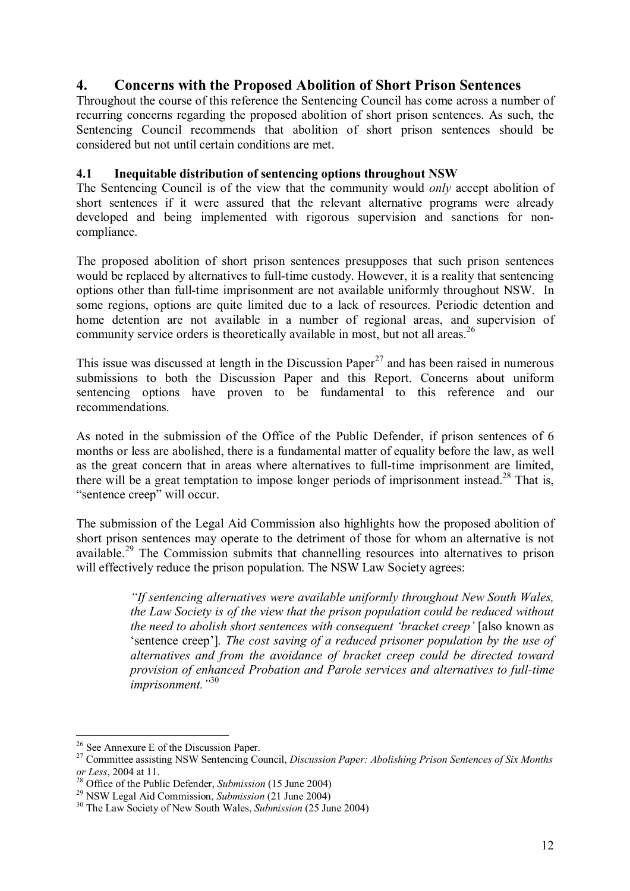## 4. Concerns with the Proposed Abolition of Short Prison Sentences

Throughout the course of this reference the Sentencing Council has come across a number of recurring concerns regarding the proposed abolition of short prison sentences. As such, the Sentencing Council recommends that abolition of short prison sentences should be considered but not until certain conditions are met.

### 4.1 Inequitable distribution of sentencing options throughout NSW

The Sentencing Council is of the view that the community would *only* accept abolition of short sentences if it were assured that the relevant alternative programs were already developed and being implemented with rigorous supervision and sanctions for non-compliance.

The proposed abolition of short prison sentences presupposes that such prison sentences would be replaced by alternatives to full-time custody. However, it is a reality that sentencing options other than full-time imprisonment are not available uniformly throughout NSW. In some regions, options are quite limited due to a lack of resources. Periodic detention and home detention are not available in a number of regional areas, and supervision of community service orders is theoretically available in most, but not all areas.[26]

This issue was discussed at length in the Discussion Paper[27] and has been raised in numerous submissions to both the Discussion Paper and this Report. Concerns about uniform sentencing options have proven to be fundamental to this reference and our recommendations.

As noted in the submission of the Office of the Public Defender, if prison sentences of 6 months or less are abolished, there is a fundamental matter of equality before the law, as well as the great concern that in areas where alternatives to full-time imprisonment are limited, there will be a great temptation to impose longer periods of imprisonment instead.[28] That is, "sentence creep" will occur.

The submission of the Legal Aid Commission also highlights how the proposed abolition of short prison sentences may operate to the detriment of those for whom an alternative is not available.[29] The Commission submits that channelling resources into alternatives to prison will effectively reduce the prison population. The NSW Law Society agrees:

> *"If sentencing alternatives were available uniformly throughout New South Wales, the Law Society is of the view that the prison population could be reduced without the need to abolish short sentences with consequent 'bracket creep'* [also known as 'sentence creep']. *The cost saving of a reduced prisoner population by the use of alternatives and from the avoidance of bracket creep could be directed toward provision of enhanced Probation and Parole services and alternatives to full-time imprisonment."*[30]

---

[26] See Annexure E of the Discussion Paper.

[27] Committee assisting NSW Sentencing Council, *Discussion Paper: Abolishing Prison Sentences of Six Months or Less*, 2004 at 11.

[28] Office of the Public Defender, *Submission* (15 June 2004)

[29] NSW Legal Aid Commission, *Submission* (21 June 2004)

[30] The Law Society of New South Wales, *Submission* (25 June 2004)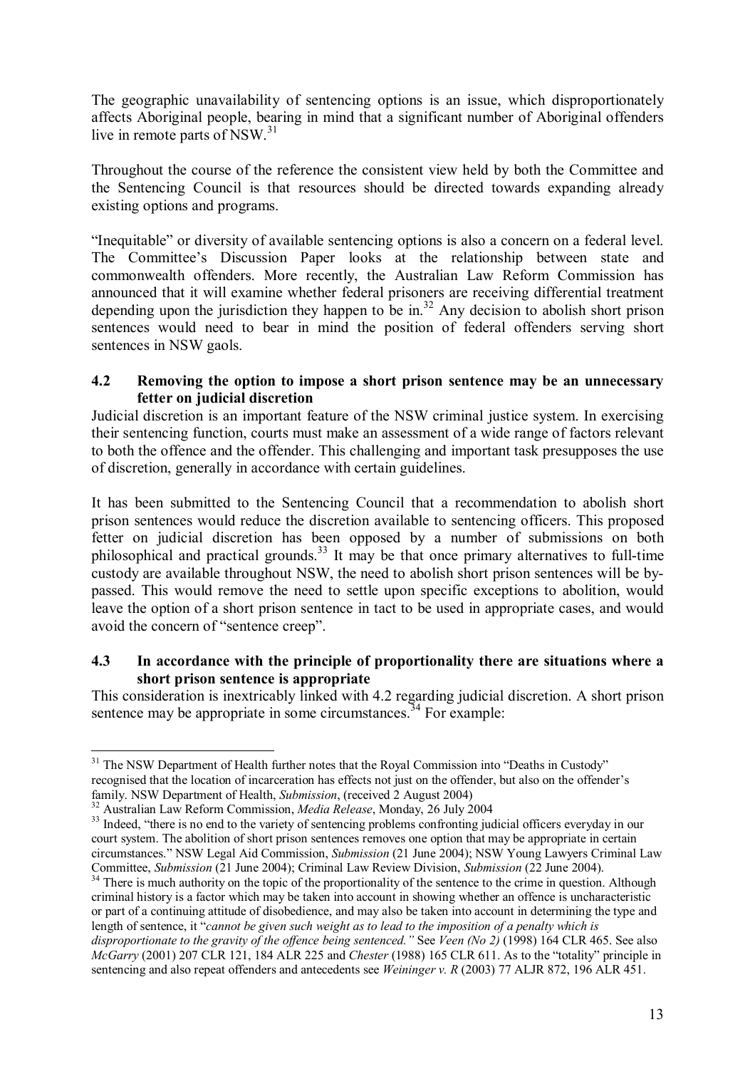The geographic unavailability of sentencing options is an issue, which disproportionately affects Aboriginal people, bearing in mind that a significant number of Aboriginal offenders live in remote parts of NSW.[31]

Throughout the course of the reference the consistent view held by both the Committee and the Sentencing Council is that resources should be directed towards expanding already existing options and programs.

"Inequitable" or diversity of available sentencing options is also a concern on a federal level. The Committee's Discussion Paper looks at the relationship between state and commonwealth offenders. More recently, the Australian Law Reform Commission has announced that it will examine whether federal prisoners are receiving differential treatment depending upon the jurisdiction they happen to be in.[32] Any decision to abolish short prison sentences would need to bear in mind the position of federal offenders serving short sentences in NSW gaols.

### 4.2 Removing the option to impose a short prison sentence may be an unnecessary fetter on judicial discretion

Judicial discretion is an important feature of the NSW criminal justice system. In exercising their sentencing function, courts must make an assessment of a wide range of factors relevant to both the offence and the offender. This challenging and important task presupposes the use of discretion, generally in accordance with certain guidelines.

It has been submitted to the Sentencing Council that a recommendation to abolish short prison sentences would reduce the discretion available to sentencing officers. This proposed fetter on judicial discretion has been opposed by a number of submissions on both philosophical and practical grounds.[33] It may be that once primary alternatives to full-time custody are available throughout NSW, the need to abolish short prison sentences will be by-passed. This would remove the need to settle upon specific exceptions to abolition, would leave the option of a short prison sentence in tact to be used in appropriate cases, and would avoid the concern of "sentence creep".

### 4.3 In accordance with the principle of proportionality there are situations where a short prison sentence is appropriate

This consideration is inextricably linked with 4.2 regarding judicial discretion. A short prison sentence may be appropriate in some circumstances.[34] For example:

---

[31] The NSW Department of Health further notes that the Royal Commission into "Deaths in Custody" recognised that the location of incarceration has effects not just on the offender, but also on the offender's family. NSW Department of Health, *Submission*, (received 2 August 2004)

[32] Australian Law Reform Commission, *Media Release*, Monday, 26 July 2004

[33] Indeed, "there is no end to the variety of sentencing problems confronting judicial officers everyday in our court system. The abolition of short prison sentences removes one option that may be appropriate in certain circumstances." NSW Legal Aid Commission, *Submission* (21 June 2004); NSW Young Lawyers Criminal Law Committee, *Submission* (21 June 2004); Criminal Law Review Division, *Submission* (22 June 2004).

[34] There is much authority on the topic of the proportionality of the sentence to the crime in question. Although criminal history is a factor which may be taken into account in showing whether an offence is uncharacteristic or part of a continuing attitude of disobedience, and may also be taken into account in determining the type and length of sentence, it "*cannot be given such weight as to lead to the imposition of a penalty which is disproportionate to the gravity of the offence being sentenced.*" See *Veen (No 2)* (1998) 164 CLR 465. See also *McGarry* (2001) 207 CLR 121, 184 ALR 225 and *Chester* (1988) 165 CLR 611. As to the "totality" principle in sentencing and also repeat offenders and antecedents see *Weininger v. R* (2003) 77 ALJR 872, 196 ALR 451.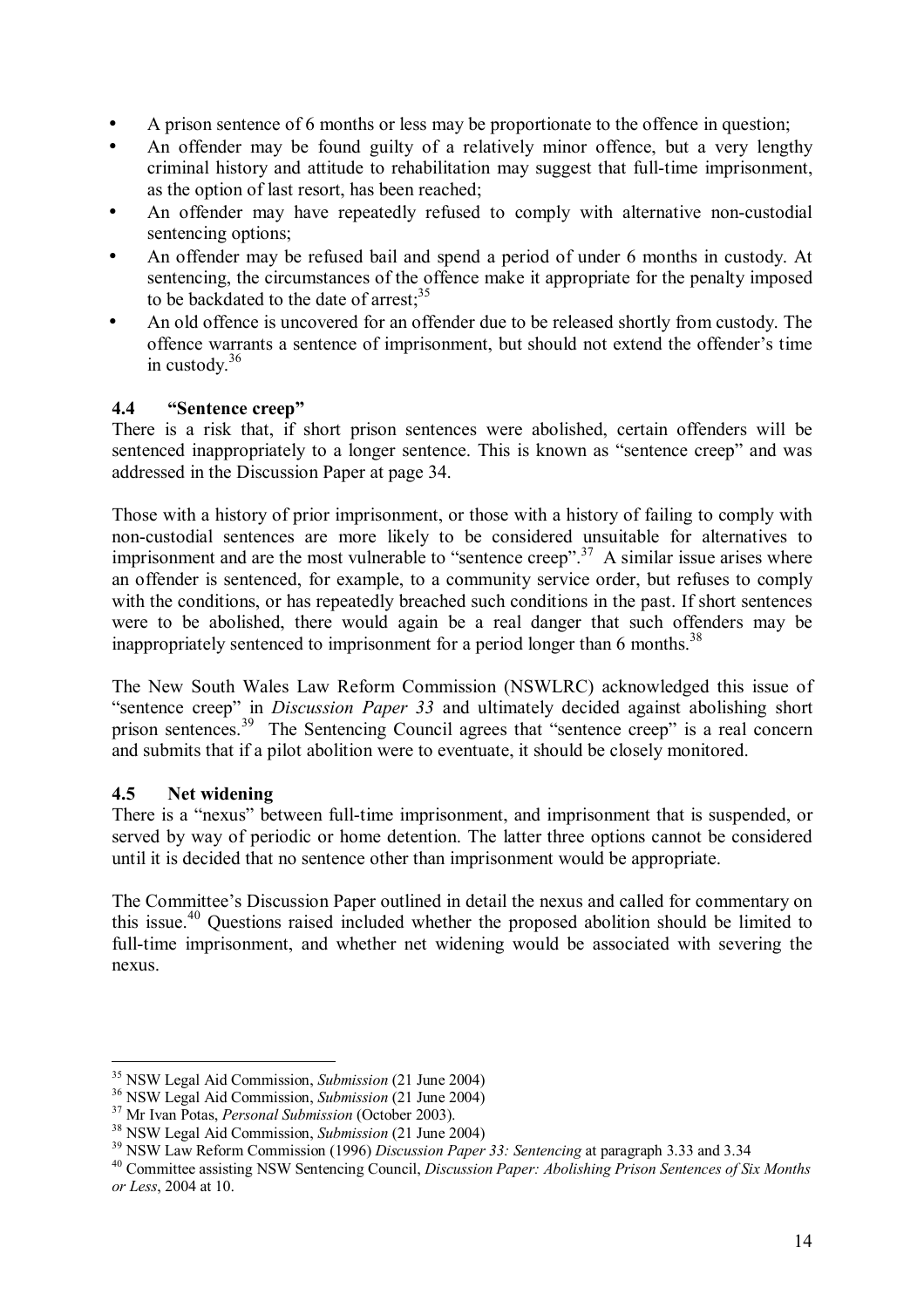- A prison sentence of 6 months or less may be proportionate to the offence in question;
- An offender may be found guilty of a relatively minor offence, but a very lengthy criminal history and attitude to rehabilitation may suggest that full-time imprisonment, as the option of last resort, has been reached;
- An offender may have repeatedly refused to comply with alternative non-custodial sentencing options;
- An offender may be refused bail and spend a period of under 6 months in custody. At sentencing, the circumstances of the offence make it appropriate for the penalty imposed to be backdated to the date of arrest;[35]
- An old offence is uncovered for an offender due to be released shortly from custody. The offence warrants a sentence of imprisonment, but should not extend the offender's time in custody.[36]

### 4.4 "Sentence creep"

There is a risk that, if short prison sentences were abolished, certain offenders will be sentenced inappropriately to a longer sentence. This is known as "sentence creep" and was addressed in the Discussion Paper at page 34.

Those with a history of prior imprisonment, or those with a history of failing to comply with non-custodial sentences are more likely to be considered unsuitable for alternatives to imprisonment and are the most vulnerable to "sentence creep".[37] A similar issue arises where an offender is sentenced, for example, to a community service order, but refuses to comply with the conditions, or has repeatedly breached such conditions in the past. If short sentences were to be abolished, there would again be a real danger that such offenders may be inappropriately sentenced to imprisonment for a period longer than 6 months.[38]

The New South Wales Law Reform Commission (NSWLRC) acknowledged this issue of "sentence creep" in *Discussion Paper 33* and ultimately decided against abolishing short prison sentences.[39] The Sentencing Council agrees that "sentence creep" is a real concern and submits that if a pilot abolition were to eventuate, it should be closely monitored.

### 4.5 Net widening

There is a "nexus" between full-time imprisonment, and imprisonment that is suspended, or served by way of periodic or home detention. The latter three options cannot be considered until it is decided that no sentence other than imprisonment would be appropriate.

The Committee's Discussion Paper outlined in detail the nexus and called for commentary on this issue.[40] Questions raised included whether the proposed abolition should be limited to full-time imprisonment, and whether net widening would be associated with severing the nexus.

---

[35] NSW Legal Aid Commission, *Submission* (21 June 2004)
[36] NSW Legal Aid Commission, *Submission* (21 June 2004)
[37] Mr Ivan Potas, *Personal Submission* (October 2003).
[38] NSW Legal Aid Commission, *Submission* (21 June 2004)
[39] NSW Law Reform Commission (1996) *Discussion Paper 33: Sentencing* at paragraph 3.33 and 3.34
[40] Committee assisting NSW Sentencing Council, *Discussion Paper: Abolishing Prison Sentences of Six Months or Less*, 2004 at 10.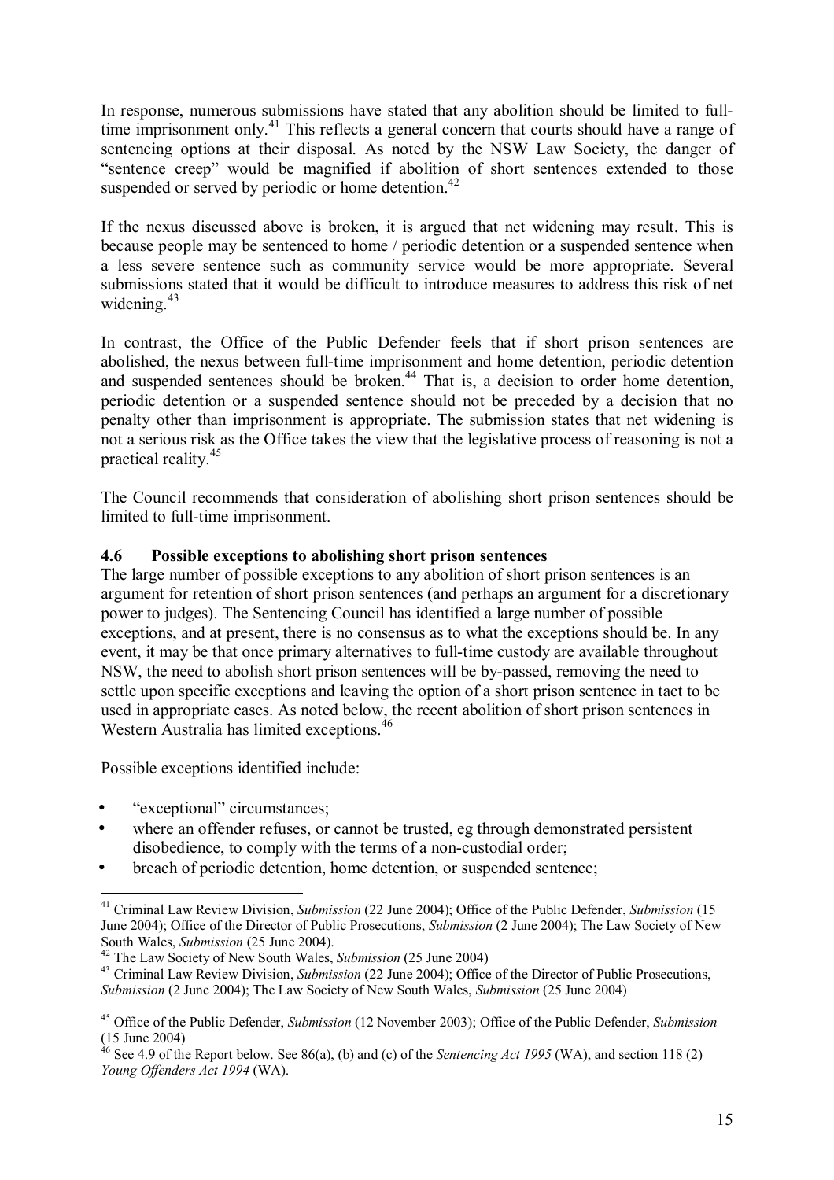In response, numerous submissions have stated that any abolition should be limited to full-time imprisonment only.[41] This reflects a general concern that courts should have a range of sentencing options at their disposal. As noted by the NSW Law Society, the danger of "sentence creep" would be magnified if abolition of short sentences extended to those suspended or served by periodic or home detention.[42]

If the nexus discussed above is broken, it is argued that net widening may result. This is because people may be sentenced to home / periodic detention or a suspended sentence when a less severe sentence such as community service would be more appropriate. Several submissions stated that it would be difficult to introduce measures to address this risk of net widening.[43]

In contrast, the Office of the Public Defender feels that if short prison sentences are abolished, the nexus between full-time imprisonment and home detention, periodic detention and suspended sentences should be broken.[44] That is, a decision to order home detention, periodic detention or a suspended sentence should not be preceded by a decision that no penalty other than imprisonment is appropriate. The submission states that net widening is not a serious risk as the Office takes the view that the legislative process of reasoning is not a practical reality.[45]

The Council recommends that consideration of abolishing short prison sentences should be limited to full-time imprisonment.

### 4.6 Possible exceptions to abolishing short prison sentences

The large number of possible exceptions to any abolition of short prison sentences is an argument for retention of short prison sentences (and perhaps an argument for a discretionary power to judges). The Sentencing Council has identified a large number of possible exceptions, and at present, there is no consensus as to what the exceptions should be. In any event, it may be that once primary alternatives to full-time custody are available throughout NSW, the need to abolish short prison sentences will be by-passed, removing the need to settle upon specific exceptions and leaving the option of a short prison sentence in tact to be used in appropriate cases. As noted below, the recent abolition of short prison sentences in Western Australia has limited exceptions.[46]

Possible exceptions identified include:

- "exceptional" circumstances;
- where an offender refuses, or cannot be trusted, eg through demonstrated persistent disobedience, to comply with the terms of a non-custodial order;
- breach of periodic detention, home detention, or suspended sentence;

---

[41] Criminal Law Review Division, *Submission* (22 June 2004); Office of the Public Defender, *Submission* (15 June 2004); Office of the Director of Public Prosecutions, *Submission* (2 June 2004); The Law Society of New South Wales, *Submission* (25 June 2004).

[42] The Law Society of New South Wales, *Submission* (25 June 2004)

[43] Criminal Law Review Division, *Submission* (22 June 2004); Office of the Director of Public Prosecutions, *Submission* (2 June 2004); The Law Society of New South Wales, *Submission* (25 June 2004)

[45] Office of the Public Defender, *Submission* (12 November 2003); Office of the Public Defender, *Submission* (15 June 2004)

[46] See 4.9 of the Report below. See 86(a), (b) and (c) of the *Sentencing Act 1995* (WA), and section 118 (2) *Young Offenders Act 1994* (WA).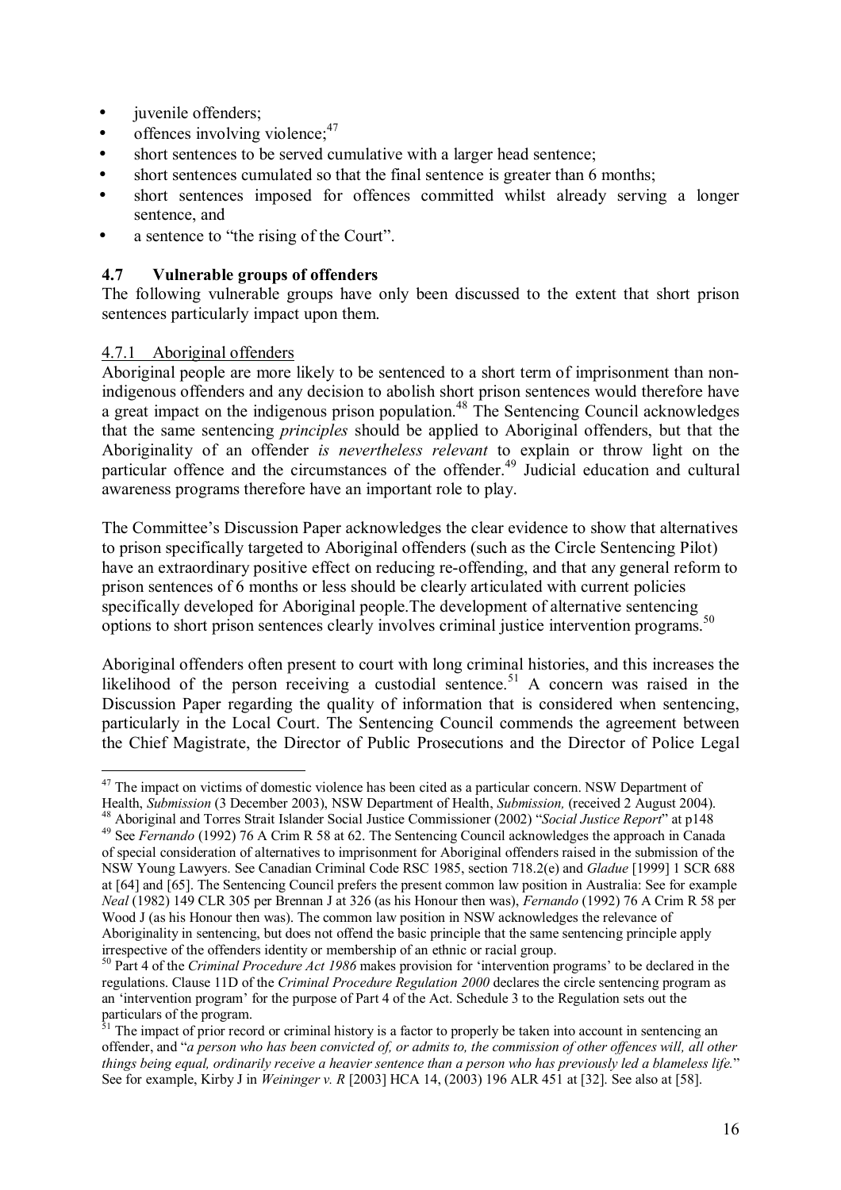- juvenile offenders;
- offences involving violence;[47]
- short sentences to be served cumulative with a larger head sentence;
- short sentences cumulated so that the final sentence is greater than 6 months;
- short sentences imposed for offences committed whilst already serving a longer sentence, and
- a sentence to "the rising of the Court".

### 4.7 Vulnerable groups of offenders

The following vulnerable groups have only been discussed to the extent that short prison sentences particularly impact upon them.

#### 4.7.1 Aboriginal offenders

Aboriginal people are more likely to be sentenced to a short term of imprisonment than non-indigenous offenders and any decision to abolish short prison sentences would therefore have a great impact on the indigenous prison population.[48] The Sentencing Council acknowledges that the same sentencing *principles* should be applied to Aboriginal offenders, but that the Aboriginality of an offender *is nevertheless relevant* to explain or throw light on the particular offence and the circumstances of the offender.[49] Judicial education and cultural awareness programs therefore have an important role to play.

The Committee's Discussion Paper acknowledges the clear evidence to show that alternatives to prison specifically targeted to Aboriginal offenders (such as the Circle Sentencing Pilot) have an extraordinary positive effect on reducing re-offending, and that any general reform to prison sentences of 6 months or less should be clearly articulated with current policies specifically developed for Aboriginal people.The development of alternative sentencing options to short prison sentences clearly involves criminal justice intervention programs.[50]

Aboriginal offenders often present to court with long criminal histories, and this increases the likelihood of the person receiving a custodial sentence.[51] A concern was raised in the Discussion Paper regarding the quality of information that is considered when sentencing, particularly in the Local Court. The Sentencing Council commends the agreement between the Chief Magistrate, the Director of Public Prosecutions and the Director of Police Legal

---

[47] The impact on victims of domestic violence has been cited as a particular concern. NSW Department of Health, *Submission* (3 December 2003), NSW Department of Health, *Submission,* (received 2 August 2004).

[48] Aboriginal and Torres Strait Islander Social Justice Commissioner (2002) "*Social Justice Report*" at p148

[49] See *Fernando* (1992) 76 A Crim R 58 at 62. The Sentencing Council acknowledges the approach in Canada of special consideration of alternatives to imprisonment for Aboriginal offenders raised in the submission of the NSW Young Lawyers. See Canadian Criminal Code RSC 1985, section 718.2(e) and *Gladue* [1999] 1 SCR 688 at [64] and [65]. The Sentencing Council prefers the present common law position in Australia: See for example *Neal* (1982) 149 CLR 305 per Brennan J at 326 (as his Honour then was), *Fernando* (1992) 76 A Crim R 58 per Wood J (as his Honour then was). The common law position in NSW acknowledges the relevance of Aboriginality in sentencing, but does not offend the basic principle that the same sentencing principle apply irrespective of the offenders identity or membership of an ethnic or racial group.

[50] Part 4 of the *Criminal Procedure Act 1986* makes provision for 'intervention programs' to be declared in the regulations. Clause 11D of the *Criminal Procedure Regulation 2000* declares the circle sentencing program as an 'intervention program' for the purpose of Part 4 of the Act. Schedule 3 to the Regulation sets out the particulars of the program.

[51] The impact of prior record or criminal history is a factor to properly be taken into account in sentencing an offender, and "*a person who has been convicted of, or admits to, the commission of other offences will, all other things being equal, ordinarily receive a heavier sentence than a person who has previously led a blameless life.*" See for example, Kirby J in *Weininger v. R* [2003] HCA 14, (2003) 196 ALR 451 at [32]. See also at [58].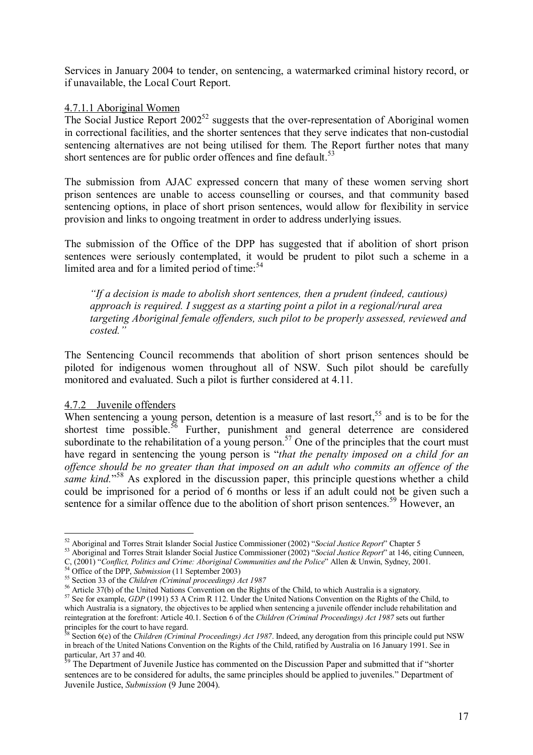Services in January 2004 to tender, on sentencing, a watermarked criminal history record, or if unavailable, the Local Court Report.

#### 4.7.1.1 Aboriginal Women

The Social Justice Report 2002[52] suggests that the over-representation of Aboriginal women in correctional facilities, and the shorter sentences that they serve indicates that non-custodial sentencing alternatives are not being utilised for them. The Report further notes that many short sentences are for public order offences and fine default.[53]

The submission from AJAC expressed concern that many of these women serving short prison sentences are unable to access counselling or courses, and that community based sentencing options, in place of short prison sentences, would allow for flexibility in service provision and links to ongoing treatment in order to address underlying issues.

The submission of the Office of the DPP has suggested that if abolition of short prison sentences were seriously contemplated, it would be prudent to pilot such a scheme in a limited area and for a limited period of time:[54]

> *"If a decision is made to abolish short sentences, then a prudent (indeed, cautious) approach is required. I suggest as a starting point a pilot in a regional/rural area targeting Aboriginal female offenders, such pilot to be properly assessed, reviewed and costed."*

The Sentencing Council recommends that abolition of short prison sentences should be piloted for indigenous women throughout all of NSW. Such pilot should be carefully monitored and evaluated. Such a pilot is further considered at 4.11.

### 4.7.2 Juvenile offenders

When sentencing a young person, detention is a measure of last resort,[55] and is to be for the shortest time possible.[56] Further, punishment and general deterrence are considered subordinate to the rehabilitation of a young person.[57] One of the principles that the court must have regard in sentencing the young person is "*that the penalty imposed on a child for an offence should be no greater than that imposed on an adult who commits an offence of the same kind.*"[58] As explored in the discussion paper, this principle questions whether a child could be imprisoned for a period of 6 months or less if an adult could not be given such a sentence for a similar offence due to the abolition of short prison sentences.[59] However, an

---

[52] Aboriginal and Torres Strait Islander Social Justice Commissioner (2002) "*Social Justice Report*" Chapter 5

[53] Aboriginal and Torres Strait Islander Social Justice Commissioner (2002) "*Social Justice Report*" at 146, citing Cunneen, C, (2001) "*Conflict, Politics and Crime: Aboriginal Communities and the Police*" Allen & Unwin, Sydney, 2001.

[54] Office of the DPP, *Submission* (11 September 2003)

[55] Section 33 of the *Children (Criminal proceedings) Act 1987*

[56] Article 37(b) of the United Nations Convention on the Rights of the Child, to which Australia is a signatory.

[57] See for example, *GDP* (1991) 53 A Crim R 112. Under the United Nations Convention on the Rights of the Child, to which Australia is a signatory, the objectives to be applied when sentencing a juvenile offender include rehabilitation and reintegration at the forefront: Article 40.1. Section 6 of the *Children (Criminal Proceedings) Act 1987* sets out further principles for the court to have regard.

[58] Section 6(e) of the *Children (Criminal Proceedings) Act 1987*. Indeed, any derogation from this principle could put NSW in breach of the United Nations Convention on the Rights of the Child, ratified by Australia on 16 January 1991. See in particular, Art 37 and 40.

[59] The Department of Juvenile Justice has commented on the Discussion Paper and submitted that if "shorter sentences are to be considered for adults, the same principles should be applied to juveniles." Department of Juvenile Justice, *Submission* (9 June 2004).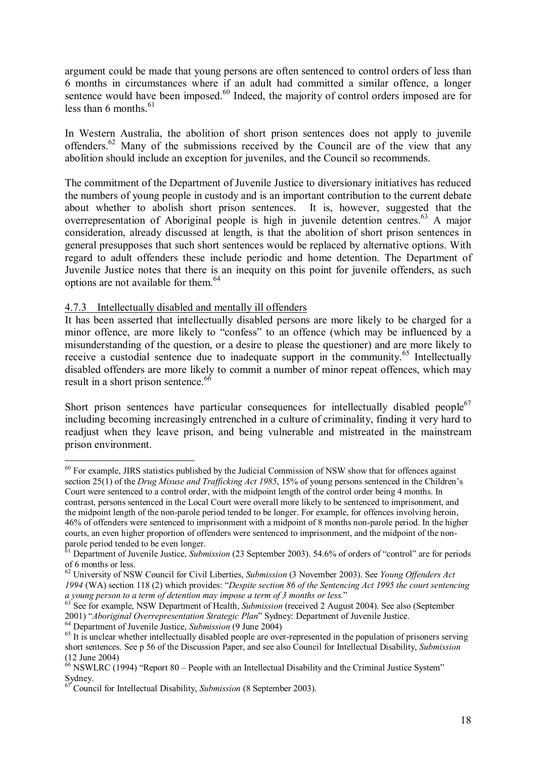argument could be made that young persons are often sentenced to control orders of less than 6 months in circumstances where if an adult had committed a similar offence, a longer sentence would have been imposed.[60] Indeed, the majority of control orders imposed are for less than 6 months.[61]

In Western Australia, the abolition of short prison sentences does not apply to juvenile offenders.[62] Many of the submissions received by the Council are of the view that any abolition should include an exception for juveniles, and the Council so recommends.

The commitment of the Department of Juvenile Justice to diversionary initiatives has reduced the numbers of young people in custody and is an important contribution to the current debate about whether to abolish short prison sentences. It is, however, suggested that the overrepresentation of Aboriginal people is high in juvenile detention centres.[63] A major consideration, already discussed at length, is that the abolition of short prison sentences in general presupposes that such short sentences would be replaced by alternative options. With regard to adult offenders these include periodic and home detention. The Department of Juvenile Justice notes that there is an inequity on this point for juvenile offenders, as such options are not available for them.[64]

### 4.7.3 Intellectually disabled and mentally ill offenders

It has been asserted that intellectually disabled persons are more likely to be charged for a minor offence, are more likely to "confess" to an offence (which may be influenced by a misunderstanding of the question, or a desire to please the questioner) and are more likely to receive a custodial sentence due to inadequate support in the community.[65] Intellectually disabled offenders are more likely to commit a number of minor repeat offences, which may result in a short prison sentence.[66]

Short prison sentences have particular consequences for intellectually disabled people[67] including becoming increasingly entrenched in a culture of criminality, finding it very hard to readjust when they leave prison, and being vulnerable and mistreated in the mainstream prison environment.

---

[60] For example, JIRS statistics published by the Judicial Commission of NSW show that for offences against section 25(1) of the *Drug Misuse and Trafficking Act 1985*, 15% of young persons sentenced in the Children's Court were sentenced to a control order, with the midpoint length of the control order being 4 months. In contrast, persons sentenced in the Local Court were overall more likely to be sentenced to imprisonment, and the midpoint length of the non-parole period tended to be longer. For example, for offences involving heroin, 46% of offenders were sentenced to imprisonment with a midpoint of 8 months non-parole period. In the higher courts, an even higher proportion of offenders were sentenced to imprisonment, and the midpoint of the non-parole period tended to be even longer.

[61] Department of Juvenile Justice, *Submission* (23 September 2003). 54.6% of orders of "control" are for periods of 6 months or less.

[62] University of NSW Council for Civil Liberties, *Submission* (3 November 2003). See *Young Offenders Act 1994* (WA) section 118 (2) which provides: "*Despite section 86 of the Sentencing Act 1995 the court sentencing a young person to a term of detention may impose a term of 3 months or less.*"

[63] See for example, NSW Department of Health, *Submission* (received 2 August 2004). See also (September 2001) "*Aboriginal Overrepresentation Strategic Plan*" Sydney: Department of Juvenile Justice.

[64] Department of Juvenile Justice, *Submission* (9 June 2004)

[65] It is unclear whether intellectually disabled people are over-represented in the population of prisoners serving short sentences. See p 56 of the Discussion Paper, and see also Council for Intellectual Disability, *Submission* (12 June 2004)

[66] NSWLRC (1994) "Report 80 – People with an Intellectual Disability and the Criminal Justice System" Sydney.

[67] Council for Intellectual Disability, *Submission* (8 September 2003).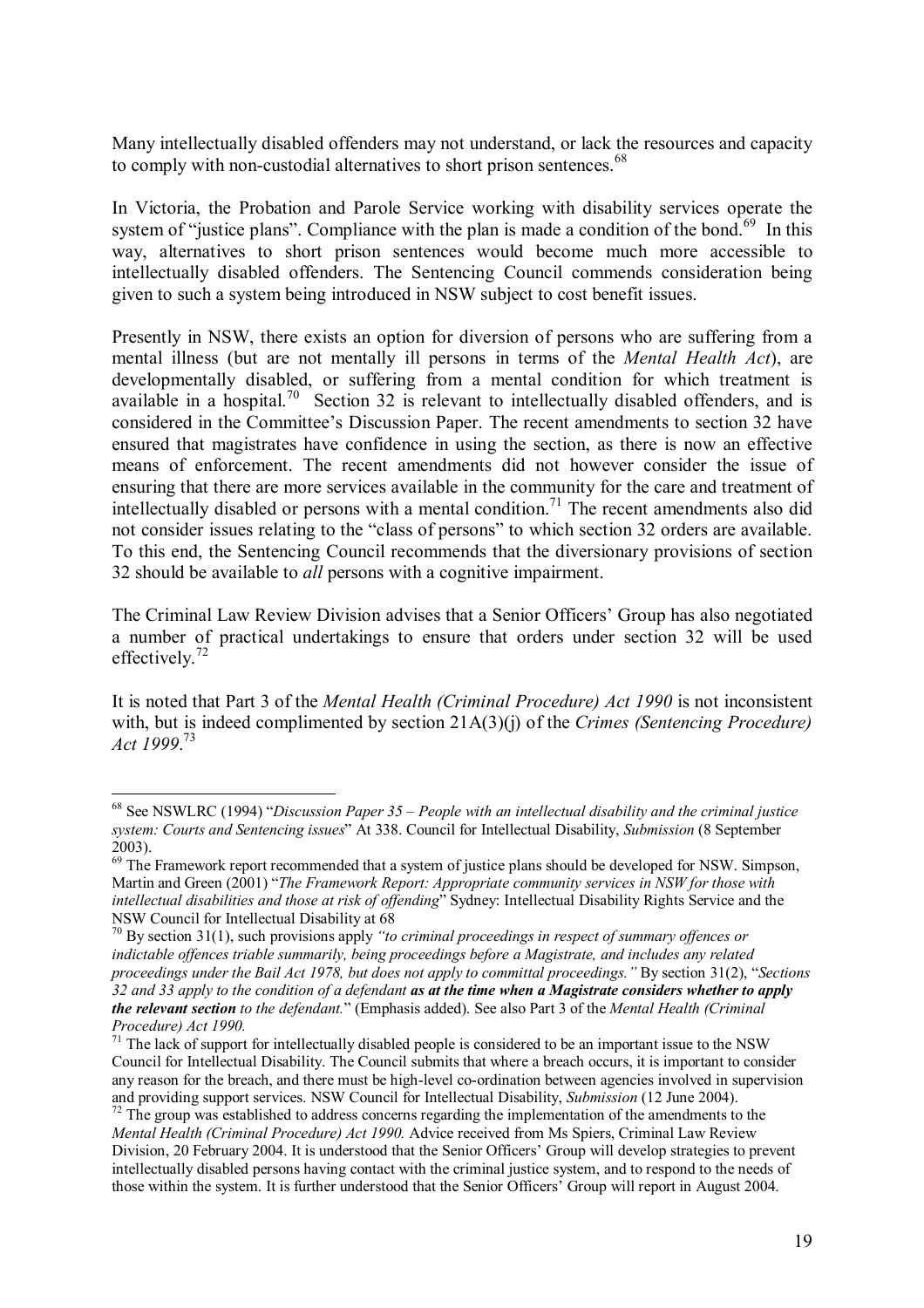Many intellectually disabled offenders may not understand, or lack the resources and capacity to comply with non-custodial alternatives to short prison sentences.[68]

In Victoria, the Probation and Parole Service working with disability services operate the system of "justice plans". Compliance with the plan is made a condition of the bond.[69] In this way, alternatives to short prison sentences would become much more accessible to intellectually disabled offenders. The Sentencing Council commends consideration being given to such a system being introduced in NSW subject to cost benefit issues.

Presently in NSW, there exists an option for diversion of persons who are suffering from a mental illness (but are not mentally ill persons in terms of the *Mental Health Act*), are developmentally disabled, or suffering from a mental condition for which treatment is available in a hospital.[70] Section 32 is relevant to intellectually disabled offenders, and is considered in the Committee's Discussion Paper. The recent amendments to section 32 have ensured that magistrates have confidence in using the section, as there is now an effective means of enforcement. The recent amendments did not however consider the issue of ensuring that there are more services available in the community for the care and treatment of intellectually disabled or persons with a mental condition.[71] The recent amendments also did not consider issues relating to the "class of persons" to which section 32 orders are available. To this end, the Sentencing Council recommends that the diversionary provisions of section 32 should be available to *all* persons with a cognitive impairment.

The Criminal Law Review Division advises that a Senior Officers' Group has also negotiated a number of practical undertakings to ensure that orders under section 32 will be used effectively.[72]

It is noted that Part 3 of the *Mental Health (Criminal Procedure) Act 1990* is not inconsistent with, but is indeed complimented by section 21A(3)(j) of the *Crimes (Sentencing Procedure) Act 1999*.[73]

---

[68] See NSWLRC (1994) "*Discussion Paper 35 – People with an intellectual disability and the criminal justice system: Courts and Sentencing issues*" At 338. Council for Intellectual Disability, *Submission* (8 September 2003).

[69] The Framework report recommended that a system of justice plans should be developed for NSW. Simpson, Martin and Green (2001) "*The Framework Report: Appropriate community services in NSW for those with intellectual disabilities and those at risk of offending*" Sydney: Intellectual Disability Rights Service and the NSW Council for Intellectual Disability at 68

[70] By section 31(1), such provisions apply *"to criminal proceedings in respect of summary offences or indictable offences triable summarily, being proceedings before a Magistrate, and includes any related proceedings under the Bail Act 1978, but does not apply to committal proceedings."* By section 31(2), "*Sections 32 and 33 apply to the condition of a defendant* ***as at the time when a Magistrate considers whether to apply the relevant section*** *to the defendant.*" (Emphasis added). See also Part 3 of the *Mental Health (Criminal Procedure) Act 1990.*

[71] The lack of support for intellectually disabled people is considered to be an important issue to the NSW Council for Intellectual Disability. The Council submits that where a breach occurs, it is important to consider any reason for the breach, and there must be high-level co-ordination between agencies involved in supervision and providing support services. NSW Council for Intellectual Disability, *Submission* (12 June 2004).

[72] The group was established to address concerns regarding the implementation of the amendments to the *Mental Health (Criminal Procedure) Act 1990.* Advice received from Ms Spiers, Criminal Law Review Division, 20 February 2004. It is understood that the Senior Officers' Group will develop strategies to prevent intellectually disabled persons having contact with the criminal justice system, and to respond to the needs of those within the system. It is further understood that the Senior Officers' Group will report in August 2004.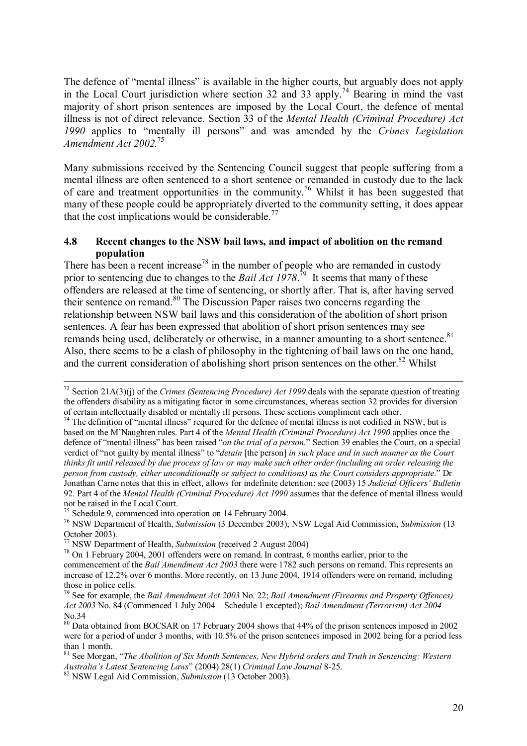The defence of "mental illness" is available in the higher courts, but arguably does not apply in the Local Court jurisdiction where section 32 and 33 apply.[74] Bearing in mind the vast majority of short prison sentences are imposed by the Local Court, the defence of mental illness is not of direct relevance. Section 33 of the *Mental Health (Criminal Procedure) Act 1990* applies to "mentally ill persons" and was amended by the *Crimes Legislation Amendment Act 2002.*[75]

Many submissions received by the Sentencing Council suggest that people suffering from a mental illness are often sentenced to a short sentence or remanded in custody due to the lack of care and treatment opportunities in the community.[76] Whilst it has been suggested that many of these people could be appropriately diverted to the community setting, it does appear that the cost implications would be considerable.[77]

### 4.8 Recent changes to the NSW bail laws, and impact of abolition on the remand population

There has been a recent increase[78] in the number of people who are remanded in custody prior to sentencing due to changes to the *Bail Act 1978*.[79] It seems that many of these offenders are released at the time of sentencing, or shortly after. That is, after having served their sentence on remand.[80] The Discussion Paper raises two concerns regarding the relationship between NSW bail laws and this consideration of the abolition of short prison sentences. A fear has been expressed that abolition of short prison sentences may see remands being used, deliberately or otherwise, in a manner amounting to a short sentence.[81] Also, there seems to be a clash of philosophy in the tightening of bail laws on the one hand, and the current consideration of abolishing short prison sentences on the other.[82] Whilst

---

[73] Section 21A(3)(j) of the *Crimes (Sentencing Procedure) Act 1999* deals with the separate question of treating the offenders disability as a mitigating factor in some circumstances, whereas section 32 provides for diversion of certain intellectually disabled or mentally ill persons. These sections compliment each other.

[74] The definition of "mental illness" required for the defence of mental illness is not codified in NSW, but is based on the M'Naughten rules. Part 4 of the *Mental Health (Criminal Procedure) Act 1990* applies once the defence of "mental illness" has been raised "*on the trial of a person.*" Section 39 enables the Court, on a special verdict of "not guilty by mental illness" to "*detain* [the person] *in such place and in such manner as the Court thinks fit until released by due process of law or may make such other order (including an order releasing the person from custody, either unconditionally or subject to conditions) as the Court considers appropriate.*" Dr Jonathan Carne notes that this in effect, allows for indefinite detention: see (2003) 15 *Judicial Officers' Bulletin* 92. Part 4 of the *Mental Health (Criminal Procedure) Act 1990* assumes that the defence of mental illness would not be raised in the Local Court.

[75] Schedule 9, commenced into operation on 14 February 2004.

[76] NSW Department of Health, *Submission* (3 December 2003); NSW Legal Aid Commission, *Submission* (13 October 2003).

[77] NSW Department of Health, *Submission* (received 2 August 2004)

[78] On 1 February 2004, 2001 offenders were on remand. In contrast, 6 months earlier, prior to the commencement of the *Bail Amendment Act 2003* there were 1782 such persons on remand. This represents an increase of 12.2% over 6 months. More recently, on 13 June 2004, 1914 offenders were on remand, including those in police cells.

[79] See for example, the *Bail Amendment Act 2003* No. 22; *Bail Amendment (Firearms and Property Offences) Act 2003* No. 84 (Commenced 1 July 2004 – Schedule 1 excepted); *Bail Amendment (Terrorism) Act 2004* No.34

[80] Data obtained from BOCSAR on 17 February 2004 shows that 44% of the prison sentences imposed in 2002 were for a period of under 3 months, with 10.5% of the prison sentences imposed in 2002 being for a period less than 1 month.

[81] See Morgan, "*The Abolition of Six Month Sentences, New Hybrid orders and Truth in Sentencing: Western Australia's Latest Sentencing Laws*" (2004) 28(1) *Criminal Law Journal* 8-25.

[82] NSW Legal Aid Commission, *Submission* (13 October 2003).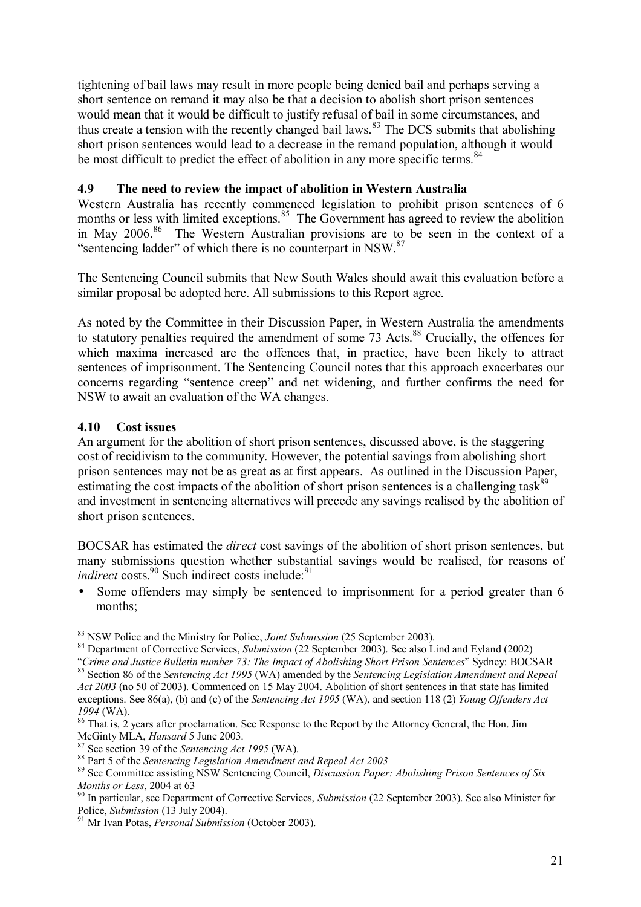tightening of bail laws may result in more people being denied bail and perhaps serving a short sentence on remand it may also be that a decision to abolish short prison sentences would mean that it would be difficult to justify refusal of bail in some circumstances, and thus create a tension with the recently changed bail laws.[83] The DCS submits that abolishing short prison sentences would lead to a decrease in the remand population, although it would be most difficult to predict the effect of abolition in any more specific terms.[84]

### 4.9 The need to review the impact of abolition in Western Australia

Western Australia has recently commenced legislation to prohibit prison sentences of 6 months or less with limited exceptions.[85] The Government has agreed to review the abolition in May 2006.[86] The Western Australian provisions are to be seen in the context of a "sentencing ladder" of which there is no counterpart in NSW.[87]

The Sentencing Council submits that New South Wales should await this evaluation before a similar proposal be adopted here. All submissions to this Report agree.

As noted by the Committee in their Discussion Paper, in Western Australia the amendments to statutory penalties required the amendment of some 73 Acts.[88] Crucially, the offences for which maxima increased are the offences that, in practice, have been likely to attract sentences of imprisonment. The Sentencing Council notes that this approach exacerbates our concerns regarding "sentence creep" and net widening, and further confirms the need for NSW to await an evaluation of the WA changes.

### 4.10 Cost issues

An argument for the abolition of short prison sentences, discussed above, is the staggering cost of recidivism to the community. However, the potential savings from abolishing short prison sentences may not be as great as at first appears. As outlined in the Discussion Paper, estimating the cost impacts of the abolition of short prison sentences is a challenging task[89] and investment in sentencing alternatives will precede any savings realised by the abolition of short prison sentences.

BOCSAR has estimated the *direct* cost savings of the abolition of short prison sentences, but many submissions question whether substantial savings would be realised, for reasons of *indirect* costs.[90] Such indirect costs include:[91]

- Some offenders may simply be sentenced to imprisonment for a period greater than 6 months;

---

[83] NSW Police and the Ministry for Police, *Joint Submission* (25 September 2003).

[84] Department of Corrective Services, *Submission* (22 September 2003). See also Lind and Eyland (2002) "*Crime and Justice Bulletin number 73: The Impact of Abolishing Short Prison Sentences*" Sydney: BOCSAR

[85] Section 86 of the *Sentencing Act 1995* (WA) amended by the *Sentencing Legislation Amendment and Repeal Act 2003* (no 50 of 2003). Commenced on 15 May 2004. Abolition of short sentences in that state has limited exceptions. See 86(a), (b) and (c) of the *Sentencing Act 1995* (WA), and section 118 (2) *Young Offenders Act 1994* (WA).

[86] That is, 2 years after proclamation. See Response to the Report by the Attorney General, the Hon. Jim McGinty MLA, *Hansard* 5 June 2003.

[87] See section 39 of the *Sentencing Act 1995* (WA).

[88] Part 5 of the *Sentencing Legislation Amendment and Repeal Act 2003*

[89] See Committee assisting NSW Sentencing Council, *Discussion Paper: Abolishing Prison Sentences of Six Months or Less*, 2004 at 63

[90] In particular, see Department of Corrective Services, *Submission* (22 September 2003). See also Minister for Police, *Submission* (13 July 2004).

[91] Mr Ivan Potas, *Personal Submission* (October 2003).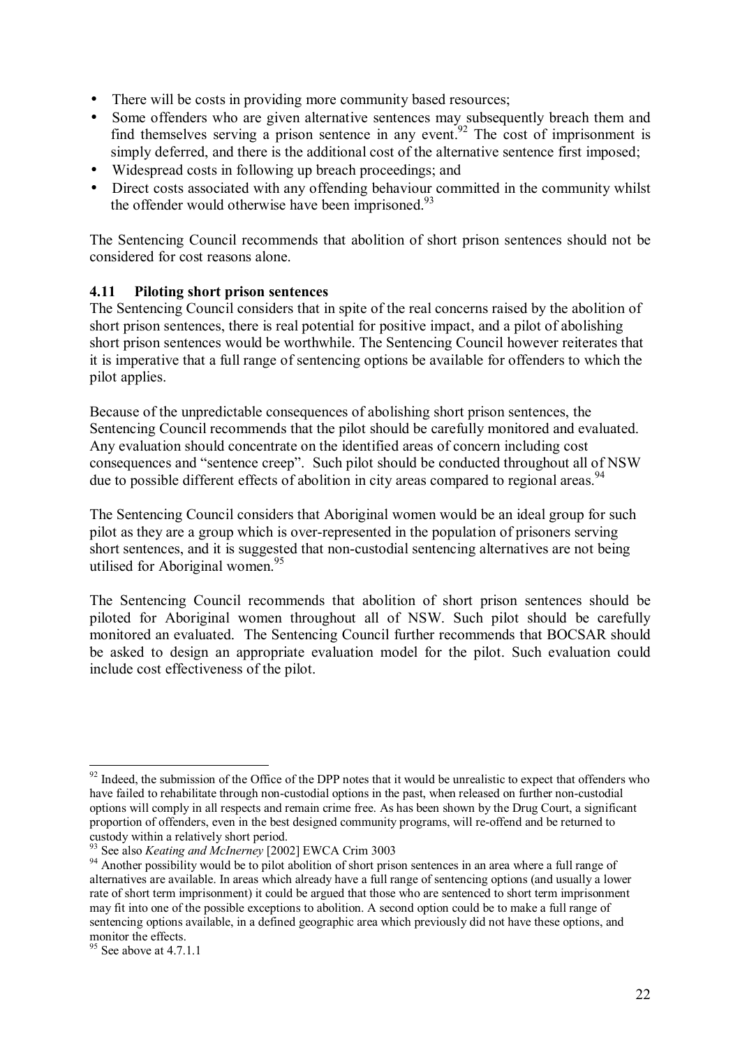- There will be costs in providing more community based resources;
- Some offenders who are given alternative sentences may subsequently breach them and find themselves serving a prison sentence in any event.[92] The cost of imprisonment is simply deferred, and there is the additional cost of the alternative sentence first imposed;
- Widespread costs in following up breach proceedings; and
- Direct costs associated with any offending behaviour committed in the community whilst the offender would otherwise have been imprisoned.[93]

The Sentencing Council recommends that abolition of short prison sentences should not be considered for cost reasons alone.

### 4.11 Piloting short prison sentences

The Sentencing Council considers that in spite of the real concerns raised by the abolition of short prison sentences, there is real potential for positive impact, and a pilot of abolishing short prison sentences would be worthwhile. The Sentencing Council however reiterates that it is imperative that a full range of sentencing options be available for offenders to which the pilot applies.

Because of the unpredictable consequences of abolishing short prison sentences, the Sentencing Council recommends that the pilot should be carefully monitored and evaluated. Any evaluation should concentrate on the identified areas of concern including cost consequences and "sentence creep". Such pilot should be conducted throughout all of NSW due to possible different effects of abolition in city areas compared to regional areas.[94]

The Sentencing Council considers that Aboriginal women would be an ideal group for such pilot as they are a group which is over-represented in the population of prisoners serving short sentences, and it is suggested that non-custodial sentencing alternatives are not being utilised for Aboriginal women.[95]

The Sentencing Council recommends that abolition of short prison sentences should be piloted for Aboriginal women throughout all of NSW. Such pilot should be carefully monitored an evaluated. The Sentencing Council further recommends that BOCSAR should be asked to design an appropriate evaluation model for the pilot. Such evaluation could include cost effectiveness of the pilot.

---

[92] Indeed, the submission of the Office of the DPP notes that it would be unrealistic to expect that offenders who have failed to rehabilitate through non-custodial options in the past, when released on further non-custodial options will comply in all respects and remain crime free. As has been shown by the Drug Court, a significant proportion of offenders, even in the best designed community programs, will re-offend and be returned to custody within a relatively short period.

[93] See also *Keating and McInerney* [2002] EWCA Crim 3003

[94] Another possibility would be to pilot abolition of short prison sentences in an area where a full range of alternatives are available. In areas which already have a full range of sentencing options (and usually a lower rate of short term imprisonment) it could be argued that those who are sentenced to short term imprisonment may fit into one of the possible exceptions to abolition. A second option could be to make a full range of sentencing options available, in a defined geographic area which previously did not have these options, and monitor the effects.

[95] See above at 4.7.1.1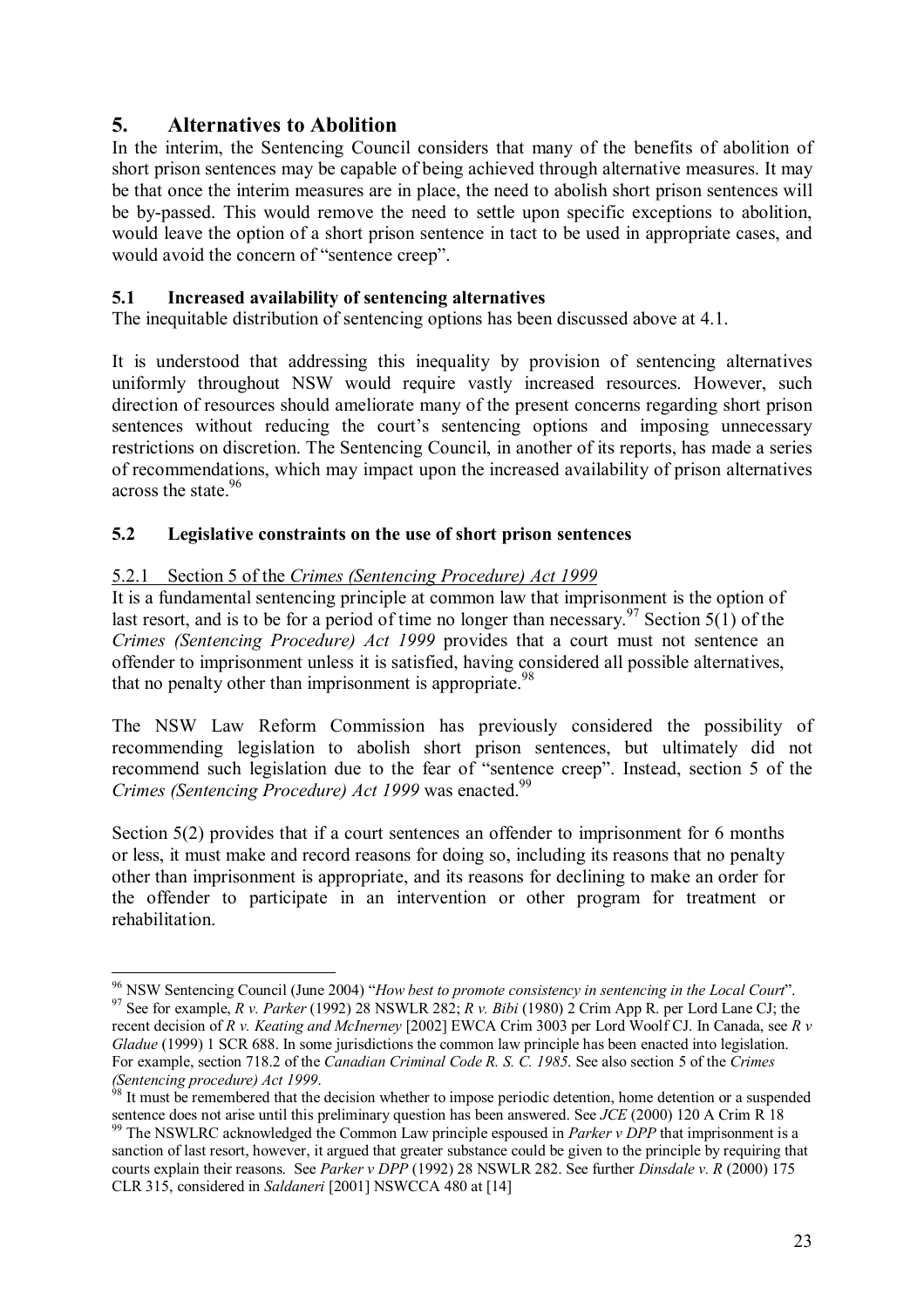## 5. Alternatives to Abolition

In the interim, the Sentencing Council considers that many of the benefits of abolition of short prison sentences may be capable of being achieved through alternative measures. It may be that once the interim measures are in place, the need to abolish short prison sentences will be by-passed. This would remove the need to settle upon specific exceptions to abolition, would leave the option of a short prison sentence in tact to be used in appropriate cases, and would avoid the concern of "sentence creep".

### 5.1 Increased availability of sentencing alternatives

The inequitable distribution of sentencing options has been discussed above at 4.1.

It is understood that addressing this inequality by provision of sentencing alternatives uniformly throughout NSW would require vastly increased resources. However, such direction of resources should ameliorate many of the present concerns regarding short prison sentences without reducing the court's sentencing options and imposing unnecessary restrictions on discretion. The Sentencing Council, in another of its reports, has made a series of recommendations, which may impact upon the increased availability of prison alternatives across the state.[96]

### 5.2 Legislative constraints on the use of short prison sentences

#### 5.2.1 Section 5 of the *Crimes (Sentencing Procedure) Act 1999*

It is a fundamental sentencing principle at common law that imprisonment is the option of last resort, and is to be for a period of time no longer than necessary.[97] Section 5(1) of the *Crimes (Sentencing Procedure) Act 1999* provides that a court must not sentence an offender to imprisonment unless it is satisfied, having considered all possible alternatives, that no penalty other than imprisonment is appropriate.[98]

The NSW Law Reform Commission has previously considered the possibility of recommending legislation to abolish short prison sentences, but ultimately did not recommend such legislation due to the fear of "sentence creep". Instead, section 5 of the *Crimes (Sentencing Procedure) Act 1999* was enacted.[99]

Section 5(2) provides that if a court sentences an offender to imprisonment for 6 months or less, it must make and record reasons for doing so, including its reasons that no penalty other than imprisonment is appropriate, and its reasons for declining to make an order for the offender to participate in an intervention or other program for treatment or rehabilitation.

---

[96] NSW Sentencing Council (June 2004) "*How best to promote consistency in sentencing in the Local Court*".

[97] See for example, *R v. Parker* (1992) 28 NSWLR 282; *R v. Bibi* (1980) 2 Crim App R. per Lord Lane CJ; the recent decision of *R v. Keating and McInerney* [2002] EWCA Crim 3003 per Lord Woolf CJ. In Canada, see *R v Gladue* (1999) 1 SCR 688. In some jurisdictions the common law principle has been enacted into legislation. For example, section 718.2 of the *Canadian Criminal Code R. S. C. 1985*. See also section 5 of the *Crimes (Sentencing procedure) Act 1999*.

[98] It must be remembered that the decision whether to impose periodic detention, home detention or a suspended sentence does not arise until this preliminary question has been answered. See *JCE* (2000) 120 A Crim R 18

[99] The NSWLRC acknowledged the Common Law principle espoused in *Parker v DPP* that imprisonment is a sanction of last resort, however, it argued that greater substance could be given to the principle by requiring that courts explain their reasons. See *Parker v DPP* (1992) 28 NSWLR 282. See further *Dinsdale v. R* (2000) 175 CLR 315, considered in *Saldaneri* [2001] NSWCCA 480 at [14]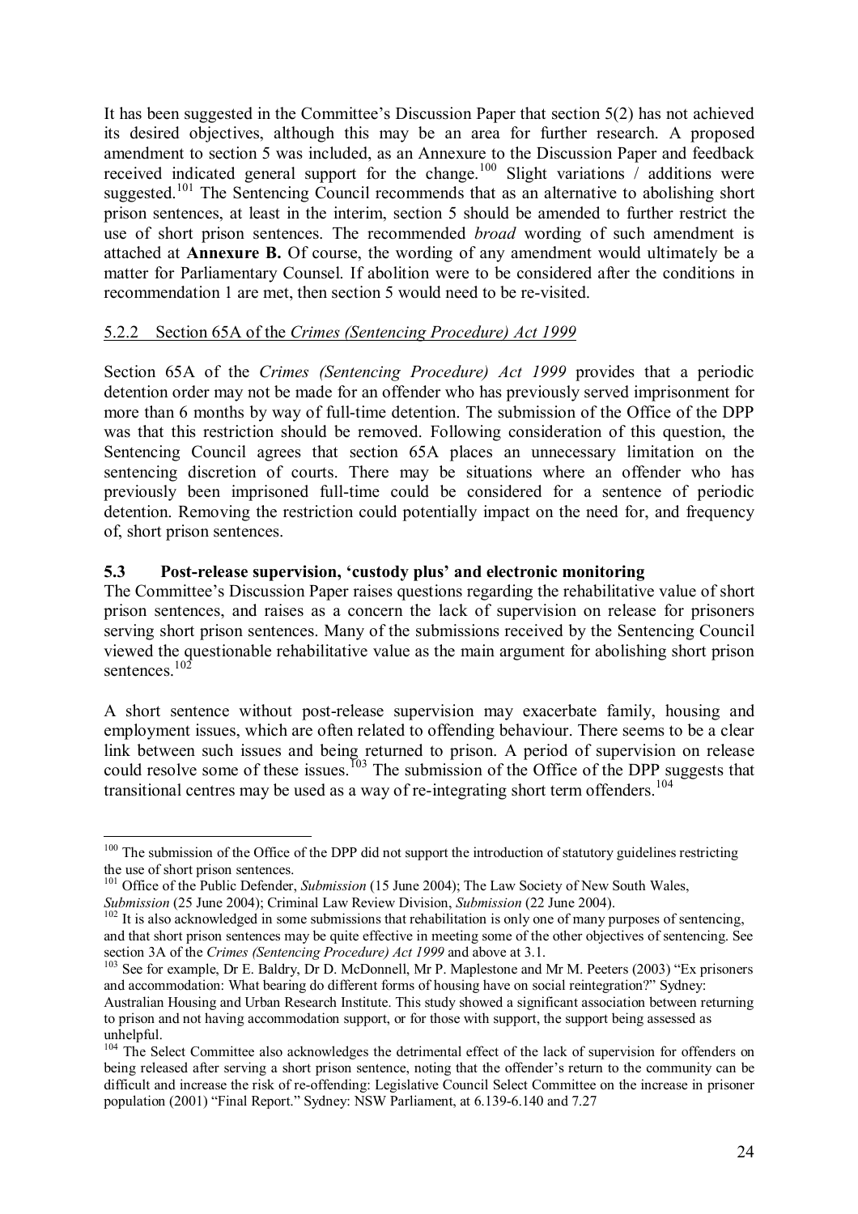It has been suggested in the Committee's Discussion Paper that section 5(2) has not achieved its desired objectives, although this may be an area for further research. A proposed amendment to section 5 was included, as an Annexure to the Discussion Paper and feedback received indicated general support for the change.[100] Slight variations / additions were suggested.[101] The Sentencing Council recommends that as an alternative to abolishing short prison sentences, at least in the interim, section 5 should be amended to further restrict the use of short prison sentences. The recommended *broad* wording of such amendment is attached at **Annexure B.** Of course, the wording of any amendment would ultimately be a matter for Parliamentary Counsel. If abolition were to be considered after the conditions in recommendation 1 are met, then section 5 would need to be re-visited.

#### 5.2.2 Section 65A of the *Crimes (Sentencing Procedure) Act 1999*

Section 65A of the *Crimes (Sentencing Procedure) Act 1999* provides that a periodic detention order may not be made for an offender who has previously served imprisonment for more than 6 months by way of full-time detention. The submission of the Office of the DPP was that this restriction should be removed. Following consideration of this question, the Sentencing Council agrees that section 65A places an unnecessary limitation on the sentencing discretion of courts. There may be situations where an offender who has previously been imprisoned full-time could be considered for a sentence of periodic detention. Removing the restriction could potentially impact on the need for, and frequency of, short prison sentences.

### 5.3 Post-release supervision, 'custody plus' and electronic monitoring

The Committee's Discussion Paper raises questions regarding the rehabilitative value of short prison sentences, and raises as a concern the lack of supervision on release for prisoners serving short prison sentences. Many of the submissions received by the Sentencing Council viewed the questionable rehabilitative value as the main argument for abolishing short prison sentences.[102]

A short sentence without post-release supervision may exacerbate family, housing and employment issues, which are often related to offending behaviour. There seems to be a clear link between such issues and being returned to prison. A period of supervision on release could resolve some of these issues.[103] The submission of the Office of the DPP suggests that transitional centres may be used as a way of re-integrating short term offenders.[104]

---

[100] The submission of the Office of the DPP did not support the introduction of statutory guidelines restricting the use of short prison sentences.

[101] Office of the Public Defender, *Submission* (15 June 2004); The Law Society of New South Wales, *Submission* (25 June 2004); Criminal Law Review Division, *Submission* (22 June 2004).

[102] It is also acknowledged in some submissions that rehabilitation is only one of many purposes of sentencing, and that short prison sentences may be quite effective in meeting some of the other objectives of sentencing. See section 3A of the *Crimes (Sentencing Procedure) Act 1999* and above at 3.1.

[103] See for example, Dr E. Baldry, Dr D. McDonnell, Mr P. Maplestone and Mr M. Peeters (2003) "Ex prisoners and accommodation: What bearing do different forms of housing have on social reintegration?" Sydney: Australian Housing and Urban Research Institute. This study showed a significant association between returning to prison and not having accommodation support, or for those with support, the support being assessed as unhelpful.

[104] The Select Committee also acknowledges the detrimental effect of the lack of supervision for offenders on being released after serving a short prison sentence, noting that the offender's return to the community can be difficult and increase the risk of re-offending: Legislative Council Select Committee on the increase in prisoner population (2001) "Final Report." Sydney: NSW Parliament, at 6.139-6.140 and 7.27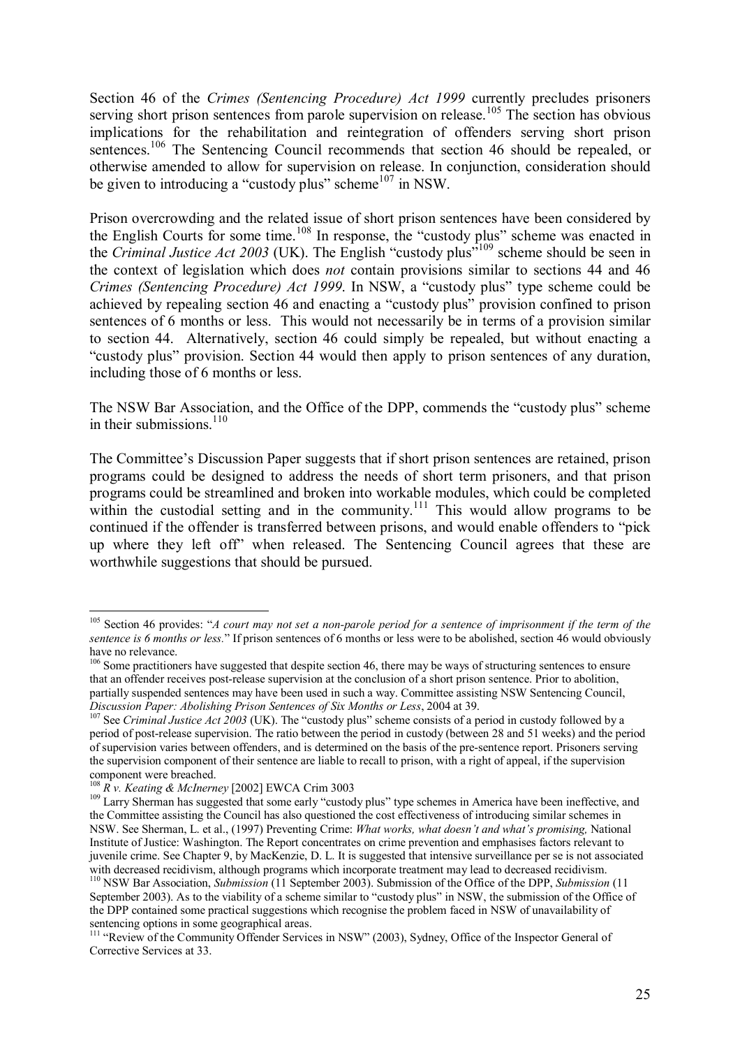Section 46 of the *Crimes (Sentencing Procedure) Act 1999* currently precludes prisoners serving short prison sentences from parole supervision on release.[105] The section has obvious implications for the rehabilitation and reintegration of offenders serving short prison sentences.[106] The Sentencing Council recommends that section 46 should be repealed, or otherwise amended to allow for supervision on release. In conjunction, consideration should be given to introducing a "custody plus" scheme[107] in NSW.

Prison overcrowding and the related issue of short prison sentences have been considered by the English Courts for some time.[108] In response, the "custody plus" scheme was enacted in the *Criminal Justice Act 2003* (UK). The English "custody plus"[109] scheme should be seen in the context of legislation which does *not* contain provisions similar to sections 44 and 46 *Crimes (Sentencing Procedure) Act 1999*. In NSW, a "custody plus" type scheme could be achieved by repealing section 46 and enacting a "custody plus" provision confined to prison sentences of 6 months or less. This would not necessarily be in terms of a provision similar to section 44. Alternatively, section 46 could simply be repealed, but without enacting a "custody plus" provision. Section 44 would then apply to prison sentences of any duration, including those of 6 months or less.

The NSW Bar Association, and the Office of the DPP, commends the "custody plus" scheme in their submissions.[110]

The Committee's Discussion Paper suggests that if short prison sentences are retained, prison programs could be designed to address the needs of short term prisoners, and that prison programs could be streamlined and broken into workable modules, which could be completed within the custodial setting and in the community.[111] This would allow programs to be continued if the offender is transferred between prisons, and would enable offenders to "pick up where they left off" when released. The Sentencing Council agrees that these are worthwhile suggestions that should be pursued.

---

[105] Section 46 provides: "*A court may not set a non-parole period for a sentence of imprisonment if the term of the sentence is 6 months or less.*" If prison sentences of 6 months or less were to be abolished, section 46 would obviously have no relevance.

[106] Some practitioners have suggested that despite section 46, there may be ways of structuring sentences to ensure that an offender receives post-release supervision at the conclusion of a short prison sentence. Prior to abolition, partially suspended sentences may have been used in such a way. Committee assisting NSW Sentencing Council, *Discussion Paper: Abolishing Prison Sentences of Six Months or Less*, 2004 at 39.

[107] See *Criminal Justice Act 2003* (UK). The "custody plus" scheme consists of a period in custody followed by a period of post-release supervision. The ratio between the period in custody (between 28 and 51 weeks) and the period of supervision varies between offenders, and is determined on the basis of the pre-sentence report. Prisoners serving the supervision component of their sentence are liable to recall to prison, with a right of appeal, if the supervision component were breached.

[108] *R v. Keating & McInerney* [2002] EWCA Crim 3003

[109] Larry Sherman has suggested that some early "custody plus" type schemes in America have been ineffective, and the Committee assisting the Council has also questioned the cost effectiveness of introducing similar schemes in NSW. See Sherman, L. et al., (1997) Preventing Crime: *What works, what doesn't and what's promising,* National Institute of Justice: Washington. The Report concentrates on crime prevention and emphasises factors relevant to juvenile crime. See Chapter 9, by MacKenzie, D. L. It is suggested that intensive surveillance per se is not associated with decreased recidivism, although programs which incorporate treatment may lead to decreased recidivism.

[110] NSW Bar Association, *Submission* (11 September 2003). Submission of the Office of the DPP, *Submission* (11 September 2003). As to the viability of a scheme similar to "custody plus" in NSW, the submission of the Office of the DPP contained some practical suggestions which recognise the problem faced in NSW of unavailability of sentencing options in some geographical areas.

[111] "Review of the Community Offender Services in NSW" (2003), Sydney, Office of the Inspector General of Corrective Services at 33.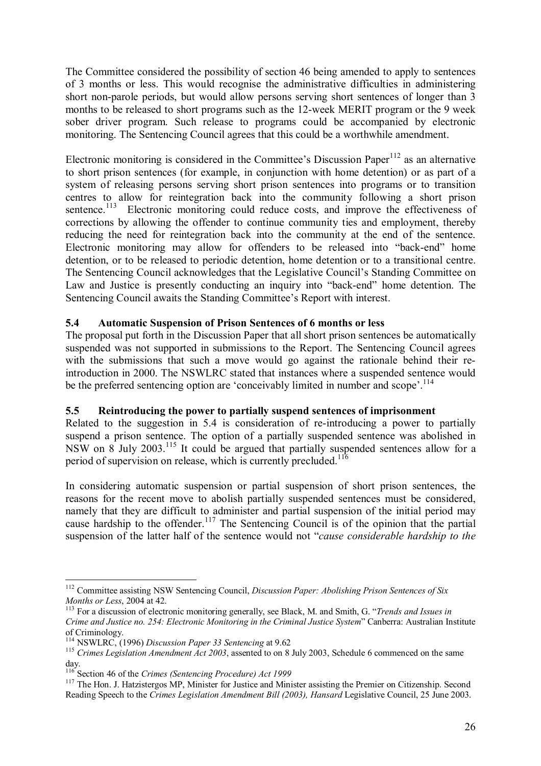The Committee considered the possibility of section 46 being amended to apply to sentences of 3 months or less. This would recognise the administrative difficulties in administering short non-parole periods, but would allow persons serving short sentences of longer than 3 months to be released to short programs such as the 12-week MERIT program or the 9 week sober driver program. Such release to programs could be accompanied by electronic monitoring. The Sentencing Council agrees that this could be a worthwhile amendment.

Electronic monitoring is considered in the Committee's Discussion Paper[112] as an alternative to short prison sentences (for example, in conjunction with home detention) or as part of a system of releasing persons serving short prison sentences into programs or to transition centres to allow for reintegration back into the community following a short prison sentence.[113] Electronic monitoring could reduce costs, and improve the effectiveness of corrections by allowing the offender to continue community ties and employment, thereby reducing the need for reintegration back into the community at the end of the sentence. Electronic monitoring may allow for offenders to be released into "back-end" home detention, or to be released to periodic detention, home detention or to a transitional centre. The Sentencing Council acknowledges that the Legislative Council's Standing Committee on Law and Justice is presently conducting an inquiry into "back-end" home detention. The Sentencing Council awaits the Standing Committee's Report with interest.

### 5.4 Automatic Suspension of Prison Sentences of 6 months or less

The proposal put forth in the Discussion Paper that all short prison sentences be automatically suspended was not supported in submissions to the Report. The Sentencing Council agrees with the submissions that such a move would go against the rationale behind their re-introduction in 2000. The NSWLRC stated that instances where a suspended sentence would be the preferred sentencing option are 'conceivably limited in number and scope'.[114]

### 5.5 Reintroducing the power to partially suspend sentences of imprisonment

Related to the suggestion in 5.4 is consideration of re-introducing a power to partially suspend a prison sentence. The option of a partially suspended sentence was abolished in NSW on 8 July 2003.[115] It could be argued that partially suspended sentences allow for a period of supervision on release, which is currently precluded.[116]

In considering automatic suspension or partial suspension of short prison sentences, the reasons for the recent move to abolish partially suspended sentences must be considered, namely that they are difficult to administer and partial suspension of the initial period may cause hardship to the offender.[117] The Sentencing Council is of the opinion that the partial suspension of the latter half of the sentence would not "*cause considerable hardship to the*

---

[112] Committee assisting NSW Sentencing Council, *Discussion Paper: Abolishing Prison Sentences of Six Months or Less*, 2004 at 42.

[113] For a discussion of electronic monitoring generally, see Black, M. and Smith, G. "*Trends and Issues in Crime and Justice no. 254: Electronic Monitoring in the Criminal Justice System*" Canberra: Australian Institute of Criminology.

[114] NSWLRC, (1996) *Discussion Paper 33 Sentencing* at 9.62

[115] *Crimes Legislation Amendment Act 2003*, assented to on 8 July 2003, Schedule 6 commenced on the same day.

[116] Section 46 of the *Crimes (Sentencing Procedure) Act 1999*

[117] The Hon. J. Hatzistergos MP, Minister for Justice and Minister assisting the Premier on Citizenship. Second Reading Speech to the *Crimes Legislation Amendment Bill (2003), Hansard* Legislative Council, 25 June 2003.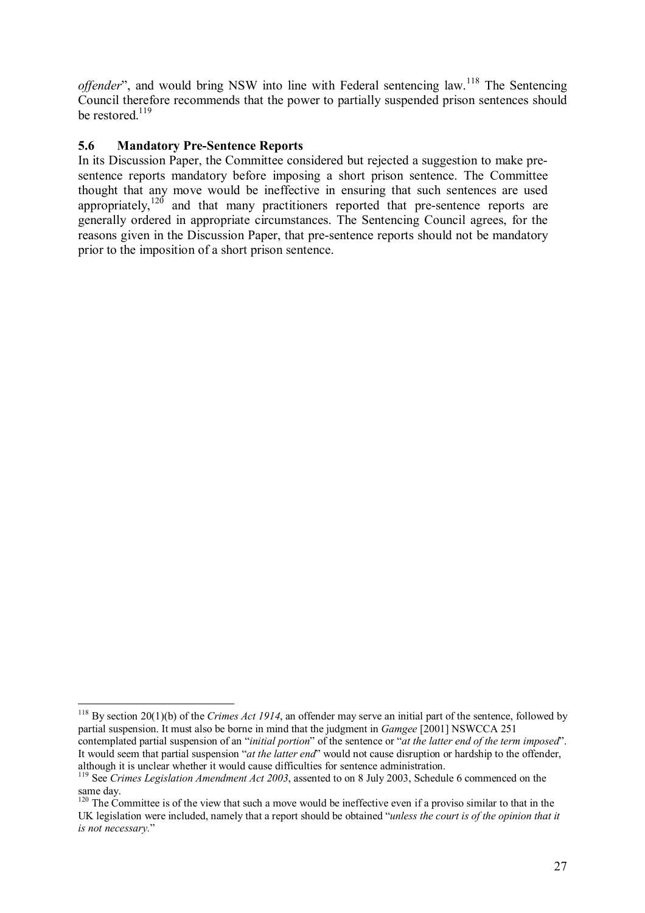*offender*", and would bring NSW into line with Federal sentencing law.[118] The Sentencing Council therefore recommends that the power to partially suspended prison sentences should be restored.[119]

### 5.6 Mandatory Pre-Sentence Reports

In its Discussion Paper, the Committee considered but rejected a suggestion to make pre-sentence reports mandatory before imposing a short prison sentence. The Committee thought that any move would be ineffective in ensuring that such sentences are used appropriately,[120] and that many practitioners reported that pre-sentence reports are generally ordered in appropriate circumstances. The Sentencing Council agrees, for the reasons given in the Discussion Paper, that pre-sentence reports should not be mandatory prior to the imposition of a short prison sentence.

---

[118] By section 20(1)(b) of the *Crimes Act 1914*, an offender may serve an initial part of the sentence, followed by partial suspension. It must also be borne in mind that the judgment in *Gamgee* [2001] NSWCCA 251 contemplated partial suspension of an "*initial portion*" of the sentence or "*at the latter end of the term imposed*". It would seem that partial suspension "*at the latter end*" would not cause disruption or hardship to the offender, although it is unclear whether it would cause difficulties for sentence administration.

[119] See *Crimes Legislation Amendment Act 2003*, assented to on 8 July 2003, Schedule 6 commenced on the same day.

[120] The Committee is of the view that such a move would be ineffective even if a proviso similar to that in the UK legislation were included, namely that a report should be obtained "*unless the court is of the opinion that it is not necessary.*"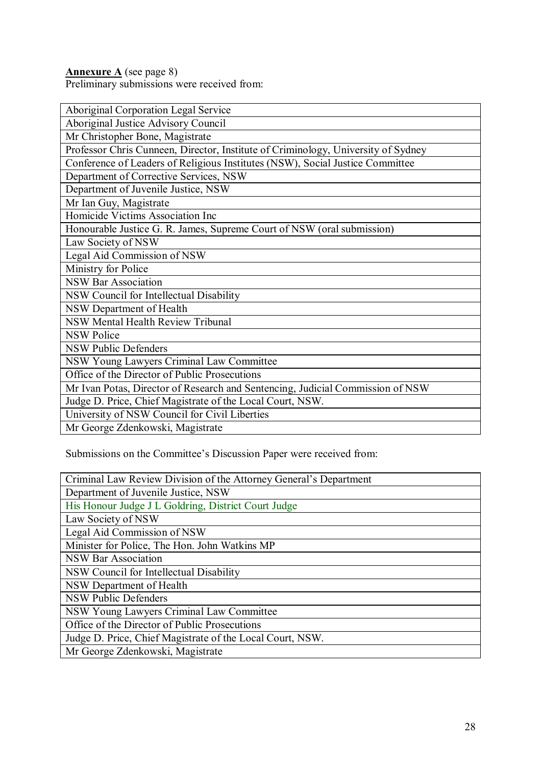**Annexure A** (see page 8)

Preliminary submissions were received from:

| Aboriginal Corporation Legal Service |
|---|
| Aboriginal Justice Advisory Council |
| Mr Christopher Bone, Magistrate |
| Professor Chris Cunneen, Director, Institute of Criminology, University of Sydney |
| Conference of Leaders of Religious Institutes (NSW), Social Justice Committee |
| Department of Corrective Services, NSW |
| Department of Juvenile Justice, NSW |
| Mr Ian Guy, Magistrate |
| Homicide Victims Association Inc |
| Honourable Justice G. R. James, Supreme Court of NSW (oral submission) |
| Law Society of NSW |
| Legal Aid Commission of NSW |
| Ministry for Police |
| NSW Bar Association |
| NSW Council for Intellectual Disability |
| NSW Department of Health |
| NSW Mental Health Review Tribunal |
| NSW Police |
| NSW Public Defenders |
| NSW Young Lawyers Criminal Law Committee |
| Office of the Director of Public Prosecutions |
| Mr Ivan Potas, Director of Research and Sentencing, Judicial Commission of NSW |
| Judge D. Price, Chief Magistrate of the Local Court, NSW. |
| University of NSW Council for Civil Liberties |
| Mr George Zdenkowski, Magistrate |

Submissions on the Committee's Discussion Paper were received from:

| Criminal Law Review Division of the Attorney General's Department |
|---|
| Department of Juvenile Justice, NSW |
| His Honour Judge J L Goldring, District Court Judge |
| Law Society of NSW |
| Legal Aid Commission of NSW |
| Minister for Police, The Hon. John Watkins MP |
| NSW Bar Association |
| NSW Council for Intellectual Disability |
| NSW Department of Health |
| NSW Public Defenders |
| NSW Young Lawyers Criminal Law Committee |
| Office of the Director of Public Prosecutions |
| Judge D. Price, Chief Magistrate of the Local Court, NSW. |
| Mr George Zdenkowski, Magistrate |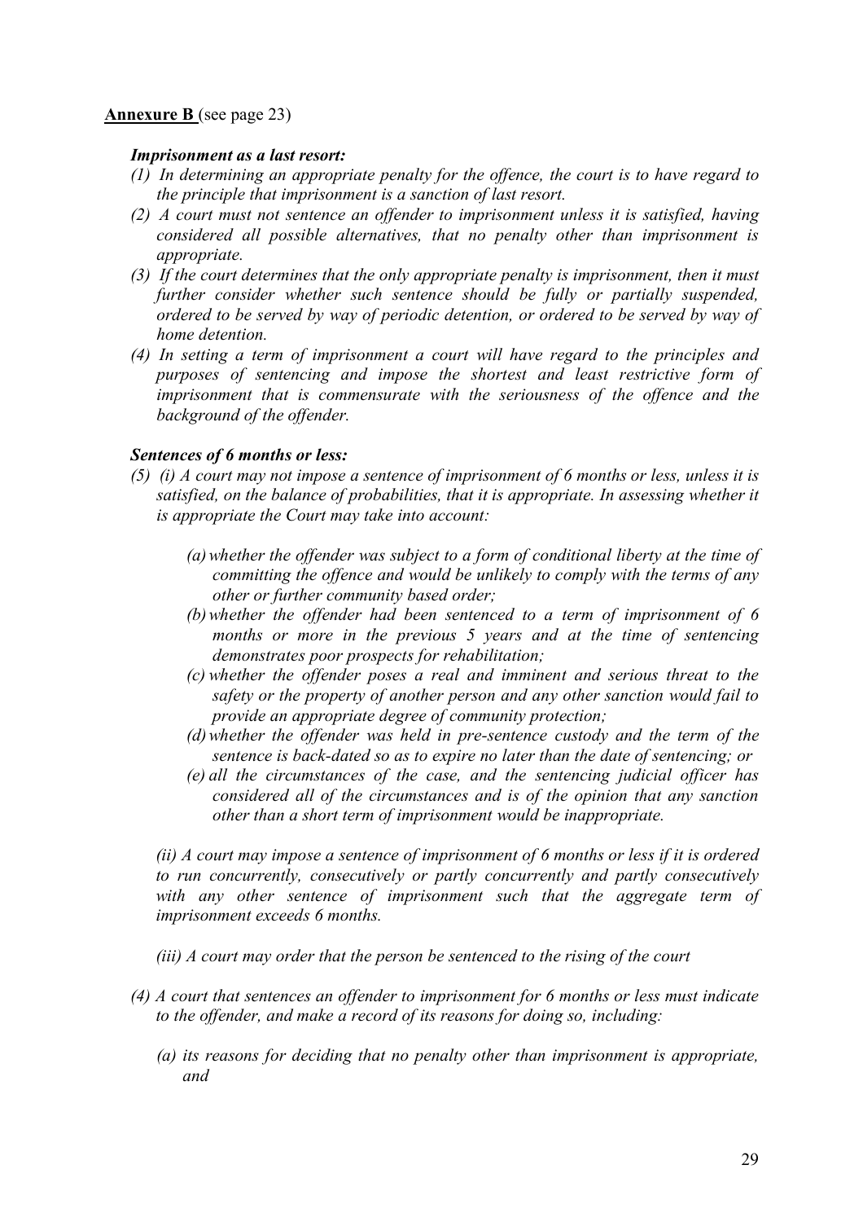**Annexure B** (see page 23)

***Imprisonment as a last resort:***

*(1) In determining an appropriate penalty for the offence, the court is to have regard to the principle that imprisonment is a sanction of last resort.*

*(2) A court must not sentence an offender to imprisonment unless it is satisfied, having considered all possible alternatives, that no penalty other than imprisonment is appropriate.*

*(3) If the court determines that the only appropriate penalty is imprisonment, then it must further consider whether such sentence should be fully or partially suspended, ordered to be served by way of periodic detention, or ordered to be served by way of home detention.*

*(4) In setting a term of imprisonment a court will have regard to the principles and purposes of sentencing and impose the shortest and least restrictive form of imprisonment that is commensurate with the seriousness of the offence and the background of the offender.*

***Sentences of 6 months or less:***

*(5) (i) A court may not impose a sentence of imprisonment of 6 months or less, unless it is satisfied, on the balance of probabilities, that it is appropriate. In assessing whether it is appropriate the Court may take into account:*

*(a) whether the offender was subject to a form of conditional liberty at the time of committing the offence and would be unlikely to comply with the terms of any other or further community based order;*

*(b) whether the offender had been sentenced to a term of imprisonment of 6 months or more in the previous 5 years and at the time of sentencing demonstrates poor prospects for rehabilitation;*

*(c) whether the offender poses a real and imminent and serious threat to the safety or the property of another person and any other sanction would fail to provide an appropriate degree of community protection;*

*(d) whether the offender was held in pre-sentence custody and the term of the sentence is back-dated so as to expire no later than the date of sentencing; or*

*(e) all the circumstances of the case, and the sentencing judicial officer has considered all of the circumstances and is of the opinion that any sanction other than a short term of imprisonment would be inappropriate.*

*(ii) A court may impose a sentence of imprisonment of 6 months or less if it is ordered to run concurrently, consecutively or partly concurrently and partly consecutively with any other sentence of imprisonment such that the aggregate term of imprisonment exceeds 6 months.*

*(iii) A court may order that the person be sentenced to the rising of the court*

*(4) A court that sentences an offender to imprisonment for 6 months or less must indicate to the offender, and make a record of its reasons for doing so, including:*

*(a) its reasons for deciding that no penalty other than imprisonment is appropriate, and*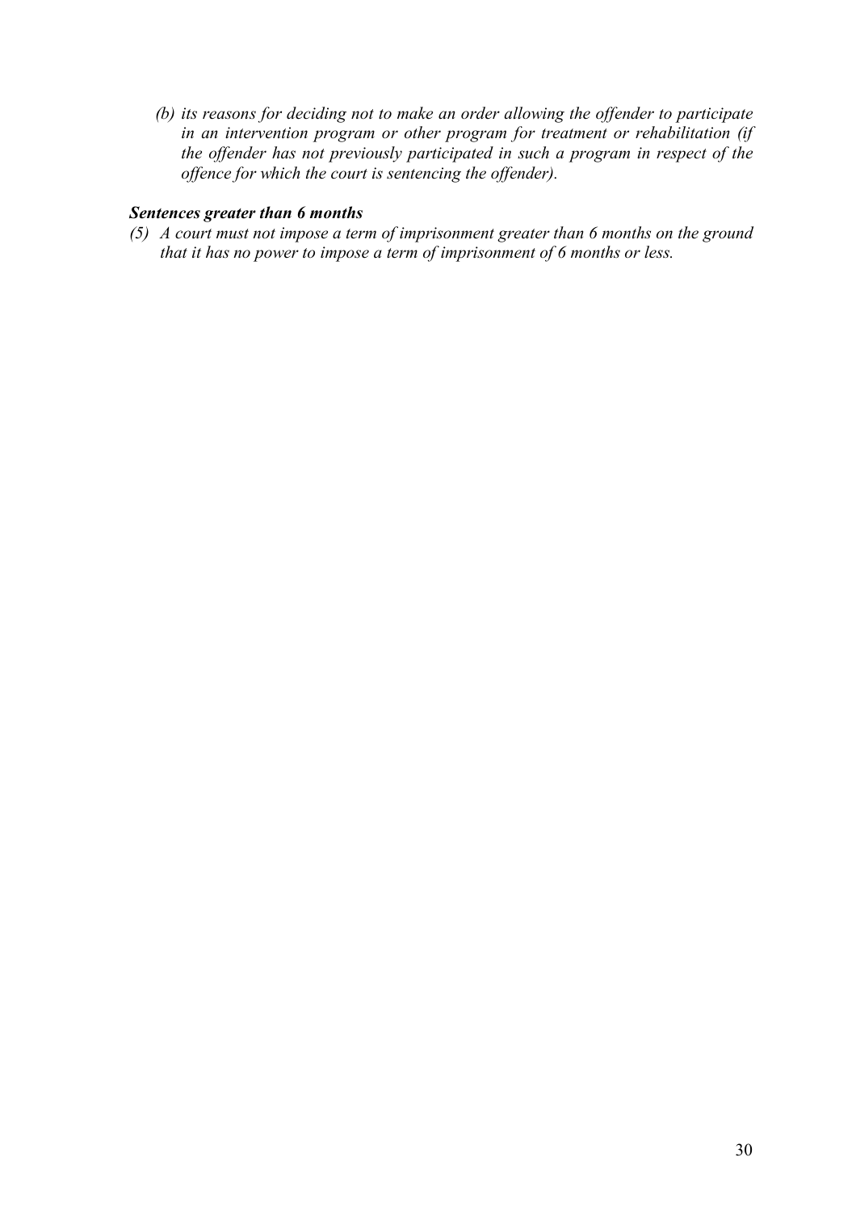*(b) its reasons for deciding not to make an order allowing the offender to participate in an intervention program or other program for treatment or rehabilitation (if the offender has not previously participated in such a program in respect of the offence for which the court is sentencing the offender).*

***Sentences greater than 6 months***

*(5) A court must not impose a term of imprisonment greater than 6 months on the ground that it has no power to impose a term of imprisonment of 6 months or less.*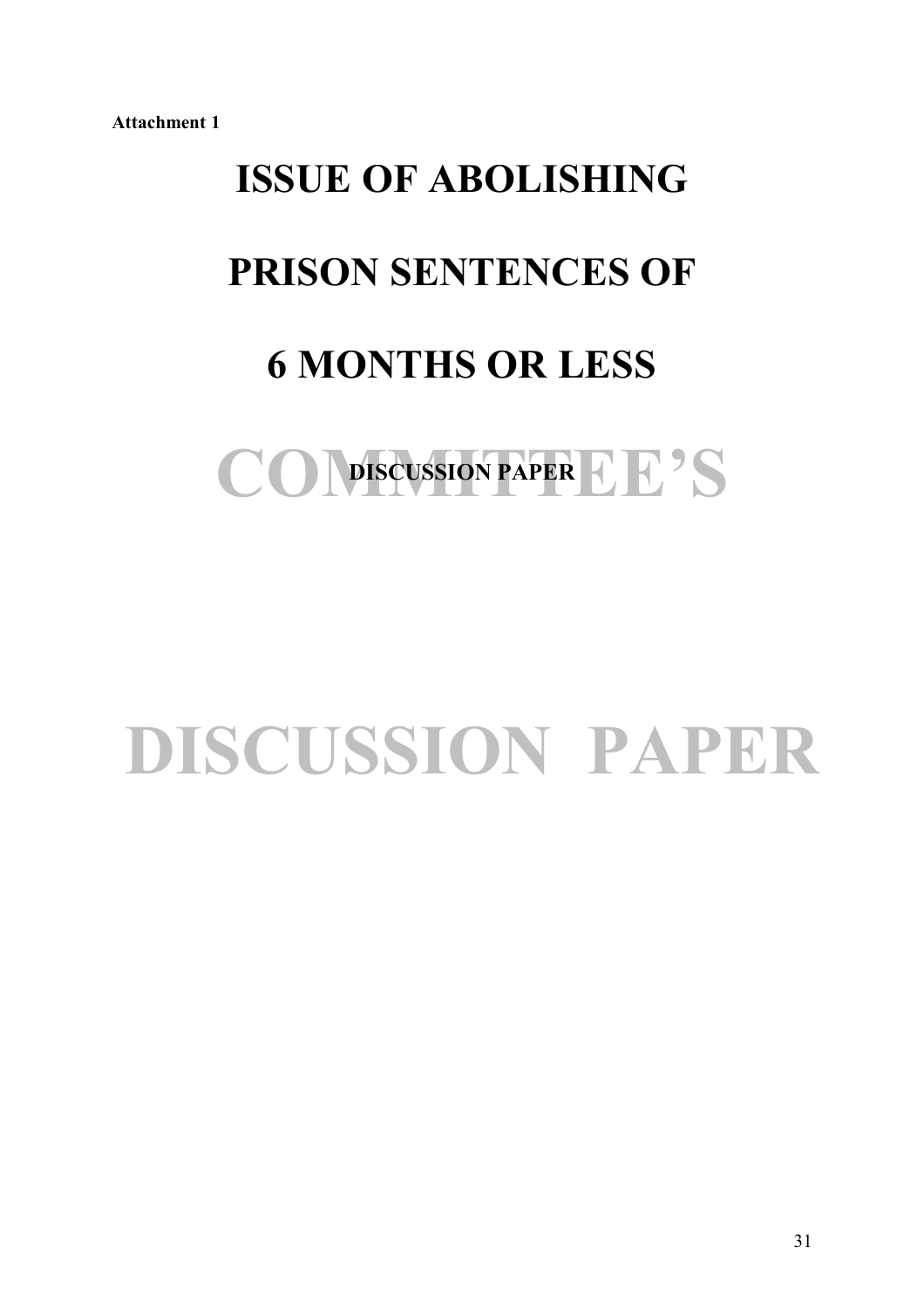**Attachment 1**

# ISSUE OF ABOLISHING

# PRISON SENTENCES OF

# 6 MONTHS OR LESS

**DISCUSSION PAPER**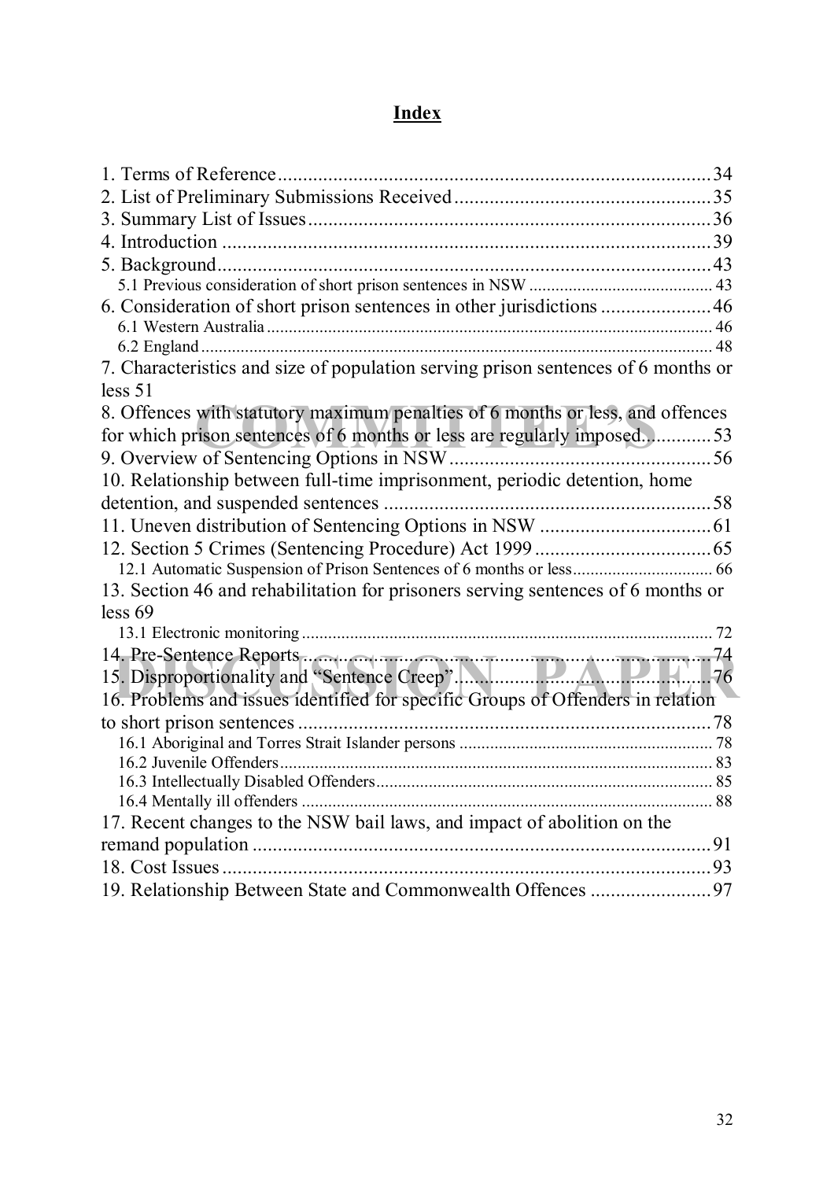# Index

1. Terms of Reference ..................................................................................... 34
2. List of Preliminary Submissions Received .................................................. 35
3. Summary List of Issues ............................................................................... 36
4. Introduction ................................................................................................ 39
5. Background ................................................................................................. 43
   - 5.1 Previous consideration of short prison sentences in NSW .......................................... 43
6. Consideration of short prison sentences in other jurisdictions ...................... 46
   - 6.1 Western Australia ...................................................................................................... 46
   - 6.2 England ..................................................................................................................... 48
7. Characteristics and size of population serving prison sentences of 6 months or less 51
8. Offences with statutory maximum penalties of 6 months or less, and offences for which prison sentences of 6 months or less are regularly imposed ............. 53
9. Overview of Sentencing Options in NSW .................................................... 56
10. Relationship between full-time imprisonment, periodic detention, home detention, and suspended sentences ................................................................. 58
11. Uneven distribution of Sentencing Options in NSW .................................. 61
12. Section 5 Crimes (Sentencing Procedure) Act 1999 ................................... 65
    - 12.1 Automatic Suspension of Prison Sentences of 6 months or less ................................ 66
13. Section 46 and rehabilitation for prisoners serving sentences of 6 months or less 69
    - 13.1 Electronic monitoring ............................................................................................. 72
14. Pre-Sentence Reports .................................................................................. 74
15. Disproportionality and "Sentence Creep" .................................................... 76
16. Problems and issues identified for specific Groups of Offenders in relation to short prison sentences .................................................................................. 78
    - 16.1 Aboriginal and Torres Strait Islander persons .......................................................... 78
    - 16.2 Juvenile Offenders ................................................................................................... 83
    - 16.3 Intellectually Disabled Offenders ............................................................................ 85
    - 16.4 Mentally ill offenders .............................................................................................. 88
17. Recent changes to the NSW bail laws, and impact of abolition on the remand population ........................................................................................... 91
18. Cost Issues ................................................................................................. 93
19. Relationship Between State and Commonwealth Offences ........................ 97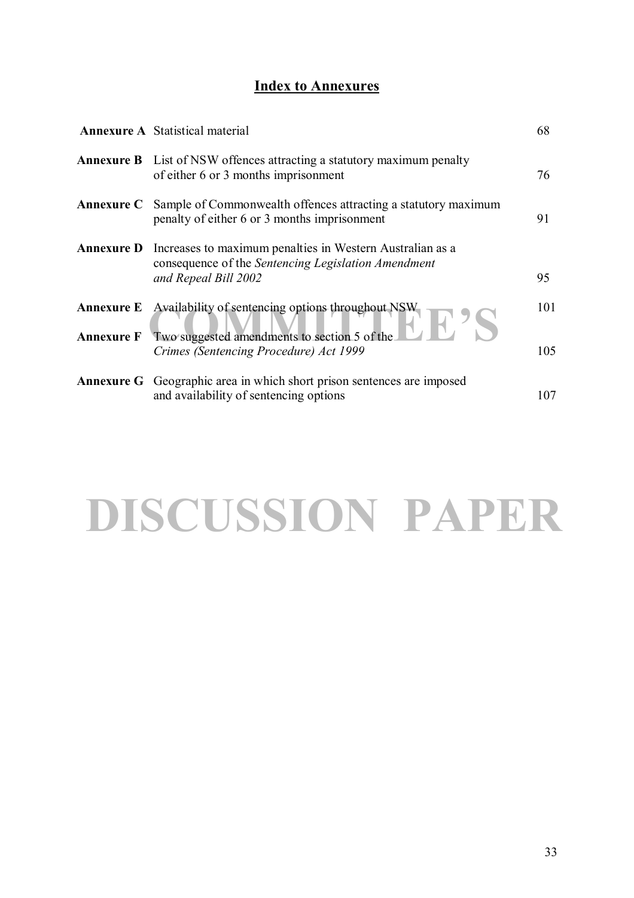## Index to Annexures

| | | |
|---|---|---|
| **Annexure A** | Statistical material | 68 |
| **Annexure B** | List of NSW offences attracting a statutory maximum penalty of either 6 or 3 months imprisonment | 76 |
| **Annexure C** | Sample of Commonwealth offences attracting a statutory maximum penalty of either 6 or 3 months imprisonment | 91 |
| **Annexure D** | Increases to maximum penalties in Western Australian as a consequence of the *Sentencing Legislation Amendment and Repeal Bill 2002* | 95 |
| **Annexure E** | Availability of sentencing options throughout NSW | 101 |
| **Annexure F** | Two suggested amendments to section 5 of the *Crimes (Sentencing Procedure) Act 1999* | 105 |
| **Annexure G** | Geographic area in which short prison sentences are imposed and availability of sentencing options | 107 |

COMMITTEE'S

DISCUSSION PAPER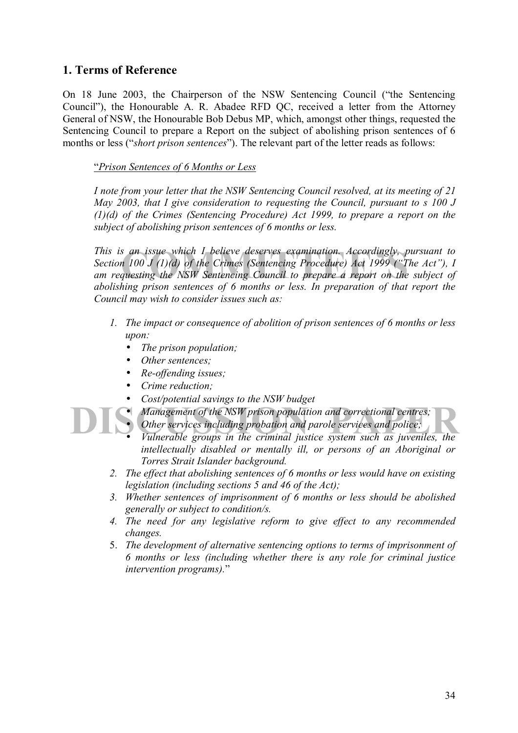## 1. Terms of Reference

On 18 June 2003, the Chairperson of the NSW Sentencing Council ("the Sentencing Council"), the Honourable A. R. Abadee RFD QC, received a letter from the Attorney General of NSW, the Honourable Bob Debus MP, which, amongst other things, requested the Sentencing Council to prepare a Report on the subject of abolishing prison sentences of 6 months or less ("*short prison sentences*"). The relevant part of the letter reads as follows:

> "*Prison Sentences of 6 Months or Less*
>
> *I note from your letter that the NSW Sentencing Council resolved, at its meeting of 21 May 2003, that I give consideration to requesting the Council, pursuant to s 100 J (1)(d) of the Crimes (Sentencing Procedure) Act 1999, to prepare a report on the subject of abolishing prison sentences of 6 months or less.*
>
> *This is an issue which I believe deserves examination. Accordingly, pursuant to Section 100 J (1)(d) of the Crimes (Sentencing Procedure) Act 1999 ("The Act"), I am requesting the NSW Sentencing Council to prepare a report on the subject of abolishing prison sentences of 6 months or less. In preparation of that report the Council may wish to consider issues such as:*
>
> 1. *The impact or consequence of abolition of prison sentences of 6 months or less upon:*
>     - *The prison population;*
>     - *Other sentences;*
>     - *Re-offending issues;*
>     - *Crime reduction;*
>     - *Cost/potential savings to the NSW budget*
>     - *Management of the NSW prison population and correctional centres;*
>     - *Other services including probation and parole services and police;*
>     - *Vulnerable groups in the criminal justice system such as juveniles, the intellectually disabled or mentally ill, or persons of an Aboriginal or Torres Strait Islander background.*
> 2. *The effect that abolishing sentences of 6 months or less would have on existing legislation (including sections 5 and 46 of the Act);*
> 3. *Whether sentences of imprisonment of 6 months or less should be abolished generally or subject to condition/s.*
> 4. *The need for any legislative reform to give effect to any recommended changes.*
> 5. *The development of alternative sentencing options to terms of imprisonment of 6 months or less (including whether there is any role for criminal justice intervention programs).*"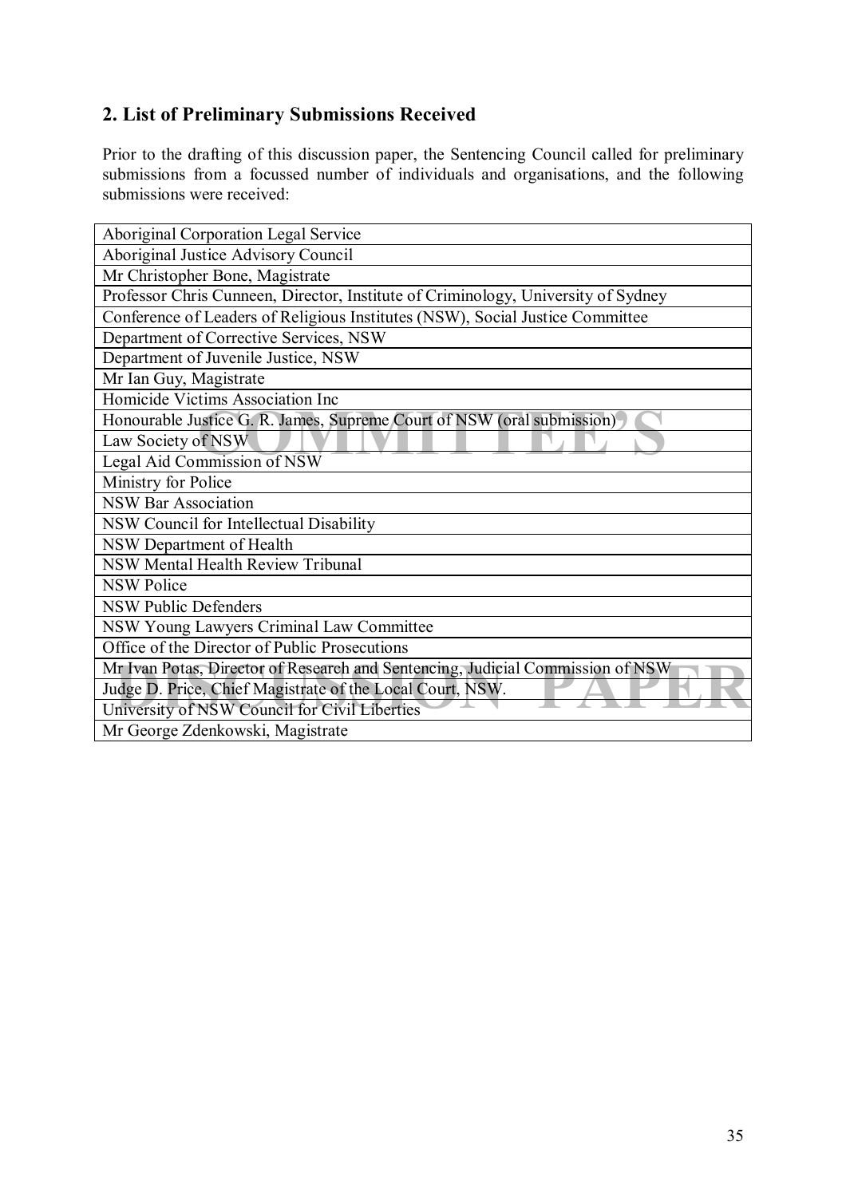## 2. List of Preliminary Submissions Received

Prior to the drafting of this discussion paper, the Sentencing Council called for preliminary submissions from a focussed number of individuals and organisations, and the following submissions were received:

| |
|---|
| Aboriginal Corporation Legal Service |
| Aboriginal Justice Advisory Council |
| Mr Christopher Bone, Magistrate |
| Professor Chris Cunneen, Director, Institute of Criminology, University of Sydney |
| Conference of Leaders of Religious Institutes (NSW), Social Justice Committee |
| Department of Corrective Services, NSW |
| Department of Juvenile Justice, NSW |
| Mr Ian Guy, Magistrate |
| Homicide Victims Association Inc |
| Honourable Justice G. R. James, Supreme Court of NSW (oral submission) |
| Law Society of NSW |
| Legal Aid Commission of NSW |
| Ministry for Police |
| NSW Bar Association |
| NSW Council for Intellectual Disability |
| NSW Department of Health |
| NSW Mental Health Review Tribunal |
| NSW Police |
| NSW Public Defenders |
| NSW Young Lawyers Criminal Law Committee |
| Office of the Director of Public Prosecutions |
| Mr Ivan Potas, Director of Research and Sentencing, Judicial Commission of NSW |
| Judge D. Price, Chief Magistrate of the Local Court, NSW. |
| University of NSW Council for Civil Liberties |
| Mr George Zdenkowski, Magistrate |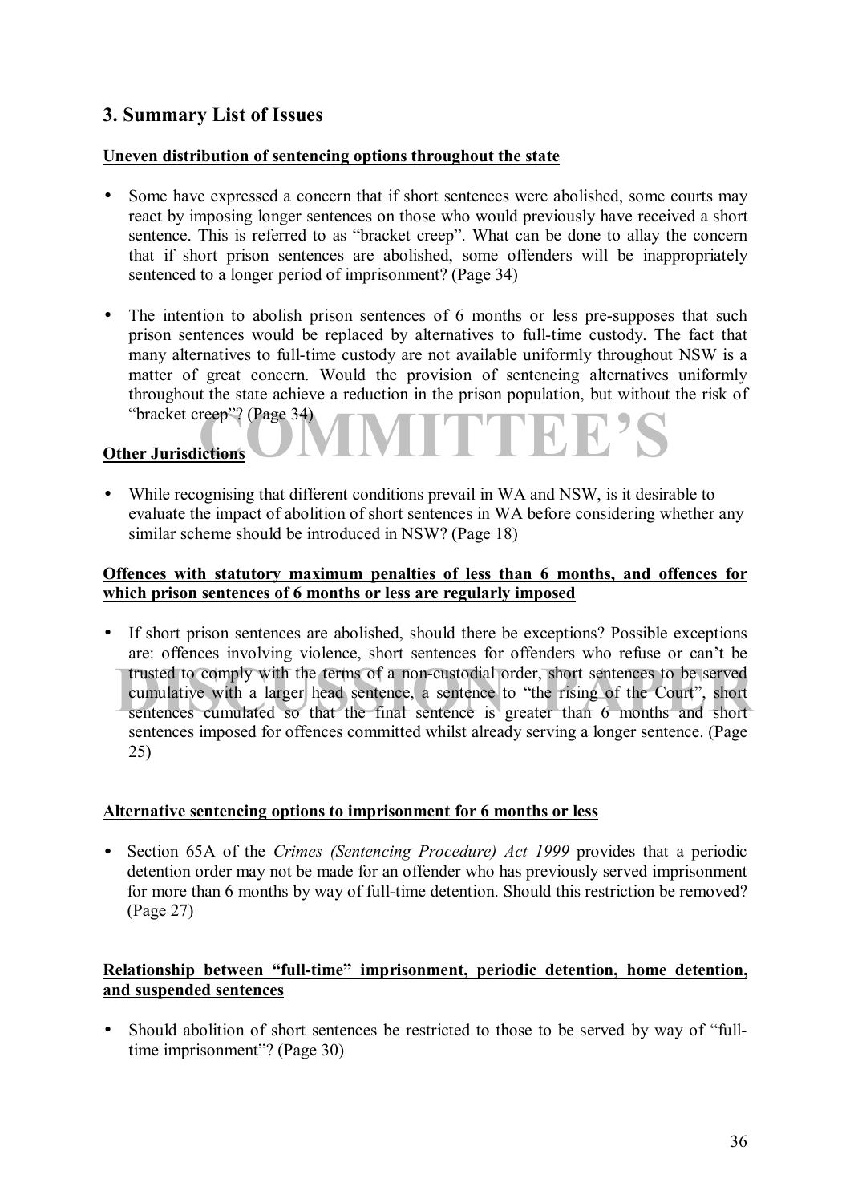## 3. Summary List of Issues

**Uneven distribution of sentencing options throughout the state**

- Some have expressed a concern that if short sentences were abolished, some courts may react by imposing longer sentences on those who would previously have received a short sentence. This is referred to as "bracket creep". What can be done to allay the concern that if short prison sentences are abolished, some offenders will be inappropriately sentenced to a longer period of imprisonment? (Page 34)

- The intention to abolish prison sentences of 6 months or less pre-supposes that such prison sentences would be replaced by alternatives to full-time custody. The fact that many alternatives to full-time custody are not available uniformly throughout NSW is a matter of great concern. Would the provision of sentencing alternatives uniformly throughout the state achieve a reduction in the prison population, but without the risk of "bracket creep"? (Page 34)

**Other Jurisdictions**

- While recognising that different conditions prevail in WA and NSW, is it desirable to evaluate the impact of abolition of short sentences in WA before considering whether any similar scheme should be introduced in NSW? (Page 18)

**Offences with statutory maximum penalties of less than 6 months, and offences for which prison sentences of 6 months or less are regularly imposed**

- If short prison sentences are abolished, should there be exceptions? Possible exceptions are: offences involving violence, short sentences for offenders who refuse or can't be trusted to comply with the terms of a non-custodial order, short sentences to be served cumulative with a larger head sentence, a sentence to "the rising of the Court", short sentences cumulated so that the final sentence is greater than 6 months and short sentences imposed for offences committed whilst already serving a longer sentence. (Page 25)

**Alternative sentencing options to imprisonment for 6 months or less**

- Section 65A of the *Crimes (Sentencing Procedure) Act 1999* provides that a periodic detention order may not be made for an offender who has previously served imprisonment for more than 6 months by way of full-time detention. Should this restriction be removed? (Page 27)

**Relationship between "full-time" imprisonment, periodic detention, home detention, and suspended sentences**

- Should abolition of short sentences be restricted to those to be served by way of "full-time imprisonment"? (Page 30)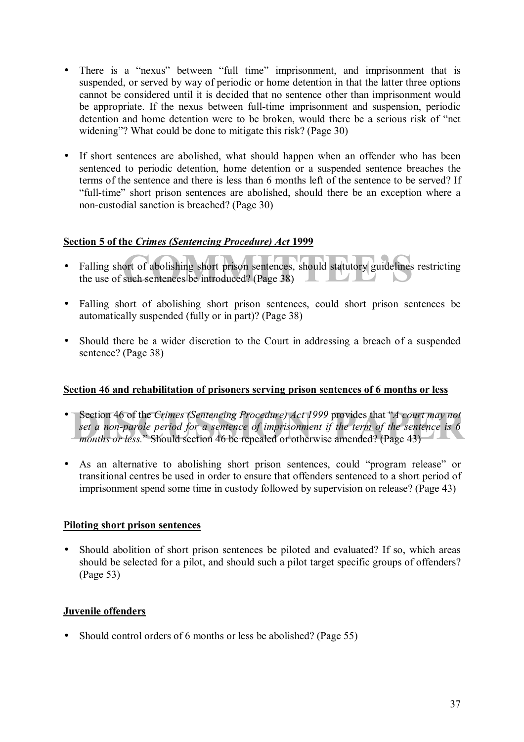- There is a "nexus" between "full time" imprisonment, and imprisonment that is suspended, or served by way of periodic or home detention in that the latter three options cannot be considered until it is decided that no sentence other than imprisonment would be appropriate. If the nexus between full-time imprisonment and suspension, periodic detention and home detention were to be broken, would there be a serious risk of "net widening"? What could be done to mitigate this risk? (Page 30)

- If short sentences are abolished, what should happen when an offender who has been sentenced to periodic detention, home detention or a suspended sentence breaches the terms of the sentence and there is less than 6 months left of the sentence to be served? If "full-time" short prison sentences are abolished, should there be an exception where a non-custodial sanction is breached? (Page 30)

**Section 5 of the *Crimes (Sentencing Procedure) Act* 1999**

- Falling short of abolishing short prison sentences, should statutory guidelines restricting the use of such sentences be introduced? (Page 38)

- Falling short of abolishing short prison sentences, could short prison sentences be automatically suspended (fully or in part)? (Page 38)

- Should there be a wider discretion to the Court in addressing a breach of a suspended sentence? (Page 38)

**Section 46 and rehabilitation of prisoners serving prison sentences of 6 months or less**

- Section 46 of the *Crimes (Sentencing Procedure) Act 1999* provides that "*A court may not set a non-parole period for a sentence of imprisonment if the term of the sentence is 6 months or less.*" Should section 46 be repealed or otherwise amended? (Page 43)

- As an alternative to abolishing short prison sentences, could "program release" or transitional centres be used in order to ensure that offenders sentenced to a short period of imprisonment spend some time in custody followed by supervision on release? (Page 43)

**Piloting short prison sentences**

- Should abolition of short prison sentences be piloted and evaluated? If so, which areas should be selected for a pilot, and should such a pilot target specific groups of offenders? (Page 53)

**Juvenile offenders**

- Should control orders of 6 months or less be abolished? (Page 55)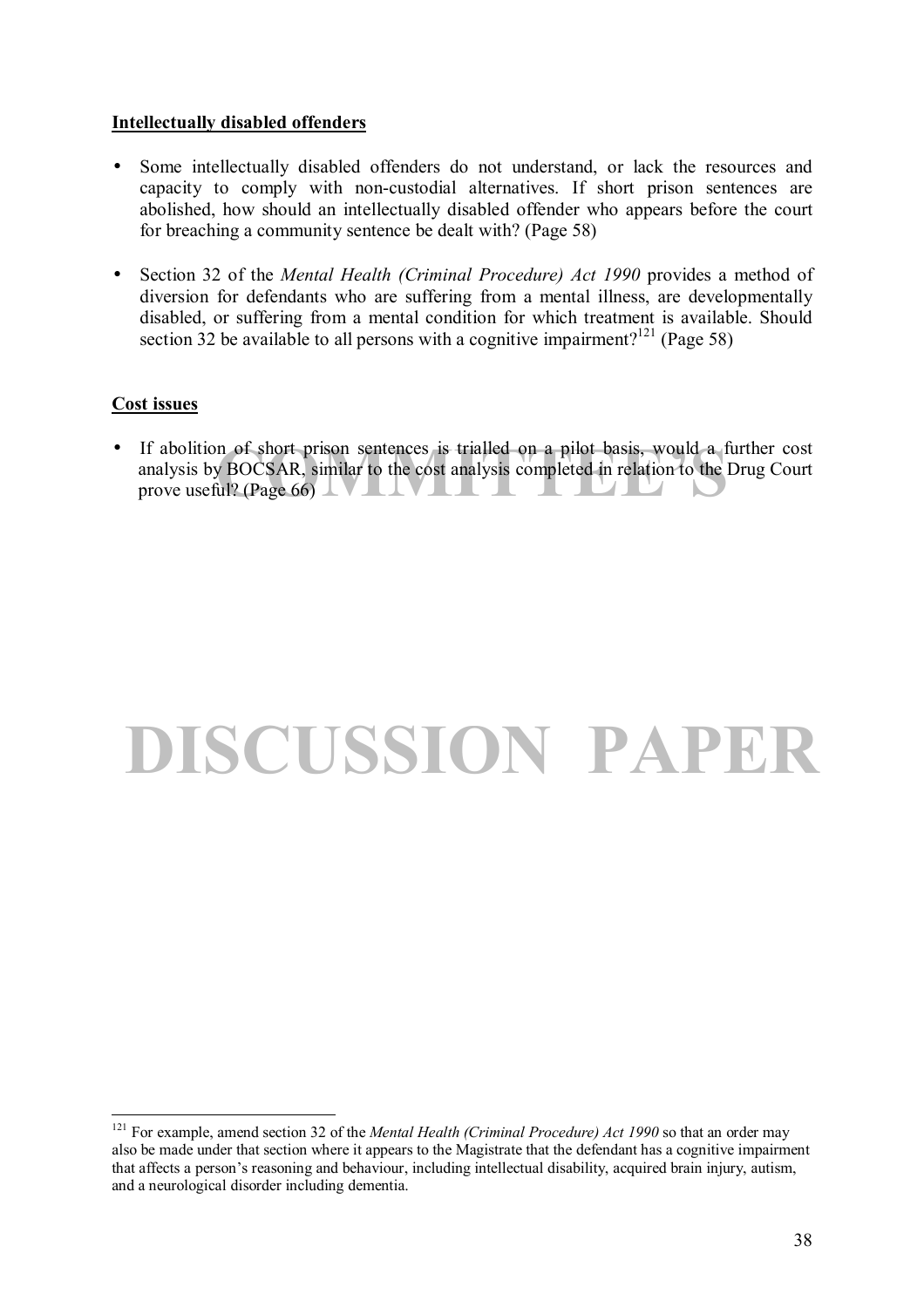**Intellectually disabled offenders**

- Some intellectually disabled offenders do not understand, or lack the resources and capacity to comply with non-custodial alternatives. If short prison sentences are abolished, how should an intellectually disabled offender who appears before the court for breaching a community sentence be dealt with? (Page 58)

- Section 32 of the *Mental Health (Criminal Procedure) Act 1990* provides a method of diversion for defendants who are suffering from a mental illness, are developmentally disabled, or suffering from a mental condition for which treatment is available. Should section 32 be available to all persons with a cognitive impairment?[121] (Page 58)

**Cost issues**

- If abolition of short prison sentences is trialled on a pilot basis, would a further cost analysis by BOCSAR, similar to the cost analysis completed in relation to the Drug Court prove useful? (Page 66)

COMMITTEE'S

DISCUSSION PAPER

---

[121] For example, amend section 32 of the *Mental Health (Criminal Procedure) Act 1990* so that an order may also be made under that section where it appears to the Magistrate that the defendant has a cognitive impairment that affects a person's reasoning and behaviour, including intellectual disability, acquired brain injury, autism, and a neurological disorder including dementia.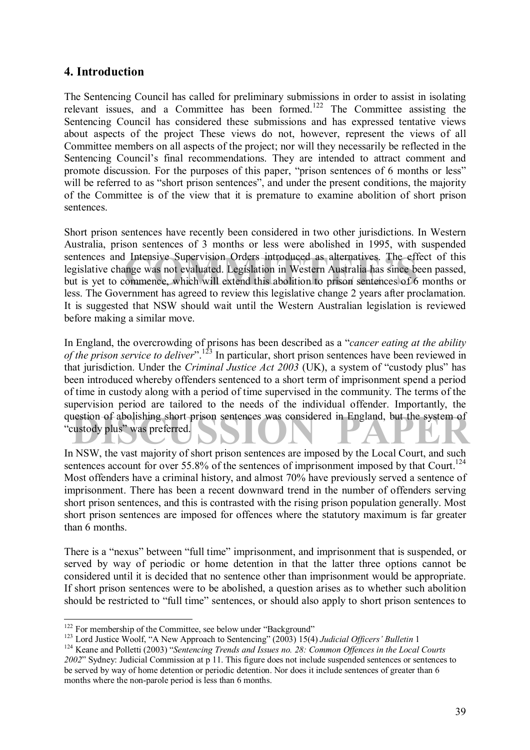## 4. Introduction

The Sentencing Council has called for preliminary submissions in order to assist in isolating relevant issues, and a Committee has been formed.[122] The Committee assisting the Sentencing Council has considered these submissions and has expressed tentative views about aspects of the project These views do not, however, represent the views of all Committee members on all aspects of the project; nor will they necessarily be reflected in the Sentencing Council's final recommendations. They are intended to attract comment and promote discussion. For the purposes of this paper, "prison sentences of 6 months or less" will be referred to as "short prison sentences", and under the present conditions, the majority of the Committee is of the view that it is premature to examine abolition of short prison sentences.

Short prison sentences have recently been considered in two other jurisdictions. In Western Australia, prison sentences of 3 months or less were abolished in 1995, with suspended sentences and Intensive Supervision Orders introduced as alternatives. The effect of this legislative change was not evaluated. Legislation in Western Australia has since been passed, but is yet to commence, which will extend this abolition to prison sentences of 6 months or less. The Government has agreed to review this legislative change 2 years after proclamation. It is suggested that NSW should wait until the Western Australian legislation is reviewed before making a similar move.

In England, the overcrowding of prisons has been described as a "*cancer eating at the ability of the prison service to deliver*".[123] In particular, short prison sentences have been reviewed in that jurisdiction. Under the *Criminal Justice Act 2003* (UK), a system of "custody plus" has been introduced whereby offenders sentenced to a short term of imprisonment spend a period of time in custody along with a period of time supervised in the community. The terms of the supervision period are tailored to the needs of the individual offender. Importantly, the question of abolishing short prison sentences was considered in England, but the system of "custody plus" was preferred.

In NSW, the vast majority of short prison sentences are imposed by the Local Court, and such sentences account for over 55.8% of the sentences of imprisonment imposed by that Court.[124] Most offenders have a criminal history, and almost 70% have previously served a sentence of imprisonment. There has been a recent downward trend in the number of offenders serving short prison sentences, and this is contrasted with the rising prison population generally. Most short prison sentences are imposed for offences where the statutory maximum is far greater than 6 months.

There is a "nexus" between "full time" imprisonment, and imprisonment that is suspended, or served by way of periodic or home detention in that the latter three options cannot be considered until it is decided that no sentence other than imprisonment would be appropriate. If short prison sentences were to be abolished, a question arises as to whether such abolition should be restricted to "full time" sentences, or should also apply to short prison sentences to

---

[122] For membership of the Committee, see below under "Background"

[123] Lord Justice Woolf, "A New Approach to Sentencing" (2003) 15(4) *Judicial Officers' Bulletin* 1

[124] Keane and Polletti (2003) "*Sentencing Trends and Issues no. 28: Common Offences in the Local Courts 2002*" Sydney: Judicial Commission at p 11. This figure does not include suspended sentences or sentences to be served by way of home detention or periodic detention. Nor does it include sentences of greater than 6 months where the non-parole period is less than 6 months.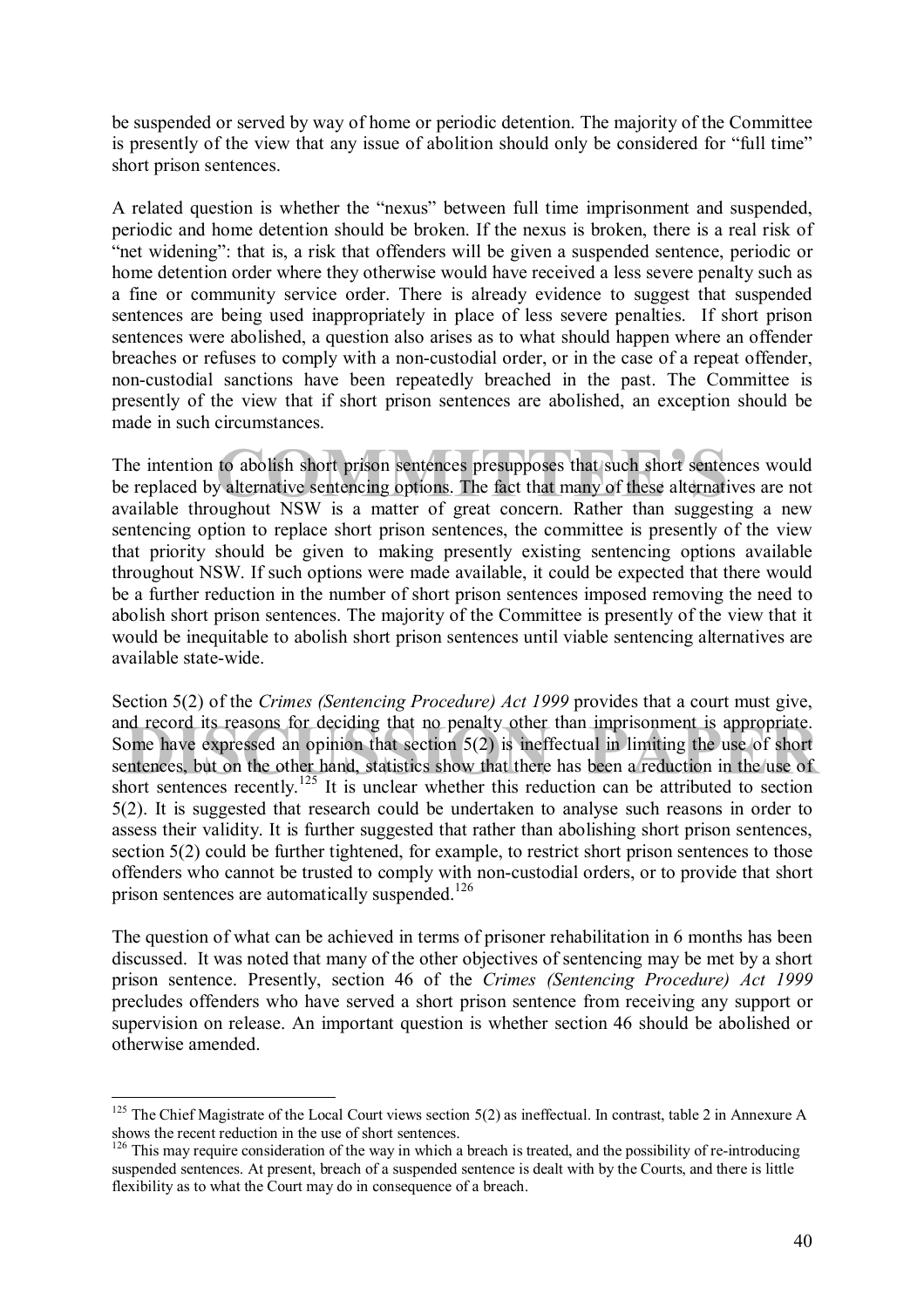be suspended or served by way of home or periodic detention. The majority of the Committee is presently of the view that any issue of abolition should only be considered for "full time" short prison sentences.

A related question is whether the "nexus" between full time imprisonment and suspended, periodic and home detention should be broken. If the nexus is broken, there is a real risk of "net widening": that is, a risk that offenders will be given a suspended sentence, periodic or home detention order where they otherwise would have received a less severe penalty such as a fine or community service order. There is already evidence to suggest that suspended sentences are being used inappropriately in place of less severe penalties. If short prison sentences were abolished, a question also arises as to what should happen where an offender breaches or refuses to comply with a non-custodial order, or in the case of a repeat offender, non-custodial sanctions have been repeatedly breached in the past. The Committee is presently of the view that if short prison sentences are abolished, an exception should be made in such circumstances.

The intention to abolish short prison sentences presupposes that such short sentences would be replaced by alternative sentencing options. The fact that many of these alternatives are not available throughout NSW is a matter of great concern. Rather than suggesting a new sentencing option to replace short prison sentences, the committee is presently of the view that priority should be given to making presently existing sentencing options available throughout NSW. If such options were made available, it could be expected that there would be a further reduction in the number of short prison sentences imposed removing the need to abolish short prison sentences. The majority of the Committee is presently of the view that it would be inequitable to abolish short prison sentences until viable sentencing alternatives are available state-wide.

Section 5(2) of the *Crimes (Sentencing Procedure) Act 1999* provides that a court must give, and record its reasons for deciding that no penalty other than imprisonment is appropriate. Some have expressed an opinion that section 5(2) is ineffectual in limiting the use of short sentences, but on the other hand, statistics show that there has been a reduction in the use of short sentences recently.[125] It is unclear whether this reduction can be attributed to section 5(2). It is suggested that research could be undertaken to analyse such reasons in order to assess their validity. It is further suggested that rather than abolishing short prison sentences, section 5(2) could be further tightened, for example, to restrict short prison sentences to those offenders who cannot be trusted to comply with non-custodial orders, or to provide that short prison sentences are automatically suspended.[126]

The question of what can be achieved in terms of prisoner rehabilitation in 6 months has been discussed. It was noted that many of the other objectives of sentencing may be met by a short prison sentence. Presently, section 46 of the *Crimes (Sentencing Procedure) Act 1999* precludes offenders who have served a short prison sentence from receiving any support or supervision on release. An important question is whether section 46 should be abolished or otherwise amended.

---

[125] The Chief Magistrate of the Local Court views section 5(2) as ineffectual. In contrast, table 2 in Annexure A shows the recent reduction in the use of short sentences.

[126] This may require consideration of the way in which a breach is treated, and the possibility of re-introducing suspended sentences. At present, breach of a suspended sentence is dealt with by the Courts, and there is little flexibility as to what the Court may do in consequence of a breach.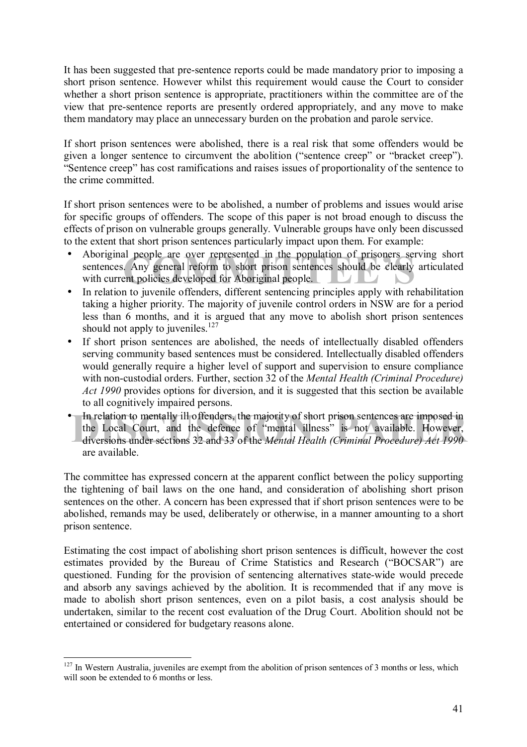It has been suggested that pre-sentence reports could be made mandatory prior to imposing a short prison sentence. However whilst this requirement would cause the Court to consider whether a short prison sentence is appropriate, practitioners within the committee are of the view that pre-sentence reports are presently ordered appropriately, and any move to make them mandatory may place an unnecessary burden on the probation and parole service.

If short prison sentences were abolished, there is a real risk that some offenders would be given a longer sentence to circumvent the abolition ("sentence creep" or "bracket creep"). "Sentence creep" has cost ramifications and raises issues of proportionality of the sentence to the crime committed.

If short prison sentences were to be abolished, a number of problems and issues would arise for specific groups of offenders. The scope of this paper is not broad enough to discuss the effects of prison on vulnerable groups generally. Vulnerable groups have only been discussed to the extent that short prison sentences particularly impact upon them. For example:

- Aboriginal people are over represented in the population of prisoners serving short sentences. Any general reform to short prison sentences should be clearly articulated with current policies developed for Aboriginal people.
- In relation to juvenile offenders, different sentencing principles apply with rehabilitation taking a higher priority. The majority of juvenile control orders in NSW are for a period less than 6 months, and it is argued that any move to abolish short prison sentences should not apply to juveniles.[127]
- If short prison sentences are abolished, the needs of intellectually disabled offenders serving community based sentences must be considered. Intellectually disabled offenders would generally require a higher level of support and supervision to ensure compliance with non-custodial orders. Further, section 32 of the *Mental Health (Criminal Procedure) Act 1990* provides options for diversion, and it is suggested that this section be available to all cognitively impaired persons.
- In relation to mentally ill offenders, the majority of short prison sentences are imposed in the Local Court, and the defence of "mental illness" is not available. However, diversions under sections 32 and 33 of the *Mental Health (Criminal Procedure) Act 1990* are available.

The committee has expressed concern at the apparent conflict between the policy supporting the tightening of bail laws on the one hand, and consideration of abolishing short prison sentences on the other. A concern has been expressed that if short prison sentences were to be abolished, remands may be used, deliberately or otherwise, in a manner amounting to a short prison sentence.

Estimating the cost impact of abolishing short prison sentences is difficult, however the cost estimates provided by the Bureau of Crime Statistics and Research ("BOCSAR") are questioned. Funding for the provision of sentencing alternatives state-wide would precede and absorb any savings achieved by the abolition. It is recommended that if any move is made to abolish short prison sentences, even on a pilot basis, a cost analysis should be undertaken, similar to the recent cost evaluation of the Drug Court. Abolition should not be entertained or considered for budgetary reasons alone.

---

[127] In Western Australia, juveniles are exempt from the abolition of prison sentences of 3 months or less, which will soon be extended to 6 months or less.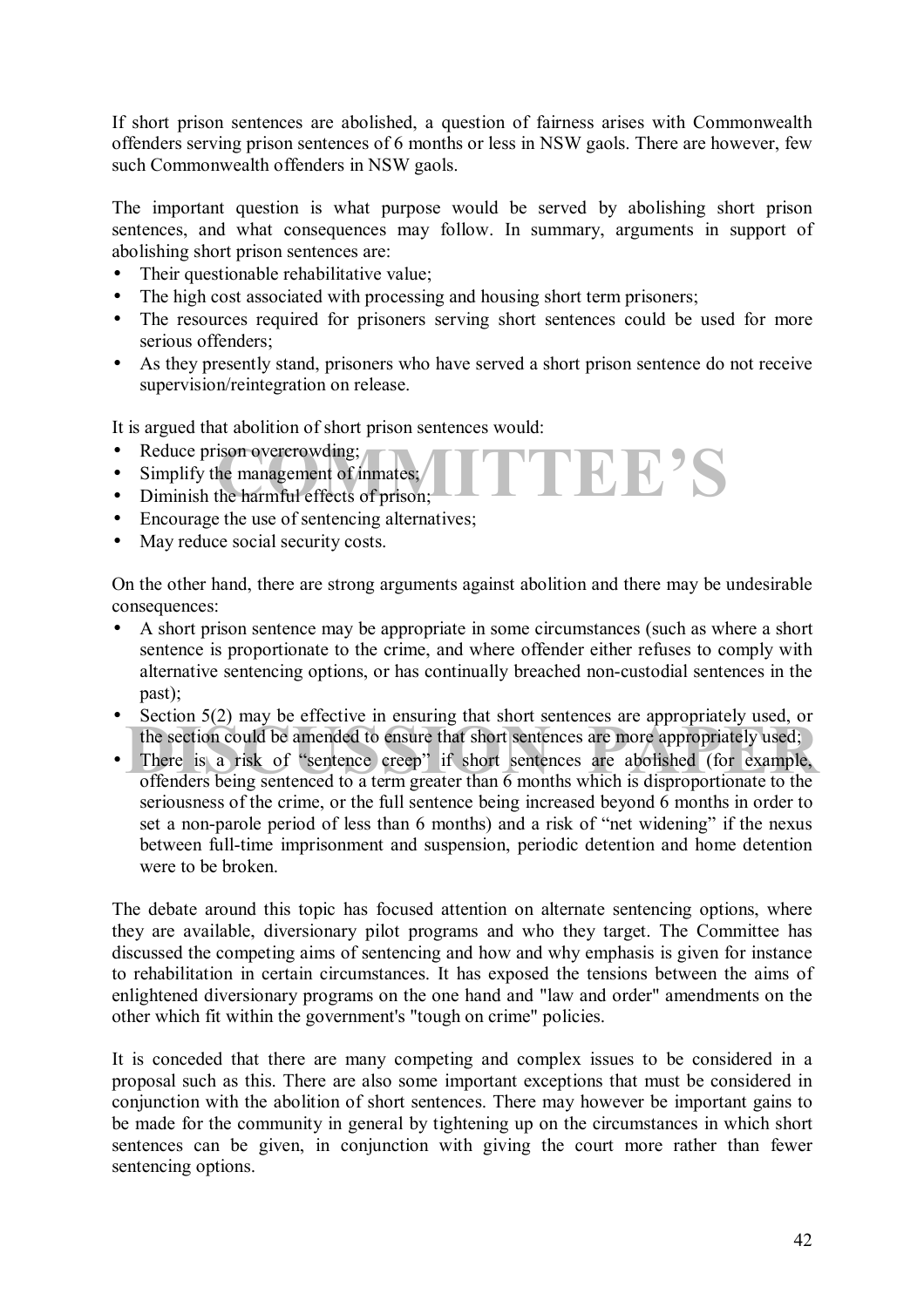If short prison sentences are abolished, a question of fairness arises with Commonwealth offenders serving prison sentences of 6 months or less in NSW gaols. There are however, few such Commonwealth offenders in NSW gaols.

The important question is what purpose would be served by abolishing short prison sentences, and what consequences may follow. In summary, arguments in support of abolishing short prison sentences are:

- Their questionable rehabilitative value;
- The high cost associated with processing and housing short term prisoners;
- The resources required for prisoners serving short sentences could be used for more serious offenders;
- As they presently stand, prisoners who have served a short prison sentence do not receive supervision/reintegration on release.

It is argued that abolition of short prison sentences would:

- Reduce prison overcrowding;
- Simplify the management of inmates;
- Diminish the harmful effects of prison;
- Encourage the use of sentencing alternatives;
- May reduce social security costs.

On the other hand, there are strong arguments against abolition and there may be undesirable consequences:

- A short prison sentence may be appropriate in some circumstances (such as where a short sentence is proportionate to the crime, and where offender either refuses to comply with alternative sentencing options, or has continually breached non-custodial sentences in the past);
- Section 5(2) may be effective in ensuring that short sentences are appropriately used, or the section could be amended to ensure that short sentences are more appropriately used;
- There is a risk of "sentence creep" if short sentences are abolished (for example, offenders being sentenced to a term greater than 6 months which is disproportionate to the seriousness of the crime, or the full sentence being increased beyond 6 months in order to set a non-parole period of less than 6 months) and a risk of "net widening" if the nexus between full-time imprisonment and suspension, periodic detention and home detention were to be broken.

The debate around this topic has focused attention on alternate sentencing options, where they are available, diversionary pilot programs and who they target. The Committee has discussed the competing aims of sentencing and how and why emphasis is given for instance to rehabilitation in certain circumstances. It has exposed the tensions between the aims of enlightened diversionary programs on the one hand and "law and order" amendments on the other which fit within the government's "tough on crime" policies.

It is conceded that there are many competing and complex issues to be considered in a proposal such as this. There are also some important exceptions that must be considered in conjunction with the abolition of short sentences. There may however be important gains to be made for the community in general by tightening up on the circumstances in which short sentences can be given, in conjunction with giving the court more rather than fewer sentencing options.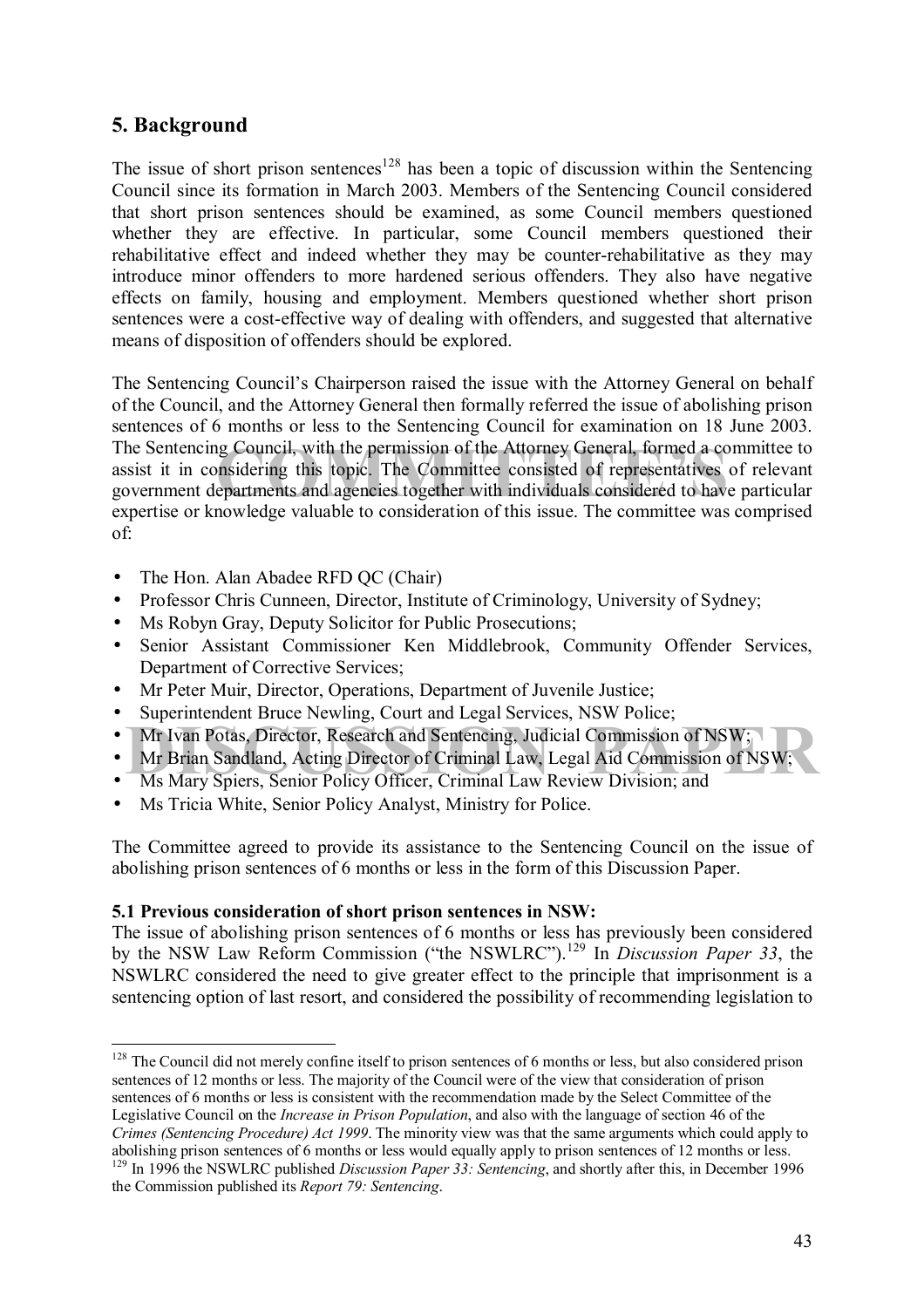## 5. Background

The issue of short prison sentences[128] has been a topic of discussion within the Sentencing Council since its formation in March 2003. Members of the Sentencing Council considered that short prison sentences should be examined, as some Council members questioned whether they are effective. In particular, some Council members questioned their rehabilitative effect and indeed whether they may be counter-rehabilitative as they may introduce minor offenders to more hardened serious offenders. They also have negative effects on family, housing and employment. Members questioned whether short prison sentences were a cost-effective way of dealing with offenders, and suggested that alternative means of disposition of offenders should be explored.

The Sentencing Council's Chairperson raised the issue with the Attorney General on behalf of the Council, and the Attorney General then formally referred the issue of abolishing prison sentences of 6 months or less to the Sentencing Council for examination on 18 June 2003. The Sentencing Council, with the permission of the Attorney General, formed a committee to assist it in considering this topic. The Committee consisted of representatives of relevant government departments and agencies together with individuals considered to have particular expertise or knowledge valuable to consideration of this issue. The committee was comprised of:

- The Hon. Alan Abadee RFD QC (Chair)
- Professor Chris Cunneen, Director, Institute of Criminology, University of Sydney;
- Ms Robyn Gray, Deputy Solicitor for Public Prosecutions;
- Senior Assistant Commissioner Ken Middlebrook, Community Offender Services, Department of Corrective Services;
- Mr Peter Muir, Director, Operations, Department of Juvenile Justice;
- Superintendent Bruce Newling, Court and Legal Services, NSW Police;
- Mr Ivan Potas, Director, Research and Sentencing, Judicial Commission of NSW;
- Mr Brian Sandland, Acting Director of Criminal Law, Legal Aid Commission of NSW;
- Ms Mary Spiers, Senior Policy Officer, Criminal Law Review Division; and
- Ms Tricia White, Senior Policy Analyst, Ministry for Police.

The Committee agreed to provide its assistance to the Sentencing Council on the issue of abolishing prison sentences of 6 months or less in the form of this Discussion Paper.

### 5.1 Previous consideration of short prison sentences in NSW:

The issue of abolishing prison sentences of 6 months or less has previously been considered by the NSW Law Reform Commission ("the NSWLRC").[129] In *Discussion Paper 33*, the NSWLRC considered the need to give greater effect to the principle that imprisonment is a sentencing option of last resort, and considered the possibility of recommending legislation to

---

[128] The Council did not merely confine itself to prison sentences of 6 months or less, but also considered prison sentences of 12 months or less. The majority of the Council were of the view that consideration of prison sentences of 6 months or less is consistent with the recommendation made by the Select Committee of the Legislative Council on the *Increase in Prison Population*, and also with the language of section 46 of the *Crimes (Sentencing Procedure) Act 1999*. The minority view was that the same arguments which could apply to abolishing prison sentences of 6 months or less would equally apply to prison sentences of 12 months or less.

[129] In 1996 the NSWLRC published *Discussion Paper 33: Sentencing*, and shortly after this, in December 1996 the Commission published its *Report 79: Sentencing*.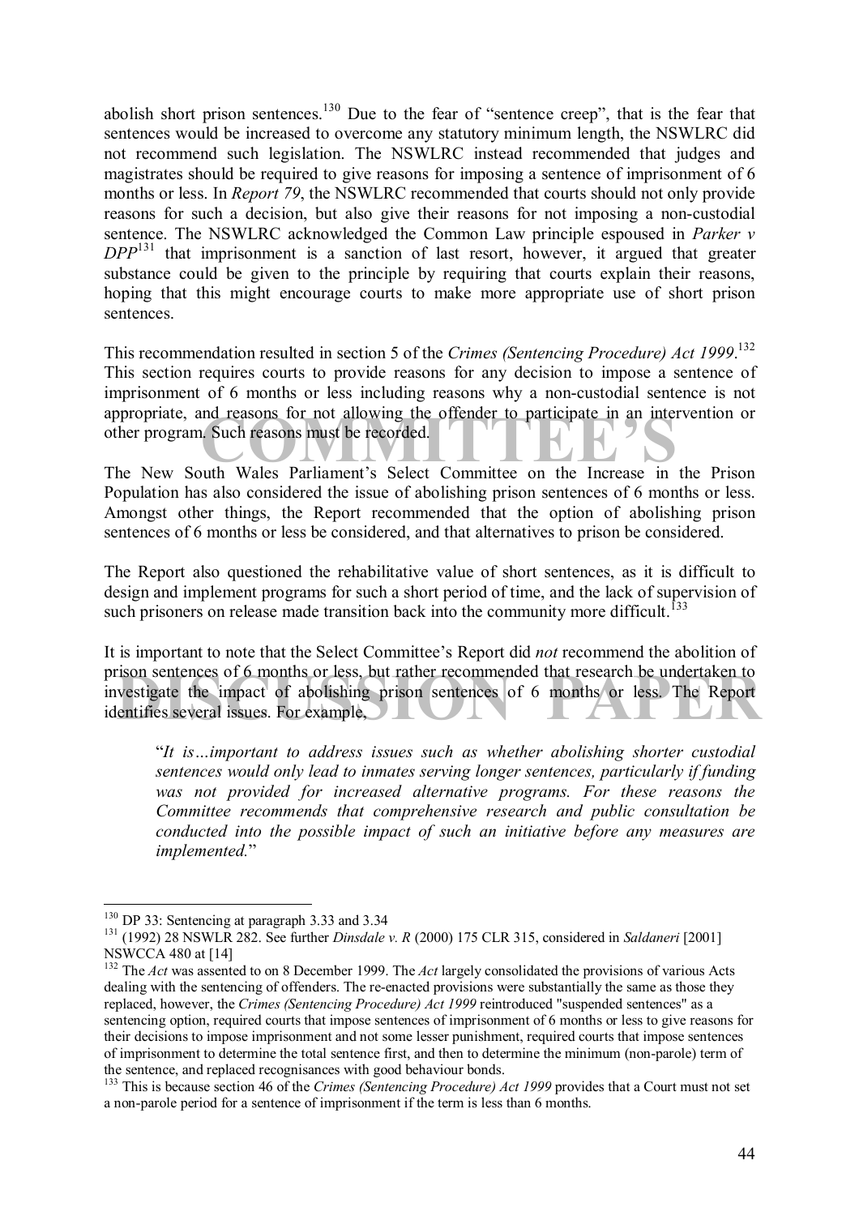abolish short prison sentences.[130] Due to the fear of "sentence creep", that is the fear that sentences would be increased to overcome any statutory minimum length, the NSWLRC did not recommend such legislation. The NSWLRC instead recommended that judges and magistrates should be required to give reasons for imposing a sentence of imprisonment of 6 months or less. In *Report 79*, the NSWLRC recommended that courts should not only provide reasons for such a decision, but also give their reasons for not imposing a non-custodial sentence. The NSWLRC acknowledged the Common Law principle espoused in *Parker v DPP*[131] that imprisonment is a sanction of last resort, however, it argued that greater substance could be given to the principle by requiring that courts explain their reasons, hoping that this might encourage courts to make more appropriate use of short prison sentences.

This recommendation resulted in section 5 of the *Crimes (Sentencing Procedure) Act 1999*.[132] This section requires courts to provide reasons for any decision to impose a sentence of imprisonment of 6 months or less including reasons why a non-custodial sentence is not appropriate, and reasons for not allowing the offender to participate in an intervention or other program. Such reasons must be recorded.

The New South Wales Parliament's Select Committee on the Increase in the Prison Population has also considered the issue of abolishing prison sentences of 6 months or less. Amongst other things, the Report recommended that the option of abolishing prison sentences of 6 months or less be considered, and that alternatives to prison be considered.

The Report also questioned the rehabilitative value of short sentences, as it is difficult to design and implement programs for such a short period of time, and the lack of supervision of such prisoners on release made transition back into the community more difficult.[133]

It is important to note that the Select Committee's Report did *not* recommend the abolition of prison sentences of 6 months or less, but rather recommended that research be undertaken to investigate the impact of abolishing prison sentences of 6 months or less. The Report identifies several issues. For example,

> "*It is…important to address issues such as whether abolishing shorter custodial sentences would only lead to inmates serving longer sentences, particularly if funding was not provided for increased alternative programs. For these reasons the Committee recommends that comprehensive research and public consultation be conducted into the possible impact of such an initiative before any measures are implemented.*"

---

[130] DP 33: Sentencing at paragraph 3.33 and 3.34

[131] (1992) 28 NSWLR 282. See further *Dinsdale v. R* (2000) 175 CLR 315, considered in *Saldaneri* [2001] NSWCCA 480 at [14]

[132] The *Act* was assented to on 8 December 1999. The *Act* largely consolidated the provisions of various Acts dealing with the sentencing of offenders. The re-enacted provisions were substantially the same as those they replaced, however, the *Crimes (Sentencing Procedure) Act 1999* reintroduced "suspended sentences" as a sentencing option, required courts that impose sentences of imprisonment of 6 months or less to give reasons for their decisions to impose imprisonment and not some lesser punishment, required courts that impose sentences of imprisonment to determine the total sentence first, and then to determine the minimum (non-parole) term of the sentence, and replaced recognisances with good behaviour bonds.

[133] This is because section 46 of the *Crimes (Sentencing Procedure) Act 1999* provides that a Court must not set a non-parole period for a sentence of imprisonment if the term is less than 6 months.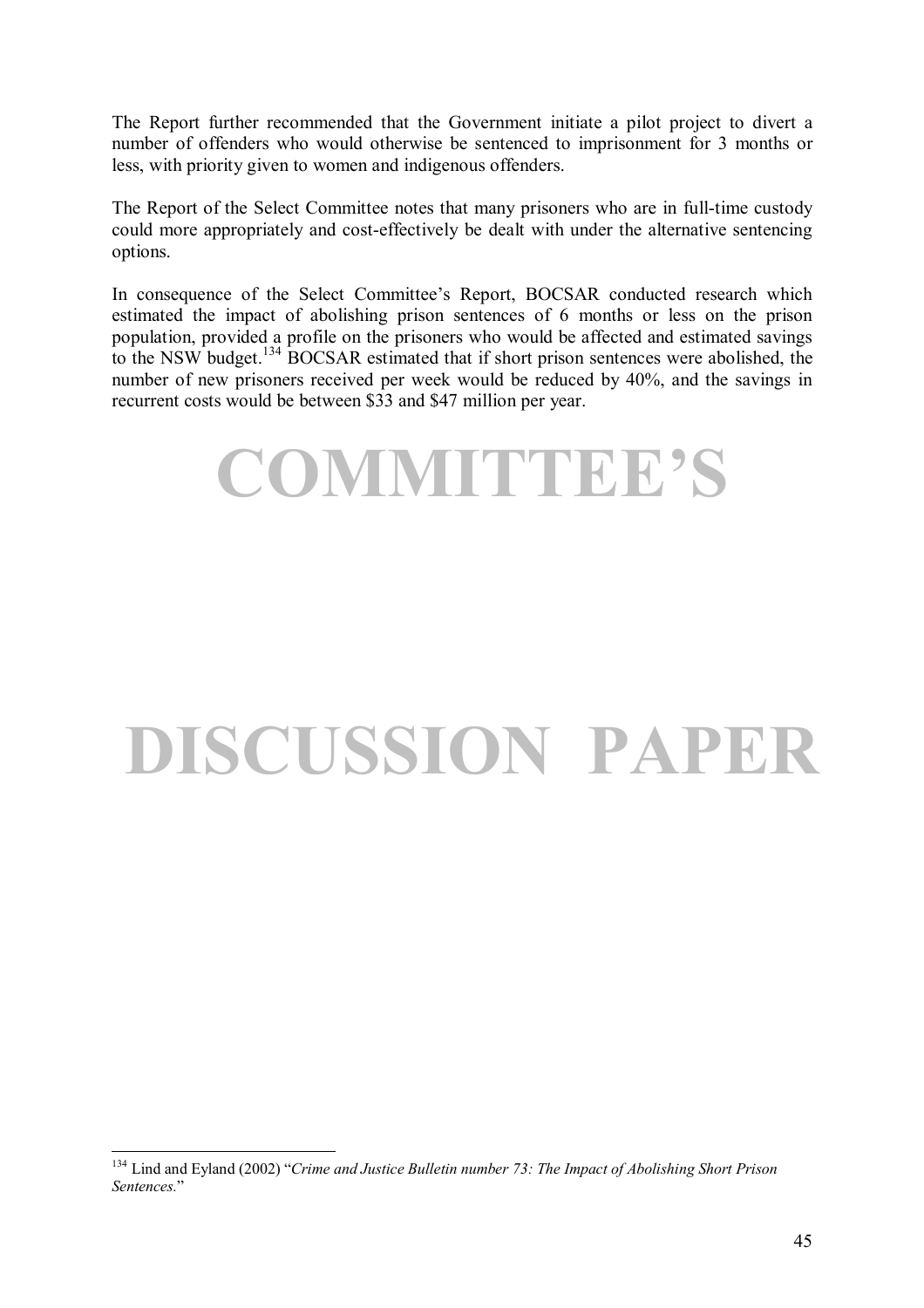The Report further recommended that the Government initiate a pilot project to divert a number of offenders who would otherwise be sentenced to imprisonment for 3 months or less, with priority given to women and indigenous offenders.

The Report of the Select Committee notes that many prisoners who are in full-time custody could more appropriately and cost-effectively be dealt with under the alternative sentencing options.

In consequence of the Select Committee's Report, BOCSAR conducted research which estimated the impact of abolishing prison sentences of 6 months or less on the prison population, provided a profile on the prisoners who would be affected and estimated savings to the NSW budget.[134] BOCSAR estimated that if short prison sentences were abolished, the number of new prisoners received per week would be reduced by 40%, and the savings in recurrent costs would be between $33 and $47 million per year.

---

[134] Lind and Eyland (2002) "*Crime and Justice Bulletin number 73: The Impact of Abolishing Short Prison Sentences.*"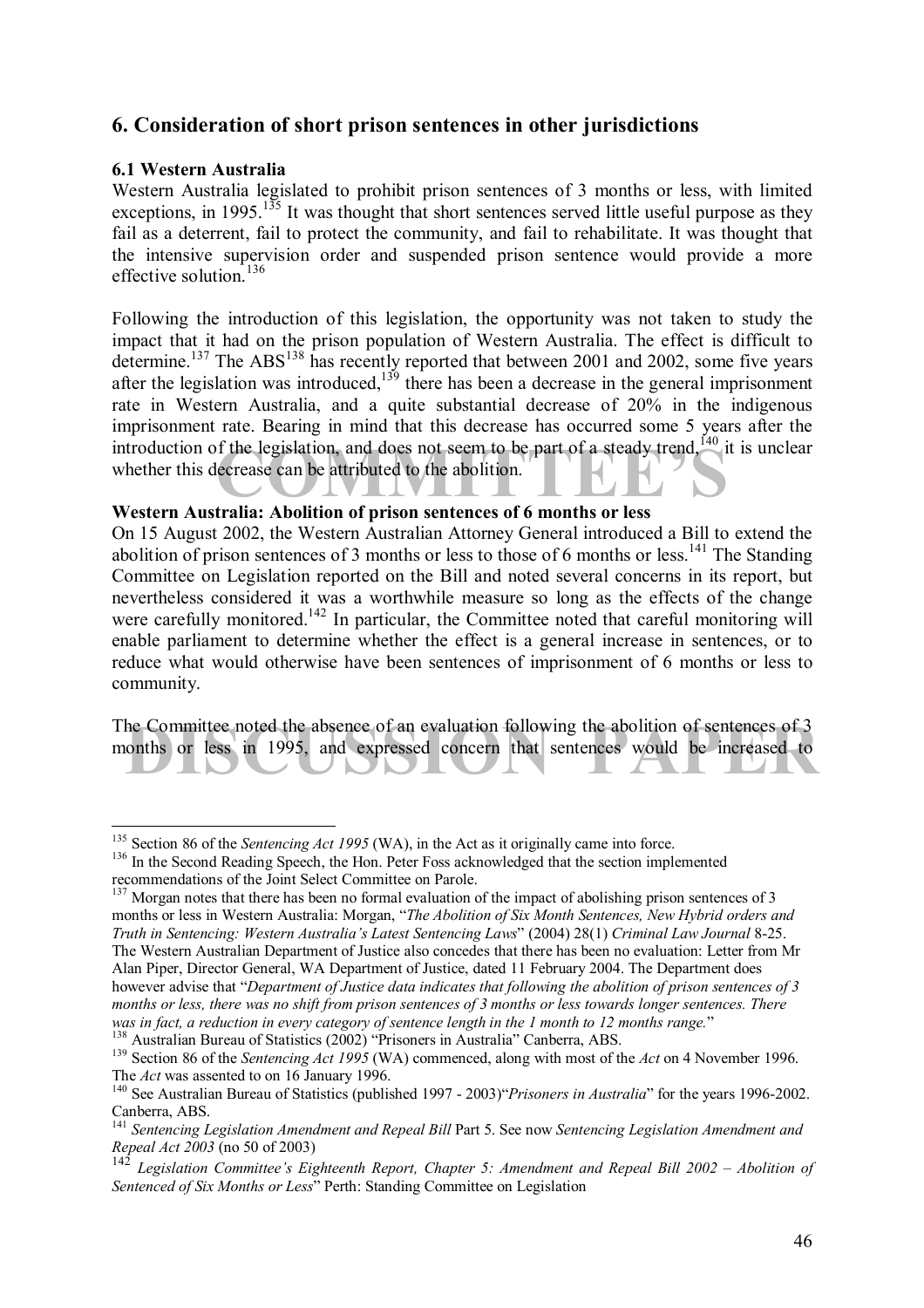## 6. Consideration of short prison sentences in other jurisdictions

### 6.1 Western Australia

Western Australia legislated to prohibit prison sentences of 3 months or less, with limited exceptions, in 1995.[135] It was thought that short sentences served little useful purpose as they fail as a deterrent, fail to protect the community, and fail to rehabilitate. It was thought that the intensive supervision order and suspended prison sentence would provide a more effective solution.[136]

Following the introduction of this legislation, the opportunity was not taken to study the impact that it had on the prison population of Western Australia. The effect is difficult to determine.[137] The ABS[138] has recently reported that between 2001 and 2002, some five years after the legislation was introduced,[139] there has been a decrease in the general imprisonment rate in Western Australia, and a quite substantial decrease of 20% in the indigenous imprisonment rate. Bearing in mind that this decrease has occurred some 5 years after the introduction of the legislation, and does not seem to be part of a steady trend,[140] it is unclear whether this decrease can be attributed to the abolition.

**Western Australia: Abolition of prison sentences of 6 months or less**

On 15 August 2002, the Western Australian Attorney General introduced a Bill to extend the abolition of prison sentences of 3 months or less to those of 6 months or less.[141] The Standing Committee on Legislation reported on the Bill and noted several concerns in its report, but nevertheless considered it was a worthwhile measure so long as the effects of the change were carefully monitored.[142] In particular, the Committee noted that careful monitoring will enable parliament to determine whether the effect is a general increase in sentences, or to reduce what would otherwise have been sentences of imprisonment of 6 months or less to community.

The Committee noted the absence of an evaluation following the abolition of sentences of 3 months or less in 1995, and expressed concern that sentences would be increased to

---

[135] Section 86 of the *Sentencing Act 1995* (WA), in the Act as it originally came into force.

[136] In the Second Reading Speech, the Hon. Peter Foss acknowledged that the section implemented recommendations of the Joint Select Committee on Parole.

[137] Morgan notes that there has been no formal evaluation of the impact of abolishing prison sentences of 3 months or less in Western Australia: Morgan, "*The Abolition of Six Month Sentences, New Hybrid orders and Truth in Sentencing: Western Australia's Latest Sentencing Laws*" (2004) 28(1) *Criminal Law Journal* 8-25. The Western Australian Department of Justice also concedes that there has been no evaluation: Letter from Mr Alan Piper, Director General, WA Department of Justice, dated 11 February 2004. The Department does however advise that "*Department of Justice data indicates that following the abolition of prison sentences of 3 months or less, there was no shift from prison sentences of 3 months or less towards longer sentences. There was in fact, a reduction in every category of sentence length in the 1 month to 12 months range.*"

[138] Australian Bureau of Statistics (2002) "Prisoners in Australia" Canberra, ABS.

[139] Section 86 of the *Sentencing Act 1995* (WA) commenced, along with most of the *Act* on 4 November 1996. The *Act* was assented to on 16 January 1996.

[140] See Australian Bureau of Statistics (published 1997 - 2003)"*Prisoners in Australia*" for the years 1996-2002. Canberra, ABS.

[141] *Sentencing Legislation Amendment and Repeal Bill* Part 5. See now *Sentencing Legislation Amendment and Repeal Act 2003* (no 50 of 2003)

[142] *Legislation Committee's Eighteenth Report, Chapter 5: Amendment and Repeal Bill 2002 – Abolition of Sentenced of Six Months or Less*" Perth: Standing Committee on Legislation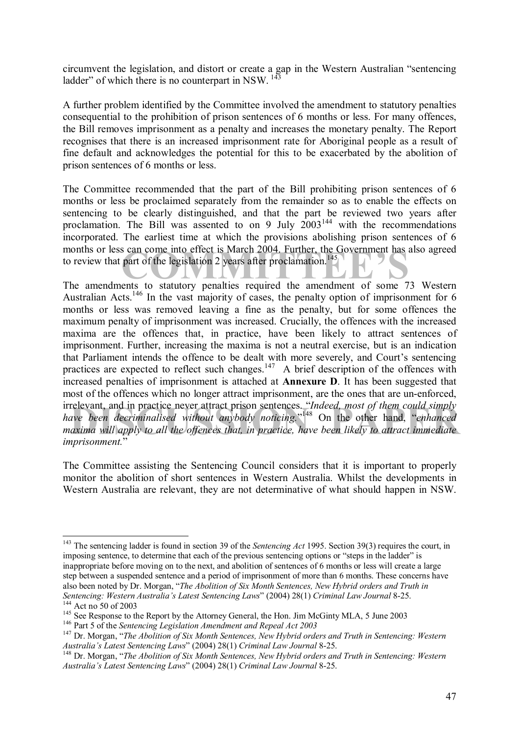circumvent the legislation, and distort or create a gap in the Western Australian "sentencing ladder" of which there is no counterpart in NSW. [143]

A further problem identified by the Committee involved the amendment to statutory penalties consequential to the prohibition of prison sentences of 6 months or less. For many offences, the Bill removes imprisonment as a penalty and increases the monetary penalty. The Report recognises that there is an increased imprisonment rate for Aboriginal people as a result of fine default and acknowledges the potential for this to be exacerbated by the abolition of prison sentences of 6 months or less.

The Committee recommended that the part of the Bill prohibiting prison sentences of 6 months or less be proclaimed separately from the remainder so as to enable the effects on sentencing to be clearly distinguished, and that the part be reviewed two years after proclamation. The Bill was assented to on 9 July 2003[144] with the recommendations incorporated. The earliest time at which the provisions abolishing prison sentences of 6 months or less can come into effect is March 2004. Further, the Government has also agreed to review that part of the legislation 2 years after proclamation.[145]

The amendments to statutory penalties required the amendment of some 73 Western Australian Acts.[146] In the vast majority of cases, the penalty option of imprisonment for 6 months or less was removed leaving a fine as the penalty, but for some offences the maximum penalty of imprisonment was increased. Crucially, the offences with the increased maxima are the offences that, in practice, have been likely to attract sentences of imprisonment. Further, increasing the maxima is not a neutral exercise, but is an indication that Parliament intends the offence to be dealt with more severely, and Court's sentencing practices are expected to reflect such changes.[147] A brief description of the offences with increased penalties of imprisonment is attached at **Annexure D**. It has been suggested that most of the offences which no longer attract imprisonment, are the ones that are un-enforced, irrelevant, and in practice never attract prison sentences. "*Indeed, most of them could simply have been decriminalised without anybody noticing.*"[148] On the other hand, "*enhanced maxima will apply to all the offences that, in practice, have been likely to attract immediate imprisonment.*"

The Committee assisting the Sentencing Council considers that it is important to properly monitor the abolition of short sentences in Western Australia. Whilst the developments in Western Australia are relevant, they are not determinative of what should happen in NSW.

---

[143] The sentencing ladder is found in section 39 of the *Sentencing Act* 1995. Section 39(3) requires the court, in imposing sentence, to determine that each of the previous sentencing options or "steps in the ladder" is inappropriate before moving on to the next, and abolition of sentences of 6 months or less will create a large step between a suspended sentence and a period of imprisonment of more than 6 months. These concerns have also been noted by Dr. Morgan, "*The Abolition of Six Month Sentences, New Hybrid orders and Truth in Sentencing: Western Australia's Latest Sentencing Laws*" (2004) 28(1) *Criminal Law Journal* 8-25.

[144] Act no 50 of 2003

[145] See Response to the Report by the Attorney General, the Hon. Jim McGinty MLA, 5 June 2003

[146] Part 5 of the *Sentencing Legislation Amendment and Repeal Act 2003*

[147] Dr. Morgan, "*The Abolition of Six Month Sentences, New Hybrid orders and Truth in Sentencing: Western Australia's Latest Sentencing Laws*" (2004) 28(1) *Criminal Law Journal* 8-25.

[148] Dr. Morgan, "*The Abolition of Six Month Sentences, New Hybrid orders and Truth in Sentencing: Western Australia's Latest Sentencing Laws*" (2004) 28(1) *Criminal Law Journal* 8-25.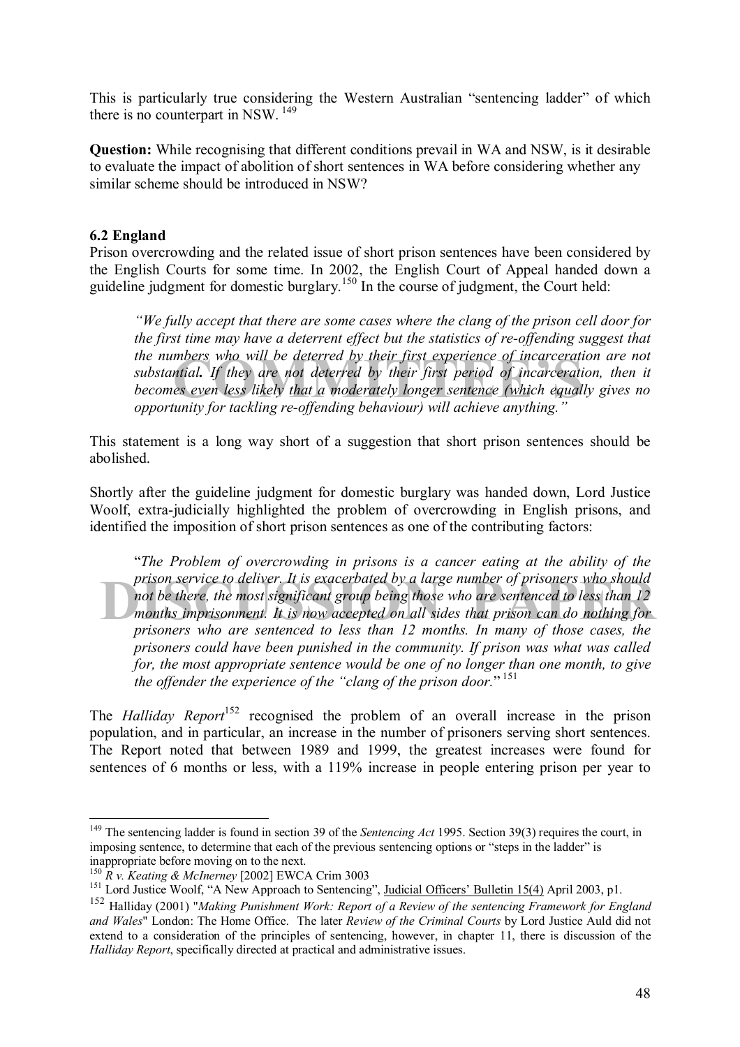This is particularly true considering the Western Australian "sentencing ladder" of which there is no counterpart in NSW.[149]

**Question:** While recognising that different conditions prevail in WA and NSW, is it desirable to evaluate the impact of abolition of short sentences in WA before considering whether any similar scheme should be introduced in NSW?

### 6.2 England

Prison overcrowding and the related issue of short prison sentences have been considered by the English Courts for some time. In 2002, the English Court of Appeal handed down a guideline judgment for domestic burglary.[150] In the course of judgment, the Court held:

> *"We fully accept that there are some cases where the clang of the prison cell door for the first time may have a deterrent effect but the statistics of re-offending suggest that the numbers who will be deterred by their first experience of incarceration are not substantial. If they are not deterred by their first period of incarceration, then it becomes even less likely that a moderately longer sentence (which equally gives no opportunity for tackling re-offending behaviour) will achieve anything."*

This statement is a long way short of a suggestion that short prison sentences should be abolished.

Shortly after the guideline judgment for domestic burglary was handed down, Lord Justice Woolf, extra-judicially highlighted the problem of overcrowding in English prisons, and identified the imposition of short prison sentences as one of the contributing factors:

> "*The Problem of overcrowding in prisons is a cancer eating at the ability of the prison service to deliver. It is exacerbated by a large number of prisoners who should not be there, the most significant group being those who are sentenced to less than 12 months imprisonment. It is now accepted on all sides that prison can do nothing for prisoners who are sentenced to less than 12 months. In many of those cases, the prisoners could have been punished in the community. If prison was what was called for, the most appropriate sentence would be one of no longer than one month, to give the offender the experience of the "clang of the prison door.*"[151]

The *Halliday Report*[152] recognised the problem of an overall increase in the prison population, and in particular, an increase in the number of prisoners serving short sentences. The Report noted that between 1989 and 1999, the greatest increases were found for sentences of 6 months or less, with a 119% increase in people entering prison per year to

---

[149] The sentencing ladder is found in section 39 of the *Sentencing Act* 1995. Section 39(3) requires the court, in imposing sentence, to determine that each of the previous sentencing options or "steps in the ladder" is inappropriate before moving on to the next.

[150] *R v. Keating & McInerney* [2002] EWCA Crim 3003

[151] Lord Justice Woolf, "A New Approach to Sentencing", Judicial Officers' Bulletin 15(4) April 2003, p1.

[152] Halliday (2001) "*Making Punishment Work: Report of a Review of the sentencing Framework for England and Wales*" London: The Home Office. The later *Review of the Criminal Courts* by Lord Justice Auld did not extend to a consideration of the principles of sentencing, however, in chapter 11, there is discussion of the *Halliday Report*, specifically directed at practical and administrative issues.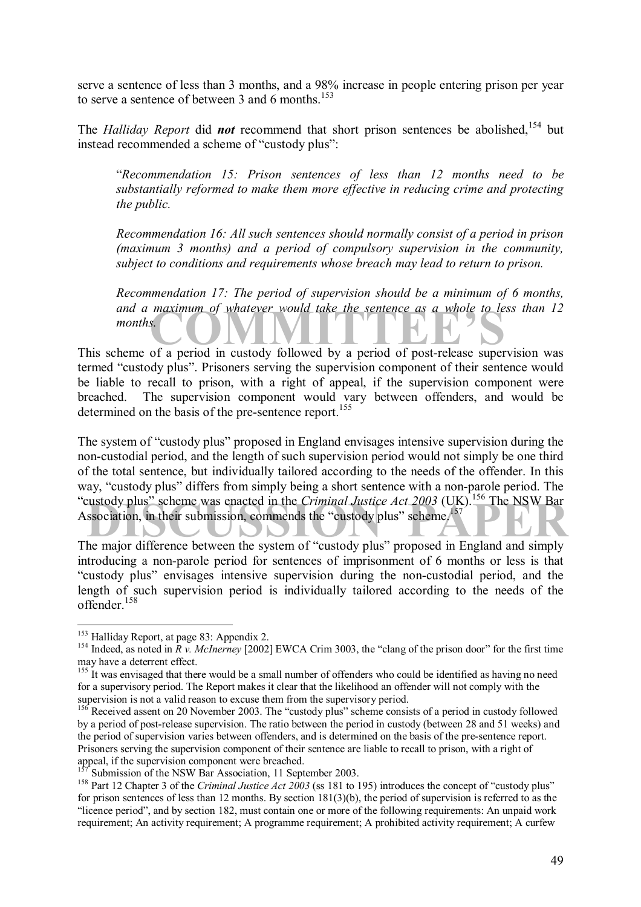serve a sentence of less than 3 months, and a 98% increase in people entering prison per year to serve a sentence of between 3 and 6 months.[153]

The *Halliday Report* did ***not*** recommend that short prison sentences be abolished,[154] but instead recommended a scheme of "custody plus":

> "*Recommendation 15: Prison sentences of less than 12 months need to be substantially reformed to make them more effective in reducing crime and protecting the public.*
>
> *Recommendation 16: All such sentences should normally consist of a period in prison (maximum 3 months) and a period of compulsory supervision in the community, subject to conditions and requirements whose breach may lead to return to prison.*
>
> *Recommendation 17: The period of supervision should be a minimum of 6 months, and a maximum of whatever would take the sentence as a whole to less than 12 months.*

This scheme of a period in custody followed by a period of post-release supervision was termed "custody plus". Prisoners serving the supervision component of their sentence would be liable to recall to prison, with a right of appeal, if the supervision component were breached. The supervision component would vary between offenders, and would be determined on the basis of the pre-sentence report.[155]

The system of "custody plus" proposed in England envisages intensive supervision during the non-custodial period, and the length of such supervision period would not simply be one third of the total sentence, but individually tailored according to the needs of the offender. In this way, "custody plus" differs from simply being a short sentence with a non-parole period. The "custody plus" scheme was enacted in the *Criminal Justice Act 2003* (UK).[156] The NSW Bar Association, in their submission, commends the "custody plus" scheme.[157]

The major difference between the system of "custody plus" proposed in England and simply introducing a non-parole period for sentences of imprisonment of 6 months or less is that "custody plus" envisages intensive supervision during the non-custodial period, and the length of such supervision period is individually tailored according to the needs of the offender.[158]

---

[153] Halliday Report, at page 83: Appendix 2.

[154] Indeed, as noted in *R v. McInerney* [2002] EWCA Crim 3003, the "clang of the prison door" for the first time may have a deterrent effect.

[155] It was envisaged that there would be a small number of offenders who could be identified as having no need for a supervisory period. The Report makes it clear that the likelihood an offender will not comply with the supervision is not a valid reason to excuse them from the supervisory period.

[156] Received assent on 20 November 2003. The "custody plus" scheme consists of a period in custody followed by a period of post-release supervision. The ratio between the period in custody (between 28 and 51 weeks) and the period of supervision varies between offenders, and is determined on the basis of the pre-sentence report. Prisoners serving the supervision component of their sentence are liable to recall to prison, with a right of appeal, if the supervision component were breached.

[157] Submission of the NSW Bar Association, 11 September 2003.

[158] Part 12 Chapter 3 of the *Criminal Justice Act 2003* (ss 181 to 195) introduces the concept of "custody plus" for prison sentences of less than 12 months. By section 181(3)(b), the period of supervision is referred to as the "licence period", and by section 182, must contain one or more of the following requirements: An unpaid work requirement; An activity requirement; A programme requirement; A prohibited activity requirement; A curfew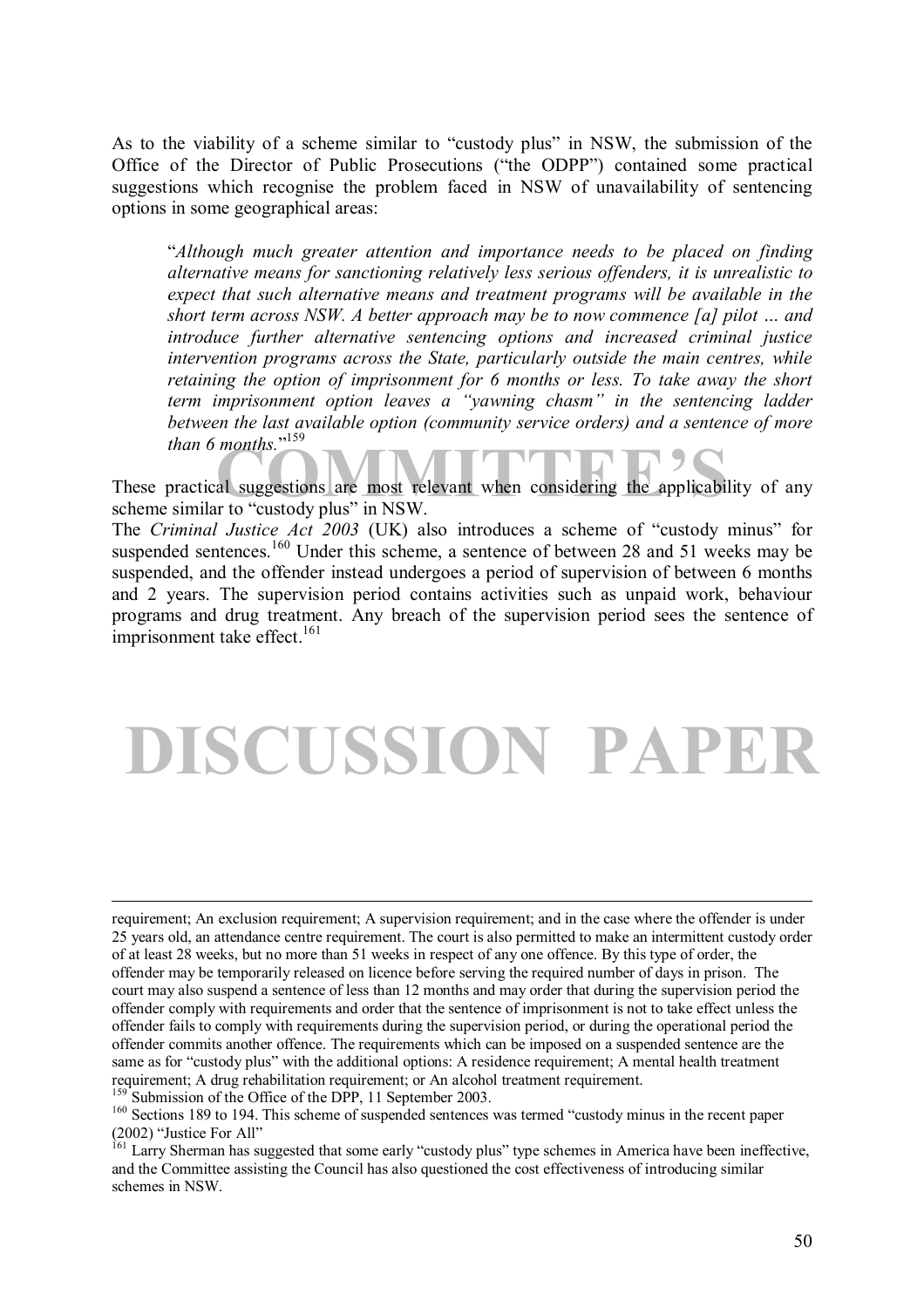As to the viability of a scheme similar to "custody plus" in NSW, the submission of the Office of the Director of Public Prosecutions ("the ODPP") contained some practical suggestions which recognise the problem faced in NSW of unavailability of sentencing options in some geographical areas:

> "*Although much greater attention and importance needs to be placed on finding alternative means for sanctioning relatively less serious offenders, it is unrealistic to expect that such alternative means and treatment programs will be available in the short term across NSW. A better approach may be to now commence [a] pilot … and introduce further alternative sentencing options and increased criminal justice intervention programs across the State, particularly outside the main centres, while retaining the option of imprisonment for 6 months or less. To take away the short term imprisonment option leaves a "yawning chasm" in the sentencing ladder between the last available option (community service orders) and a sentence of more than 6 months.*"[159]

These practical suggestions are most relevant when considering the applicability of any scheme similar to "custody plus" in NSW.

The *Criminal Justice Act 2003* (UK) also introduces a scheme of "custody minus" for suspended sentences.[160] Under this scheme, a sentence of between 28 and 51 weeks may be suspended, and the offender instead undergoes a period of supervision of between 6 months and 2 years. The supervision period contains activities such as unpaid work, behaviour programs and drug treatment. Any breach of the supervision period sees the sentence of imprisonment take effect.[161]

---

requirement; An exclusion requirement; A supervision requirement; and in the case where the offender is under 25 years old, an attendance centre requirement. The court is also permitted to make an intermittent custody order of at least 28 weeks, but no more than 51 weeks in respect of any one offence. By this type of order, the offender may be temporarily released on licence before serving the required number of days in prison. The court may also suspend a sentence of less than 12 months and may order that during the supervision period the offender comply with requirements and order that the sentence of imprisonment is not to take effect unless the offender fails to comply with requirements during the supervision period, or during the operational period the offender commits another offence. The requirements which can be imposed on a suspended sentence are the same as for "custody plus" with the additional options: A residence requirement; A mental health treatment requirement; A drug rehabilitation requirement; or An alcohol treatment requirement.

[159] Submission of the Office of the DPP, 11 September 2003.

[160] Sections 189 to 194. This scheme of suspended sentences was termed "custody minus in the recent paper (2002) "Justice For All"

[161] Larry Sherman has suggested that some early "custody plus" type schemes in America have been ineffective, and the Committee assisting the Council has also questioned the cost effectiveness of introducing similar schemes in NSW.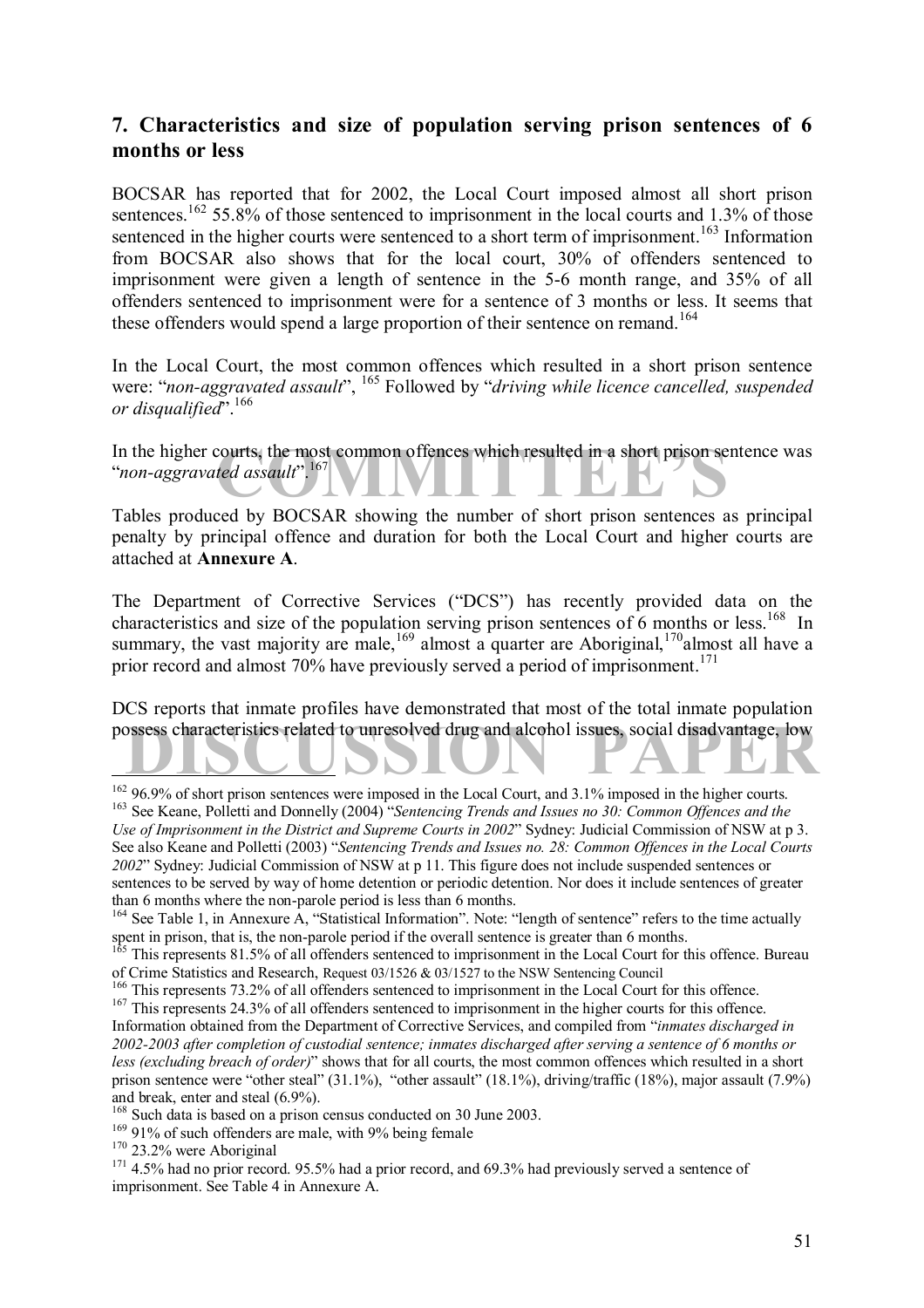## 7. Characteristics and size of population serving prison sentences of 6 months or less

BOCSAR has reported that for 2002, the Local Court imposed almost all short prison sentences.[162] 55.8% of those sentenced to imprisonment in the local courts and 1.3% of those sentenced in the higher courts were sentenced to a short term of imprisonment.[163] Information from BOCSAR also shows that for the local court, 30% of offenders sentenced to imprisonment were given a length of sentence in the 5-6 month range, and 35% of all offenders sentenced to imprisonment were for a sentence of 3 months or less. It seems that these offenders would spend a large proportion of their sentence on remand.[164]

In the Local Court, the most common offences which resulted in a short prison sentence were: "*non-aggravated assault*", [165] Followed by "*driving while licence cancelled, suspended or disqualified*".[166]

In the higher courts, the most common offences which resulted in a short prison sentence was "*non-aggravated assault*".[167]

Tables produced by BOCSAR showing the number of short prison sentences as principal penalty by principal offence and duration for both the Local Court and higher courts are attached at **Annexure A**.

The Department of Corrective Services ("DCS") has recently provided data on the characteristics and size of the population serving prison sentences of 6 months or less.[168] In summary, the vast majority are male,[169] almost a quarter are Aboriginal,[170] almost all have a prior record and almost 70% have previously served a period of imprisonment.[171]

DCS reports that inmate profiles have demonstrated that most of the total inmate population possess characteristics related to unresolved drug and alcohol issues, social disadvantage, low

---

[162] 96.9% of short prison sentences were imposed in the Local Court, and 3.1% imposed in the higher courts.

[163] See Keane, Polletti and Donnelly (2004) "*Sentencing Trends and Issues no 30: Common Offences and the Use of Imprisonment in the District and Supreme Courts in 2002*" Sydney: Judicial Commission of NSW at p 3. See also Keane and Polletti (2003) "*Sentencing Trends and Issues no. 28: Common Offences in the Local Courts 2002*" Sydney: Judicial Commission of NSW at p 11. This figure does not include suspended sentences or sentences to be served by way of home detention or periodic detention. Nor does it include sentences of greater than 6 months where the non-parole period is less than 6 months.

[164] See Table 1, in Annexure A, "Statistical Information". Note: "length of sentence" refers to the time actually spent in prison, that is, the non-parole period if the overall sentence is greater than 6 months.

[165] This represents 81.5% of all offenders sentenced to imprisonment in the Local Court for this offence. Bureau of Crime Statistics and Research, Request 03/1526 & 03/1527 to the NSW Sentencing Council

[166] This represents 73.2% of all offenders sentenced to imprisonment in the Local Court for this offence.

[167] This represents 24.3% of all offenders sentenced to imprisonment in the higher courts for this offence. Information obtained from the Department of Corrective Services, and compiled from "*inmates discharged in 2002-2003 after completion of custodial sentence; inmates discharged after serving a sentence of 6 months or less (excluding breach of order)*" shows that for all courts, the most common offences which resulted in a short prison sentence were "other steal" (31.1%), "other assault" (18.1%), driving/traffic (18%), major assault (7.9%) and break, enter and steal (6.9%).

[168] Such data is based on a prison census conducted on 30 June 2003.

[169] 91% of such offenders are male, with 9% being female

[170] 23.2% were Aboriginal

[171] 4.5% had no prior record. 95.5% had a prior record, and 69.3% had previously served a sentence of imprisonment. See Table 4 in Annexure A.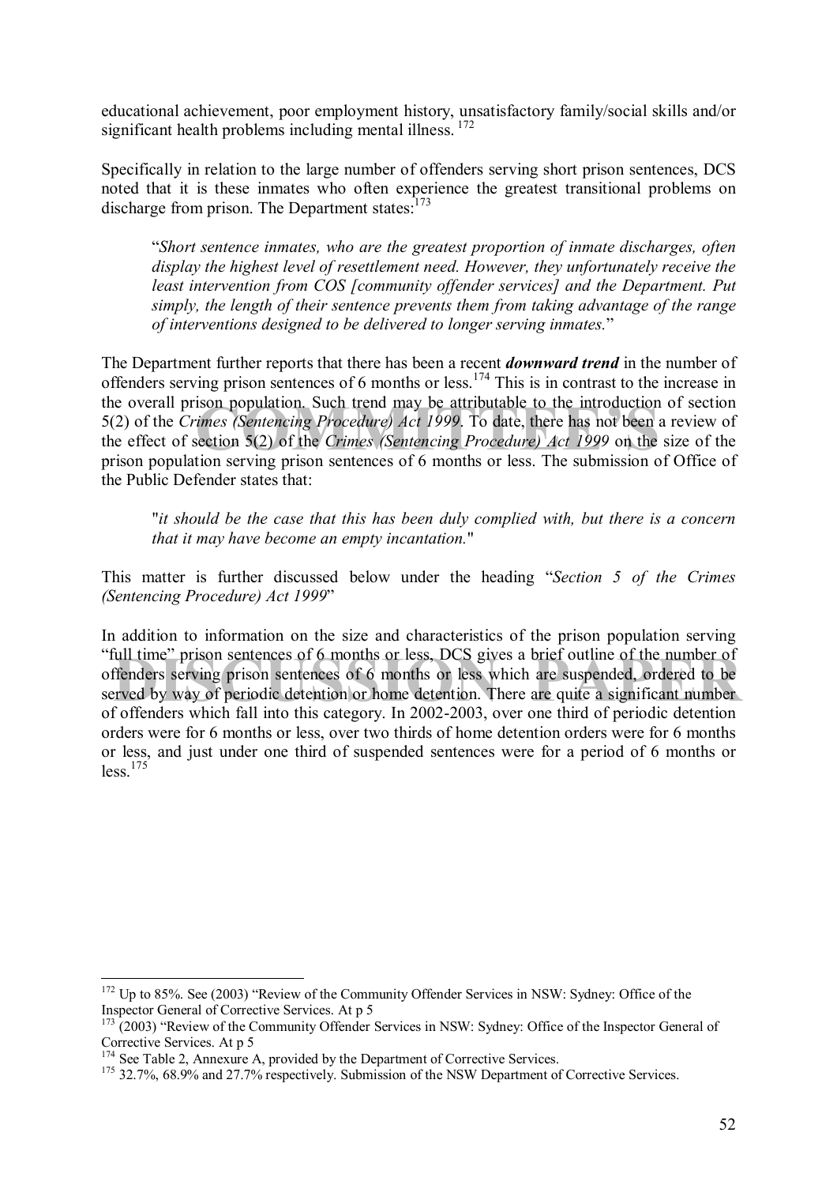educational achievement, poor employment history, unsatisfactory family/social skills and/or significant health problems including mental illness. [172]

Specifically in relation to the large number of offenders serving short prison sentences, DCS noted that it is these inmates who often experience the greatest transitional problems on discharge from prison. The Department states:[173]

> "*Short sentence inmates, who are the greatest proportion of inmate discharges, often display the highest level of resettlement need. However, they unfortunately receive the least intervention from COS [community offender services] and the Department. Put simply, the length of their sentence prevents them from taking advantage of the range of interventions designed to be delivered to longer serving inmates.*"

The Department further reports that there has been a recent ***downward trend*** in the number of offenders serving prison sentences of 6 months or less.[174] This is in contrast to the increase in the overall prison population. Such trend may be attributable to the introduction of section 5(2) of the *Crimes (Sentencing Procedure) Act 1999*. To date, there has not been a review of the effect of section 5(2) of the *Crimes (Sentencing Procedure) Act 1999* on the size of the prison population serving prison sentences of 6 months or less. The submission of Office of the Public Defender states that:

> "*it should be the case that this has been duly complied with, but there is a concern that it may have become an empty incantation.*"

This matter is further discussed below under the heading "*Section 5 of the Crimes (Sentencing Procedure) Act 1999*"

In addition to information on the size and characteristics of the prison population serving "full time" prison sentences of 6 months or less, DCS gives a brief outline of the number of offenders serving prison sentences of 6 months or less which are suspended, ordered to be served by way of periodic detention or home detention. There are quite a significant number of offenders which fall into this category. In 2002-2003, over one third of periodic detention orders were for 6 months or less, over two thirds of home detention orders were for 6 months or less, and just under one third of suspended sentences were for a period of 6 months or less.[175]

---

[172] Up to 85%. See (2003) "Review of the Community Offender Services in NSW: Sydney: Office of the Inspector General of Corrective Services. At p 5

[173] (2003) "Review of the Community Offender Services in NSW: Sydney: Office of the Inspector General of Corrective Services. At p 5

[174] See Table 2, Annexure A, provided by the Department of Corrective Services.

[175] 32.7%, 68.9% and 27.7% respectively. Submission of the NSW Department of Corrective Services.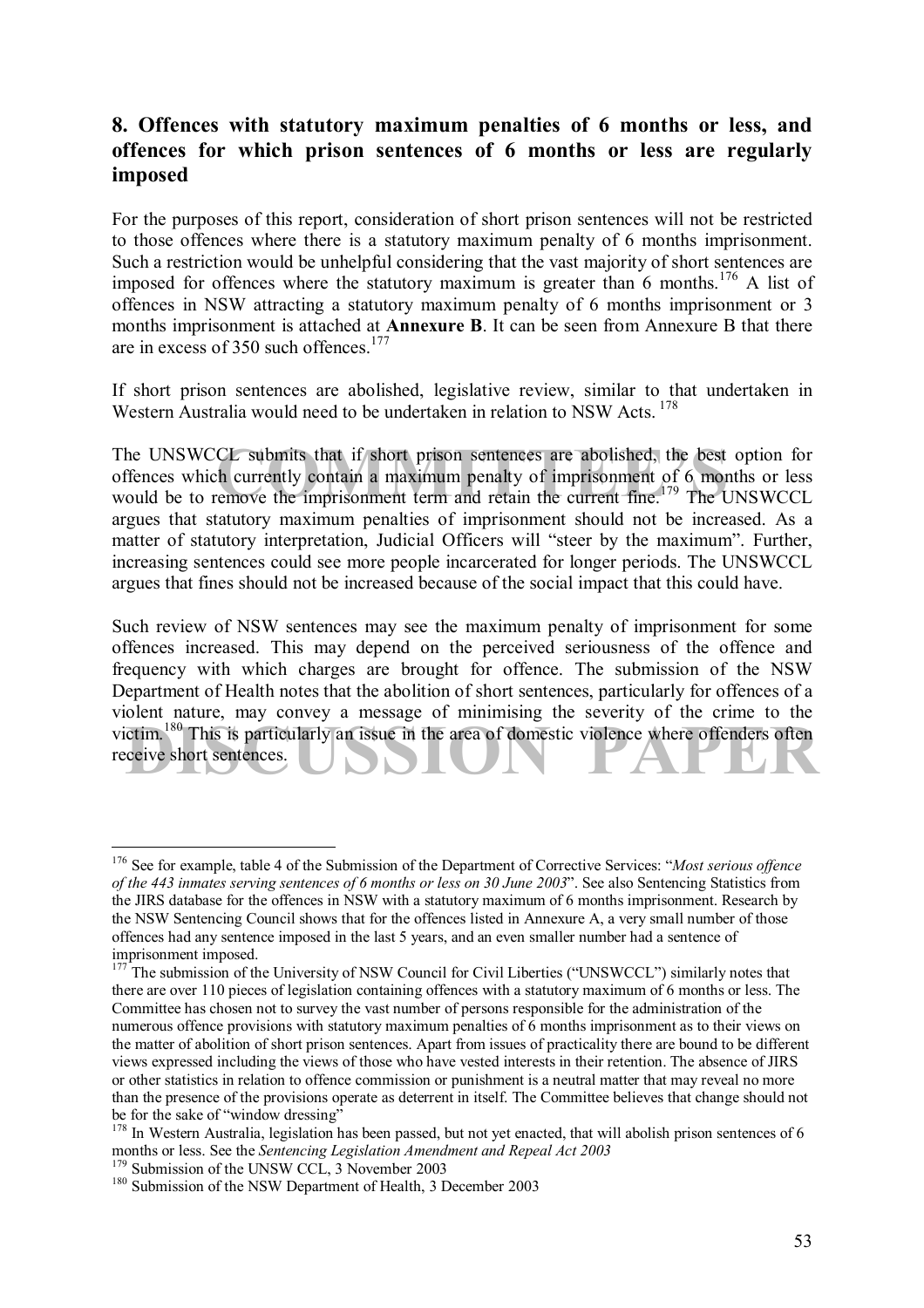## 8. Offences with statutory maximum penalties of 6 months or less, and offences for which prison sentences of 6 months or less are regularly imposed

For the purposes of this report, consideration of short prison sentences will not be restricted to those offences where there is a statutory maximum penalty of 6 months imprisonment. Such a restriction would be unhelpful considering that the vast majority of short sentences are imposed for offences where the statutory maximum is greater than 6 months.[176] A list of offences in NSW attracting a statutory maximum penalty of 6 months imprisonment or 3 months imprisonment is attached at **Annexure B**. It can be seen from Annexure B that there are in excess of 350 such offences.[177]

If short prison sentences are abolished, legislative review, similar to that undertaken in Western Australia would need to be undertaken in relation to NSW Acts.[178]

The UNSWCCL submits that if short prison sentences are abolished, the best option for offences which currently contain a maximum penalty of imprisonment of 6 months or less would be to remove the imprisonment term and retain the current fine.[179] The UNSWCCL argues that statutory maximum penalties of imprisonment should not be increased. As a matter of statutory interpretation, Judicial Officers will "steer by the maximum". Further, increasing sentences could see more people incarcerated for longer periods. The UNSWCCL argues that fines should not be increased because of the social impact that this could have.

Such review of NSW sentences may see the maximum penalty of imprisonment for some offences increased. This may depend on the perceived seriousness of the offence and frequency with which charges are brought for offence. The submission of the NSW Department of Health notes that the abolition of short sentences, particularly for offences of a violent nature, may convey a message of minimising the severity of the crime to the victim.[180] This is particularly an issue in the area of domestic violence where offenders often receive short sentences.

---

[176] See for example, table 4 of the Submission of the Department of Corrective Services: "*Most serious offence of the 443 inmates serving sentences of 6 months or less on 30 June 2003*". See also Sentencing Statistics from the JIRS database for the offences in NSW with a statutory maximum of 6 months imprisonment. Research by the NSW Sentencing Council shows that for the offences listed in Annexure A, a very small number of those offences had any sentence imposed in the last 5 years, and an even smaller number had a sentence of imprisonment imposed.

[177] The submission of the University of NSW Council for Civil Liberties ("UNSWCCL") similarly notes that there are over 110 pieces of legislation containing offences with a statutory maximum of 6 months or less. The Committee has chosen not to survey the vast number of persons responsible for the administration of the numerous offence provisions with statutory maximum penalties of 6 months imprisonment as to their views on the matter of abolition of short prison sentences. Apart from issues of practicality there are bound to be different views expressed including the views of those who have vested interests in their retention. The absence of JIRS or other statistics in relation to offence commission or punishment is a neutral matter that may reveal no more than the presence of the provisions operate as deterrent in itself. The Committee believes that change should not be for the sake of "window dressing"

[178] In Western Australia, legislation has been passed, but not yet enacted, that will abolish prison sentences of 6 months or less. See the *Sentencing Legislation Amendment and Repeal Act 2003*

[179] Submission of the UNSW CCL, 3 November 2003

[180] Submission of the NSW Department of Health, 3 December 2003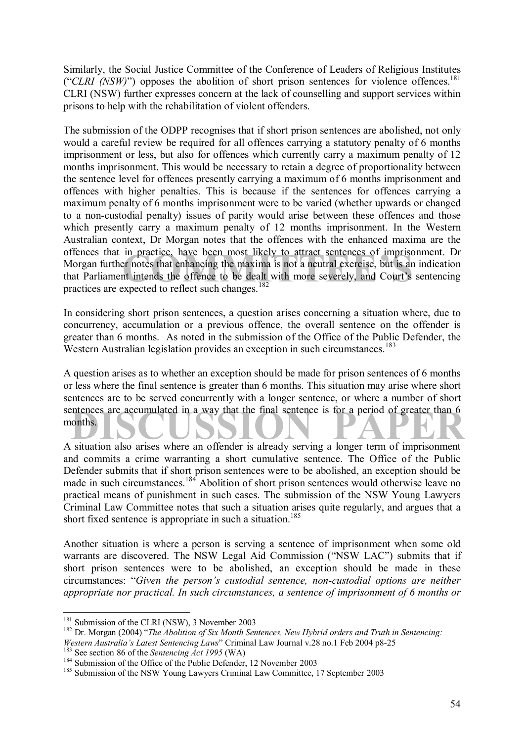Similarly, the Social Justice Committee of the Conference of Leaders of Religious Institutes ("*CLRI (NSW)*") opposes the abolition of short prison sentences for violence offences.[181] CLRI (NSW) further expresses concern at the lack of counselling and support services within prisons to help with the rehabilitation of violent offenders.

The submission of the ODPP recognises that if short prison sentences are abolished, not only would a careful review be required for all offences carrying a statutory penalty of 6 months imprisonment or less, but also for offences which currently carry a maximum penalty of 12 months imprisonment. This would be necessary to retain a degree of proportionality between the sentence level for offences presently carrying a maximum of 6 months imprisonment and offences with higher penalties. This is because if the sentences for offences carrying a maximum penalty of 6 months imprisonment were to be varied (whether upwards or changed to a non-custodial penalty) issues of parity would arise between these offences and those which presently carry a maximum penalty of 12 months imprisonment. In the Western Australian context, Dr Morgan notes that the offences with the enhanced maxima are the offences that in practice, have been most likely to attract sentences of imprisonment. Dr Morgan further notes that enhancing the maxima is not a neutral exercise, but is an indication that Parliament intends the offence to be dealt with more severely, and Court's sentencing practices are expected to reflect such changes.[182]

In considering short prison sentences, a question arises concerning a situation where, due to concurrency, accumulation or a previous offence, the overall sentence on the offender is greater than 6 months. As noted in the submission of the Office of the Public Defender, the Western Australian legislation provides an exception in such circumstances.[183]

A question arises as to whether an exception should be made for prison sentences of 6 months or less where the final sentence is greater than 6 months. This situation may arise where short sentences are to be served concurrently with a longer sentence, or where a number of short sentences are accumulated in a way that the final sentence is for a period of greater than 6 months.

A situation also arises where an offender is already serving a longer term of imprisonment and commits a crime warranting a short cumulative sentence. The Office of the Public Defender submits that if short prison sentences were to be abolished, an exception should be made in such circumstances.[184] Abolition of short prison sentences would otherwise leave no practical means of punishment in such cases. The submission of the NSW Young Lawyers Criminal Law Committee notes that such a situation arises quite regularly, and argues that a short fixed sentence is appropriate in such a situation.[185]

Another situation is where a person is serving a sentence of imprisonment when some old warrants are discovered. The NSW Legal Aid Commission ("NSW LAC") submits that if short prison sentences were to be abolished, an exception should be made in these circumstances: "*Given the person's custodial sentence, non-custodial options are neither appropriate nor practical. In such circumstances, a sentence of imprisonment of 6 months or*

---

[181] Submission of the CLRI (NSW), 3 November 2003

[182] Dr. Morgan (2004) "*The Abolition of Six Month Sentences, New Hybrid orders and Truth in Sentencing: Western Australia's Latest Sentencing Laws*" Criminal Law Journal v.28 no.1 Feb 2004 p8-25

[183] See section 86 of the *Sentencing Act 1995* (WA)

[184] Submission of the Office of the Public Defender, 12 November 2003

[185] Submission of the NSW Young Lawyers Criminal Law Committee, 17 September 2003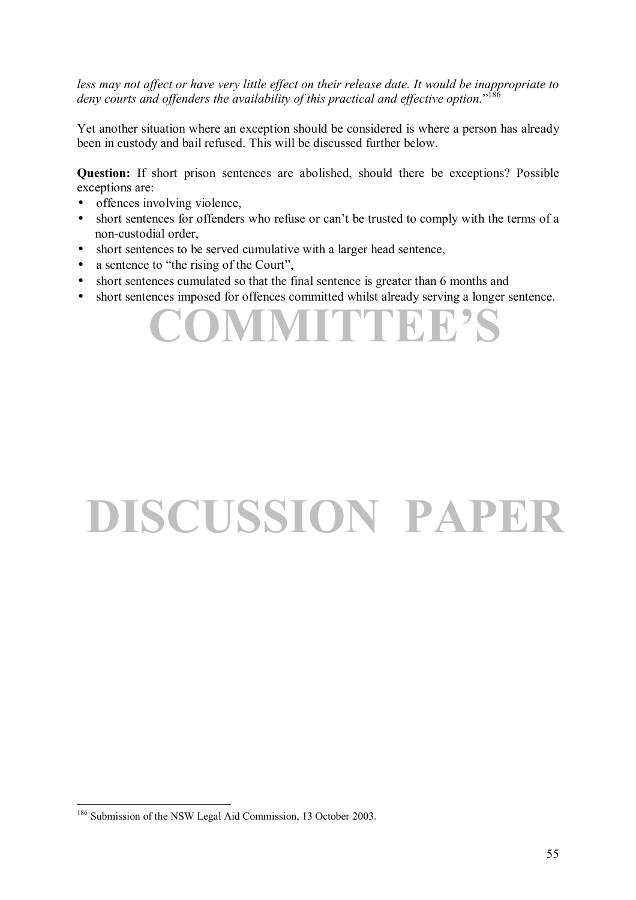*less may not affect or have very little effect on their release date. It would be inappropriate to deny courts and offenders the availability of this practical and effective option.*"[186]

Yet another situation where an exception should be considered is where a person has already been in custody and bail refused. This will be discussed further below.

**Question:** If short prison sentences are abolished, should there be exceptions? Possible exceptions are:

- offences involving violence,
- short sentences for offenders who refuse or can't be trusted to comply with the terms of a non-custodial order,
- short sentences to be served cumulative with a larger head sentence,
- a sentence to "the rising of the Court",
- short sentences cumulated so that the final sentence is greater than 6 months and
- short sentences imposed for offences committed whilst already serving a longer sentence.

---

[186] Submission of the NSW Legal Aid Commission, 13 October 2003.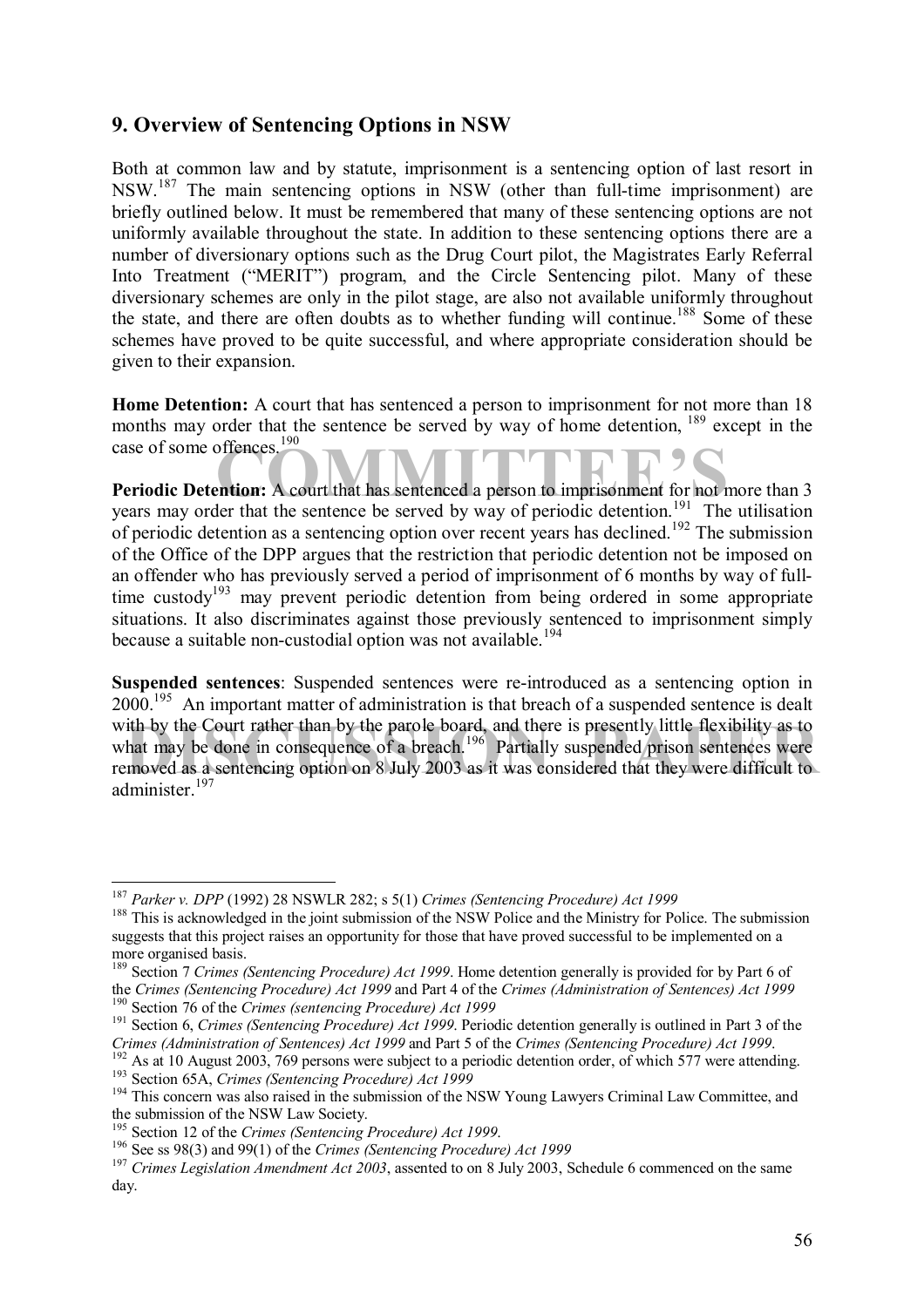## 9. Overview of Sentencing Options in NSW

Both at common law and by statute, imprisonment is a sentencing option of last resort in NSW.[187] The main sentencing options in NSW (other than full-time imprisonment) are briefly outlined below. It must be remembered that many of these sentencing options are not uniformly available throughout the state. In addition to these sentencing options there are a number of diversionary options such as the Drug Court pilot, the Magistrates Early Referral Into Treatment ("MERIT") program, and the Circle Sentencing pilot. Many of these diversionary schemes are only in the pilot stage, are also not available uniformly throughout the state, and there are often doubts as to whether funding will continue.[188] Some of these schemes have proved to be quite successful, and where appropriate consideration should be given to their expansion.

**Home Detention:** A court that has sentenced a person to imprisonment for not more than 18 months may order that the sentence be served by way of home detention, [189] except in the case of some offences.[190]

**Periodic Detention:** A court that has sentenced a person to imprisonment for not more than 3 years may order that the sentence be served by way of periodic detention.[191] The utilisation of periodic detention as a sentencing option over recent years has declined.[192] The submission of the Office of the DPP argues that the restriction that periodic detention not be imposed on an offender who has previously served a period of imprisonment of 6 months by way of full-time custody[193] may prevent periodic detention from being ordered in some appropriate situations. It also discriminates against those previously sentenced to imprisonment simply because a suitable non-custodial option was not available.[194]

**Suspended sentences**: Suspended sentences were re-introduced as a sentencing option in 2000.[195] An important matter of administration is that breach of a suspended sentence is dealt with by the Court rather than by the parole board, and there is presently little flexibility as to what may be done in consequence of a breach.[196] Partially suspended prison sentences were removed as a sentencing option on 8 July 2003 as it was considered that they were difficult to administer.[197]

---

[187] *Parker v. DPP* (1992) 28 NSWLR 282; s 5(1) *Crimes (Sentencing Procedure) Act 1999*

[188] This is acknowledged in the joint submission of the NSW Police and the Ministry for Police. The submission suggests that this project raises an opportunity for those that have proved successful to be implemented on a more organised basis.

[189] Section 7 *Crimes (Sentencing Procedure) Act 1999*. Home detention generally is provided for by Part 6 of the *Crimes (Sentencing Procedure) Act 1999* and Part 4 of the *Crimes (Administration of Sentences) Act 1999*

[190] Section 76 of the *Crimes (sentencing Procedure) Act 1999*

[191] Section 6, *Crimes (Sentencing Procedure) Act 1999*. Periodic detention generally is outlined in Part 3 of the *Crimes (Administration of Sentences) Act 1999* and Part 5 of the *Crimes (Sentencing Procedure) Act 1999*.

[192] As at 10 August 2003, 769 persons were subject to a periodic detention order, of which 577 were attending.

[193] Section 65A, *Crimes (Sentencing Procedure) Act 1999*

[194] This concern was also raised in the submission of the NSW Young Lawyers Criminal Law Committee, and the submission of the NSW Law Society.

[195] Section 12 of the *Crimes (Sentencing Procedure) Act 1999*.

[196] See ss 98(3) and 99(1) of the *Crimes (Sentencing Procedure) Act 1999*

[197] *Crimes Legislation Amendment Act 2003*, assented to on 8 July 2003, Schedule 6 commenced on the same day.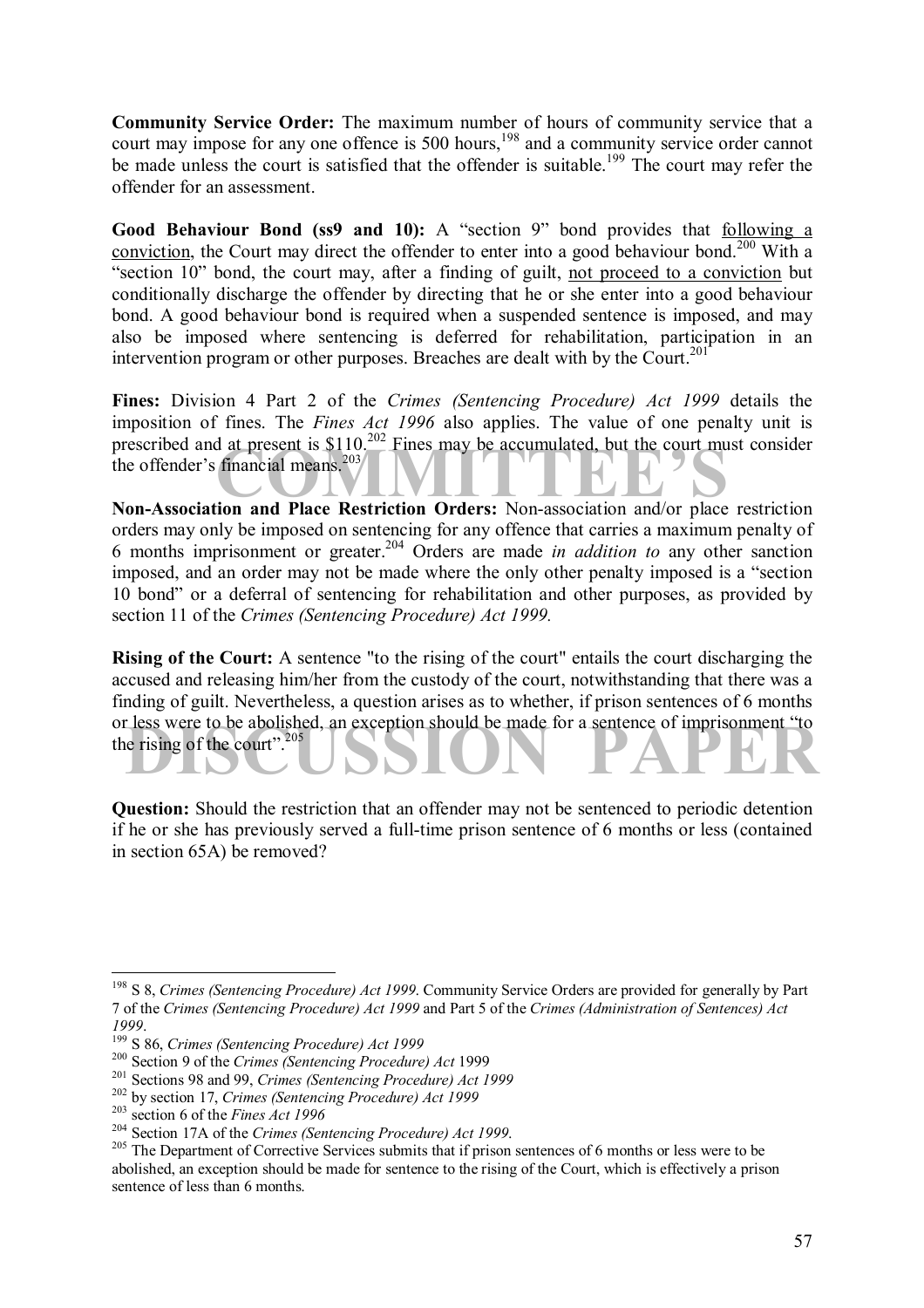**Community Service Order:** The maximum number of hours of community service that a court may impose for any one offence is 500 hours,[198] and a community service order cannot be made unless the court is satisfied that the offender is suitable.[199] The court may refer the offender for an assessment.

**Good Behaviour Bond (ss9 and 10):** A "section 9" bond provides that following a conviction, the Court may direct the offender to enter into a good behaviour bond.[200] With a "section 10" bond, the court may, after a finding of guilt, not proceed to a conviction but conditionally discharge the offender by directing that he or she enter into a good behaviour bond. A good behaviour bond is required when a suspended sentence is imposed, and may also be imposed where sentencing is deferred for rehabilitation, participation in an intervention program or other purposes. Breaches are dealt with by the Court.[201]

**Fines:** Division 4 Part 2 of the *Crimes (Sentencing Procedure) Act 1999* details the imposition of fines. The *Fines Act 1996* also applies. The value of one penalty unit is prescribed and at present is $110.[202] Fines may be accumulated, but the court must consider the offender's financial means.[203]

**Non-Association and Place Restriction Orders:** Non-association and/or place restriction orders may only be imposed on sentencing for any offence that carries a maximum penalty of 6 months imprisonment or greater.[204] Orders are made *in addition to* any other sanction imposed, and an order may not be made where the only other penalty imposed is a "section 10 bond" or a deferral of sentencing for rehabilitation and other purposes, as provided by section 11 of the *Crimes (Sentencing Procedure) Act 1999.*

**Rising of the Court:** A sentence "to the rising of the court" entails the court discharging the accused and releasing him/her from the custody of the court, notwithstanding that there was a finding of guilt. Nevertheless, a question arises as to whether, if prison sentences of 6 months or less were to be abolished, an exception should be made for a sentence of imprisonment "to the rising of the court".[205]

**Question:** Should the restriction that an offender may not be sentenced to periodic detention if he or she has previously served a full-time prison sentence of 6 months or less (contained in section 65A) be removed?

---

[198] S 8, *Crimes (Sentencing Procedure) Act 1999*. Community Service Orders are provided for generally by Part 7 of the *Crimes (Sentencing Procedure) Act 1999* and Part 5 of the *Crimes (Administration of Sentences) Act 1999*.

[199] S 86, *Crimes (Sentencing Procedure) Act 1999*

[200] Section 9 of the *Crimes (Sentencing Procedure) Act* 1999

[201] Sections 98 and 99, *Crimes (Sentencing Procedure) Act 1999*

[202] by section 17, *Crimes (Sentencing Procedure) Act 1999*

[203] section 6 of the *Fines Act 1996*

[204] Section 17A of the *Crimes (Sentencing Procedure) Act 1999*.

[205] The Department of Corrective Services submits that if prison sentences of 6 months or less were to be abolished, an exception should be made for sentence to the rising of the Court, which is effectively a prison sentence of less than 6 months.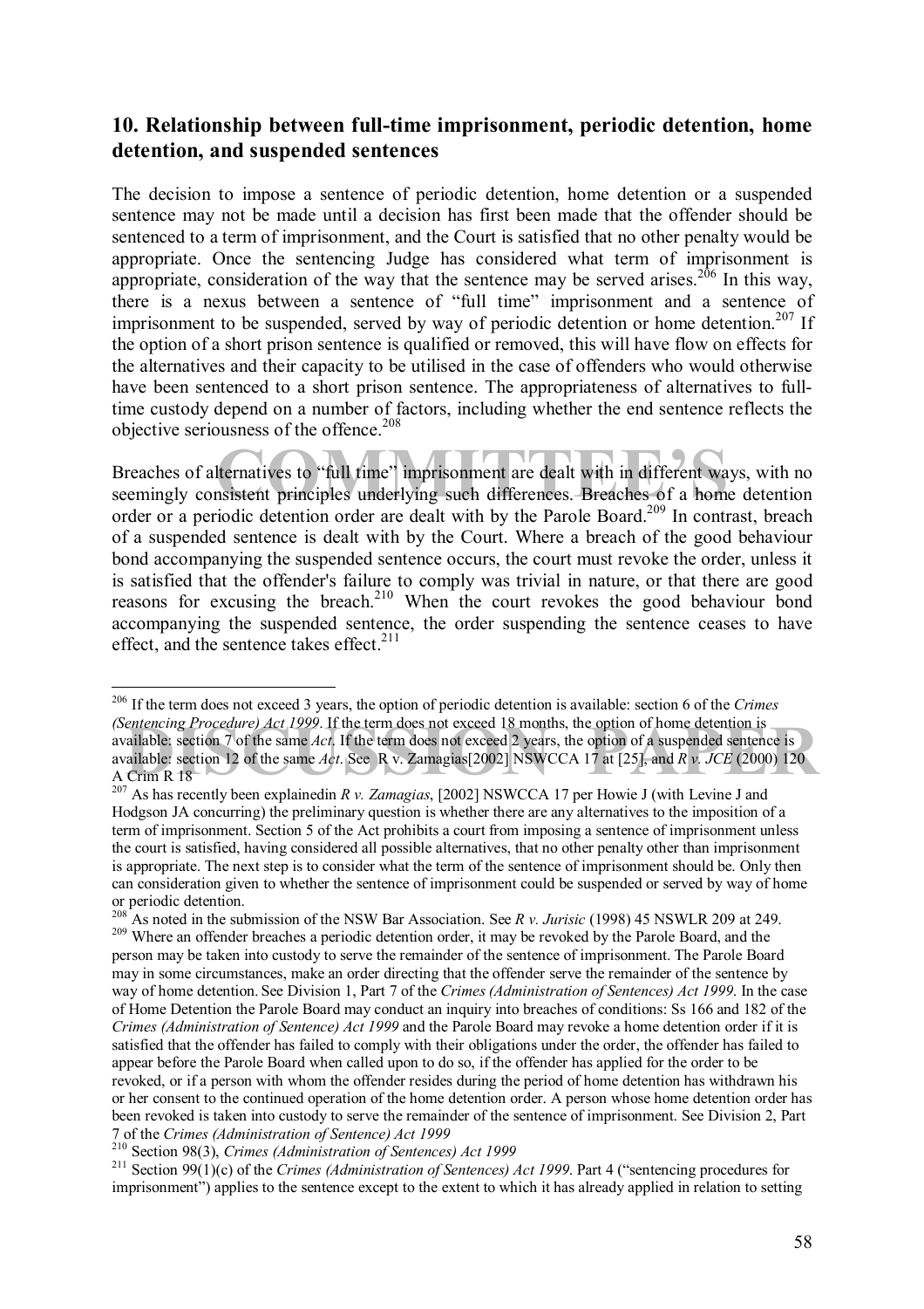## 10. Relationship between full-time imprisonment, periodic detention, home detention, and suspended sentences

The decision to impose a sentence of periodic detention, home detention or a suspended sentence may not be made until a decision has first been made that the offender should be sentenced to a term of imprisonment, and the Court is satisfied that no other penalty would be appropriate. Once the sentencing Judge has considered what term of imprisonment is appropriate, consideration of the way that the sentence may be served arises.[206] In this way, there is a nexus between a sentence of "full time" imprisonment and a sentence of imprisonment to be suspended, served by way of periodic detention or home detention.[207] If the option of a short prison sentence is qualified or removed, this will have flow on effects for the alternatives and their capacity to be utilised in the case of offenders who would otherwise have been sentenced to a short prison sentence. The appropriateness of alternatives to full-time custody depend on a number of factors, including whether the end sentence reflects the objective seriousness of the offence.[208]

Breaches of alternatives to "full time" imprisonment are dealt with in different ways, with no seemingly consistent principles underlying such differences. Breaches of a home detention order or a periodic detention order are dealt with by the Parole Board.[209] In contrast, breach of a suspended sentence is dealt with by the Court. Where a breach of the good behaviour bond accompanying the suspended sentence occurs, the court must revoke the order, unless it is satisfied that the offender's failure to comply was trivial in nature, or that there are good reasons for excusing the breach.[210] When the court revokes the good behaviour bond accompanying the suspended sentence, the order suspending the sentence ceases to have effect, and the sentence takes effect.[211]

---

[206] If the term does not exceed 3 years, the option of periodic detention is available: section 6 of the *Crimes (Sentencing Procedure) Act 1999*. If the term does not exceed 18 months, the option of home detention is available: section 7 of the same *Act*. If the term does not exceed 2 years, the option of a suspended sentence is available: section 12 of the same *Act*. See R v. Zamagias[2002] NSWCCA 17 at [25], and *R v. JCE* (2000) 120 A Crim R 18

[207] As has recently been explainedin *R v. Zamagias*, [2002] NSWCCA 17 per Howie J (with Levine J and Hodgson JA concurring) the preliminary question is whether there are any alternatives to the imposition of a term of imprisonment. Section 5 of the Act prohibits a court from imposing a sentence of imprisonment unless the court is satisfied, having considered all possible alternatives, that no other penalty other than imprisonment is appropriate. The next step is to consider what the term of the sentence of imprisonment should be. Only then can consideration given to whether the sentence of imprisonment could be suspended or served by way of home or periodic detention.

[208] As noted in the submission of the NSW Bar Association. See *R v. Jurisic* (1998) 45 NSWLR 209 at 249.

[209] Where an offender breaches a periodic detention order, it may be revoked by the Parole Board, and the person may be taken into custody to serve the remainder of the sentence of imprisonment. The Parole Board may in some circumstances, make an order directing that the offender serve the remainder of the sentence by way of home detention. See Division 1, Part 7 of the *Crimes (Administration of Sentences) Act 1999*. In the case of Home Detention the Parole Board may conduct an inquiry into breaches of conditions: Ss 166 and 182 of the *Crimes (Administration of Sentence) Act 1999* and the Parole Board may revoke a home detention order if it is satisfied that the offender has failed to comply with their obligations under the order, the offender has failed to appear before the Parole Board when called upon to do so, if the offender has applied for the order to be revoked, or if a person with whom the offender resides during the period of home detention has withdrawn his or her consent to the continued operation of the home detention order. A person whose home detention order has been revoked is taken into custody to serve the remainder of the sentence of imprisonment. See Division 2, Part 7 of the *Crimes (Administration of Sentence) Act 1999*

[210] Section 98(3), *Crimes (Administration of Sentences) Act 1999*

[211] Section 99(1)(c) of the *Crimes (Administration of Sentences) Act 1999*. Part 4 ("sentencing procedures for imprisonment") applies to the sentence except to the extent to which it has already applied in relation to setting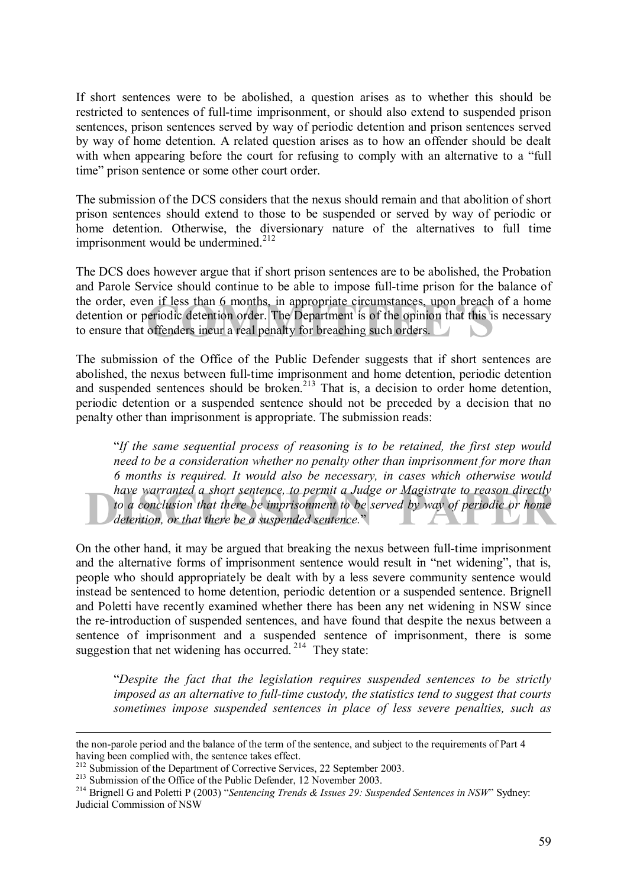If short sentences were to be abolished, a question arises as to whether this should be restricted to sentences of full-time imprisonment, or should also extend to suspended prison sentences, prison sentences served by way of periodic detention and prison sentences served by way of home detention. A related question arises as to how an offender should be dealt with when appearing before the court for refusing to comply with an alternative to a "full time" prison sentence or some other court order.

The submission of the DCS considers that the nexus should remain and that abolition of short prison sentences should extend to those to be suspended or served by way of periodic or home detention. Otherwise, the diversionary nature of the alternatives to full time imprisonment would be undermined.[212]

The DCS does however argue that if short prison sentences are to be abolished, the Probation and Parole Service should continue to be able to impose full-time prison for the balance of the order, even if less than 6 months, in appropriate circumstances, upon breach of a home detention or periodic detention order. The Department is of the opinion that this is necessary to ensure that offenders incur a real penalty for breaching such orders.

The submission of the Office of the Public Defender suggests that if short sentences are abolished, the nexus between full-time imprisonment and home detention, periodic detention and suspended sentences should be broken.[213] That is, a decision to order home detention, periodic detention or a suspended sentence should not be preceded by a decision that no penalty other than imprisonment is appropriate. The submission reads:

> "*If the same sequential process of reasoning is to be retained, the first step would need to be a consideration whether no penalty other than imprisonment for more than 6 months is required. It would also be necessary, in cases which otherwise would have warranted a short sentence, to permit a Judge or Magistrate to reason directly to a conclusion that there be imprisonment to be served by way of periodic or home detention, or that there be a suspended sentence.*"

On the other hand, it may be argued that breaking the nexus between full-time imprisonment and the alternative forms of imprisonment sentence would result in "net widening", that is, people who should appropriately be dealt with by a less severe community sentence would instead be sentenced to home detention, periodic detention or a suspended sentence. Brignell and Poletti have recently examined whether there has been any net widening in NSW since the re-introduction of suspended sentences, and have found that despite the nexus between a sentence of imprisonment and a suspended sentence of imprisonment, there is some suggestion that net widening has occurred.[214] They state:

> "*Despite the fact that the legislation requires suspended sentences to be strictly imposed as an alternative to full-time custody, the statistics tend to suggest that courts sometimes impose suspended sentences in place of less severe penalties, such as*

---

the non-parole period and the balance of the term of the sentence, and subject to the requirements of Part 4 having been complied with, the sentence takes effect.

[212] Submission of the Department of Corrective Services, 22 September 2003.

[213] Submission of the Office of the Public Defender, 12 November 2003.

[214] Brignell G and Poletti P (2003) "*Sentencing Trends & Issues 29: Suspended Sentences in NSW*" Sydney: Judicial Commission of NSW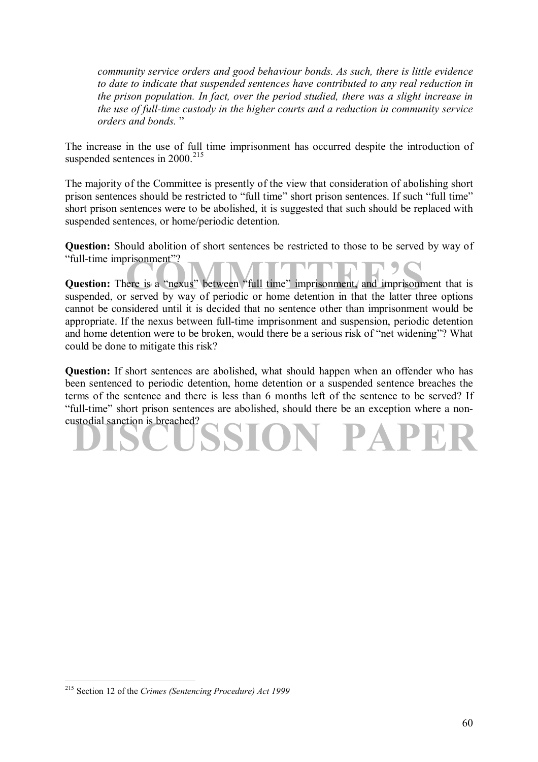*community service orders and good behaviour bonds. As such, there is little evidence to date to indicate that suspended sentences have contributed to any real reduction in the prison population. In fact, over the period studied, there was a slight increase in the use of full-time custody in the higher courts and a reduction in community service orders and bonds.* "

The increase in the use of full time imprisonment has occurred despite the introduction of suspended sentences in 2000.[215]

The majority of the Committee is presently of the view that consideration of abolishing short prison sentences should be restricted to "full time" short prison sentences. If such "full time" short prison sentences were to be abolished, it is suggested that such should be replaced with suspended sentences, or home/periodic detention.

**Question:** Should abolition of short sentences be restricted to those to be served by way of "full-time imprisonment"?

**Question:** There is a "nexus" between "full time" imprisonment, and imprisonment that is suspended, or served by way of periodic or home detention in that the latter three options cannot be considered until it is decided that no sentence other than imprisonment would be appropriate. If the nexus between full-time imprisonment and suspension, periodic detention and home detention were to be broken, would there be a serious risk of "net widening"? What could be done to mitigate this risk?

**Question:** If short sentences are abolished, what should happen when an offender who has been sentenced to periodic detention, home detention or a suspended sentence breaches the terms of the sentence and there is less than 6 months left of the sentence to be served? If "full-time" short prison sentences are abolished, should there be an exception where a non-custodial sanction is breached?

---

[215] Section 12 of the *Crimes (Sentencing Procedure) Act 1999*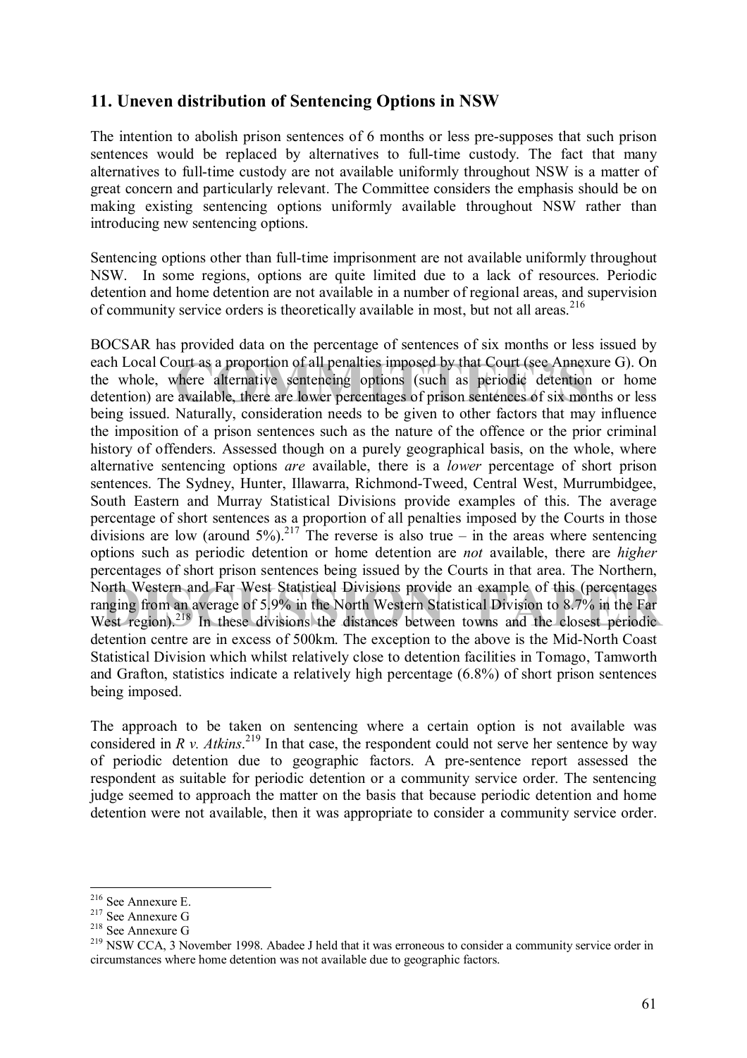## 11. Uneven distribution of Sentencing Options in NSW

The intention to abolish prison sentences of 6 months or less pre-supposes that such prison sentences would be replaced by alternatives to full-time custody. The fact that many alternatives to full-time custody are not available uniformly throughout NSW is a matter of great concern and particularly relevant. The Committee considers the emphasis should be on making existing sentencing options uniformly available throughout NSW rather than introducing new sentencing options.

Sentencing options other than full-time imprisonment are not available uniformly throughout NSW. In some regions, options are quite limited due to a lack of resources. Periodic detention and home detention are not available in a number of regional areas, and supervision of community service orders is theoretically available in most, but not all areas.[216]

BOCSAR has provided data on the percentage of sentences of six months or less issued by each Local Court as a proportion of all penalties imposed by that Court (see Annexure G). On the whole, where alternative sentencing options (such as periodic detention or home detention) are available, there are lower percentages of prison sentences of six months or less being issued. Naturally, consideration needs to be given to other factors that may influence the imposition of a prison sentences such as the nature of the offence or the prior criminal history of offenders. Assessed though on a purely geographical basis, on the whole, where alternative sentencing options *are* available, there is a *lower* percentage of short prison sentences. The Sydney, Hunter, Illawarra, Richmond-Tweed, Central West, Murrumbidgee, South Eastern and Murray Statistical Divisions provide examples of this. The average percentage of short sentences as a proportion of all penalties imposed by the Courts in those divisions are low (around 5%).[217] The reverse is also true – in the areas where sentencing options such as periodic detention or home detention are *not* available, there are *higher* percentages of short prison sentences being issued by the Courts in that area. The Northern, North Western and Far West Statistical Divisions provide an example of this (percentages ranging from an average of 5.9% in the North Western Statistical Division to 8.7% in the Far West region).[218] In these divisions the distances between towns and the closest periodic detention centre are in excess of 500km. The exception to the above is the Mid-North Coast Statistical Division which whilst relatively close to detention facilities in Tomago, Tamworth and Grafton, statistics indicate a relatively high percentage (6.8%) of short prison sentences being imposed.

The approach to be taken on sentencing where a certain option is not available was considered in *R v. Atkins*.[219] In that case, the respondent could not serve her sentence by way of periodic detention due to geographic factors. A pre-sentence report assessed the respondent as suitable for periodic detention or a community service order. The sentencing judge seemed to approach the matter on the basis that because periodic detention and home detention were not available, then it was appropriate to consider a community service order.

---

[216] See Annexure E.

[217] See Annexure G

[218] See Annexure G

[219] NSW CCA, 3 November 1998. Abadee J held that it was erroneous to consider a community service order in circumstances where home detention was not available due to geographic factors.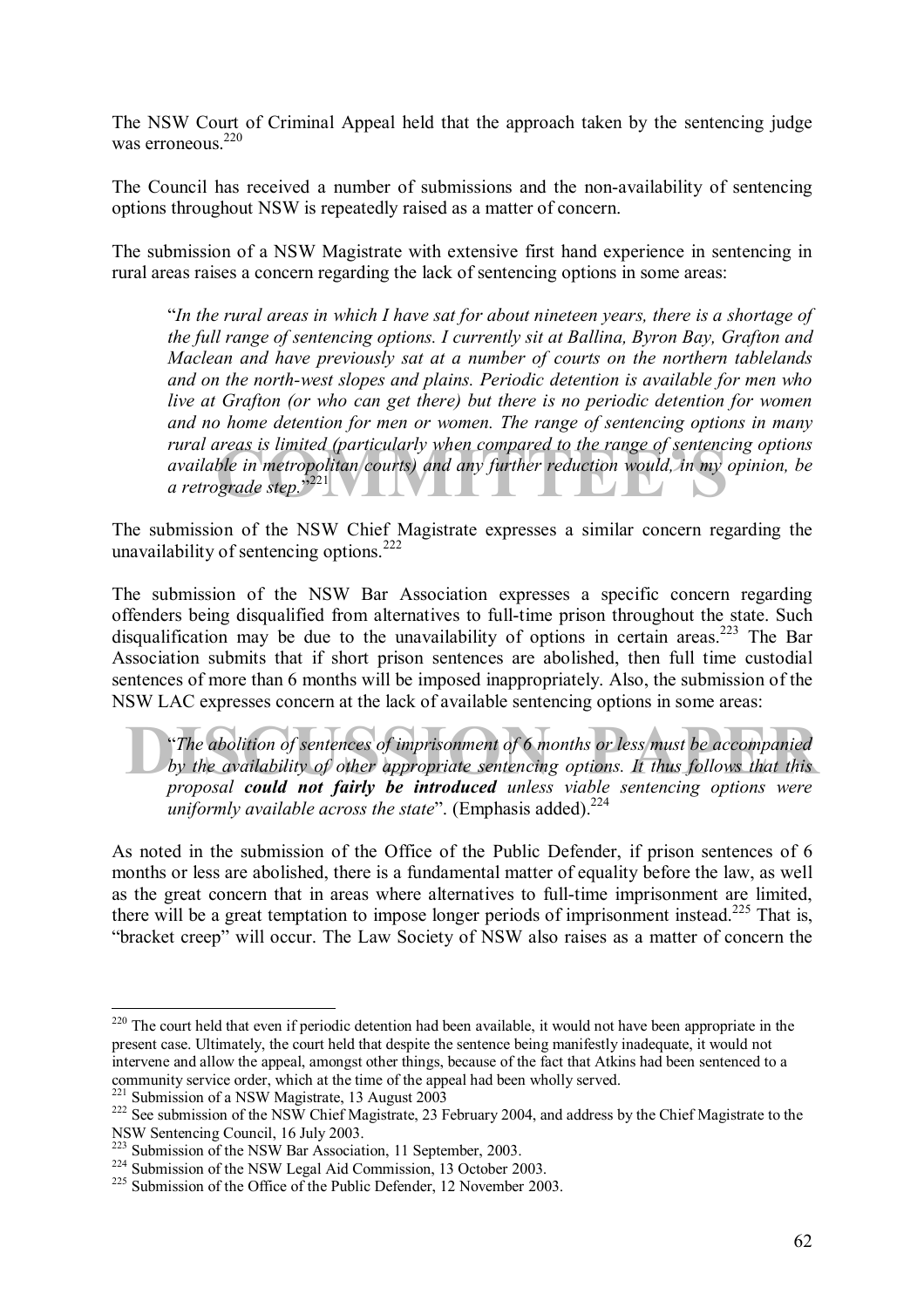The NSW Court of Criminal Appeal held that the approach taken by the sentencing judge was erroneous.[220]

The Council has received a number of submissions and the non-availability of sentencing options throughout NSW is repeatedly raised as a matter of concern.

The submission of a NSW Magistrate with extensive first hand experience in sentencing in rural areas raises a concern regarding the lack of sentencing options in some areas:

> "*In the rural areas in which I have sat for about nineteen years, there is a shortage of the full range of sentencing options. I currently sit at Ballina, Byron Bay, Grafton and Maclean and have previously sat at a number of courts on the northern tablelands and on the north-west slopes and plains. Periodic detention is available for men who live at Grafton (or who can get there) but there is no periodic detention for women and no home detention for men or women. The range of sentencing options in many rural areas is limited (particularly when compared to the range of sentencing options available in metropolitan courts) and any further reduction would, in my opinion, be a retrograde step.*"[221]

The submission of the NSW Chief Magistrate expresses a similar concern regarding the unavailability of sentencing options.[222]

The submission of the NSW Bar Association expresses a specific concern regarding offenders being disqualified from alternatives to full-time prison throughout the state. Such disqualification may be due to the unavailability of options in certain areas.[223] The Bar Association submits that if short prison sentences are abolished, then full time custodial sentences of more than 6 months will be imposed inappropriately. Also, the submission of the NSW LAC expresses concern at the lack of available sentencing options in some areas:

> "*The abolition of sentences of imprisonment of 6 months or less must be accompanied by the availability of other appropriate sentencing options. It thus follows that this proposal **could not fairly be introduced** unless viable sentencing options were uniformly available across the state*". (Emphasis added).[224]

As noted in the submission of the Office of the Public Defender, if prison sentences of 6 months or less are abolished, there is a fundamental matter of equality before the law, as well as the great concern that in areas where alternatives to full-time imprisonment are limited, there will be a great temptation to impose longer periods of imprisonment instead.[225] That is, "bracket creep" will occur. The Law Society of NSW also raises as a matter of concern the

---

[220] The court held that even if periodic detention had been available, it would not have been appropriate in the present case. Ultimately, the court held that despite the sentence being manifestly inadequate, it would not intervene and allow the appeal, amongst other things, because of the fact that Atkins had been sentenced to a community service order, which at the time of the appeal had been wholly served.

[221] Submission of a NSW Magistrate, 13 August 2003

[222] See submission of the NSW Chief Magistrate, 23 February 2004, and address by the Chief Magistrate to the NSW Sentencing Council, 16 July 2003.

[223] Submission of the NSW Bar Association, 11 September, 2003.

[224] Submission of the NSW Legal Aid Commission, 13 October 2003.

[225] Submission of the Office of the Public Defender, 12 November 2003.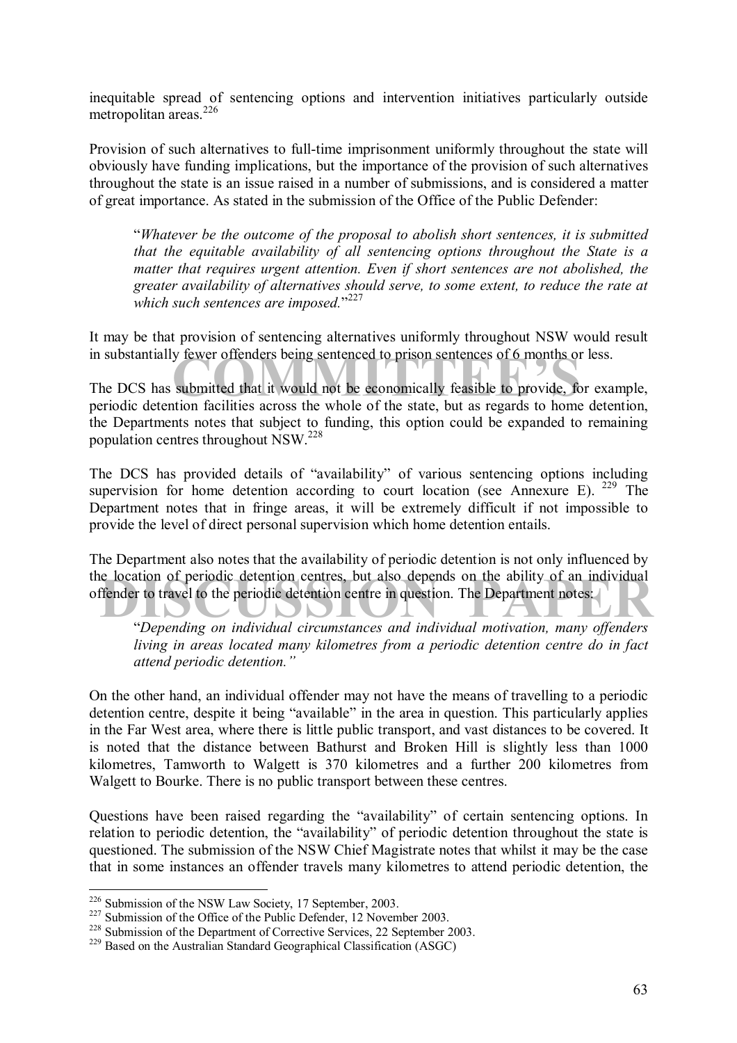inequitable spread of sentencing options and intervention initiatives particularly outside metropolitan areas.[226]

Provision of such alternatives to full-time imprisonment uniformly throughout the state will obviously have funding implications, but the importance of the provision of such alternatives throughout the state is an issue raised in a number of submissions, and is considered a matter of great importance. As stated in the submission of the Office of the Public Defender:

> "*Whatever be the outcome of the proposal to abolish short sentences, it is submitted that the equitable availability of all sentencing options throughout the State is a matter that requires urgent attention. Even if short sentences are not abolished, the greater availability of alternatives should serve, to some extent, to reduce the rate at which such sentences are imposed.*"[227]

It may be that provision of sentencing alternatives uniformly throughout NSW would result in substantially fewer offenders being sentenced to prison sentences of 6 months or less.

The DCS has submitted that it would not be economically feasible to provide, for example, periodic detention facilities across the whole of the state, but as regards to home detention, the Departments notes that subject to funding, this option could be expanded to remaining population centres throughout NSW.[228]

The DCS has provided details of "availability" of various sentencing options including supervision for home detention according to court location (see Annexure E).[229] The Department notes that in fringe areas, it will be extremely difficult if not impossible to provide the level of direct personal supervision which home detention entails.

The Department also notes that the availability of periodic detention is not only influenced by the location of periodic detention centres, but also depends on the ability of an individual offender to travel to the periodic detention centre in question. The Department notes:

> "*Depending on individual circumstances and individual motivation, many offenders living in areas located many kilometres from a periodic detention centre do in fact attend periodic detention.*"

On the other hand, an individual offender may not have the means of travelling to a periodic detention centre, despite it being "available" in the area in question. This particularly applies in the Far West area, where there is little public transport, and vast distances to be covered. It is noted that the distance between Bathurst and Broken Hill is slightly less than 1000 kilometres, Tamworth to Walgett is 370 kilometres and a further 200 kilometres from Walgett to Bourke. There is no public transport between these centres.

Questions have been raised regarding the "availability" of certain sentencing options. In relation to periodic detention, the "availability" of periodic detention throughout the state is questioned. The submission of the NSW Chief Magistrate notes that whilst it may be the case that in some instances an offender travels many kilometres to attend periodic detention, the

---

[226] Submission of the NSW Law Society, 17 September, 2003.

[227] Submission of the Office of the Public Defender, 12 November 2003.

[228] Submission of the Department of Corrective Services, 22 September 2003.

[229] Based on the Australian Standard Geographical Classification (ASGC)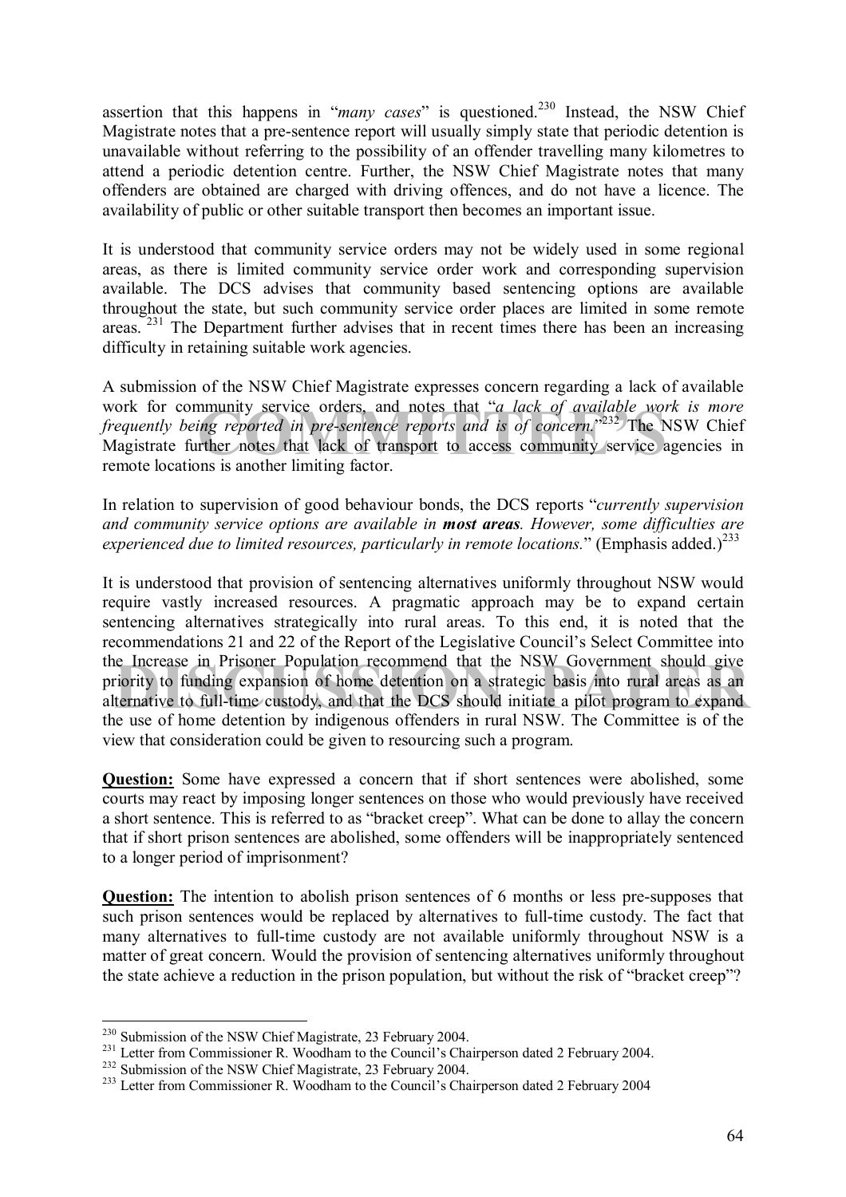assertion that this happens in "*many cases*" is questioned.[230] Instead, the NSW Chief Magistrate notes that a pre-sentence report will usually simply state that periodic detention is unavailable without referring to the possibility of an offender travelling many kilometres to attend a periodic detention centre. Further, the NSW Chief Magistrate notes that many offenders are obtained are charged with driving offences, and do not have a licence. The availability of public or other suitable transport then becomes an important issue.

It is understood that community service orders may not be widely used in some regional areas, as there is limited community service order work and corresponding supervision available. The DCS advises that community based sentencing options are available throughout the state, but such community service order places are limited in some remote areas. [231] The Department further advises that in recent times there has been an increasing difficulty in retaining suitable work agencies.

A submission of the NSW Chief Magistrate expresses concern regarding a lack of available work for community service orders, and notes that "*a lack of available work is more frequently being reported in pre-sentence reports and is of concern.*"[232] The NSW Chief Magistrate further notes that lack of transport to access community service agencies in remote locations is another limiting factor.

In relation to supervision of good behaviour bonds, the DCS reports "*currently supervision and community service options are available in **most areas**. However, some difficulties are experienced due to limited resources, particularly in remote locations.*" (Emphasis added.)[233]

It is understood that provision of sentencing alternatives uniformly throughout NSW would require vastly increased resources. A pragmatic approach may be to expand certain sentencing alternatives strategically into rural areas. To this end, it is noted that the recommendations 21 and 22 of the Report of the Legislative Council's Select Committee into the Increase in Prisoner Population recommend that the NSW Government should give priority to funding expansion of home detention on a strategic basis into rural areas as an alternative to full-time custody, and that the DCS should initiate a pilot program to expand the use of home detention by indigenous offenders in rural NSW. The Committee is of the view that consideration could be given to resourcing such a program.

**Question:** Some have expressed a concern that if short sentences were abolished, some courts may react by imposing longer sentences on those who would previously have received a short sentence. This is referred to as "bracket creep". What can be done to allay the concern that if short prison sentences are abolished, some offenders will be inappropriately sentenced to a longer period of imprisonment?

**Question:** The intention to abolish prison sentences of 6 months or less pre-supposes that such prison sentences would be replaced by alternatives to full-time custody. The fact that many alternatives to full-time custody are not available uniformly throughout NSW is a matter of great concern. Would the provision of sentencing alternatives uniformly throughout the state achieve a reduction in the prison population, but without the risk of "bracket creep"?

---

[230] Submission of the NSW Chief Magistrate, 23 February 2004.
[231] Letter from Commissioner R. Woodham to the Council's Chairperson dated 2 February 2004.
[232] Submission of the NSW Chief Magistrate, 23 February 2004.
[233] Letter from Commissioner R. Woodham to the Council's Chairperson dated 2 February 2004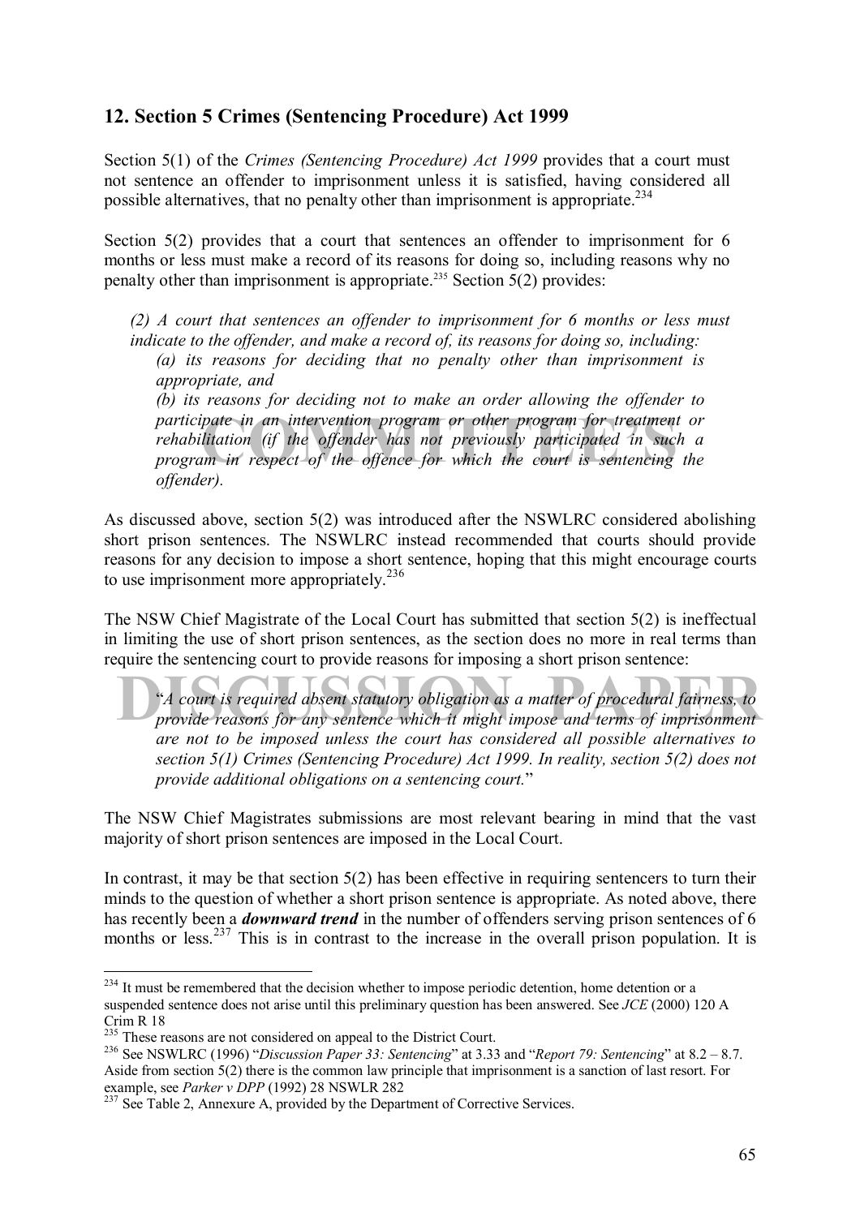## 12. Section 5 Crimes (Sentencing Procedure) Act 1999

Section 5(1) of the *Crimes (Sentencing Procedure) Act 1999* provides that a court must not sentence an offender to imprisonment unless it is satisfied, having considered all possible alternatives, that no penalty other than imprisonment is appropriate.[234]

Section 5(2) provides that a court that sentences an offender to imprisonment for 6 months or less must make a record of its reasons for doing so, including reasons why no penalty other than imprisonment is appropriate.[235] Section 5(2) provides:

> *(2) A court that sentences an offender to imprisonment for 6 months or less must indicate to the offender, and make a record of, its reasons for doing so, including:*
>
> *(a) its reasons for deciding that no penalty other than imprisonment is appropriate, and*
>
> *(b) its reasons for deciding not to make an order allowing the offender to participate in an intervention program or other program for treatment or rehabilitation (if the offender has not previously participated in such a program in respect of the offence for which the court is sentencing the offender).*

As discussed above, section 5(2) was introduced after the NSWLRC considered abolishing short prison sentences. The NSWLRC instead recommended that courts should provide reasons for any decision to impose a short sentence, hoping that this might encourage courts to use imprisonment more appropriately.[236]

The NSW Chief Magistrate of the Local Court has submitted that section 5(2) is ineffectual in limiting the use of short prison sentences, as the section does no more in real terms than require the sentencing court to provide reasons for imposing a short prison sentence:

> "*A court is required absent statutory obligation as a matter of procedural fairness, to provide reasons for any sentence which it might impose and terms of imprisonment are not to be imposed unless the court has considered all possible alternatives to section 5(1) Crimes (Sentencing Procedure) Act 1999. In reality, section 5(2) does not provide additional obligations on a sentencing court.*"

The NSW Chief Magistrates submissions are most relevant bearing in mind that the vast majority of short prison sentences are imposed in the Local Court.

In contrast, it may be that section 5(2) has been effective in requiring sentencers to turn their minds to the question of whether a short prison sentence is appropriate. As noted above, there has recently been a ***downward trend*** in the number of offenders serving prison sentences of 6 months or less.[237] This is in contrast to the increase in the overall prison population. It is

---

[234] It must be remembered that the decision whether to impose periodic detention, home detention or a suspended sentence does not arise until this preliminary question has been answered. See *JCE* (2000) 120 A Crim R 18

[235] These reasons are not considered on appeal to the District Court.

[236] See NSWLRC (1996) "*Discussion Paper 33: Sentencing*" at 3.33 and "*Report 79: Sentencing*" at 8.2 – 8.7. Aside from section 5(2) there is the common law principle that imprisonment is a sanction of last resort. For example, see *Parker v DPP* (1992) 28 NSWLR 282

[237] See Table 2, Annexure A, provided by the Department of Corrective Services.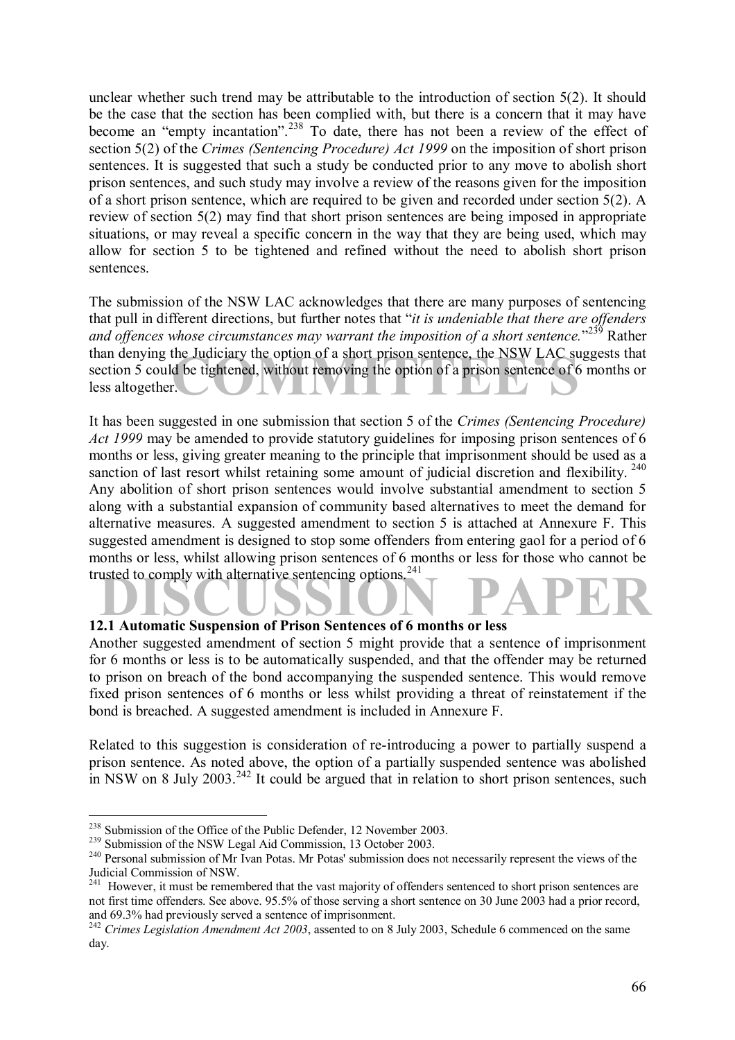unclear whether such trend may be attributable to the introduction of section 5(2). It should be the case that the section has been complied with, but there is a concern that it may have become an "empty incantation".[238] To date, there has not been a review of the effect of section 5(2) of the *Crimes (Sentencing Procedure) Act 1999* on the imposition of short prison sentences. It is suggested that such a study be conducted prior to any move to abolish short prison sentences, and such study may involve a review of the reasons given for the imposition of a short prison sentence, which are required to be given and recorded under section 5(2). A review of section 5(2) may find that short prison sentences are being imposed in appropriate situations, or may reveal a specific concern in the way that they are being used, which may allow for section 5 to be tightened and refined without the need to abolish short prison sentences.

The submission of the NSW LAC acknowledges that there are many purposes of sentencing that pull in different directions, but further notes that "*it is undeniable that there are offenders and offences whose circumstances may warrant the imposition of a short sentence.*"[239] Rather than denying the Judiciary the option of a short prison sentence, the NSW LAC suggests that section 5 could be tightened, without removing the option of a prison sentence of 6 months or less altogether.

It has been suggested in one submission that section 5 of the *Crimes (Sentencing Procedure) Act 1999* may be amended to provide statutory guidelines for imposing prison sentences of 6 months or less, giving greater meaning to the principle that imprisonment should be used as a sanction of last resort whilst retaining some amount of judicial discretion and flexibility.[240] Any abolition of short prison sentences would involve substantial amendment to section 5 along with a substantial expansion of community based alternatives to meet the demand for alternative measures. A suggested amendment to section 5 is attached at Annexure F. This suggested amendment is designed to stop some offenders from entering gaol for a period of 6 months or less, whilst allowing prison sentences of 6 months or less for those who cannot be trusted to comply with alternative sentencing options.[241]

### 12.1 Automatic Suspension of Prison Sentences of 6 months or less

Another suggested amendment of section 5 might provide that a sentence of imprisonment for 6 months or less is to be automatically suspended, and that the offender may be returned to prison on breach of the bond accompanying the suspended sentence. This would remove fixed prison sentences of 6 months or less whilst providing a threat of reinstatement if the bond is breached. A suggested amendment is included in Annexure F.

Related to this suggestion is consideration of re-introducing a power to partially suspend a prison sentence. As noted above, the option of a partially suspended sentence was abolished in NSW on 8 July 2003.[242] It could be argued that in relation to short prison sentences, such

---

[238] Submission of the Office of the Public Defender, 12 November 2003.

[239] Submission of the NSW Legal Aid Commission, 13 October 2003.

[240] Personal submission of Mr Ivan Potas. Mr Potas' submission does not necessarily represent the views of the Judicial Commission of NSW.

[241] However, it must be remembered that the vast majority of offenders sentenced to short prison sentences are not first time offenders. See above. 95.5% of those serving a short sentence on 30 June 2003 had a prior record, and 69.3% had previously served a sentence of imprisonment.

[242] *Crimes Legislation Amendment Act 2003*, assented to on 8 July 2003, Schedule 6 commenced on the same day.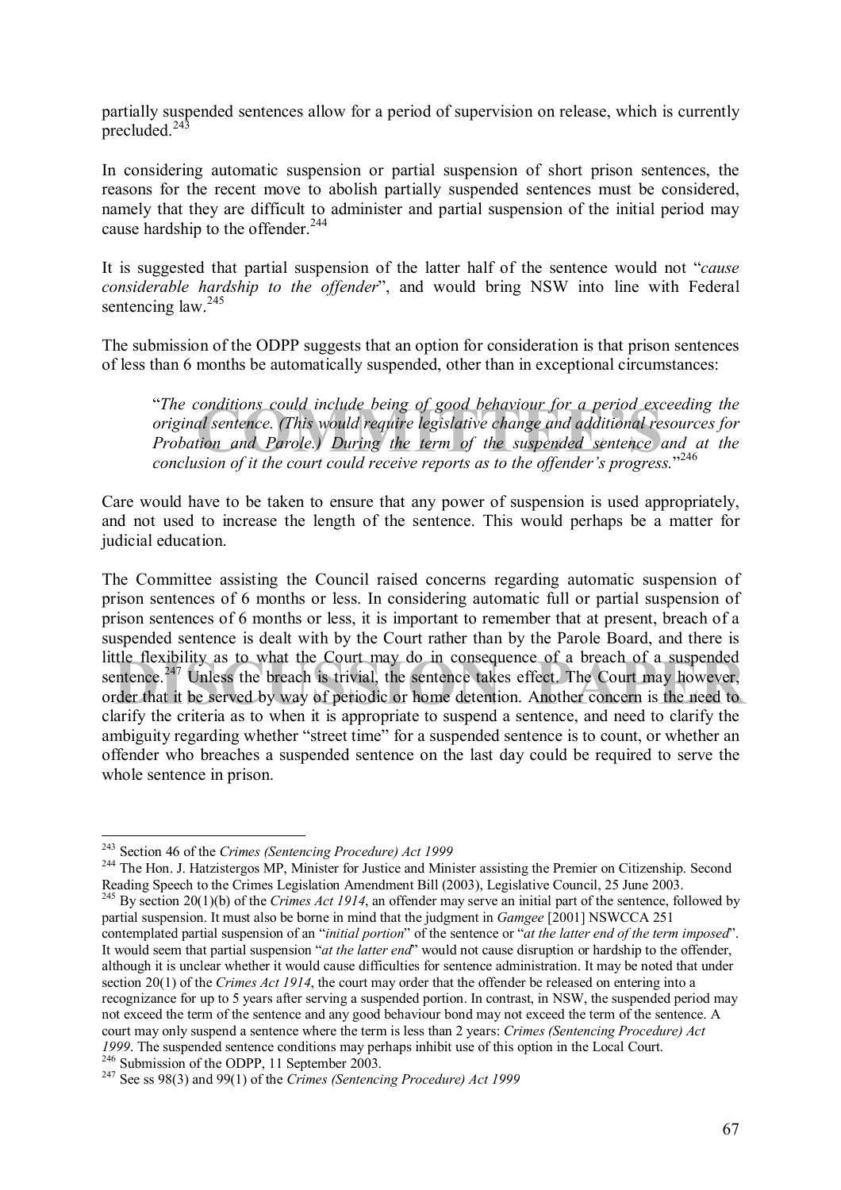partially suspended sentences allow for a period of supervision on release, which is currently precluded.[243]

In considering automatic suspension or partial suspension of short prison sentences, the reasons for the recent move to abolish partially suspended sentences must be considered, namely that they are difficult to administer and partial suspension of the initial period may cause hardship to the offender.[244]

It is suggested that partial suspension of the latter half of the sentence would not "*cause considerable hardship to the offender*", and would bring NSW into line with Federal sentencing law.[245]

The submission of the ODPP suggests that an option for consideration is that prison sentences of less than 6 months be automatically suspended, other than in exceptional circumstances:

> "*The conditions could include being of good behaviour for a period exceeding the original sentence. (This would require legislative change and additional resources for Probation and Parole.) During the term of the suspended sentence and at the conclusion of it the court could receive reports as to the offender's progress.*"[246]

Care would have to be taken to ensure that any power of suspension is used appropriately, and not used to increase the length of the sentence. This would perhaps be a matter for judicial education.

The Committee assisting the Council raised concerns regarding automatic suspension of prison sentences of 6 months or less. In considering automatic full or partial suspension of prison sentences of 6 months or less, it is important to remember that at present, breach of a suspended sentence is dealt with by the Court rather than by the Parole Board, and there is little flexibility as to what the Court may do in consequence of a breach of a suspended sentence.[247] Unless the breach is trivial, the sentence takes effect. The Court may however, order that it be served by way of periodic or home detention. Another concern is the need to clarify the criteria as to when it is appropriate to suspend a sentence, and need to clarify the ambiguity regarding whether "street time" for a suspended sentence is to count, or whether an offender who breaches a suspended sentence on the last day could be required to serve the whole sentence in prison.

---

[243] Section 46 of the *Crimes (Sentencing Procedure) Act 1999*

[244] The Hon. J. Hatzistergos MP, Minister for Justice and Minister assisting the Premier on Citizenship. Second Reading Speech to the Crimes Legislation Amendment Bill (2003), Legislative Council, 25 June 2003.

[245] By section 20(1)(b) of the *Crimes Act 1914*, an offender may serve an initial part of the sentence, followed by partial suspension. It must also be borne in mind that the judgment in *Gamgee* [2001] NSWCCA 251 contemplated partial suspension of an "*initial portion*" of the sentence or "*at the latter end of the term imposed*". It would seem that partial suspension "*at the latter end*" would not cause disruption or hardship to the offender, although it is unclear whether it would cause difficulties for sentence administration. It may be noted that under section 20(1) of the *Crimes Act 1914*, the court may order that the offender be released on entering into a recognizance for up to 5 years after serving a suspended portion. In contrast, in NSW, the suspended period may not exceed the term of the sentence and any good behaviour bond may not exceed the term of the sentence. A court may only suspend a sentence where the term is less than 2 years: *Crimes (Sentencing Procedure) Act 1999*. The suspended sentence conditions may perhaps inhibit use of this option in the Local Court.

[246] Submission of the ODPP, 11 September 2003.

[247] See ss 98(3) and 99(1) of the *Crimes (Sentencing Procedure) Act 1999*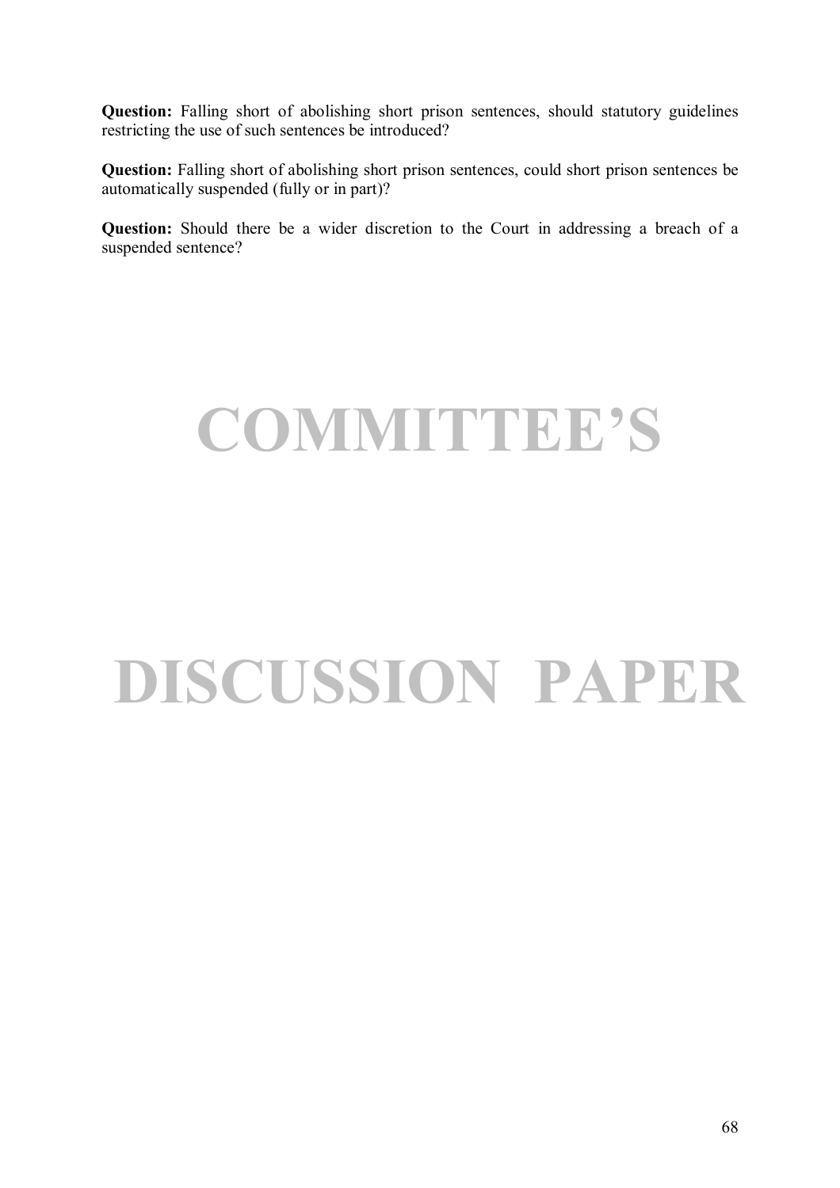**Question:** Falling short of abolishing short prison sentences, should statutory guidelines restricting the use of such sentences be introduced?

**Question:** Falling short of abolishing short prison sentences, could short prison sentences be automatically suspended (fully or in part)?

**Question:** Should there be a wider discretion to the Court in addressing a breach of a suspended sentence?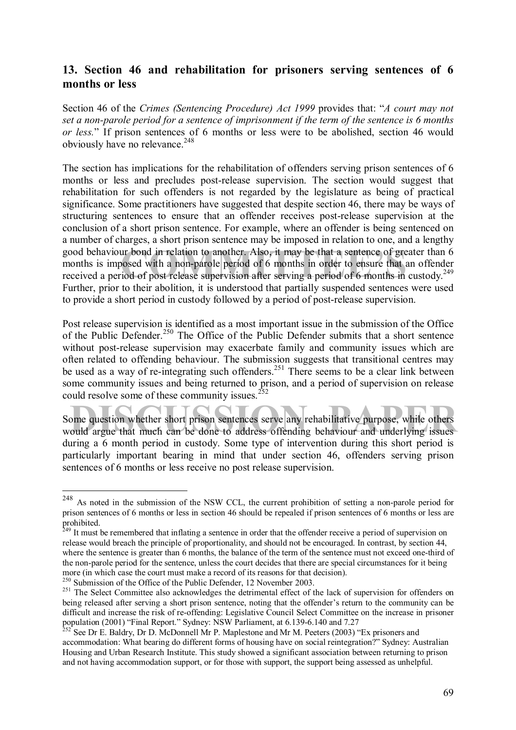## 13. Section 46 and rehabilitation for prisoners serving sentences of 6 months or less

Section 46 of the *Crimes (Sentencing Procedure) Act 1999* provides that: "*A court may not set a non-parole period for a sentence of imprisonment if the term of the sentence is 6 months or less.*" If prison sentences of 6 months or less were to be abolished, section 46 would obviously have no relevance.[248]

The section has implications for the rehabilitation of offenders serving prison sentences of 6 months or less and precludes post-release supervision. The section would suggest that rehabilitation for such offenders is not regarded by the legislature as being of practical significance. Some practitioners have suggested that despite section 46, there may be ways of structuring sentences to ensure that an offender receives post-release supervision at the conclusion of a short prison sentence. For example, where an offender is being sentenced on a number of charges, a short prison sentence may be imposed in relation to one, and a lengthy good behaviour bond in relation to another. Also, it may be that a sentence of greater than 6 months is imposed with a non-parole period of 6 months in order to ensure that an offender received a period of post release supervision after serving a period of 6 months in custody.[249] Further, prior to their abolition, it is understood that partially suspended sentences were used to provide a short period in custody followed by a period of post-release supervision.

Post release supervision is identified as a most important issue in the submission of the Office of the Public Defender.[250] The Office of the Public Defender submits that a short sentence without post-release supervision may exacerbate family and community issues which are often related to offending behaviour. The submission suggests that transitional centres may be used as a way of re-integrating such offenders.[251] There seems to be a clear link between some community issues and being returned to prison, and a period of supervision on release could resolve some of these community issues.[252]

Some question whether short prison sentences serve any rehabilitative purpose, while others would argue that much can be done to address offending behaviour and underlying issues during a 6 month period in custody. Some type of intervention during this short period is particularly important bearing in mind that under section 46, offenders serving prison sentences of 6 months or less receive no post release supervision.

---

[248] As noted in the submission of the NSW CCL, the current prohibition of setting a non-parole period for prison sentences of 6 months or less in section 46 should be repealed if prison sentences of 6 months or less are prohibited.

[249] It must be remembered that inflating a sentence in order that the offender receive a period of supervision on release would breach the principle of proportionality, and should not be encouraged. In contrast, by section 44, where the sentence is greater than 6 months, the balance of the term of the sentence must not exceed one-third of the non-parole period for the sentence, unless the court decides that there are special circumstances for it being more (in which case the court must make a record of its reasons for that decision).

[250] Submission of the Office of the Public Defender, 12 November 2003.

[251] The Select Committee also acknowledges the detrimental effect of the lack of supervision for offenders on being released after serving a short prison sentence, noting that the offender's return to the community can be difficult and increase the risk of re-offending: Legislative Council Select Committee on the increase in prisoner population (2001) "Final Report." Sydney: NSW Parliament, at 6.139-6.140 and 7.27

[252] See Dr E. Baldry, Dr D. McDonnell Mr P. Maplestone and Mr M. Peeters (2003) "Ex prisoners and accommodation: What bearing do different forms of housing have on social reintegration?" Sydney: Australian Housing and Urban Research Institute. This study showed a significant association between returning to prison and not having accommodation support, or for those with support, the support being assessed as unhelpful.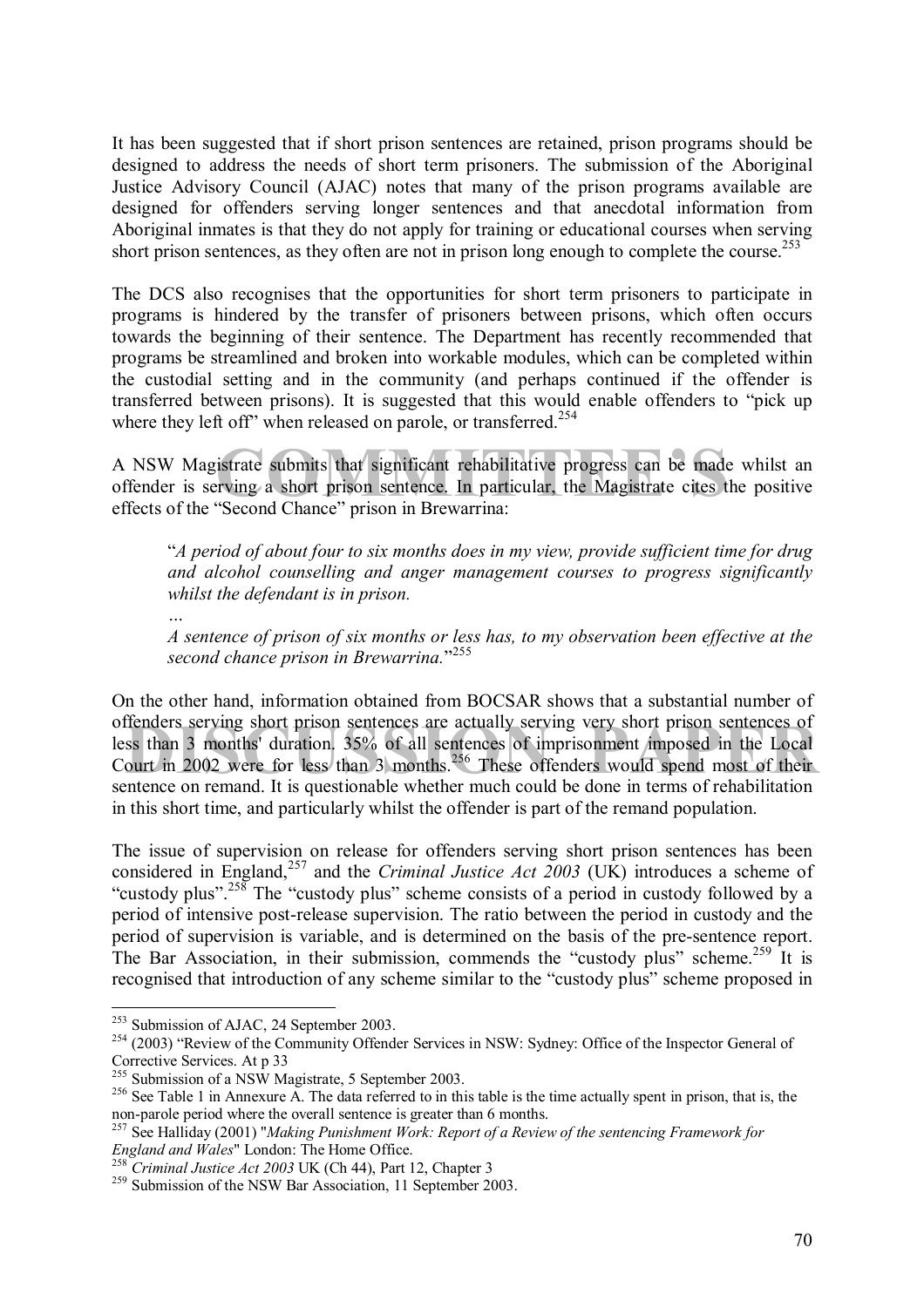It has been suggested that if short prison sentences are retained, prison programs should be designed to address the needs of short term prisoners. The submission of the Aboriginal Justice Advisory Council (AJAC) notes that many of the prison programs available are designed for offenders serving longer sentences and that anecdotal information from Aboriginal inmates is that they do not apply for training or educational courses when serving short prison sentences, as they often are not in prison long enough to complete the course.[253]

The DCS also recognises that the opportunities for short term prisoners to participate in programs is hindered by the transfer of prisoners between prisons, which often occurs towards the beginning of their sentence. The Department has recently recommended that programs be streamlined and broken into workable modules, which can be completed within the custodial setting and in the community (and perhaps continued if the offender is transferred between prisons). It is suggested that this would enable offenders to "pick up where they left off" when released on parole, or transferred.[254]

A NSW Magistrate submits that significant rehabilitative progress can be made whilst an offender is serving a short prison sentence. In particular, the Magistrate cites the positive effects of the "Second Chance" prison in Brewarrina:

> "*A period of about four to six months does in my view, provide sufficient time for drug and alcohol counselling and anger management courses to progress significantly whilst the defendant is in prison.*
>
> *…*
>
> *A sentence of prison of six months or less has, to my observation been effective at the second chance prison in Brewarrina.*"[255]

On the other hand, information obtained from BOCSAR shows that a substantial number of offenders serving short prison sentences are actually serving very short prison sentences of less than 3 months' duration. 35% of all sentences of imprisonment imposed in the Local Court in 2002 were for less than 3 months.[256] These offenders would spend most of their sentence on remand. It is questionable whether much could be done in terms of rehabilitation in this short time, and particularly whilst the offender is part of the remand population.

The issue of supervision on release for offenders serving short prison sentences has been considered in England,[257] and the *Criminal Justice Act 2003* (UK) introduces a scheme of "custody plus".[258] The "custody plus" scheme consists of a period in custody followed by a period of intensive post-release supervision. The ratio between the period in custody and the period of supervision is variable, and is determined on the basis of the pre-sentence report. The Bar Association, in their submission, commends the "custody plus" scheme.[259] It is recognised that introduction of any scheme similar to the "custody plus" scheme proposed in

---

[253] Submission of AJAC, 24 September 2003.

[254] (2003) "Review of the Community Offender Services in NSW: Sydney: Office of the Inspector General of Corrective Services. At p 33

[255] Submission of a NSW Magistrate, 5 September 2003.

[256] See Table 1 in Annexure A. The data referred to in this table is the time actually spent in prison, that is, the non-parole period where the overall sentence is greater than 6 months.

[257] See Halliday (2001) "*Making Punishment Work: Report of a Review of the sentencing Framework for England and Wales*" London: The Home Office.

[258] *Criminal Justice Act 2003* UK (Ch 44), Part 12, Chapter 3

[259] Submission of the NSW Bar Association, 11 September 2003.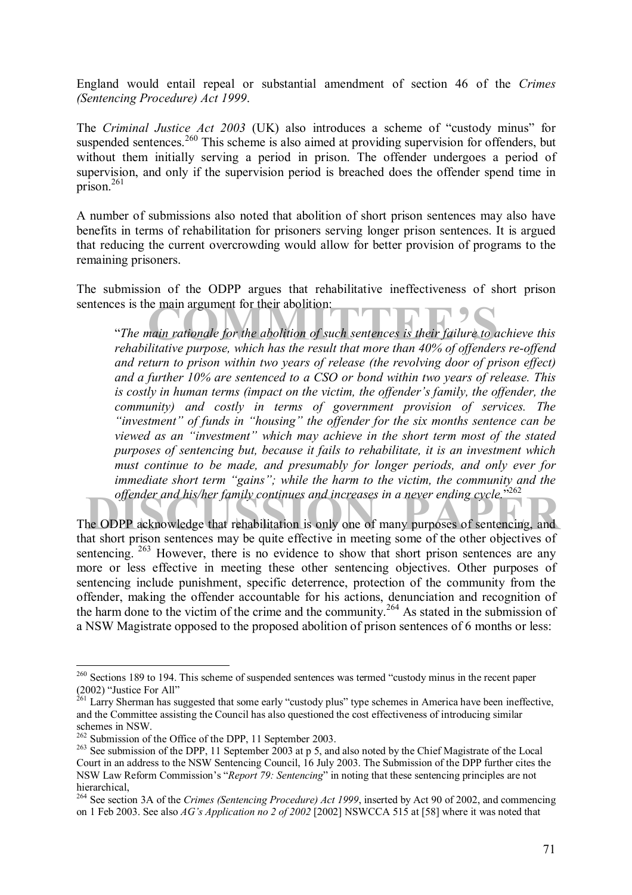England would entail repeal or substantial amendment of section 46 of the *Crimes (Sentencing Procedure) Act 1999*.

The *Criminal Justice Act 2003* (UK) also introduces a scheme of "custody minus" for suspended sentences.[260] This scheme is also aimed at providing supervision for offenders, but without them initially serving a period in prison. The offender undergoes a period of supervision, and only if the supervision period is breached does the offender spend time in prison.[261]

A number of submissions also noted that abolition of short prison sentences may also have benefits in terms of rehabilitation for prisoners serving longer prison sentences. It is argued that reducing the current overcrowding would allow for better provision of programs to the remaining prisoners.

The submission of the ODPP argues that rehabilitative ineffectiveness of short prison sentences is the main argument for their abolition:

> "*The main rationale for the abolition of such sentences is their failure to achieve this rehabilitative purpose, which has the result that more than 40% of offenders re-offend and return to prison within two years of release (the revolving door of prison effect) and a further 10% are sentenced to a CSO or bond within two years of release. This is costly in human terms (impact on the victim, the offender's family, the offender, the community) and costly in terms of government provision of services. The "investment" of funds in "housing" the offender for the six months sentence can be viewed as an "investment" which may achieve in the short term most of the stated purposes of sentencing but, because it fails to rehabilitate, it is an investment which must continue to be made, and presumably for longer periods, and only ever for immediate short term "gains"; while the harm to the victim, the community and the offender and his/her family continues and increases in a never ending cycle.*"[262]

The ODPP acknowledge that rehabilitation is only one of many purposes of sentencing, and that short prison sentences may be quite effective in meeting some of the other objectives of sentencing. [263] However, there is no evidence to show that short prison sentences are any more or less effective in meeting these other sentencing objectives. Other purposes of sentencing include punishment, specific deterrence, protection of the community from the offender, making the offender accountable for his actions, denunciation and recognition of the harm done to the victim of the crime and the community.[264] As stated in the submission of a NSW Magistrate opposed to the proposed abolition of prison sentences of 6 months or less:

---

[260] Sections 189 to 194. This scheme of suspended sentences was termed "custody minus in the recent paper (2002) "Justice For All"

[261] Larry Sherman has suggested that some early "custody plus" type schemes in America have been ineffective, and the Committee assisting the Council has also questioned the cost effectiveness of introducing similar schemes in NSW.

[262] Submission of the Office of the DPP, 11 September 2003.

[263] See submission of the DPP, 11 September 2003 at p 5, and also noted by the Chief Magistrate of the Local Court in an address to the NSW Sentencing Council, 16 July 2003. The Submission of the DPP further cites the NSW Law Reform Commission's "*Report 79: Sentencing*" in noting that these sentencing principles are not hierarchical,

[264] See section 3A of the *Crimes (Sentencing Procedure) Act 1999*, inserted by Act 90 of 2002, and commencing on 1 Feb 2003. See also *AG's Application no 2 of 2002* [2002] NSWCCA 515 at [58] where it was noted that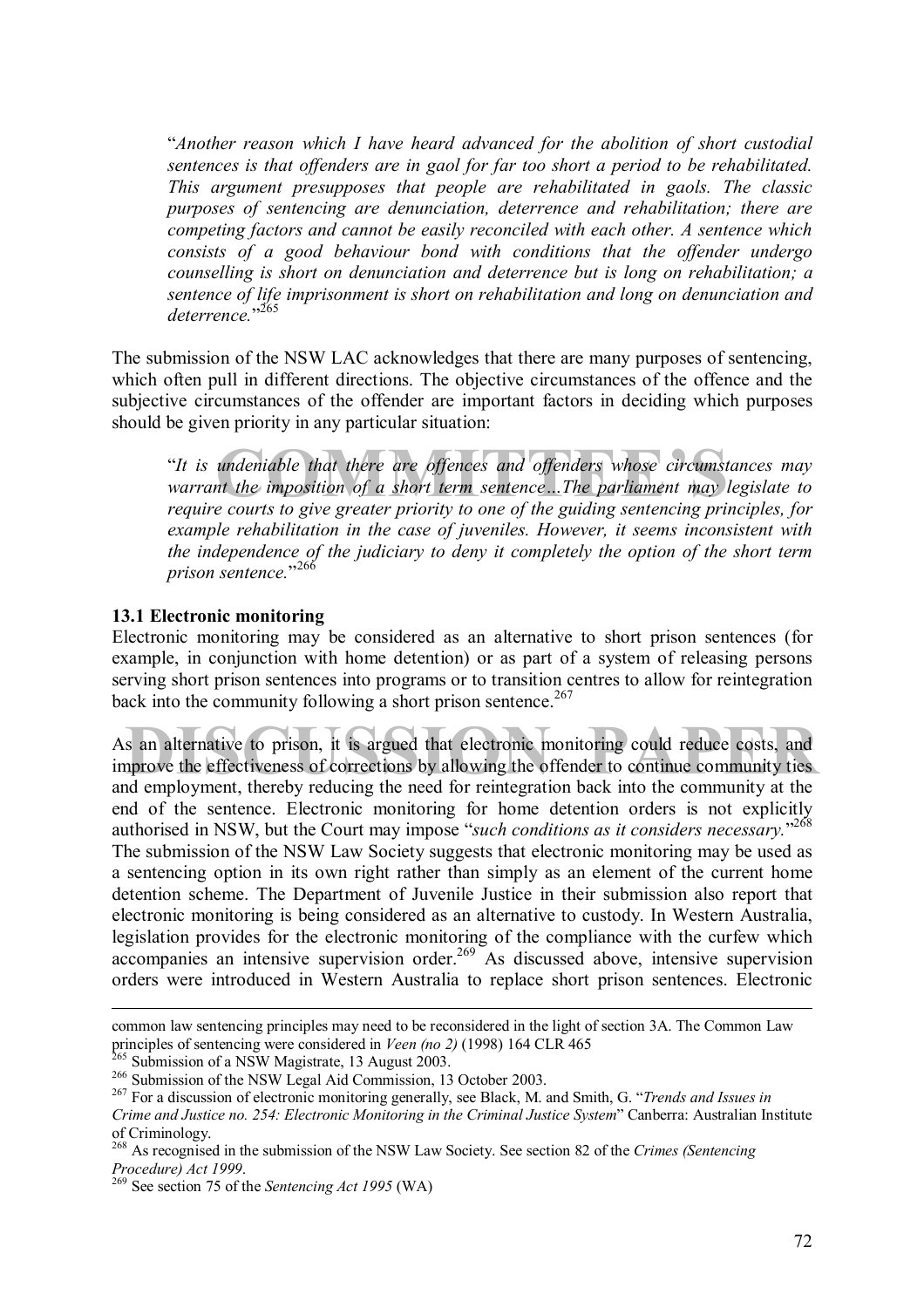"*Another reason which I have heard advanced for the abolition of short custodial sentences is that offenders are in gaol for far too short a period to be rehabilitated. This argument presupposes that people are rehabilitated in gaols. The classic purposes of sentencing are denunciation, deterrence and rehabilitation; there are competing factors and cannot be easily reconciled with each other. A sentence which consists of a good behaviour bond with conditions that the offender undergo counselling is short on denunciation and deterrence but is long on rehabilitation; a sentence of life imprisonment is short on rehabilitation and long on denunciation and deterrence.*"[265]

The submission of the NSW LAC acknowledges that there are many purposes of sentencing, which often pull in different directions. The objective circumstances of the offence and the subjective circumstances of the offender are important factors in deciding which purposes should be given priority in any particular situation:

"*It is undeniable that there are offences and offenders whose circumstances may warrant the imposition of a short term sentence…The parliament may legislate to require courts to give greater priority to one of the guiding sentencing principles, for example rehabilitation in the case of juveniles. However, it seems inconsistent with the independence of the judiciary to deny it completely the option of the short term prison sentence.*"[266]

### 13.1 Electronic monitoring

Electronic monitoring may be considered as an alternative to short prison sentences (for example, in conjunction with home detention) or as part of a system of releasing persons serving short prison sentences into programs or to transition centres to allow for reintegration back into the community following a short prison sentence.[267]

As an alternative to prison, it is argued that electronic monitoring could reduce costs, and improve the effectiveness of corrections by allowing the offender to continue community ties and employment, thereby reducing the need for reintegration back into the community at the end of the sentence. Electronic monitoring for home detention orders is not explicitly authorised in NSW, but the Court may impose "*such conditions as it considers necessary.*"[268] The submission of the NSW Law Society suggests that electronic monitoring may be used as a sentencing option in its own right rather than simply as an element of the current home detention scheme. The Department of Juvenile Justice in their submission also report that electronic monitoring is being considered as an alternative to custody. In Western Australia, legislation provides for the electronic monitoring of the compliance with the curfew which accompanies an intensive supervision order.[269] As discussed above, intensive supervision orders were introduced in Western Australia to replace short prison sentences. Electronic

---

common law sentencing principles may need to be reconsidered in the light of section 3A. The Common Law principles of sentencing were considered in *Veen (no 2)* (1998) 164 CLR 465

[265] Submission of a NSW Magistrate, 13 August 2003.

[266] Submission of the NSW Legal Aid Commission, 13 October 2003.

[267] For a discussion of electronic monitoring generally, see Black, M. and Smith, G. "*Trends and Issues in Crime and Justice no. 254: Electronic Monitoring in the Criminal Justice System*" Canberra: Australian Institute of Criminology.

[268] As recognised in the submission of the NSW Law Society. See section 82 of the *Crimes (Sentencing Procedure) Act 1999*.

[269] See section 75 of the *Sentencing Act 1995* (WA)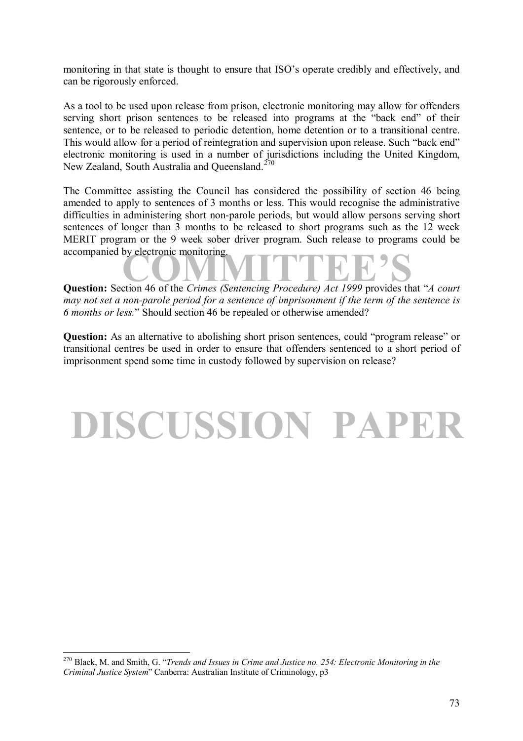monitoring in that state is thought to ensure that ISO's operate credibly and effectively, and can be rigorously enforced.

As a tool to be used upon release from prison, electronic monitoring may allow for offenders serving short prison sentences to be released into programs at the "back end" of their sentence, or to be released to periodic detention, home detention or to a transitional centre. This would allow for a period of reintegration and supervision upon release. Such "back end" electronic monitoring is used in a number of jurisdictions including the United Kingdom, New Zealand, South Australia and Queensland.[270]

The Committee assisting the Council has considered the possibility of section 46 being amended to apply to sentences of 3 months or less. This would recognise the administrative difficulties in administering short non-parole periods, but would allow persons serving short sentences of longer than 3 months to be released to short programs such as the 12 week MERIT program or the 9 week sober driver program. Such release to programs could be accompanied by electronic monitoring.

**Question:** Section 46 of the *Crimes (Sentencing Procedure) Act 1999* provides that "*A court may not set a non-parole period for a sentence of imprisonment if the term of the sentence is 6 months or less.*" Should section 46 be repealed or otherwise amended?

**Question:** As an alternative to abolishing short prison sentences, could "program release" or transitional centres be used in order to ensure that offenders sentenced to a short period of imprisonment spend some time in custody followed by supervision on release?

---

[270] Black, M. and Smith, G. "*Trends and Issues in Crime and Justice no. 254: Electronic Monitoring in the Criminal Justice System*" Canberra: Australian Institute of Criminology, p3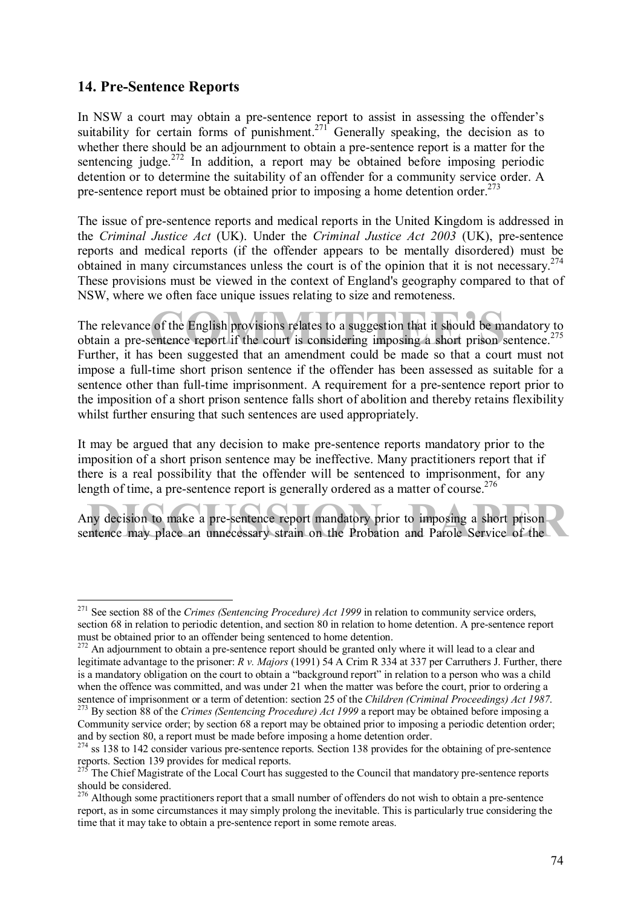## 14. Pre-Sentence Reports

In NSW a court may obtain a pre-sentence report to assist in assessing the offender's suitability for certain forms of punishment.[271] Generally speaking, the decision as to whether there should be an adjournment to obtain a pre-sentence report is a matter for the sentencing judge.[272] In addition, a report may be obtained before imposing periodic detention or to determine the suitability of an offender for a community service order. A pre-sentence report must be obtained prior to imposing a home detention order.[273]

The issue of pre-sentence reports and medical reports in the United Kingdom is addressed in the *Criminal Justice Act* (UK). Under the *Criminal Justice Act 2003* (UK), pre-sentence reports and medical reports (if the offender appears to be mentally disordered) must be obtained in many circumstances unless the court is of the opinion that it is not necessary.[274] These provisions must be viewed in the context of England's geography compared to that of NSW, where we often face unique issues relating to size and remoteness.

The relevance of the English provisions relates to a suggestion that it should be mandatory to obtain a pre-sentence report if the court is considering imposing a short prison sentence.[275] Further, it has been suggested that an amendment could be made so that a court must not impose a full-time short prison sentence if the offender has been assessed as suitable for a sentence other than full-time imprisonment. A requirement for a pre-sentence report prior to the imposition of a short prison sentence falls short of abolition and thereby retains flexibility whilst further ensuring that such sentences are used appropriately.

It may be argued that any decision to make pre-sentence reports mandatory prior to the imposition of a short prison sentence may be ineffective. Many practitioners report that if there is a real possibility that the offender will be sentenced to imprisonment, for any length of time, a pre-sentence report is generally ordered as a matter of course.[276]

Any decision to make a pre-sentence report mandatory prior to imposing a short prison sentence may place an unnecessary strain on the Probation and Parole Service of the

---

[271] See section 88 of the *Crimes (Sentencing Procedure) Act 1999* in relation to community service orders, section 68 in relation to periodic detention, and section 80 in relation to home detention. A pre-sentence report must be obtained prior to an offender being sentenced to home detention.

[272] An adjournment to obtain a pre-sentence report should be granted only where it will lead to a clear and legitimate advantage to the prisoner: *R v. Majors* (1991) 54 A Crim R 334 at 337 per Carruthers J. Further, there is a mandatory obligation on the court to obtain a "background report" in relation to a person who was a child when the offence was committed, and was under 21 when the matter was before the court, prior to ordering a sentence of imprisonment or a term of detention: section 25 of the *Children (Criminal Proceedings) Act 1987*.

[273] By section 88 of the *Crimes (Sentencing Procedure) Act 1999* a report may be obtained before imposing a Community service order; by section 68 a report may be obtained prior to imposing a periodic detention order; and by section 80, a report must be made before imposing a home detention order.

[274] ss 138 to 142 consider various pre-sentence reports. Section 138 provides for the obtaining of pre-sentence reports. Section 139 provides for medical reports.

[275] The Chief Magistrate of the Local Court has suggested to the Council that mandatory pre-sentence reports should be considered.

[276] Although some practitioners report that a small number of offenders do not wish to obtain a pre-sentence report, as in some circumstances it may simply prolong the inevitable. This is particularly true considering the time that it may take to obtain a pre-sentence report in some remote areas.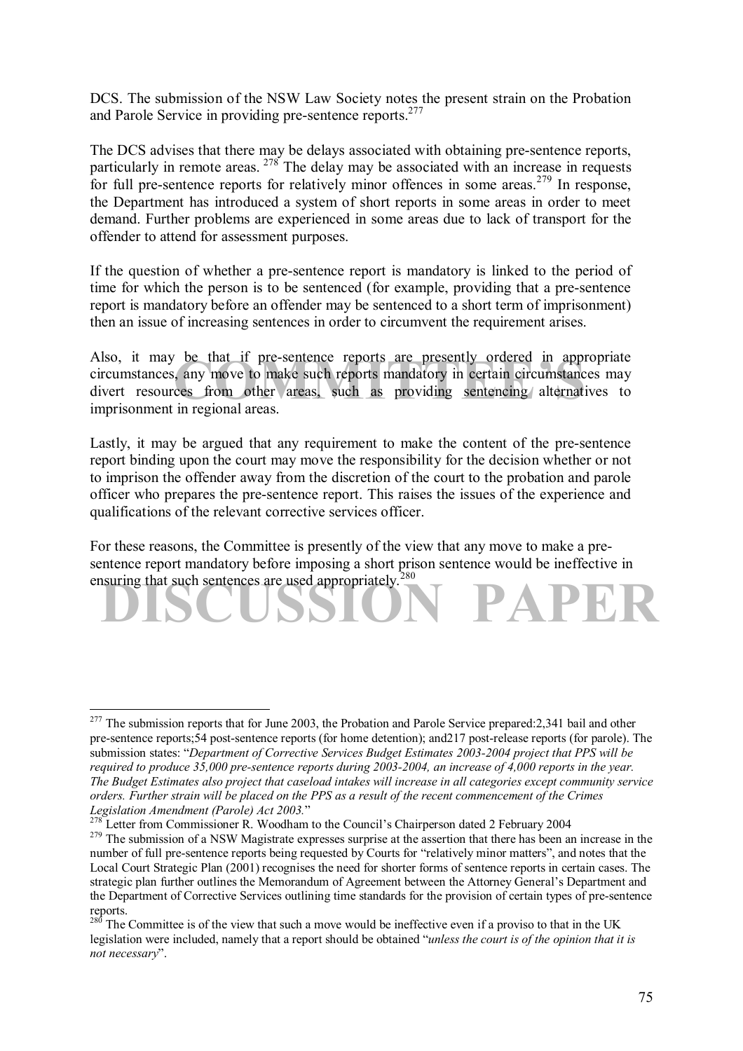DCS. The submission of the NSW Law Society notes the present strain on the Probation and Parole Service in providing pre-sentence reports.[277]

The DCS advises that there may be delays associated with obtaining pre-sentence reports, particularly in remote areas. [278] The delay may be associated with an increase in requests for full pre-sentence reports for relatively minor offences in some areas.[279] In response, the Department has introduced a system of short reports in some areas in order to meet demand. Further problems are experienced in some areas due to lack of transport for the offender to attend for assessment purposes.

If the question of whether a pre-sentence report is mandatory is linked to the period of time for which the person is to be sentenced (for example, providing that a pre-sentence report is mandatory before an offender may be sentenced to a short term of imprisonment) then an issue of increasing sentences in order to circumvent the requirement arises.

Also, it may be that if pre-sentence reports are presently ordered in appropriate circumstances, any move to make such reports mandatory in certain circumstances may divert resources from other areas, such as providing sentencing alternatives to imprisonment in regional areas.

Lastly, it may be argued that any requirement to make the content of the pre-sentence report binding upon the court may move the responsibility for the decision whether or not to imprison the offender away from the discretion of the court to the probation and parole officer who prepares the pre-sentence report. This raises the issues of the experience and qualifications of the relevant corrective services officer.

For these reasons, the Committee is presently of the view that any move to make a pre-sentence report mandatory before imposing a short prison sentence would be ineffective in ensuring that such sentences are used appropriately.[280]

---

[277] The submission reports that for June 2003, the Probation and Parole Service prepared:2,341 bail and other pre-sentence reports;54 post-sentence reports (for home detention); and217 post-release reports (for parole). The submission states: "*Department of Corrective Services Budget Estimates 2003-2004 project that PPS will be required to produce 35,000 pre-sentence reports during 2003-2004, an increase of 4,000 reports in the year. The Budget Estimates also project that caseload intakes will increase in all categories except community service orders. Further strain will be placed on the PPS as a result of the recent commencement of the Crimes Legislation Amendment (Parole) Act 2003.*"

[278] Letter from Commissioner R. Woodham to the Council's Chairperson dated 2 February 2004

[279] The submission of a NSW Magistrate expresses surprise at the assertion that there has been an increase in the number of full pre-sentence reports being requested by Courts for "relatively minor matters", and notes that the Local Court Strategic Plan (2001) recognises the need for shorter forms of sentence reports in certain cases. The strategic plan further outlines the Memorandum of Agreement between the Attorney General's Department and the Department of Corrective Services outlining time standards for the provision of certain types of pre-sentence reports.

[280] The Committee is of the view that such a move would be ineffective even if a proviso to that in the UK legislation were included, namely that a report should be obtained "*unless the court is of the opinion that it is not necessary*".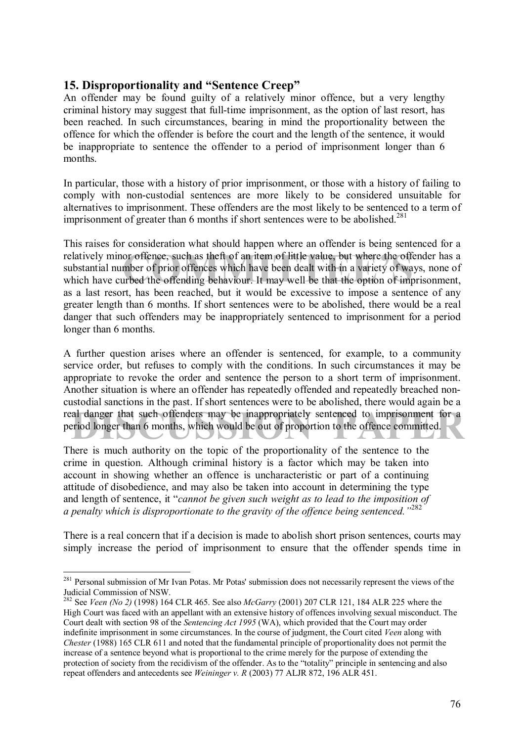## 15. Disproportionality and "Sentence Creep"

An offender may be found guilty of a relatively minor offence, but a very lengthy criminal history may suggest that full-time imprisonment, as the option of last resort, has been reached. In such circumstances, bearing in mind the proportionality between the offence for which the offender is before the court and the length of the sentence, it would be inappropriate to sentence the offender to a period of imprisonment longer than 6 months.

In particular, those with a history of prior imprisonment, or those with a history of failing to comply with non-custodial sentences are more likely to be considered unsuitable for alternatives to imprisonment. These offenders are the most likely to be sentenced to a term of imprisonment of greater than 6 months if short sentences were to be abolished.[281]

This raises for consideration what should happen where an offender is being sentenced for a relatively minor offence, such as theft of an item of little value, but where the offender has a substantial number of prior offences which have been dealt with in a variety of ways, none of which have curbed the offending behaviour. It may well be that the option of imprisonment, as a last resort, has been reached, but it would be excessive to impose a sentence of any greater length than 6 months. If short sentences were to be abolished, there would be a real danger that such offenders may be inappropriately sentenced to imprisonment for a period longer than 6 months.

A further question arises where an offender is sentenced, for example, to a community service order, but refuses to comply with the conditions. In such circumstances it may be appropriate to revoke the order and sentence the person to a short term of imprisonment. Another situation is where an offender has repeatedly offended and repeatedly breached non-custodial sanctions in the past. If short sentences were to be abolished, there would again be a real danger that such offenders may be inappropriately sentenced to imprisonment for a period longer than 6 months, which would be out of proportion to the offence committed.

There is much authority on the topic of the proportionality of the sentence to the crime in question. Although criminal history is a factor which may be taken into account in showing whether an offence is uncharacteristic or part of a continuing attitude of disobedience, and may also be taken into account in determining the type and length of sentence, it "*cannot be given such weight as to lead to the imposition of a penalty which is disproportionate to the gravity of the offence being sentenced.*"[282]

There is a real concern that if a decision is made to abolish short prison sentences, courts may simply increase the period of imprisonment to ensure that the offender spends time in

---

[281] Personal submission of Mr Ivan Potas. Mr Potas' submission does not necessarily represent the views of the Judicial Commission of NSW.

[282] See *Veen (No 2)* (1998) 164 CLR 465. See also *McGarry* (2001) 207 CLR 121, 184 ALR 225 where the High Court was faced with an appellant with an extensive history of offences involving sexual misconduct. The Court dealt with section 98 of the *Sentencing Act 1995* (WA), which provided that the Court may order indefinite imprisonment in some circumstances. In the course of judgment, the Court cited *Veen* along with *Chester* (1988) 165 CLR 611 and noted that the fundamental principle of proportionality does not permit the increase of a sentence beyond what is proportional to the crime merely for the purpose of extending the protection of society from the recidivism of the offender. As to the "totality" principle in sentencing and also repeat offenders and antecedents see *Weininger v. R* (2003) 77 ALJR 872, 196 ALR 451.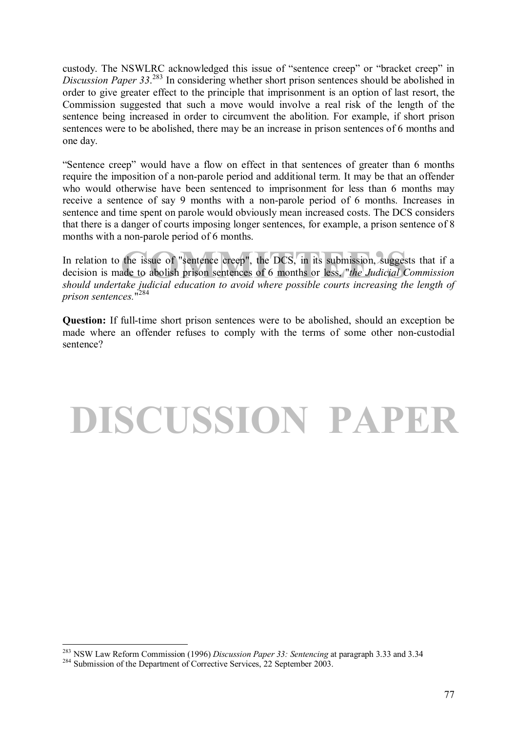custody. The NSWLRC acknowledged this issue of "sentence creep" or "bracket creep" in *Discussion Paper 33*.[283] In considering whether short prison sentences should be abolished in order to give greater effect to the principle that imprisonment is an option of last resort, the Commission suggested that such a move would involve a real risk of the length of the sentence being increased in order to circumvent the abolition. For example, if short prison sentences were to be abolished, there may be an increase in prison sentences of 6 months and one day.

"Sentence creep" would have a flow on effect in that sentences of greater than 6 months require the imposition of a non-parole period and additional term. It may be that an offender who would otherwise have been sentenced to imprisonment for less than 6 months may receive a sentence of say 9 months with a non-parole period of 6 months. Increases in sentence and time spent on parole would obviously mean increased costs. The DCS considers that there is a danger of courts imposing longer sentences, for example, a prison sentence of 8 months with a non-parole period of 6 months.

In relation to the issue of "sentence creep", the DCS, in its submission, suggests that if a decision is made to abolish prison sentences of 6 months or less, "*the Judicial Commission should undertake judicial education to avoid where possible courts increasing the length of prison sentences.*"[284]

**Question:** If full-time short prison sentences were to be abolished, should an exception be made where an offender refuses to comply with the terms of some other non-custodial sentence?

[283] NSW Law Reform Commission (1996) *Discussion Paper 33: Sentencing* at paragraph 3.33 and 3.34

[284] Submission of the Department of Corrective Services, 22 September 2003.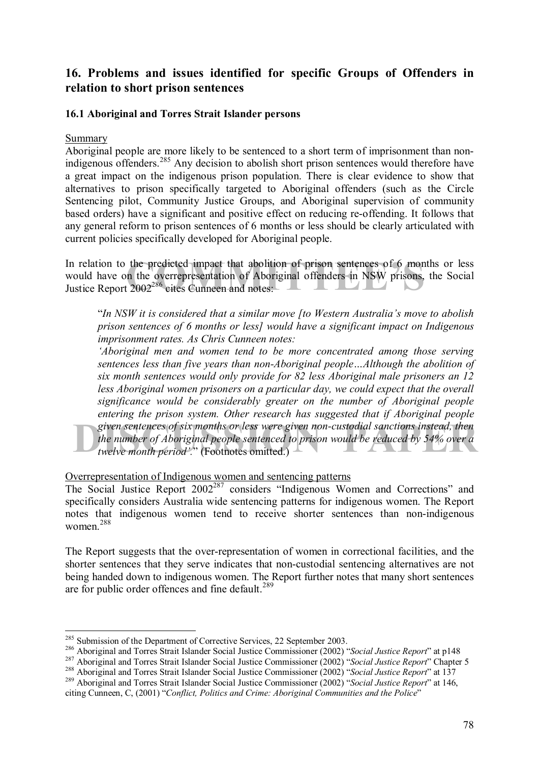## 16. Problems and issues identified for specific Groups of Offenders in relation to short prison sentences

### 16.1 Aboriginal and Torres Strait Islander persons

Summary

Aboriginal people are more likely to be sentenced to a short term of imprisonment than non-indigenous offenders.[285] Any decision to abolish short prison sentences would therefore have a great impact on the indigenous prison population. There is clear evidence to show that alternatives to prison specifically targeted to Aboriginal offenders (such as the Circle Sentencing pilot, Community Justice Groups, and Aboriginal supervision of community based orders) have a significant and positive effect on reducing re-offending. It follows that any general reform to prison sentences of 6 months or less should be clearly articulated with current policies specifically developed for Aboriginal people.

In relation to the predicted impact that abolition of prison sentences of 6 months or less would have on the overrepresentation of Aboriginal offenders in NSW prisons, the Social Justice Report 2002[286] cites Cunneen and notes:

> "*In NSW it is considered that a similar move [to Western Australia's move to abolish prison sentences of 6 months or less] would have a significant impact on Indigenous imprisonment rates. As Chris Cunneen notes:*
>
> *'Aboriginal men and women tend to be more concentrated among those serving sentences less than five years than non-Aboriginal people…Although the abolition of six month sentences would only provide for 82 less Aboriginal male prisoners an 12 less Aboriginal women prisoners on a particular day, we could expect that the overall significance would be considerably greater on the number of Aboriginal people entering the prison system. Other research has suggested that if Aboriginal people given sentences of six months or less were given non-custodial sanctions instead, then the number of Aboriginal people sentenced to prison would be reduced by 54% over a twelve month period'.*" (Footnotes omitted.)

Overrepresentation of Indigenous women and sentencing patterns

The Social Justice Report 2002[287] considers "Indigenous Women and Corrections" and specifically considers Australia wide sentencing patterns for indigenous women. The Report notes that indigenous women tend to receive shorter sentences than non-indigenous women.[288]

The Report suggests that the over-representation of women in correctional facilities, and the shorter sentences that they serve indicates that non-custodial sentencing alternatives are not being handed down to indigenous women. The Report further notes that many short sentences are for public order offences and fine default.[289]

---

[285] Submission of the Department of Corrective Services, 22 September 2003.

[286] Aboriginal and Torres Strait Islander Social Justice Commissioner (2002) "*Social Justice Report*" at p148

[287] Aboriginal and Torres Strait Islander Social Justice Commissioner (2002) "*Social Justice Report*" Chapter 5

[288] Aboriginal and Torres Strait Islander Social Justice Commissioner (2002) "*Social Justice Report*" at 137

[289] Aboriginal and Torres Strait Islander Social Justice Commissioner (2002) "*Social Justice Report*" at 146, citing Cunneen, C, (2001) "*Conflict, Politics and Crime: Aboriginal Communities and the Police*"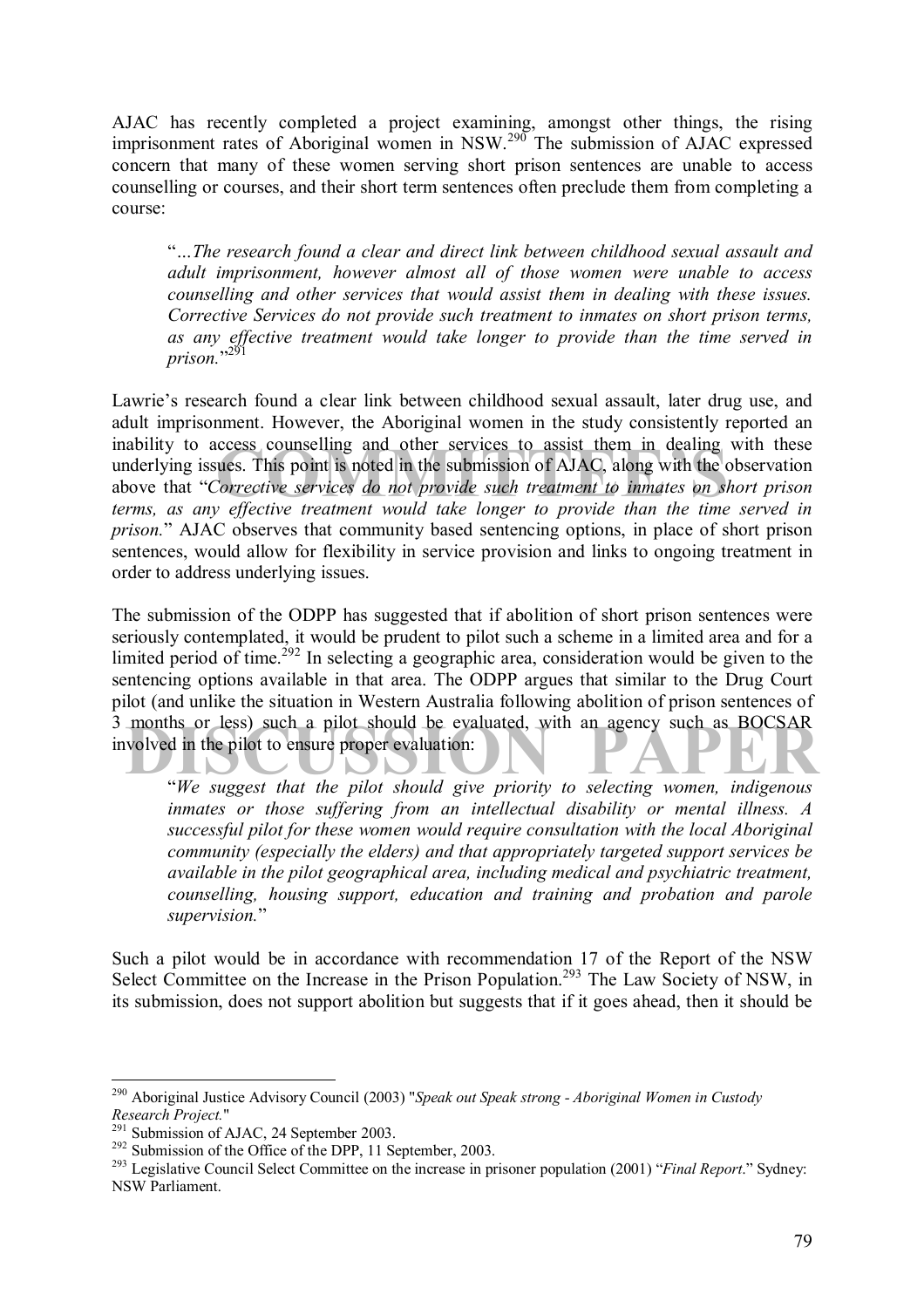AJAC has recently completed a project examining, amongst other things, the rising imprisonment rates of Aboriginal women in NSW.[290] The submission of AJAC expressed concern that many of these women serving short prison sentences are unable to access counselling or courses, and their short term sentences often preclude them from completing a course:

> "*…The research found a clear and direct link between childhood sexual assault and adult imprisonment, however almost all of those women were unable to access counselling and other services that would assist them in dealing with these issues. Corrective Services do not provide such treatment to inmates on short prison terms, as any effective treatment would take longer to provide than the time served in prison.*"[291]

Lawrie's research found a clear link between childhood sexual assault, later drug use, and adult imprisonment. However, the Aboriginal women in the study consistently reported an inability to access counselling and other services to assist them in dealing with these underlying issues. This point is noted in the submission of AJAC, along with the observation above that "*Corrective services do not provide such treatment to inmates on short prison terms, as any effective treatment would take longer to provide than the time served in prison.*" AJAC observes that community based sentencing options, in place of short prison sentences, would allow for flexibility in service provision and links to ongoing treatment in order to address underlying issues.

The submission of the ODPP has suggested that if abolition of short prison sentences were seriously contemplated, it would be prudent to pilot such a scheme in a limited area and for a limited period of time.[292] In selecting a geographic area, consideration would be given to the sentencing options available in that area. The ODPP argues that similar to the Drug Court pilot (and unlike the situation in Western Australia following abolition of prison sentences of 3 months or less) such a pilot should be evaluated, with an agency such as BOCSAR involved in the pilot to ensure proper evaluation:

> "*We suggest that the pilot should give priority to selecting women, indigenous inmates or those suffering from an intellectual disability or mental illness. A successful pilot for these women would require consultation with the local Aboriginal community (especially the elders) and that appropriately targeted support services be available in the pilot geographical area, including medical and psychiatric treatment, counselling, housing support, education and training and probation and parole supervision.*"

Such a pilot would be in accordance with recommendation 17 of the Report of the NSW Select Committee on the Increase in the Prison Population.[293] The Law Society of NSW, in its submission, does not support abolition but suggests that if it goes ahead, then it should be

---

[290] Aboriginal Justice Advisory Council (2003) "*Speak out Speak strong - Aboriginal Women in Custody Research Project.*"

[291] Submission of AJAC, 24 September 2003.

[292] Submission of the Office of the DPP, 11 September, 2003.

[293] Legislative Council Select Committee on the increase in prisoner population (2001) "*Final Report*." Sydney: NSW Parliament.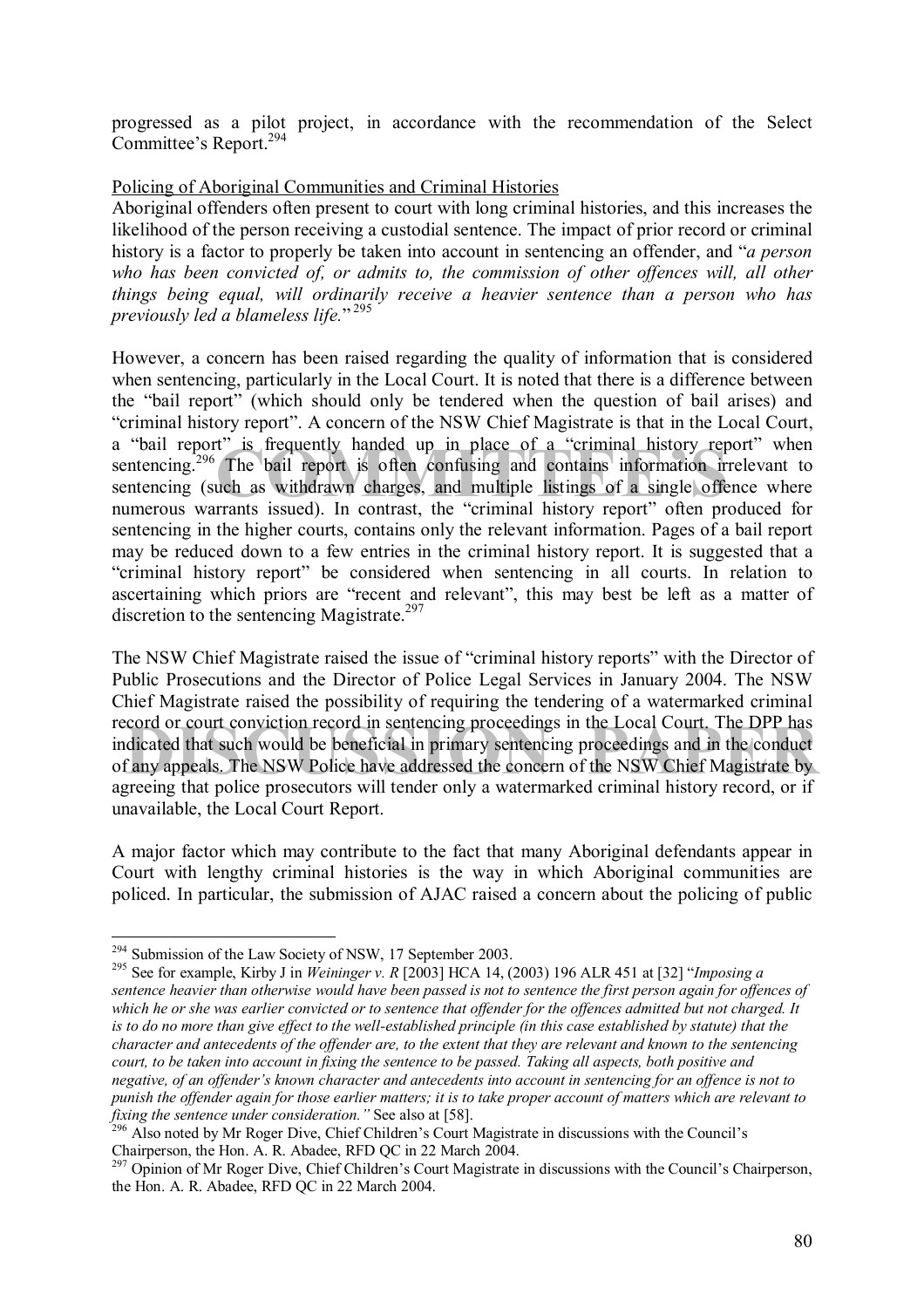progressed as a pilot project, in accordance with the recommendation of the Select Committee's Report.[294]

Policing of Aboriginal Communities and Criminal Histories

Aboriginal offenders often present to court with long criminal histories, and this increases the likelihood of the person receiving a custodial sentence. The impact of prior record or criminal history is a factor to properly be taken into account in sentencing an offender, and "*a person who has been convicted of, or admits to, the commission of other offences will, all other things being equal, will ordinarily receive a heavier sentence than a person who has previously led a blameless life.*"[295]

However, a concern has been raised regarding the quality of information that is considered when sentencing, particularly in the Local Court. It is noted that there is a difference between the "bail report" (which should only be tendered when the question of bail arises) and "criminal history report". A concern of the NSW Chief Magistrate is that in the Local Court, a "bail report" is frequently handed up in place of a "criminal history report" when sentencing.[296] The bail report is often confusing and contains information irrelevant to sentencing (such as withdrawn charges, and multiple listings of a single offence where numerous warrants issued). In contrast, the "criminal history report" often produced for sentencing in the higher courts, contains only the relevant information. Pages of a bail report may be reduced down to a few entries in the criminal history report. It is suggested that a "criminal history report" be considered when sentencing in all courts. In relation to ascertaining which priors are "recent and relevant", this may best be left as a matter of discretion to the sentencing Magistrate.[297]

The NSW Chief Magistrate raised the issue of "criminal history reports" with the Director of Public Prosecutions and the Director of Police Legal Services in January 2004. The NSW Chief Magistrate raised the possibility of requiring the tendering of a watermarked criminal record or court conviction record in sentencing proceedings in the Local Court. The DPP has indicated that such would be beneficial in primary sentencing proceedings and in the conduct of any appeals. The NSW Police have addressed the concern of the NSW Chief Magistrate by agreeing that police prosecutors will tender only a watermarked criminal history record, or if unavailable, the Local Court Report.

A major factor which may contribute to the fact that many Aboriginal defendants appear in Court with lengthy criminal histories is the way in which Aboriginal communities are policed. In particular, the submission of AJAC raised a concern about the policing of public

---

[294] Submission of the Law Society of NSW, 17 September 2003.

[295] See for example, Kirby J in *Weininger v. R* [2003] HCA 14, (2003) 196 ALR 451 at [32] "*Imposing a sentence heavier than otherwise would have been passed is not to sentence the first person again for offences of which he or she was earlier convicted or to sentence that offender for the offences admitted but not charged. It is to do no more than give effect to the well-established principle (in this case established by statute) that the character and antecedents of the offender are, to the extent that they are relevant and known to the sentencing court, to be taken into account in fixing the sentence to be passed. Taking all aspects, both positive and negative, of an offender's known character and antecedents into account in sentencing for an offence is not to punish the offender again for those earlier matters; it is to take proper account of matters which are relevant to fixing the sentence under consideration.*" See also at [58].

[296] Also noted by Mr Roger Dive, Chief Children's Court Magistrate in discussions with the Council's Chairperson, the Hon. A. R. Abadee, RFD QC in 22 March 2004.

[297] Opinion of Mr Roger Dive, Chief Children's Court Magistrate in discussions with the Council's Chairperson, the Hon. A. R. Abadee, RFD QC in 22 March 2004.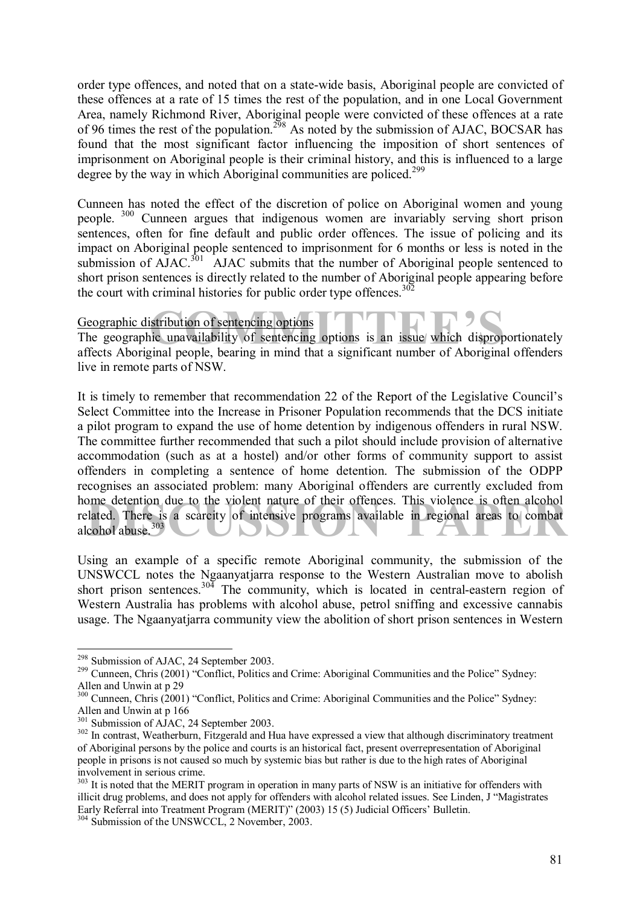order type offences, and noted that on a state-wide basis, Aboriginal people are convicted of these offences at a rate of 15 times the rest of the population, and in one Local Government Area, namely Richmond River, Aboriginal people were convicted of these offences at a rate of 96 times the rest of the population.[298] As noted by the submission of AJAC, BOCSAR has found that the most significant factor influencing the imposition of short sentences of imprisonment on Aboriginal people is their criminal history, and this is influenced to a large degree by the way in which Aboriginal communities are policed.[299]

Cunneen has noted the effect of the discretion of police on Aboriginal women and young people. [300] Cunneen argues that indigenous women are invariably serving short prison sentences, often for fine default and public order offences. The issue of policing and its impact on Aboriginal people sentenced to imprisonment for 6 months or less is noted in the submission of AJAC.[301] AJAC submits that the number of Aboriginal people sentenced to short prison sentences is directly related to the number of Aboriginal people appearing before the court with criminal histories for public order type offences.[302]

Geographic distribution of sentencing options

The geographic unavailability of sentencing options is an issue which disproportionately affects Aboriginal people, bearing in mind that a significant number of Aboriginal offenders live in remote parts of NSW.

It is timely to remember that recommendation 22 of the Report of the Legislative Council's Select Committee into the Increase in Prisoner Population recommends that the DCS initiate a pilot program to expand the use of home detention by indigenous offenders in rural NSW. The committee further recommended that such a pilot should include provision of alternative accommodation (such as at a hostel) and/or other forms of community support to assist offenders in completing a sentence of home detention. The submission of the ODPP recognises an associated problem: many Aboriginal offenders are currently excluded from home detention due to the violent nature of their offences. This violence is often alcohol related. There is a scarcity of intensive programs available in regional areas to combat alcohol abuse.[303]

Using an example of a specific remote Aboriginal community, the submission of the UNSWCCL notes the Ngaanyatjarra response to the Western Australian move to abolish short prison sentences.[304] The community, which is located in central-eastern region of Western Australia has problems with alcohol abuse, petrol sniffing and excessive cannabis usage. The Ngaanyatjarra community view the abolition of short prison sentences in Western

---

[298] Submission of AJAC, 24 September 2003.

[299] Cunneen, Chris (2001) "Conflict, Politics and Crime: Aboriginal Communities and the Police" Sydney: Allen and Unwin at p 29

[300] Cunneen, Chris (2001) "Conflict, Politics and Crime: Aboriginal Communities and the Police" Sydney: Allen and Unwin at p 166

[301] Submission of AJAC, 24 September 2003.

[302] In contrast, Weatherburn, Fitzgerald and Hua have expressed a view that although discriminatory treatment of Aboriginal persons by the police and courts is an historical fact, present overrepresentation of Aboriginal people in prisons is not caused so much by systemic bias but rather is due to the high rates of Aboriginal involvement in serious crime.

[303] It is noted that the MERIT program in operation in many parts of NSW is an initiative for offenders with illicit drug problems, and does not apply for offenders with alcohol related issues. See Linden, J "Magistrates Early Referral into Treatment Program (MERIT)" (2003) 15 (5) Judicial Officers' Bulletin.

[304] Submission of the UNSWCCL, 2 November, 2003.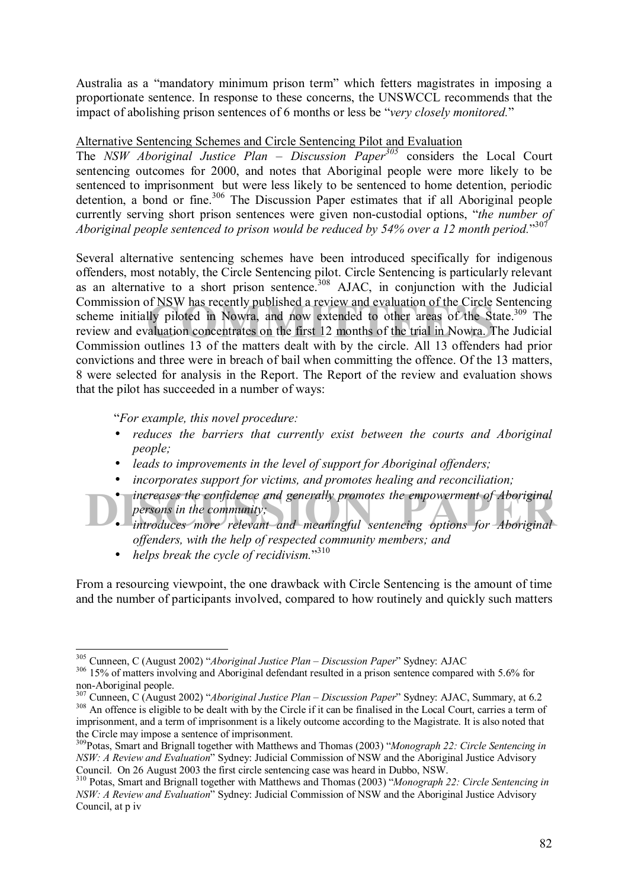Australia as a "mandatory minimum prison term" which fetters magistrates in imposing a proportionate sentence. In response to these concerns, the UNSWCCL recommends that the impact of abolishing prison sentences of 6 months or less be "*very closely monitored.*"

Alternative Sentencing Schemes and Circle Sentencing Pilot and Evaluation

The *NSW Aboriginal Justice Plan – Discussion Paper*[305] considers the Local Court sentencing outcomes for 2000, and notes that Aboriginal people were more likely to be sentenced to imprisonment but were less likely to be sentenced to home detention, periodic detention, a bond or fine.[306] The Discussion Paper estimates that if all Aboriginal people currently serving short prison sentences were given non-custodial options, "*the number of Aboriginal people sentenced to prison would be reduced by 54% over a 12 month period.*"[307]

Several alternative sentencing schemes have been introduced specifically for indigenous offenders, most notably, the Circle Sentencing pilot. Circle Sentencing is particularly relevant as an alternative to a short prison sentence.[308] AJAC, in conjunction with the Judicial Commission of NSW has recently published a review and evaluation of the Circle Sentencing scheme initially piloted in Nowra, and now extended to other areas of the State.[309] The review and evaluation concentrates on the first 12 months of the trial in Nowra. The Judicial Commission outlines 13 of the matters dealt with by the circle. All 13 offenders had prior convictions and three were in breach of bail when committing the offence. Of the 13 matters, 8 were selected for analysis in the Report. The Report of the review and evaluation shows that the pilot has succeeded in a number of ways:

> "*For example, this novel procedure:*
>
> - *reduces the barriers that currently exist between the courts and Aboriginal people;*
> - *leads to improvements in the level of support for Aboriginal offenders;*
> - *incorporates support for victims, and promotes healing and reconciliation;*
> - *increases the confidence and generally promotes the empowerment of Aboriginal persons in the community;*
> - *introduces more relevant and meaningful sentencing options for Aboriginal offenders, with the help of respected community members; and*
> - *helps break the cycle of recidivism.*"[310]

From a resourcing viewpoint, the one drawback with Circle Sentencing is the amount of time and the number of participants involved, compared to how routinely and quickly such matters

---

[305] Cunneen, C (August 2002) "*Aboriginal Justice Plan – Discussion Paper*" Sydney: AJAC

[306] 15% of matters involving and Aboriginal defendant resulted in a prison sentence compared with 5.6% for non-Aboriginal people.

[307] Cunneen, C (August 2002) "*Aboriginal Justice Plan – Discussion Paper*" Sydney: AJAC, Summary, at 6.2

[308] An offence is eligible to be dealt with by the Circle if it can be finalised in the Local Court, carries a term of imprisonment, and a term of imprisonment is a likely outcome according to the Magistrate. It is also noted that the Circle may impose a sentence of imprisonment.

[309] Potas, Smart and Brignall together with Matthews and Thomas (2003) "*Monograph 22: Circle Sentencing in NSW: A Review and Evaluation*" Sydney: Judicial Commission of NSW and the Aboriginal Justice Advisory Council. On 26 August 2003 the first circle sentencing case was heard in Dubbo, NSW.

[310] Potas, Smart and Brignall together with Matthews and Thomas (2003) "*Monograph 22: Circle Sentencing in NSW: A Review and Evaluation*" Sydney: Judicial Commission of NSW and the Aboriginal Justice Advisory Council, at p iv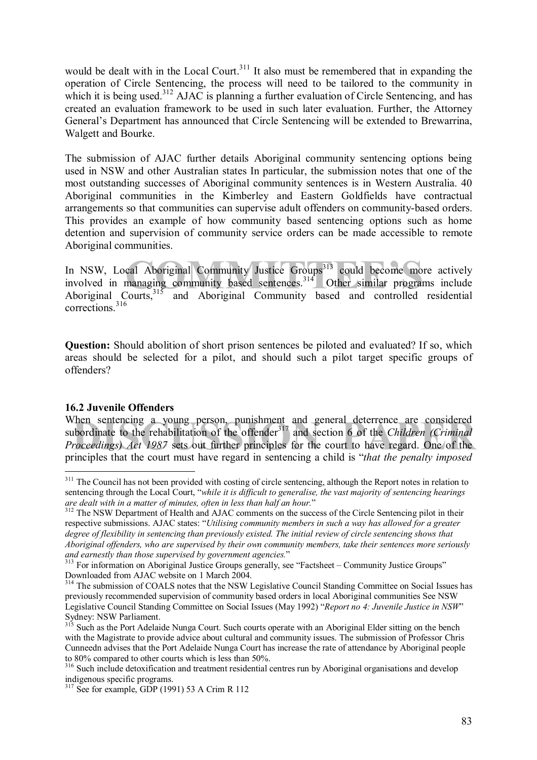would be dealt with in the Local Court.[311] It also must be remembered that in expanding the operation of Circle Sentencing, the process will need to be tailored to the community in which it is being used.[312] AJAC is planning a further evaluation of Circle Sentencing, and has created an evaluation framework to be used in such later evaluation. Further, the Attorney General's Department has announced that Circle Sentencing will be extended to Brewarrina, Walgett and Bourke.

The submission of AJAC further details Aboriginal community sentencing options being used in NSW and other Australian states In particular, the submission notes that one of the most outstanding successes of Aboriginal community sentences is in Western Australia. 40 Aboriginal communities in the Kimberley and Eastern Goldfields have contractual arrangements so that communities can supervise adult offenders on community-based orders. This provides an example of how community based sentencing options such as home detention and supervision of community service orders can be made accessible to remote Aboriginal communities.

In NSW, Local Aboriginal Community Justice Groups[313] could become more actively involved in managing community based sentences.[314] Other similar programs include Aboriginal Courts,[315] and Aboriginal Community based and controlled residential corrections.[316]

**Question:** Should abolition of short prison sentences be piloted and evaluated? If so, which areas should be selected for a pilot, and should such a pilot target specific groups of offenders?

### 16.2 Juvenile Offenders

When sentencing a young person, punishment and general deterrence are considered subordinate to the rehabilitation of the offender[317] and section 6 of the *Children (Criminal Proceedings) Act 1987* sets out further principles for the court to have regard. One of the principles that the court must have regard in sentencing a child is "*that the penalty imposed*

---

[311] The Council has not been provided with costing of circle sentencing, although the Report notes in relation to sentencing through the Local Court, "*while it is difficult to generalise, the vast majority of sentencing hearings are dealt with in a matter of minutes, often in less than half an hour.*"

[312] The NSW Department of Health and AJAC comments on the success of the Circle Sentencing pilot in their respective submissions. AJAC states: "*Utilising community members in such a way has allowed for a greater degree of flexibility in sentencing than previously existed. The initial review of circle sentencing shows that Aboriginal offenders, who are supervised by their own community members, take their sentences more seriously and earnestly than those supervised by government agencies.*"

[313] For information on Aboriginal Justice Groups generally, see "Factsheet – Community Justice Groups" Downloaded from AJAC website on 1 March 2004.

[314] The submission of COALS notes that the NSW Legislative Council Standing Committee on Social Issues has previously recommended supervision of community based orders in local Aboriginal communities See NSW Legislative Council Standing Committee on Social Issues (May 1992) "*Report no 4: Juvenile Justice in NSW*" Sydney: NSW Parliament.

[315] Such as the Port Adelaide Nunga Court. Such courts operate with an Aboriginal Elder sitting on the bench with the Magistrate to provide advice about cultural and community issues. The submission of Professor Chris Cunneedn advises that the Port Adelaide Nunga Court has increase the rate of attendance by Aboriginal people to 80% compared to other courts which is less than 50%.

[316] Such include detoxification and treatment residential centres run by Aboriginal organisations and develop indigenous specific programs.

[317] See for example, GDP (1991) 53 A Crim R 112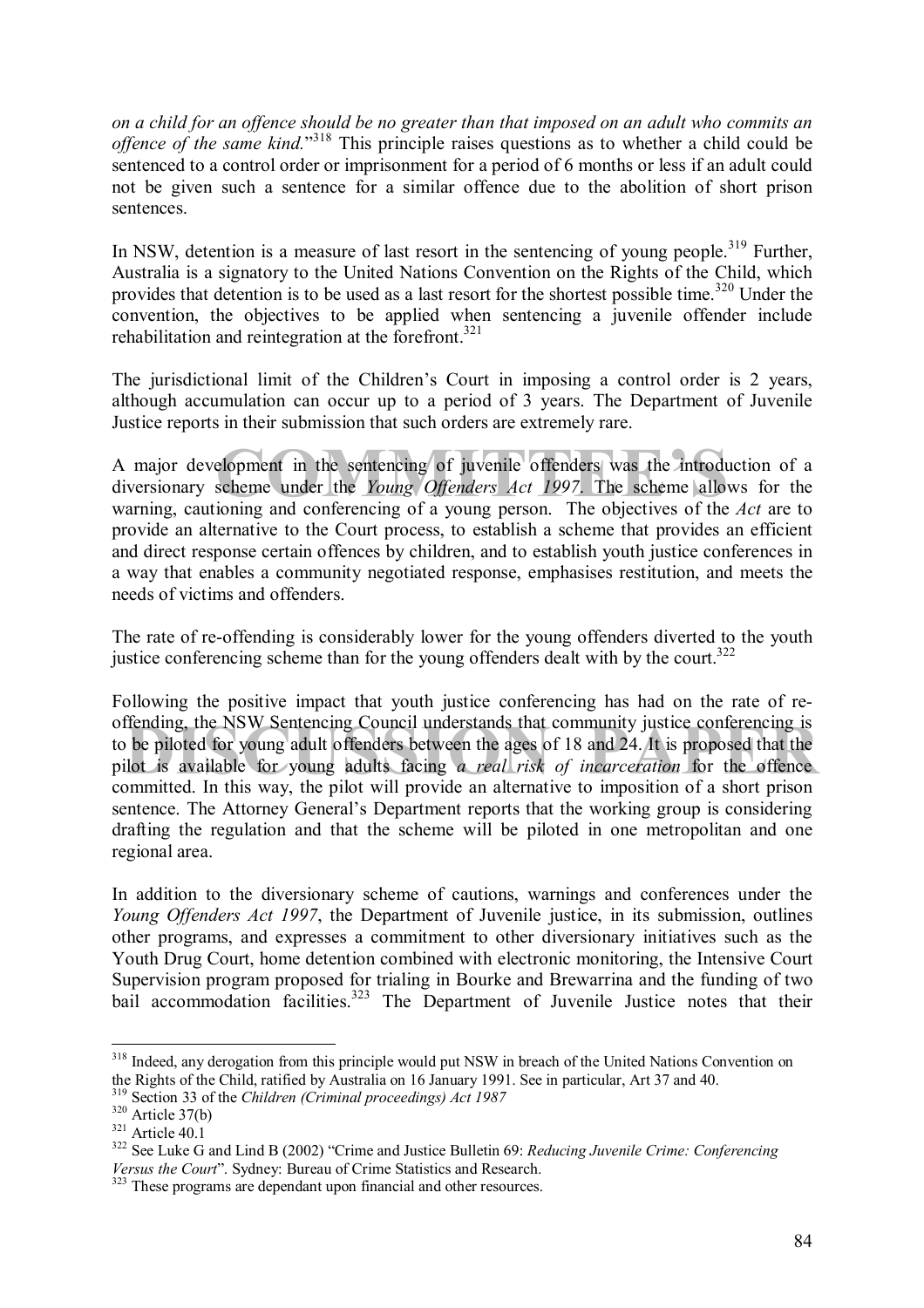*on a child for an offence should be no greater than that imposed on an adult who commits an offence of the same kind.*"[318] This principle raises questions as to whether a child could be sentenced to a control order or imprisonment for a period of 6 months or less if an adult could not be given such a sentence for a similar offence due to the abolition of short prison sentences.

In NSW, detention is a measure of last resort in the sentencing of young people.[319] Further, Australia is a signatory to the United Nations Convention on the Rights of the Child, which provides that detention is to be used as a last resort for the shortest possible time.[320] Under the convention, the objectives to be applied when sentencing a juvenile offender include rehabilitation and reintegration at the forefront.[321]

The jurisdictional limit of the Children's Court in imposing a control order is 2 years, although accumulation can occur up to a period of 3 years. The Department of Juvenile Justice reports in their submission that such orders are extremely rare.

A major development in the sentencing of juvenile offenders was the introduction of a diversionary scheme under the *Young Offenders Act 1997*. The scheme allows for the warning, cautioning and conferencing of a young person. The objectives of the *Act* are to provide an alternative to the Court process, to establish a scheme that provides an efficient and direct response certain offences by children, and to establish youth justice conferences in a way that enables a community negotiated response, emphasises restitution, and meets the needs of victims and offenders.

The rate of re-offending is considerably lower for the young offenders diverted to the youth justice conferencing scheme than for the young offenders dealt with by the court.[322]

Following the positive impact that youth justice conferencing has had on the rate of re-offending, the NSW Sentencing Council understands that community justice conferencing is to be piloted for young adult offenders between the ages of 18 and 24. It is proposed that the pilot is available for young adults facing *a real risk of incarceration* for the offence committed. In this way, the pilot will provide an alternative to imposition of a short prison sentence. The Attorney General's Department reports that the working group is considering drafting the regulation and that the scheme will be piloted in one metropolitan and one regional area.

In addition to the diversionary scheme of cautions, warnings and conferences under the *Young Offenders Act 1997*, the Department of Juvenile justice, in its submission, outlines other programs, and expresses a commitment to other diversionary initiatives such as the Youth Drug Court, home detention combined with electronic monitoring, the Intensive Court Supervision program proposed for trialing in Bourke and Brewarrina and the funding of two bail accommodation facilities.[323] The Department of Juvenile Justice notes that their

---

[318] Indeed, any derogation from this principle would put NSW in breach of the United Nations Convention on the Rights of the Child, ratified by Australia on 16 January 1991. See in particular, Art 37 and 40.

[319] Section 33 of the *Children (Criminal proceedings) Act 1987*

[320] Article 37(b)

[321] Article 40.1

[322] See Luke G and Lind B (2002) "Crime and Justice Bulletin 69: *Reducing Juvenile Crime: Conferencing Versus the Court*". Sydney: Bureau of Crime Statistics and Research.

[323] These programs are dependant upon financial and other resources.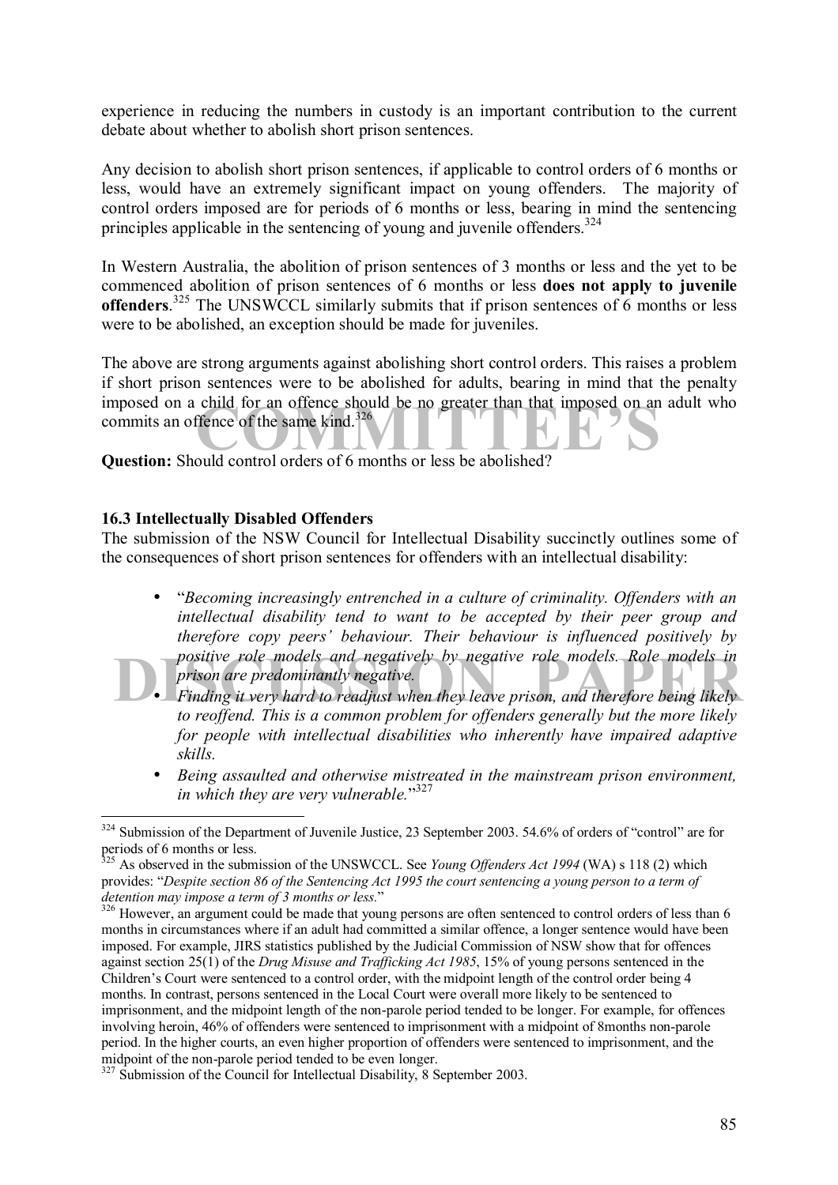experience in reducing the numbers in custody is an important contribution to the current debate about whether to abolish short prison sentences.

Any decision to abolish short prison sentences, if applicable to control orders of 6 months or less, would have an extremely significant impact on young offenders. The majority of control orders imposed are for periods of 6 months or less, bearing in mind the sentencing principles applicable in the sentencing of young and juvenile offenders.[324]

In Western Australia, the abolition of prison sentences of 3 months or less and the yet to be commenced abolition of prison sentences of 6 months or less **does not apply to juvenile offenders**.[325] The UNSWCCL similarly submits that if prison sentences of 6 months or less were to be abolished, an exception should be made for juveniles.

The above are strong arguments against abolishing short control orders. This raises a problem if short prison sentences were to be abolished for adults, bearing in mind that the penalty imposed on a child for an offence should be no greater than that imposed on an adult who commits an offence of the same kind.[326]

**Question:** Should control orders of 6 months or less be abolished?

### 16.3 Intellectually Disabled Offenders

The submission of the NSW Council for Intellectual Disability succinctly outlines some of the consequences of short prison sentences for offenders with an intellectual disability:

- "*Becoming increasingly entrenched in a culture of criminality. Offenders with an intellectual disability tend to want to be accepted by their peer group and therefore copy peers' behaviour. Their behaviour is influenced positively by positive role models and negatively by negative role models. Role models in prison are predominantly negative.*
- *Finding it very hard to readjust when they leave prison, and therefore being likely to reoffend. This is a common problem for offenders generally but the more likely for people with intellectual disabilities who inherently have impaired adaptive skills.*
- *Being assaulted and otherwise mistreated in the mainstream prison environment, in which they are very vulnerable.*"[327]

---

[324] Submission of the Department of Juvenile Justice, 23 September 2003. 54.6% of orders of "control" are for periods of 6 months or less.

[325] As observed in the submission of the UNSWCCL. See *Young Offenders Act 1994* (WA) s 118 (2) which provides: "*Despite section 86 of the Sentencing Act 1995 the court sentencing a young person to a term of detention may impose a term of 3 months or less.*"

[326] However, an argument could be made that young persons are often sentenced to control orders of less than 6 months in circumstances where if an adult had committed a similar offence, a longer sentence would have been imposed. For example, JIRS statistics published by the Judicial Commission of NSW show that for offences against section 25(1) of the *Drug Misuse and Trafficking Act 1985*, 15% of young persons sentenced in the Children's Court were sentenced to a control order, with the midpoint length of the control order being 4 months. In contrast, persons sentenced in the Local Court were overall more likely to be sentenced to imprisonment, and the midpoint length of the non-parole period tended to be longer. For example, for offences involving heroin, 46% of offenders were sentenced to imprisonment with a midpoint of 8months non-parole period. In the higher courts, an even higher proportion of offenders were sentenced to imprisonment, and the midpoint of the non-parole period tended to be even longer.

[327] Submission of the Council for Intellectual Disability, 8 September 2003.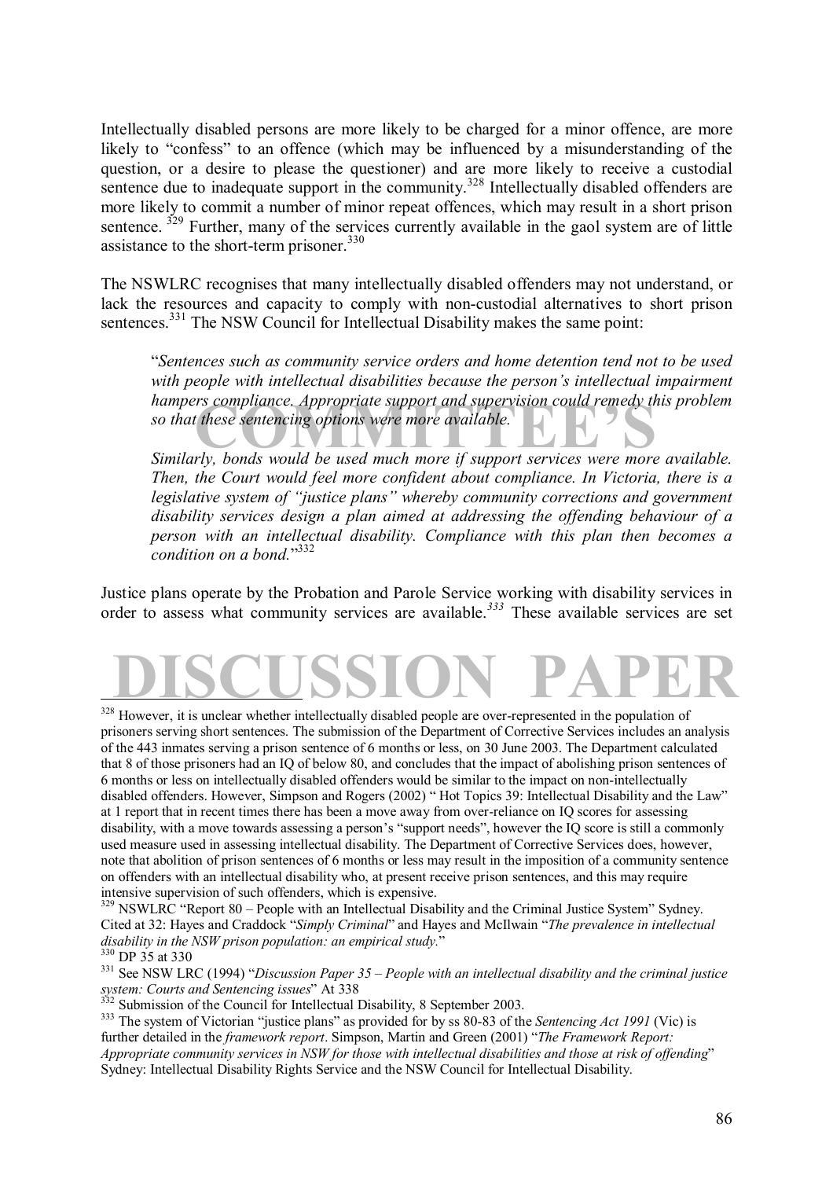Intellectually disabled persons are more likely to be charged for a minor offence, are more likely to "confess" to an offence (which may be influenced by a misunderstanding of the question, or a desire to please the questioner) and are more likely to receive a custodial sentence due to inadequate support in the community.[328] Intellectually disabled offenders are more likely to commit a number of minor repeat offences, which may result in a short prison sentence.[329] Further, many of the services currently available in the gaol system are of little assistance to the short-term prisoner.[330]

The NSWLRC recognises that many intellectually disabled offenders may not understand, or lack the resources and capacity to comply with non-custodial alternatives to short prison sentences.[331] The NSW Council for Intellectual Disability makes the same point:

> "*Sentences such as community service orders and home detention tend not to be used with people with intellectual disabilities because the person's intellectual impairment hampers compliance. Appropriate support and supervision could remedy this problem so that these sentencing options were more available.*
>
> *Similarly, bonds would be used much more if support services were more available. Then, the Court would feel more confident about compliance. In Victoria, there is a legislative system of "justice plans" whereby community corrections and government disability services design a plan aimed at addressing the offending behaviour of a person with an intellectual disability. Compliance with this plan then becomes a condition on a bond.*"[332]

Justice plans operate by the Probation and Parole Service working with disability services in order to assess what community services are available.[333] These available services are set

---

[328] However, it is unclear whether intellectually disabled people are over-represented in the population of prisoners serving short sentences. The submission of the Department of Corrective Services includes an analysis of the 443 inmates serving a prison sentence of 6 months or less, on 30 June 2003. The Department calculated that 8 of those prisoners had an IQ of below 80, and concludes that the impact of abolishing prison sentences of 6 months or less on intellectually disabled offenders would be similar to the impact on non-intellectually disabled offenders. However, Simpson and Rogers (2002) " Hot Topics 39: Intellectual Disability and the Law" at 1 report that in recent times there has been a move away from over-reliance on IQ scores for assessing disability, with a move towards assessing a person's "support needs", however the IQ score is still a commonly used measure used in assessing intellectual disability. The Department of Corrective Services does, however, note that abolition of prison sentences of 6 months or less may result in the imposition of a community sentence on offenders with an intellectual disability who, at present receive prison sentences, and this may require intensive supervision of such offenders, which is expensive.

[329] NSWLRC "Report 80 – People with an Intellectual Disability and the Criminal Justice System" Sydney. Cited at 32: Hayes and Craddock "*Simply Criminal*" and Hayes and McIlwain "*The prevalence in intellectual disability in the NSW prison population: an empirical study.*"

[330] DP 35 at 330

[331] See NSW LRC (1994) "*Discussion Paper 35 – People with an intellectual disability and the criminal justice system: Courts and Sentencing issues*" At 338

[332] Submission of the Council for Intellectual Disability, 8 September 2003.

[333] The system of Victorian "justice plans" as provided for by ss 80-83 of the *Sentencing Act 1991* (Vic) is further detailed in the *framework report*. Simpson, Martin and Green (2001) "*The Framework Report: Appropriate community services in NSW for those with intellectual disabilities and those at risk of offending*" Sydney: Intellectual Disability Rights Service and the NSW Council for Intellectual Disability.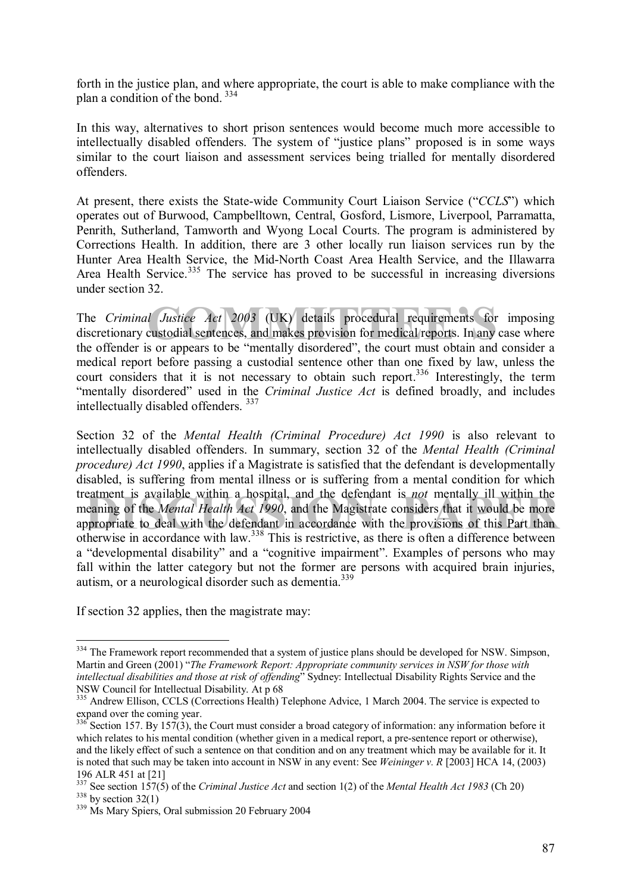forth in the justice plan, and where appropriate, the court is able to make compliance with the plan a condition of the bond. [334]

In this way, alternatives to short prison sentences would become much more accessible to intellectually disabled offenders. The system of "justice plans" proposed is in some ways similar to the court liaison and assessment services being trialled for mentally disordered offenders.

At present, there exists the State-wide Community Court Liaison Service ("*CCLS*") which operates out of Burwood, Campbelltown, Central, Gosford, Lismore, Liverpool, Parramatta, Penrith, Sutherland, Tamworth and Wyong Local Courts. The program is administered by Corrections Health. In addition, there are 3 other locally run liaison services run by the Hunter Area Health Service, the Mid-North Coast Area Health Service, and the Illawarra Area Health Service.[335] The service has proved to be successful in increasing diversions under section 32.

The *Criminal Justice Act 2003* (UK) details procedural requirements for imposing discretionary custodial sentences, and makes provision for medical reports. In any case where the offender is or appears to be "mentally disordered", the court must obtain and consider a medical report before passing a custodial sentence other than one fixed by law, unless the court considers that it is not necessary to obtain such report.[336] Interestingly, the term "mentally disordered" used in the *Criminal Justice Act* is defined broadly, and includes intellectually disabled offenders. [337]

Section 32 of the *Mental Health (Criminal Procedure) Act 1990* is also relevant to intellectually disabled offenders. In summary, section 32 of the *Mental Health (Criminal procedure) Act 1990*, applies if a Magistrate is satisfied that the defendant is developmentally disabled, is suffering from mental illness or is suffering from a mental condition for which treatment is available within a hospital, and the defendant is *not* mentally ill within the meaning of the *Mental Health Act 1990*, and the Magistrate considers that it would be more appropriate to deal with the defendant in accordance with the provisions of this Part than otherwise in accordance with law.[338] This is restrictive, as there is often a difference between a "developmental disability" and a "cognitive impairment". Examples of persons who may fall within the latter category but not the former are persons with acquired brain injuries, autism, or a neurological disorder such as dementia.[339]

If section 32 applies, then the magistrate may:

---

[334] The Framework report recommended that a system of justice plans should be developed for NSW. Simpson, Martin and Green (2001) "*The Framework Report: Appropriate community services in NSW for those with intellectual disabilities and those at risk of offending*" Sydney: Intellectual Disability Rights Service and the NSW Council for Intellectual Disability. At p 68

[335] Andrew Ellison, CCLS (Corrections Health) Telephone Advice, 1 March 2004. The service is expected to expand over the coming year.

[336] Section 157. By 157(3), the Court must consider a broad category of information: any information before it which relates to his mental condition (whether given in a medical report, a pre-sentence report or otherwise), and the likely effect of such a sentence on that condition and on any treatment which may be available for it. It is noted that such may be taken into account in NSW in any event: See *Weininger v. R* [2003] HCA 14, (2003) 196 ALR 451 at [21]

[337] See section 157(5) of the *Criminal Justice Act* and section 1(2) of the *Mental Health Act 1983* (Ch 20)

[338] by section 32(1)

[339] Ms Mary Spiers, Oral submission 20 February 2004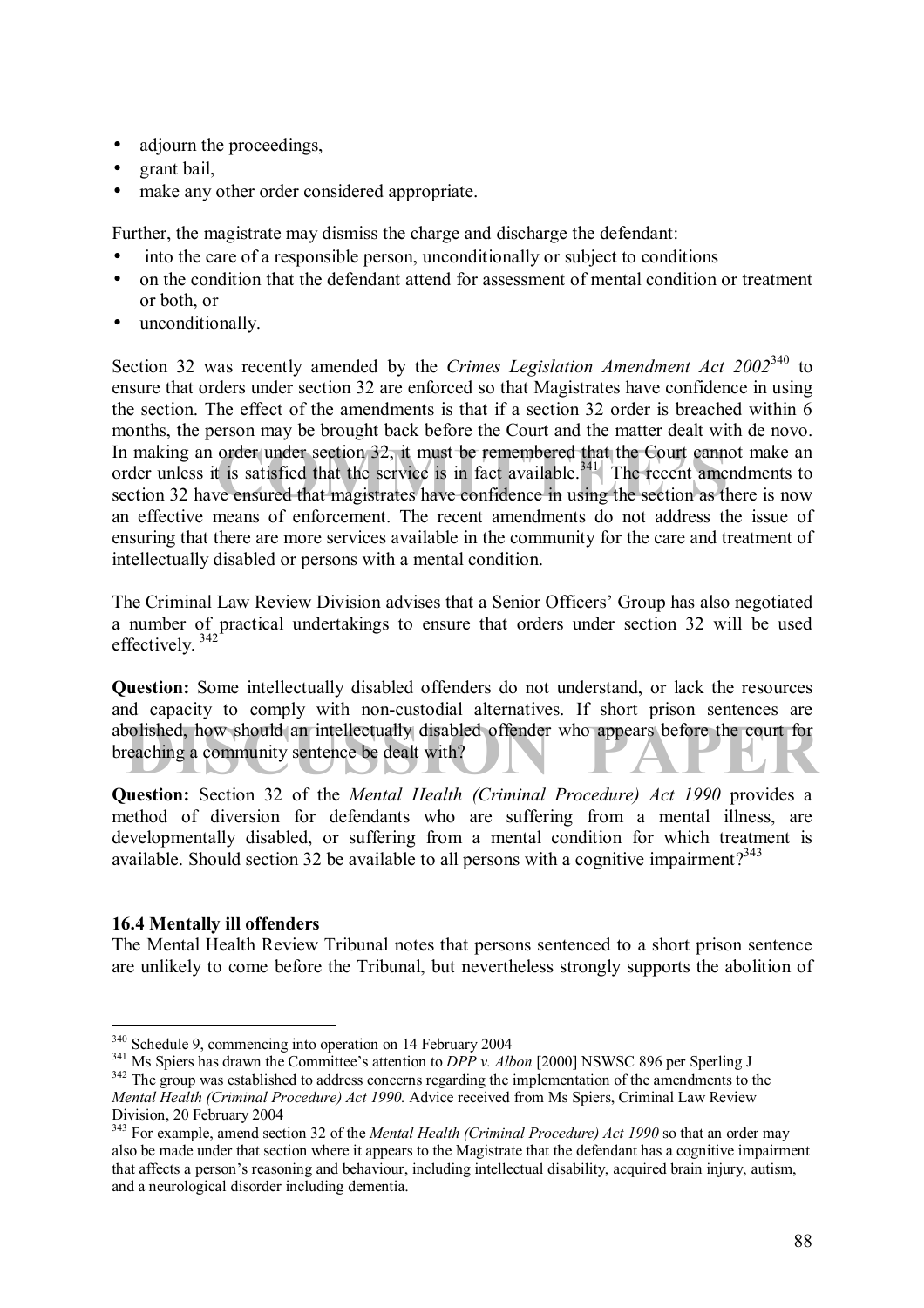- adjourn the proceedings,
- grant bail,
- make any other order considered appropriate.

Further, the magistrate may dismiss the charge and discharge the defendant:

- into the care of a responsible person, unconditionally or subject to conditions
- on the condition that the defendant attend for assessment of mental condition or treatment or both, or
- unconditionally.

Section 32 was recently amended by the *Crimes Legislation Amendment Act 2002*[340] to ensure that orders under section 32 are enforced so that Magistrates have confidence in using the section. The effect of the amendments is that if a section 32 order is breached within 6 months, the person may be brought back before the Court and the matter dealt with de novo. In making an order under section 32, it must be remembered that the Court cannot make an order unless it is satisfied that the service is in fact available.[341] The recent amendments to section 32 have ensured that magistrates have confidence in using the section as there is now an effective means of enforcement. The recent amendments do not address the issue of ensuring that there are more services available in the community for the care and treatment of intellectually disabled or persons with a mental condition.

The Criminal Law Review Division advises that a Senior Officers' Group has also negotiated a number of practical undertakings to ensure that orders under section 32 will be used effectively.[342]

**Question:** Some intellectually disabled offenders do not understand, or lack the resources and capacity to comply with non-custodial alternatives. If short prison sentences are abolished, how should an intellectually disabled offender who appears before the court for breaching a community sentence be dealt with?

**Question:** Section 32 of the *Mental Health (Criminal Procedure) Act 1990* provides a method of diversion for defendants who are suffering from a mental illness, are developmentally disabled, or suffering from a mental condition for which treatment is available. Should section 32 be available to all persons with a cognitive impairment?[343]

### 16.4 Mentally ill offenders

The Mental Health Review Tribunal notes that persons sentenced to a short prison sentence are unlikely to come before the Tribunal, but nevertheless strongly supports the abolition of

---

[340] Schedule 9, commencing into operation on 14 February 2004

[341] Ms Spiers has drawn the Committee's attention to *DPP v. Albon* [2000] NSWSC 896 per Sperling J

[342] The group was established to address concerns regarding the implementation of the amendments to the *Mental Health (Criminal Procedure) Act 1990.* Advice received from Ms Spiers, Criminal Law Review Division, 20 February 2004

[343] For example, amend section 32 of the *Mental Health (Criminal Procedure) Act 1990* so that an order may also be made under that section where it appears to the Magistrate that the defendant has a cognitive impairment that affects a person's reasoning and behaviour, including intellectual disability, acquired brain injury, autism, and a neurological disorder including dementia.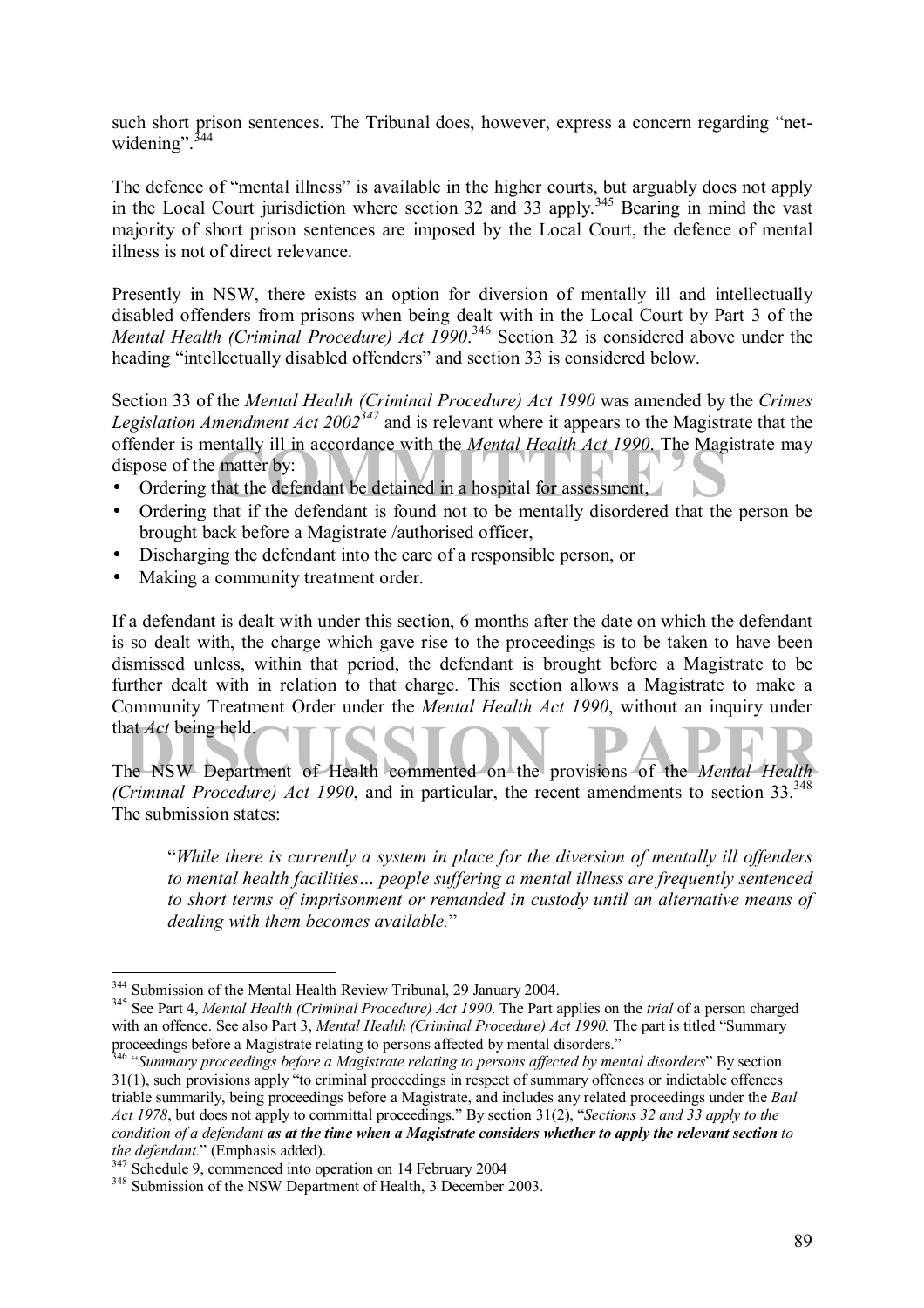such short prison sentences. The Tribunal does, however, express a concern regarding "net-widening".[344]

The defence of "mental illness" is available in the higher courts, but arguably does not apply in the Local Court jurisdiction where section 32 and 33 apply.[345] Bearing in mind the vast majority of short prison sentences are imposed by the Local Court, the defence of mental illness is not of direct relevance.

Presently in NSW, there exists an option for diversion of mentally ill and intellectually disabled offenders from prisons when being dealt with in the Local Court by Part 3 of the *Mental Health (Criminal Procedure) Act 1990*.[346] Section 32 is considered above under the heading "intellectually disabled offenders" and section 33 is considered below.

Section 33 of the *Mental Health (Criminal Procedure) Act 1990* was amended by the *Crimes Legislation Amendment Act 2002*[347] and is relevant where it appears to the Magistrate that the offender is mentally ill in accordance with the *Mental Health Act 1990*. The Magistrate may dispose of the matter by:

- Ordering that the defendant be detained in a hospital for assessment,
- Ordering that if the defendant is found not to be mentally disordered that the person be brought back before a Magistrate /authorised officer,
- Discharging the defendant into the care of a responsible person, or
- Making a community treatment order.

If a defendant is dealt with under this section, 6 months after the date on which the defendant is so dealt with, the charge which gave rise to the proceedings is to be taken to have been dismissed unless, within that period, the defendant is brought before a Magistrate to be further dealt with in relation to that charge. This section allows a Magistrate to make a Community Treatment Order under the *Mental Health Act 1990*, without an inquiry under that *Act* being held.

The NSW Department of Health commented on the provisions of the *Mental Health (Criminal Procedure) Act 1990*, and in particular, the recent amendments to section 33.[348] The submission states:

> "*While there is currently a system in place for the diversion of mentally ill offenders to mental health facilities… people suffering a mental illness are frequently sentenced to short terms of imprisonment or remanded in custody until an alternative means of dealing with them becomes available.*"

---

[344] Submission of the Mental Health Review Tribunal, 29 January 2004.

[345] See Part 4, *Mental Health (Criminal Procedure) Act 1990*. The Part applies on the *trial* of a person charged with an offence. See also Part 3, *Mental Health (Criminal Procedure) Act 1990*. The part is titled "Summary proceedings before a Magistrate relating to persons affected by mental disorders."

[346] "*Summary proceedings before a Magistrate relating to persons affected by mental disorders*" By section 31(1), such provisions apply "to criminal proceedings in respect of summary offences or indictable offences triable summarily, being proceedings before a Magistrate, and includes any related proceedings under the *Bail Act 1978*, but does not apply to committal proceedings." By section 31(2), "*Sections 32 and 33 apply to the condition of a defendant **as at the time when a Magistrate considers whether to apply the relevant section** to the defendant.*" (Emphasis added).

[347] Schedule 9, commenced into operation on 14 February 2004

[348] Submission of the NSW Department of Health, 3 December 2003.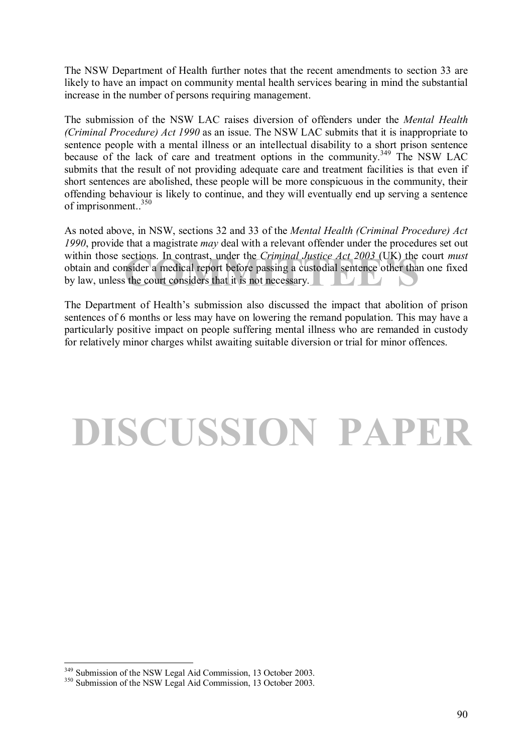The NSW Department of Health further notes that the recent amendments to section 33 are likely to have an impact on community mental health services bearing in mind the substantial increase in the number of persons requiring management.

The submission of the NSW LAC raises diversion of offenders under the *Mental Health (Criminal Procedure) Act 1990* as an issue. The NSW LAC submits that it is inappropriate to sentence people with a mental illness or an intellectual disability to a short prison sentence because of the lack of care and treatment options in the community.[349] The NSW LAC submits that the result of not providing adequate care and treatment facilities is that even if short sentences are abolished, these people will be more conspicuous in the community, their offending behaviour is likely to continue, and they will eventually end up serving a sentence of imprisonment..[350]

As noted above, in NSW, sections 32 and 33 of the *Mental Health (Criminal Procedure) Act 1990*, provide that a magistrate *may* deal with a relevant offender under the procedures set out within those sections. In contrast, under the *Criminal Justice Act 2003* (UK) the court *must* obtain and consider a medical report before passing a custodial sentence other than one fixed by law, unless the court considers that it is not necessary.

The Department of Health's submission also discussed the impact that abolition of prison sentences of 6 months or less may have on lowering the remand population. This may have a particularly positive impact on people suffering mental illness who are remanded in custody for relatively minor charges whilst awaiting suitable diversion or trial for minor offences.

---

[349] Submission of the NSW Legal Aid Commission, 13 October 2003.

[350] Submission of the NSW Legal Aid Commission, 13 October 2003.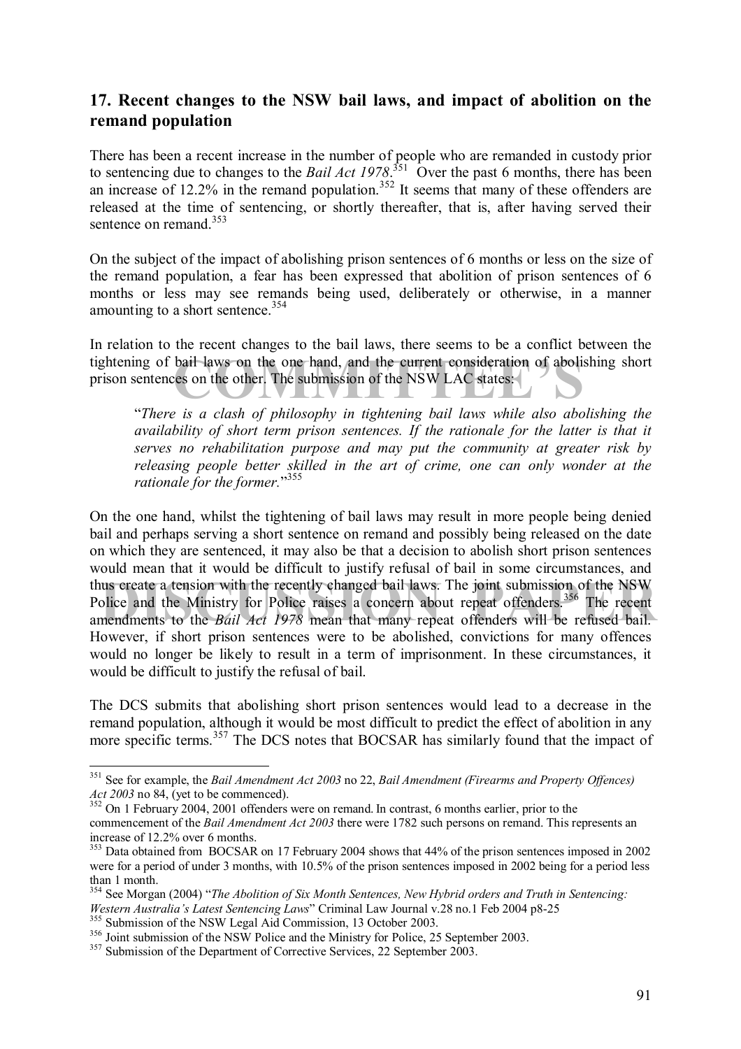## 17. Recent changes to the NSW bail laws, and impact of abolition on the remand population

There has been a recent increase in the number of people who are remanded in custody prior to sentencing due to changes to the *Bail Act 1978*.[351] Over the past 6 months, there has been an increase of 12.2% in the remand population.[352] It seems that many of these offenders are released at the time of sentencing, or shortly thereafter, that is, after having served their sentence on remand.[353]

On the subject of the impact of abolishing prison sentences of 6 months or less on the size of the remand population, a fear has been expressed that abolition of prison sentences of 6 months or less may see remands being used, deliberately or otherwise, in a manner amounting to a short sentence.[354]

In relation to the recent changes to the bail laws, there seems to be a conflict between the tightening of bail laws on the one hand, and the current consideration of abolishing short prison sentences on the other. The submission of the NSW LAC states:

> "*There is a clash of philosophy in tightening bail laws while also abolishing the availability of short term prison sentences. If the rationale for the latter is that it serves no rehabilitation purpose and may put the community at greater risk by releasing people better skilled in the art of crime, one can only wonder at the rationale for the former.*"[355]

On the one hand, whilst the tightening of bail laws may result in more people being denied bail and perhaps serving a short sentence on remand and possibly being released on the date on which they are sentenced, it may also be that a decision to abolish short prison sentences would mean that it would be difficult to justify refusal of bail in some circumstances, and thus create a tension with the recently changed bail laws. The joint submission of the NSW Police and the Ministry for Police raises a concern about repeat offenders.[356] The recent amendments to the *Bail Act 1978* mean that many repeat offenders will be refused bail. However, if short prison sentences were to be abolished, convictions for many offences would no longer be likely to result in a term of imprisonment. In these circumstances, it would be difficult to justify the refusal of bail.

The DCS submits that abolishing short prison sentences would lead to a decrease in the remand population, although it would be most difficult to predict the effect of abolition in any more specific terms.[357] The DCS notes that BOCSAR has similarly found that the impact of

---

[351] See for example, the *Bail Amendment Act 2003* no 22, *Bail Amendment (Firearms and Property Offences) Act 2003* no 84, (yet to be commenced).

[352] On 1 February 2004, 2001 offenders were on remand. In contrast, 6 months earlier, prior to the commencement of the *Bail Amendment Act 2003* there were 1782 such persons on remand. This represents an increase of 12.2% over 6 months.

[353] Data obtained from BOCSAR on 17 February 2004 shows that 44% of the prison sentences imposed in 2002 were for a period of under 3 months, with 10.5% of the prison sentences imposed in 2002 being for a period less than 1 month.

[354] See Morgan (2004) "*The Abolition of Six Month Sentences, New Hybrid orders and Truth in Sentencing: Western Australia's Latest Sentencing Laws*" Criminal Law Journal v.28 no.1 Feb 2004 p8-25

[355] Submission of the NSW Legal Aid Commission, 13 October 2003.

[356] Joint submission of the NSW Police and the Ministry for Police, 25 September 2003.

[357] Submission of the Department of Corrective Services, 22 September 2003.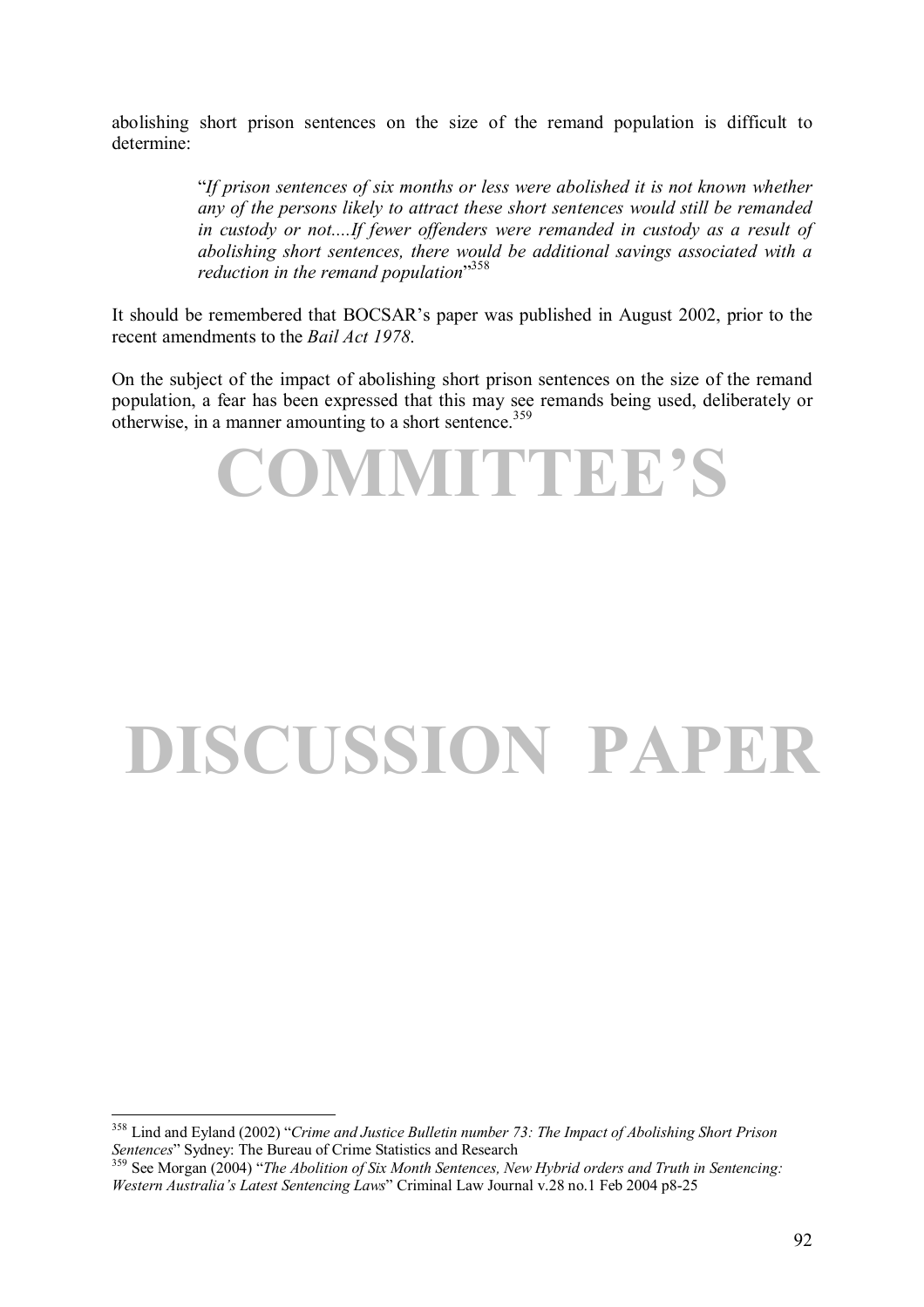abolishing short prison sentences on the size of the remand population is difficult to determine:

> "*If prison sentences of six months or less were abolished it is not known whether any of the persons likely to attract these short sentences would still be remanded in custody or not....If fewer offenders were remanded in custody as a result of abolishing short sentences, there would be additional savings associated with a reduction in the remand population*"[358]

It should be remembered that BOCSAR's paper was published in August 2002, prior to the recent amendments to the *Bail Act 1978*.

On the subject of the impact of abolishing short prison sentences on the size of the remand population, a fear has been expressed that this may see remands being used, deliberately or otherwise, in a manner amounting to a short sentence.[359]

COMMITTEE'S

DISCUSSION PAPER

---

[358] Lind and Eyland (2002) "*Crime and Justice Bulletin number 73: The Impact of Abolishing Short Prison Sentences*" Sydney: The Bureau of Crime Statistics and Research

[359] See Morgan (2004) "*The Abolition of Six Month Sentences, New Hybrid orders and Truth in Sentencing: Western Australia's Latest Sentencing Laws*" Criminal Law Journal v.28 no.1 Feb 2004 p8-25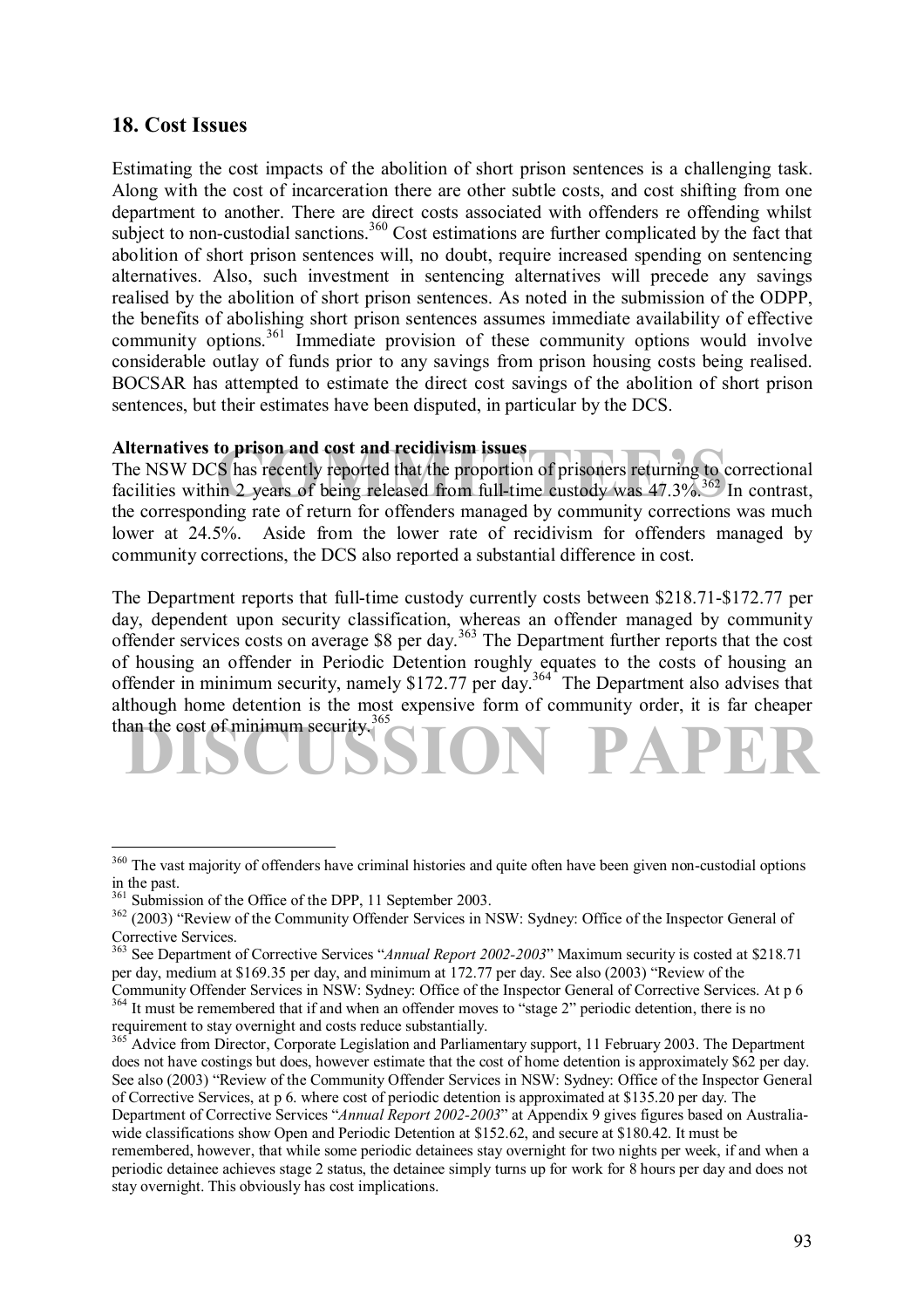## 18. Cost Issues

Estimating the cost impacts of the abolition of short prison sentences is a challenging task. Along with the cost of incarceration there are other subtle costs, and cost shifting from one department to another. There are direct costs associated with offenders re offending whilst subject to non-custodial sanctions.[360] Cost estimations are further complicated by the fact that abolition of short prison sentences will, no doubt, require increased spending on sentencing alternatives. Also, such investment in sentencing alternatives will precede any savings realised by the abolition of short prison sentences. As noted in the submission of the ODPP, the benefits of abolishing short prison sentences assumes immediate availability of effective community options.[361] Immediate provision of these community options would involve considerable outlay of funds prior to any savings from prison housing costs being realised. BOCSAR has attempted to estimate the direct cost savings of the abolition of short prison sentences, but their estimates have been disputed, in particular by the DCS.

**Alternatives to prison and cost and recidivism issues**

The NSW DCS has recently reported that the proportion of prisoners returning to correctional facilities within 2 years of being released from full-time custody was 47.3%.[362] In contrast, the corresponding rate of return for offenders managed by community corrections was much lower at 24.5%. Aside from the lower rate of recidivism for offenders managed by community corrections, the DCS also reported a substantial difference in cost.

The Department reports that full-time custody currently costs between $218.71-$172.77 per day, dependent upon security classification, whereas an offender managed by community offender services costs on average $8 per day.[363] The Department further reports that the cost of housing an offender in Periodic Detention roughly equates to the costs of housing an offender in minimum security, namely $172.77 per day.[364] The Department also advises that although home detention is the most expensive form of community order, it is far cheaper than the cost of minimum security.[365]

---

[360] The vast majority of offenders have criminal histories and quite often have been given non-custodial options in the past.

[361] Submission of the Office of the DPP, 11 September 2003.

[362] (2003) "Review of the Community Offender Services in NSW: Sydney: Office of the Inspector General of Corrective Services.

[363] See Department of Corrective Services "*Annual Report 2002-2003*" Maximum security is costed at $218.71 per day, medium at $169.35 per day, and minimum at 172.77 per day. See also (2003) "Review of the Community Offender Services in NSW: Sydney: Office of the Inspector General of Corrective Services. At p 6

[364] It must be remembered that if and when an offender moves to "stage 2" periodic detention, there is no requirement to stay overnight and costs reduce substantially.

[365] Advice from Director, Corporate Legislation and Parliamentary support, 11 February 2003. The Department does not have costings but does, however estimate that the cost of home detention is approximately $62 per day. See also (2003) "Review of the Community Offender Services in NSW: Sydney: Office of the Inspector General of Corrective Services, at p 6. where cost of periodic detention is approximated at $135.20 per day. The Department of Corrective Services "*Annual Report 2002-2003*" at Appendix 9 gives figures based on Australia-wide classifications show Open and Periodic Detention at $152.62, and secure at $180.42. It must be remembered, however, that while some periodic detainees stay overnight for two nights per week, if and when a periodic detainee achieves stage 2 status, the detainee simply turns up for work for 8 hours per day and does not stay overnight. This obviously has cost implications.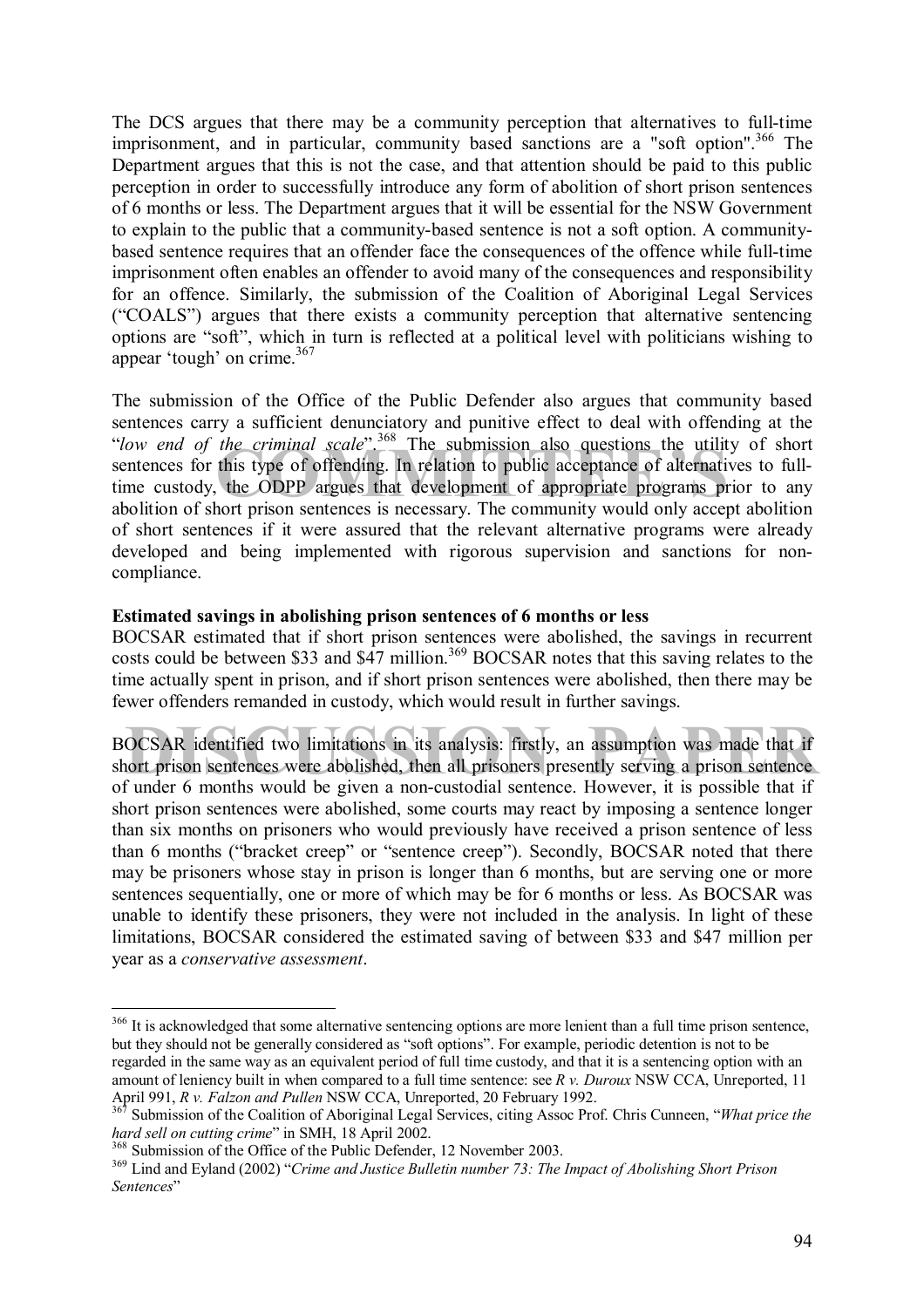The DCS argues that there may be a community perception that alternatives to full-time imprisonment, and in particular, community based sanctions are a "soft option".[366] The Department argues that this is not the case, and that attention should be paid to this public perception in order to successfully introduce any form of abolition of short prison sentences of 6 months or less. The Department argues that it will be essential for the NSW Government to explain to the public that a community-based sentence is not a soft option. A community-based sentence requires that an offender face the consequences of the offence while full-time imprisonment often enables an offender to avoid many of the consequences and responsibility for an offence. Similarly, the submission of the Coalition of Aboriginal Legal Services ("COALS") argues that there exists a community perception that alternative sentencing options are "soft", which in turn is reflected at a political level with politicians wishing to appear 'tough' on crime.[367]

The submission of the Office of the Public Defender also argues that community based sentences carry a sufficient denunciatory and punitive effect to deal with offending at the "*low end of the criminal scale*".[368] The submission also questions the utility of short sentences for this type of offending. In relation to public acceptance of alternatives to full-time custody, the ODPP argues that development of appropriate programs prior to any abolition of short prison sentences is necessary. The community would only accept abolition of short sentences if it were assured that the relevant alternative programs were already developed and being implemented with rigorous supervision and sanctions for non-compliance.

**Estimated savings in abolishing prison sentences of 6 months or less**

BOCSAR estimated that if short prison sentences were abolished, the savings in recurrent costs could be between $33 and $47 million.[369] BOCSAR notes that this saving relates to the time actually spent in prison, and if short prison sentences were abolished, then there may be fewer offenders remanded in custody, which would result in further savings.

BOCSAR identified two limitations in its analysis: firstly, an assumption was made that if short prison sentences were abolished, then all prisoners presently serving a prison sentence of under 6 months would be given a non-custodial sentence. However, it is possible that if short prison sentences were abolished, some courts may react by imposing a sentence longer than six months on prisoners who would previously have received a prison sentence of less than 6 months ("bracket creep" or "sentence creep"). Secondly, BOCSAR noted that there may be prisoners whose stay in prison is longer than 6 months, but are serving one or more sentences sequentially, one or more of which may be for 6 months or less. As BOCSAR was unable to identify these prisoners, they were not included in the analysis. In light of these limitations, BOCSAR considered the estimated saving of between $33 and $47 million per year as a *conservative assessment*.

---

[366] It is acknowledged that some alternative sentencing options are more lenient than a full time prison sentence, but they should not be generally considered as "soft options". For example, periodic detention is not to be regarded in the same way as an equivalent period of full time custody, and that it is a sentencing option with an amount of leniency built in when compared to a full time sentence: see *R v. Duroux* NSW CCA, Unreported, 11 April 991, *R v. Falzon and Pullen* NSW CCA, Unreported, 20 February 1992.

[367] Submission of the Coalition of Aboriginal Legal Services, citing Assoc Prof. Chris Cunneen, "*What price the hard sell on cutting crime*" in SMH, 18 April 2002.

[368] Submission of the Office of the Public Defender, 12 November 2003.

[369] Lind and Eyland (2002) "*Crime and Justice Bulletin number 73: The Impact of Abolishing Short Prison Sentences*"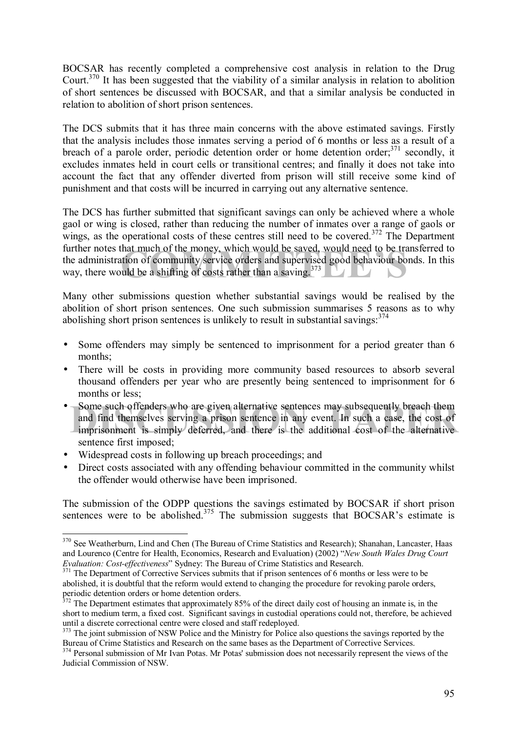BOCSAR has recently completed a comprehensive cost analysis in relation to the Drug Court.[370] It has been suggested that the viability of a similar analysis in relation to abolition of short sentences be discussed with BOCSAR, and that a similar analysis be conducted in relation to abolition of short prison sentences.

The DCS submits that it has three main concerns with the above estimated savings. Firstly that the analysis includes those inmates serving a period of 6 months or less as a result of a breach of a parole order, periodic detention order or home detention order;[371] secondly, it excludes inmates held in court cells or transitional centres; and finally it does not take into account the fact that any offender diverted from prison will still receive some kind of punishment and that costs will be incurred in carrying out any alternative sentence.

The DCS has further submitted that significant savings can only be achieved where a whole gaol or wing is closed, rather than reducing the number of inmates over a range of gaols or wings, as the operational costs of these centres still need to be covered.[372] The Department further notes that much of the money, which would be saved, would need to be transferred to the administration of community service orders and supervised good behaviour bonds. In this way, there would be a shifting of costs rather than a saving.[373]

Many other submissions question whether substantial savings would be realised by the abolition of short prison sentences. One such submission summarises 5 reasons as to why abolishing short prison sentences is unlikely to result in substantial savings:[374]

- Some offenders may simply be sentenced to imprisonment for a period greater than 6 months;
- There will be costs in providing more community based resources to absorb several thousand offenders per year who are presently being sentenced to imprisonment for 6 months or less;
- Some such offenders who are given alternative sentences may subsequently breach them and find themselves serving a prison sentence in any event. In such a case, the cost of imprisonment is simply deferred, and there is the additional cost of the alternative sentence first imposed;
- Widespread costs in following up breach proceedings; and
- Direct costs associated with any offending behaviour committed in the community whilst the offender would otherwise have been imprisoned.

The submission of the ODPP questions the savings estimated by BOCSAR if short prison sentences were to be abolished.[375] The submission suggests that BOCSAR's estimate is

---

[370] See Weatherburn, Lind and Chen (The Bureau of Crime Statistics and Research); Shanahan, Lancaster, Haas and Lourenco (Centre for Health, Economics, Research and Evaluation) (2002) "*New South Wales Drug Court Evaluation: Cost-effectiveness*" Sydney: The Bureau of Crime Statistics and Research.

[371] The Department of Corrective Services submits that if prison sentences of 6 months or less were to be abolished, it is doubtful that the reform would extend to changing the procedure for revoking parole orders, periodic detention orders or home detention orders.

[372] The Department estimates that approximately 85% of the direct daily cost of housing an inmate is, in the short to medium term, a fixed cost. Significant savings in custodial operations could not, therefore, be achieved until a discrete correctional centre were closed and staff redeployed.

[373] The joint submission of NSW Police and the Ministry for Police also questions the savings reported by the Bureau of Crime Statistics and Research on the same bases as the Department of Corrective Services.

[374] Personal submission of Mr Ivan Potas. Mr Potas' submission does not necessarily represent the views of the Judicial Commission of NSW.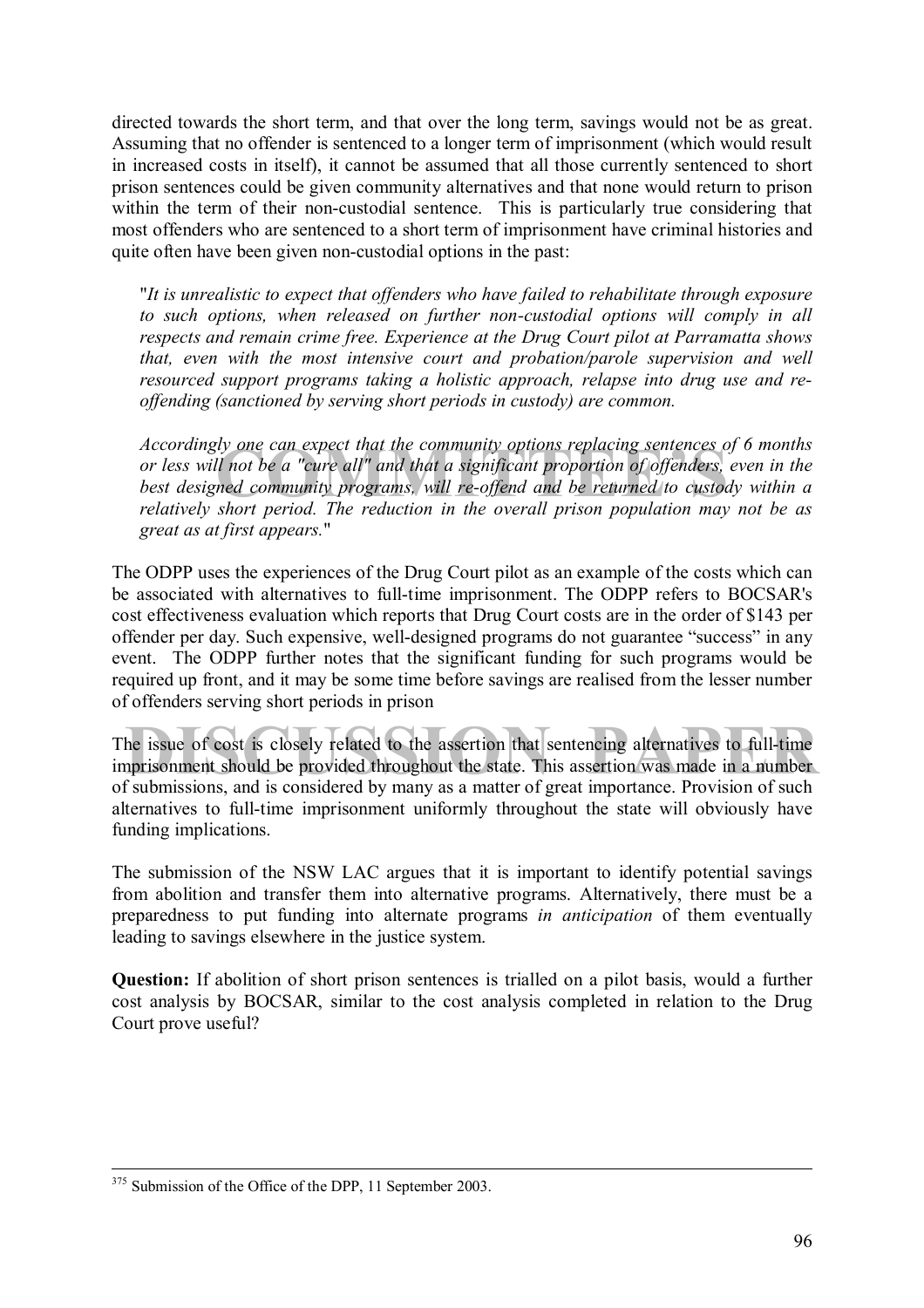directed towards the short term, and that over the long term, savings would not be as great. Assuming that no offender is sentenced to a longer term of imprisonment (which would result in increased costs in itself), it cannot be assumed that all those currently sentenced to short prison sentences could be given community alternatives and that none would return to prison within the term of their non-custodial sentence. This is particularly true considering that most offenders who are sentenced to a short term of imprisonment have criminal histories and quite often have been given non-custodial options in the past:

> "*It is unrealistic to expect that offenders who have failed to rehabilitate through exposure to such options, when released on further non-custodial options will comply in all respects and remain crime free. Experience at the Drug Court pilot at Parramatta shows that, even with the most intensive court and probation/parole supervision and well resourced support programs taking a holistic approach, relapse into drug use and re-offending (sanctioned by serving short periods in custody) are common.*
>
> *Accordingly one can expect that the community options replacing sentences of 6 months or less will not be a "cure all" and that a significant proportion of offenders, even in the best designed community programs, will re-offend and be returned to custody within a relatively short period. The reduction in the overall prison population may not be as great as at first appears.*"

The ODPP uses the experiences of the Drug Court pilot as an example of the costs which can be associated with alternatives to full-time imprisonment. The ODPP refers to BOCSAR's cost effectiveness evaluation which reports that Drug Court costs are in the order of $143 per offender per day. Such expensive, well-designed programs do not guarantee "success" in any event. The ODPP further notes that the significant funding for such programs would be required up front, and it may be some time before savings are realised from the lesser number of offenders serving short periods in prison

The issue of cost is closely related to the assertion that sentencing alternatives to full-time imprisonment should be provided throughout the state. This assertion was made in a number of submissions, and is considered by many as a matter of great importance. Provision of such alternatives to full-time imprisonment uniformly throughout the state will obviously have funding implications.

The submission of the NSW LAC argues that it is important to identify potential savings from abolition and transfer them into alternative programs. Alternatively, there must be a preparedness to put funding into alternate programs *in anticipation* of them eventually leading to savings elsewhere in the justice system.

**Question:** If abolition of short prison sentences is trialled on a pilot basis, would a further cost analysis by BOCSAR, similar to the cost analysis completed in relation to the Drug Court prove useful?

---

[375] Submission of the Office of the DPP, 11 September 2003.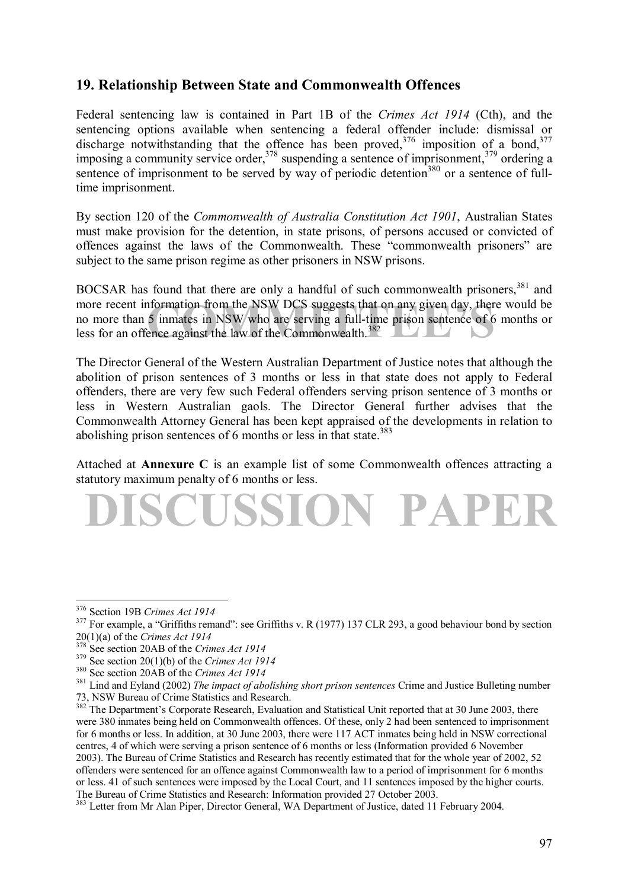## 19. Relationship Between State and Commonwealth Offences

Federal sentencing law is contained in Part 1B of the *Crimes Act 1914* (Cth), and the sentencing options available when sentencing a federal offender include: dismissal or discharge notwithstanding that the offence has been proved,[376] imposition of a bond,[377] imposing a community service order,[378] suspending a sentence of imprisonment,[379] ordering a sentence of imprisonment to be served by way of periodic detention[380] or a sentence of full-time imprisonment.

By section 120 of the *Commonwealth of Australia Constitution Act 1901*, Australian States must make provision for the detention, in state prisons, of persons accused or convicted of offences against the laws of the Commonwealth. These "commonwealth prisoners" are subject to the same prison regime as other prisoners in NSW prisons.

BOCSAR has found that there are only a handful of such commonwealth prisoners,[381] and more recent information from the NSW DCS suggests that on any given day, there would be no more than 5 inmates in NSW who are serving a full-time prison sentence of 6 months or less for an offence against the law of the Commonwealth.[382]

The Director General of the Western Australian Department of Justice notes that although the abolition of prison sentences of 3 months or less in that state does not apply to Federal offenders, there are very few such Federal offenders serving prison sentence of 3 months or less in Western Australian gaols. The Director General further advises that the Commonwealth Attorney General has been kept appraised of the developments in relation to abolishing prison sentences of 6 months or less in that state.[383]

Attached at **Annexure C** is an example list of some Commonwealth offences attracting a statutory maximum penalty of 6 months or less.

---

[376] Section 19B *Crimes Act 1914*

[377] For example, a "Griffiths remand": see Griffiths v. R (1977) 137 CLR 293, a good behaviour bond by section 20(1)(a) of the *Crimes Act 1914*

[378] See section 20AB of the *Crimes Act 1914*

[379] See section 20(1)(b) of the *Crimes Act 1914*

[380] See section 20AB of the *Crimes Act 1914*

[381] Lind and Eyland (2002) *The impact of abolishing short prison sentences* Crime and Justice Bulleting number 73, NSW Bureau of Crime Statistics and Research.

[382] The Department's Corporate Research, Evaluation and Statistical Unit reported that at 30 June 2003, there were 380 inmates being held on Commonwealth offences. Of these, only 2 had been sentenced to imprisonment for 6 months or less. In addition, at 30 June 2003, there were 117 ACT inmates being held in NSW correctional centres, 4 of which were serving a prison sentence of 6 months or less (Information provided 6 November 2003). The Bureau of Crime Statistics and Research has recently estimated that for the whole year of 2002, 52 offenders were sentenced for an offence against Commonwealth law to a period of imprisonment for 6 months or less. 41 of such sentences were imposed by the Local Court, and 11 sentences imposed by the higher courts. The Bureau of Crime Statistics and Research: Information provided 27 October 2003.

[383] Letter from Mr Alan Piper, Director General, WA Department of Justice, dated 11 February 2004.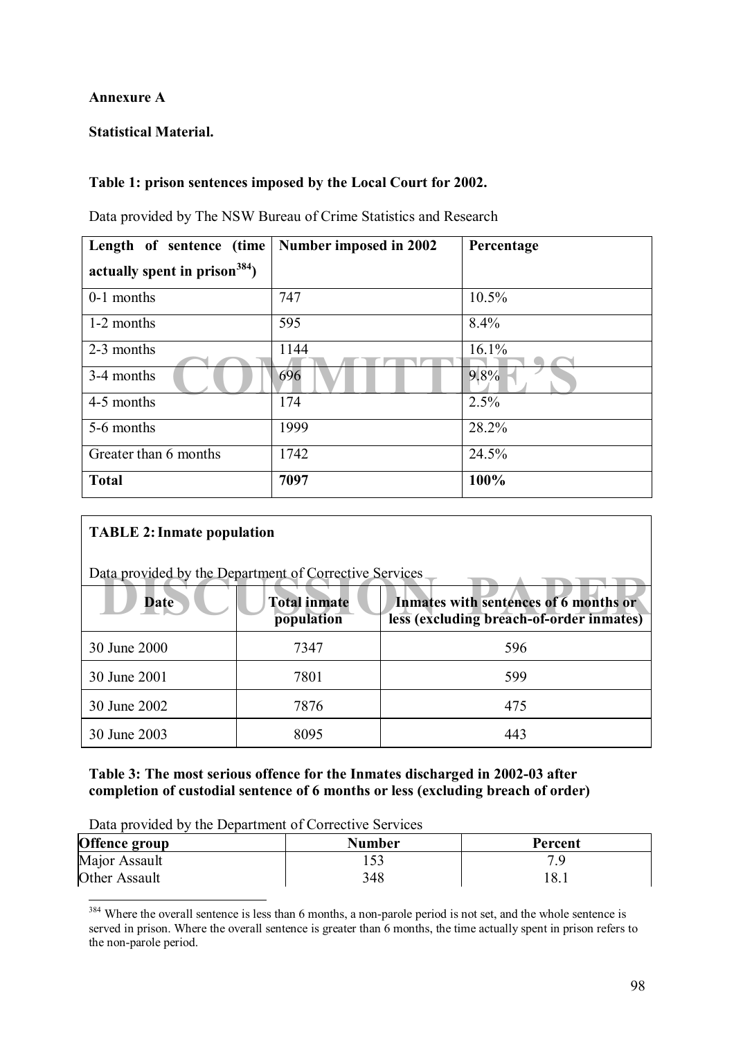**Annexure A**

**Statistical Material.**

**Table 1: prison sentences imposed by the Local Court for 2002.**

Data provided by The NSW Bureau of Crime Statistics and Research

| Length of sentence (time actually spent in prison[384]) | Number imposed in 2002 | Percentage |
|---|---|---|
| 0-1 months | 747 | 10.5% |
| 1-2 months | 595 | 8.4% |
| 2-3 months | 1144 | 16.1% |
| 3-4 months | 696 | 9.8% |
| 4-5 months | 174 | 2.5% |
| 5-6 months | 1999 | 28.2% |
| Greater than 6 months | 1742 | 24.5% |
| **Total** | **7097** | **100%** |

**TABLE 2: Inmate population**

Data provided by the Department of Corrective Services

| Date | Total inmate population | Inmates with sentences of 6 months or less (excluding breach-of-order inmates) |
|---|---|---|
| 30 June 2000 | 7347 | 596 |
| 30 June 2001 | 7801 | 599 |
| 30 June 2002 | 7876 | 475 |
| 30 June 2003 | 8095 | 443 |

**Table 3: The most serious offence for the Inmates discharged in 2002-03 after completion of custodial sentence of 6 months or less (excluding breach of order)**

Data provided by the Department of Corrective Services

| Offence group | Number | Percent |
|---|---|---|
| Major Assault | 153 | 7.9 |
| Other Assault | 348 | 18.1 |

[384] Where the overall sentence is less than 6 months, a non-parole period is not set, and the whole sentence is served in prison. Where the overall sentence is greater than 6 months, the time actually spent in prison refers to the non-parole period.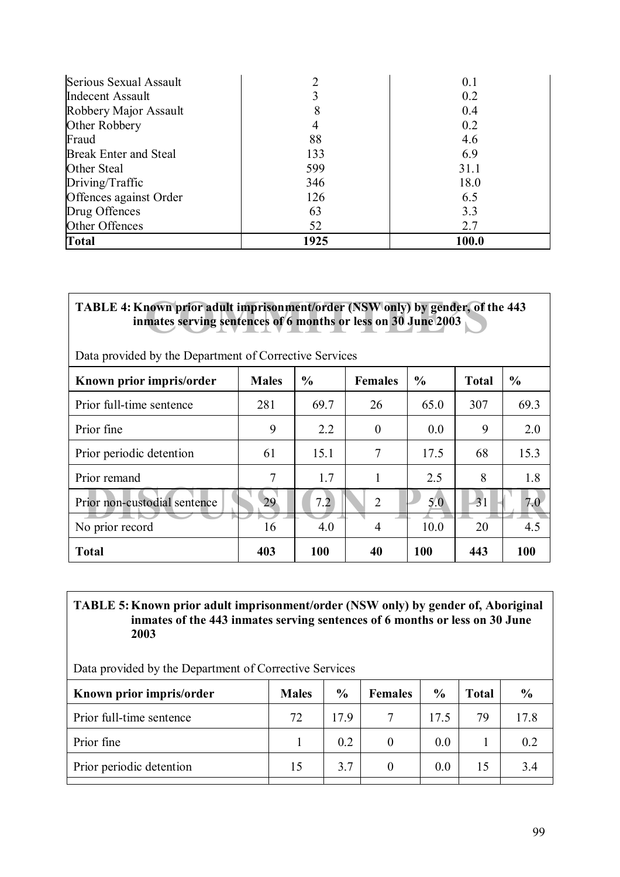| | | |
|---|---|---|
| Serious Sexual Assault | 2 | 0.1 |
| Indecent Assault | 3 | 0.2 |
| Robbery Major Assault | 8 | 0.4 |
| Other Robbery | 4 | 0.2 |
| Fraud | 88 | 4.6 |
| Break Enter and Steal | 133 | 6.9 |
| Other Steal | 599 | 31.1 |
| Driving/Traffic | 346 | 18.0 |
| Offences against Order | 126 | 6.5 |
| Drug Offences | 63 | 3.3 |
| Other Offences | 52 | 2.7 |
| **Total** | **1925** | **100.0** |

**TABLE 4: Known prior adult imprisonment/order (NSW only) by gender, of the 443 inmates serving sentences of 6 months or less on 30 June 2003**

Data provided by the Department of Corrective Services

| Known prior impris/order | Males | % | Females | % | Total | % |
|---|---|---|---|---|---|---|
| Prior full-time sentence | 281 | 69.7 | 26 | 65.0 | 307 | 69.3 |
| Prior fine | 9 | 2.2 | 0 | 0.0 | 9 | 2.0 |
| Prior periodic detention | 61 | 15.1 | 7 | 17.5 | 68 | 15.3 |
| Prior remand | 7 | 1.7 | 1 | 2.5 | 8 | 1.8 |
| Prior non-custodial sentence | 29 | 7.2 | 2 | 5.0 | 31 | 7.0 |
| No prior record | 16 | 4.0 | 4 | 10.0 | 20 | 4.5 |
| **Total** | **403** | **100** | **40** | **100** | **443** | **100** |

**TABLE 5: Known prior adult imprisonment/order (NSW only) by gender of, Aboriginal inmates of the 443 inmates serving sentences of 6 months or less on 30 June 2003**

Data provided by the Department of Corrective Services

| Known prior impris/order | Males | % | Females | % | Total | % |
|---|---|---|---|---|---|---|
| Prior full-time sentence | 72 | 17.9 | 7 | 17.5 | 79 | 17.8 |
| Prior fine | 1 | 0.2 | 0 | 0.0 | 1 | 0.2 |
| Prior periodic detention | 15 | 3.7 | 0 | 0.0 | 15 | 3.4 |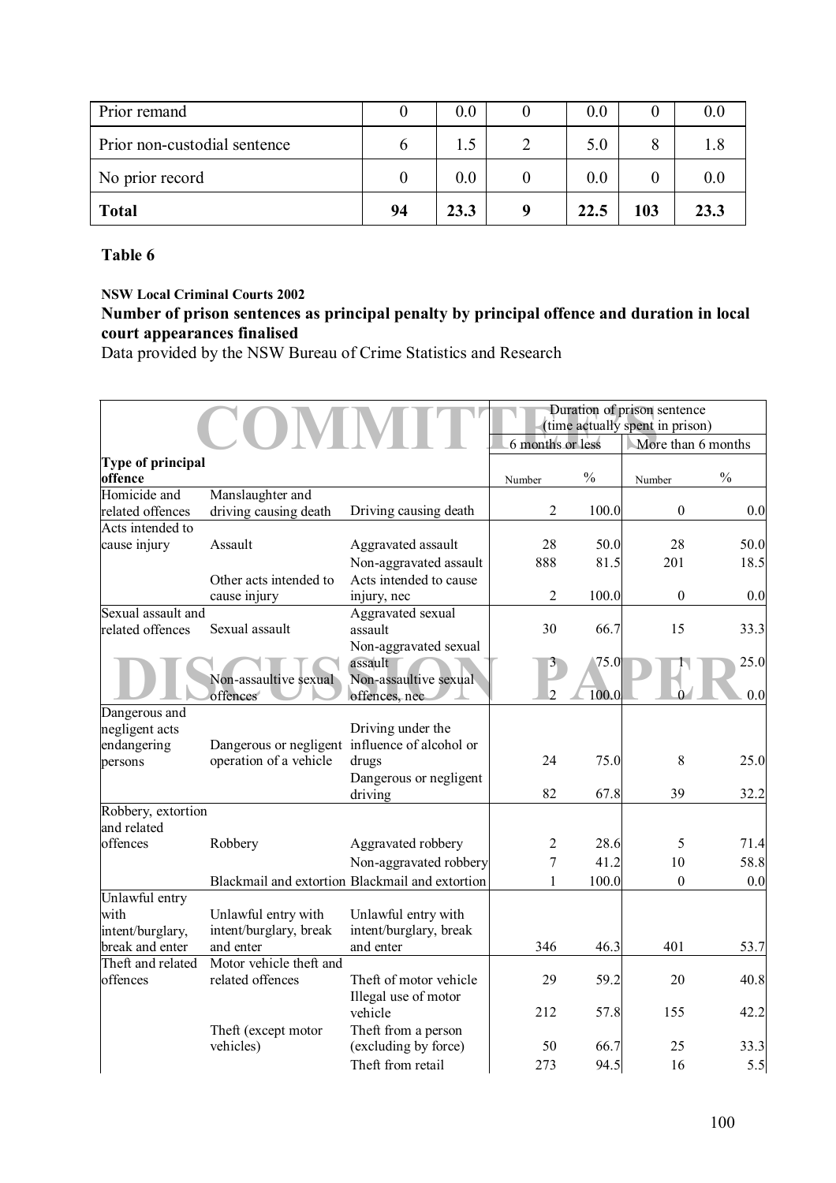| Prior remand | 0 | 0.0 | 0 | 0.0 | 0 | 0.0 |
|---|---|---|---|---|---|---|
| Prior non-custodial sentence | 6 | 1.5 | 2 | 5.0 | 8 | 1.8 |
| No prior record | 0 | 0.0 | 0 | 0.0 | 0 | 0.0 |
| **Total** | **94** | **23.3** | **9** | **22.5** | **103** | **23.3** |

**Table 6**

**NSW Local Criminal Courts 2002**

**Number of prison sentences as principal penalty by principal offence and duration in local court appearances finalised**

Data provided by the NSW Bureau of Crime Statistics and Research

| | | | Duration of prison sentence (time actually spent in prison) | | | |
|---|---|---|---|---|---|---|
| | | | 6 months or less | | More than 6 months | |
| **Type of principal offence** | | | Number | % | Number | % |
| Homicide and related offences | Manslaughter and driving causing death | Driving causing death | 2 | 100.0 | 0 | 0.0 |
| Acts intended to cause injury | Assault | Aggravated assault | 28 | 50.0 | 28 | 50.0 |
| | | Non-aggravated assault | 888 | 81.5 | 201 | 18.5 |
| | Other acts intended to cause injury | Acts intended to cause injury, nec | 2 | 100.0 | 0 | 0.0 |
| Sexual assault and related offences | Sexual assault | Aggravated sexual assault | 30 | 66.7 | 15 | 33.3 |
| | | Non-aggravated sexual assault | 3 | 75.0 | 1 | 25.0 |
| | Non-assaultive sexual offences | Non-assaultive sexual offences, nec | 2 | 100.0 | 0 | 0.0 |
| Dangerous and negligent acts endangering persons | Dangerous or negligent operation of a vehicle | Driving under the influence of alcohol or drugs | 24 | 75.0 | 8 | 25.0 |
| | | Dangerous or negligent driving | 82 | 67.8 | 39 | 32.2 |
| Robbery, extortion and related offences | Robbery | Aggravated robbery | 2 | 28.6 | 5 | 71.4 |
| | | Non-aggravated robbery | 7 | 41.2 | 10 | 58.8 |
| | Blackmail and extortion | Blackmail and extortion | 1 | 100.0 | 0 | 0.0 |
| Unlawful entry with intent/burglary, break and enter | Unlawful entry with intent/burglary, break and enter | Unlawful entry with intent/burglary, break and enter | 346 | 46.3 | 401 | 53.7 |
| Theft and related offences | Motor vehicle theft and related offences | Theft of motor vehicle | 29 | 59.2 | 20 | 40.8 |
| | | Illegal use of motor vehicle | 212 | 57.8 | 155 | 42.2 |
| | Theft (except motor vehicles) | Theft from a person (excluding by force) | 50 | 66.7 | 25 | 33.3 |
| | | Theft from retail | 273 | 94.5 | 16 | 5.5 |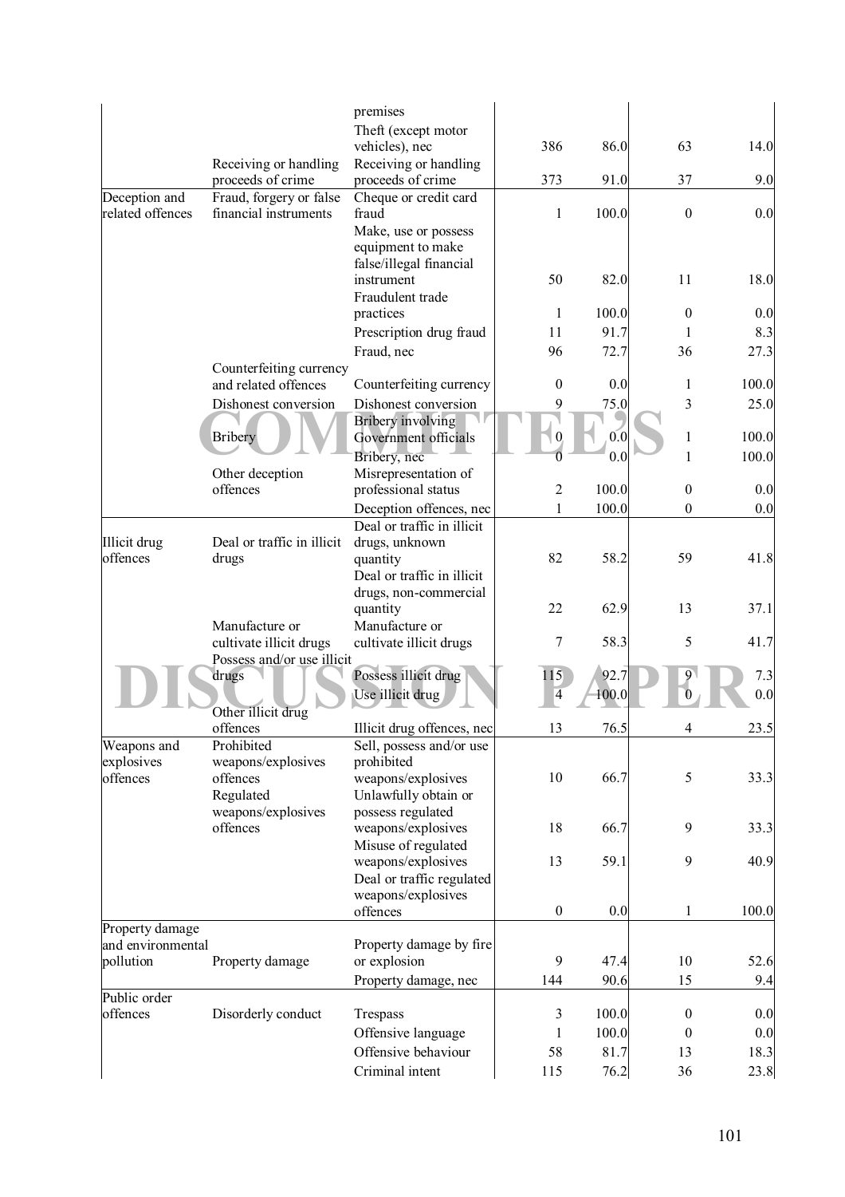| | | | | | | |
|---|---|---|---|---|---|---|
| | | premises | | | | |
| | | Theft (except motor vehicles), nec | 386 | 86.0 | 63 | 14.0 |
| | Receiving or handling proceeds of crime | Receiving or handling proceeds of crime | 373 | 91.0 | 37 | 9.0 |
| Deception and related offences | Fraud, forgery or false financial instruments | Cheque or credit card fraud | 1 | 100.0 | 0 | 0.0 |
| | | Make, use or possess equipment to make false/illegal financial instrument | 50 | 82.0 | 11 | 18.0 |
| | | Fraudulent trade practices | 1 | 100.0 | 0 | 0.0 |
| | | Prescription drug fraud | 11 | 91.7 | 1 | 8.3 |
| | | Fraud, nec | 96 | 72.7 | 36 | 27.3 |
| | Counterfeiting currency and related offences | Counterfeiting currency | 0 | 0.0 | 1 | 100.0 |
| | Dishonest conversion | Dishonest conversion | 9 | 75.0 | 3 | 25.0 |
| | Bribery | Bribery involving Government officials | 0 | 0.0 | 1 | 100.0 |
| | | Bribery, nec | 0 | 0.0 | 1 | 100.0 |
| | Other deception offences | Misrepresentation of professional status | 2 | 100.0 | 0 | 0.0 |
| | | Deception offences, nec | 1 | 100.0 | 0 | 0.0 |
| Illicit drug offences | Deal or traffic in illicit drugs | Deal or traffic in illicit drugs, unknown quantity | 82 | 58.2 | 59 | 41.8 |
| | | Deal or traffic in illicit drugs, non-commercial quantity | 22 | 62.9 | 13 | 37.1 |
| | Manufacture or cultivate illicit drugs | Manufacture or cultivate illicit drugs | 7 | 58.3 | 5 | 41.7 |
| | Possess and/or use illicit drugs | Possess illicit drug | 115 | 92.7 | 9 | 7.3 |
| | | Use illicit drug | 4 | 100.0 | 0 | 0.0 |
| | Other illicit drug offences | Illicit drug offences, nec | 13 | 76.5 | 4 | 23.5 |
| Weapons and explosives offences | Prohibited weapons/explosives offences | Sell, possess and/or use prohibited weapons/explosives | 10 | 66.7 | 5 | 33.3 |
| | Regulated weapons/explosives offences | Unlawfully obtain or possess regulated weapons/explosives | 18 | 66.7 | 9 | 33.3 |
| | | Misuse of regulated weapons/explosives | 13 | 59.1 | 9 | 40.9 |
| | | Deal or traffic regulated weapons/explosives offences | 0 | 0.0 | 1 | 100.0 |
| Property damage and environmental pollution | Property damage | Property damage by fire or explosion | 9 | 47.4 | 10 | 52.6 |
| | | Property damage, nec | 144 | 90.6 | 15 | 9.4 |
| Public order offences | Disorderly conduct | Trespass | 3 | 100.0 | 0 | 0.0 |
| | | Offensive language | 1 | 100.0 | 0 | 0.0 |
| | | Offensive behaviour | 58 | 81.7 | 13 | 18.3 |
| | | Criminal intent | 115 | 76.2 | 36 | 23.8 |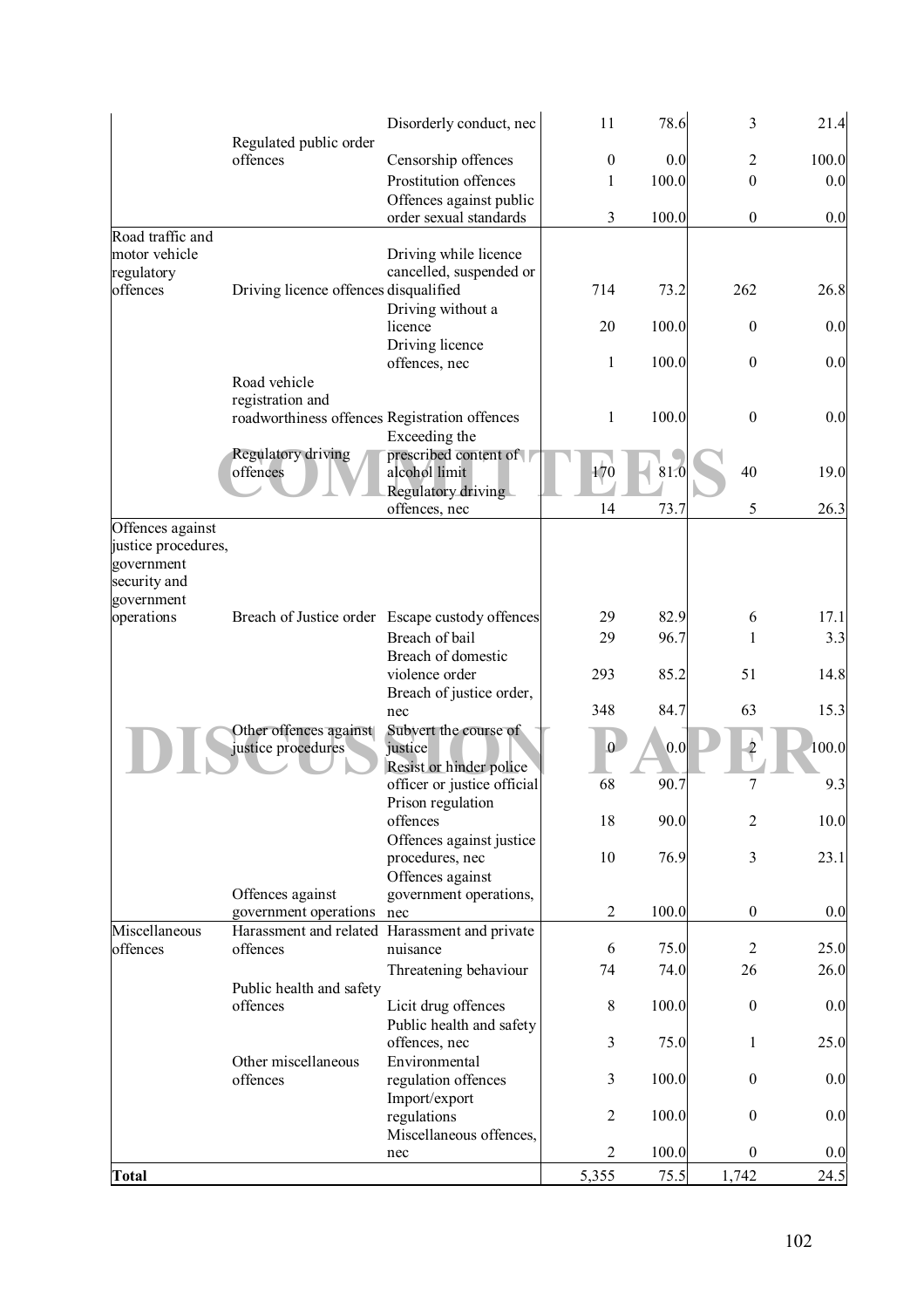| | | | | | | |
|---|---|---|---|---|---|---|
| | Regulated public order offences | Disorderly conduct, nec | 11 | 78.6 | 3 | 21.4 |
| | | Censorship offences | 0 | 0.0 | 2 | 100.0 |
| | | Prostitution offences | 1 | 100.0 | 0 | 0.0 |
| | | Offences against public order sexual standards | 3 | 100.0 | 0 | 0.0 |
| Road traffic and motor vehicle regulatory offences | Driving licence offences | Driving while licence cancelled, suspended or disqualified | 714 | 73.2 | 262 | 26.8 |
| | | Driving without a licence | 20 | 100.0 | 0 | 0.0 |
| | | Driving licence offences, nec | 1 | 100.0 | 0 | 0.0 |
| | Road vehicle registration and roadworthiness offences | Registration offences | 1 | 100.0 | 0 | 0.0 |
| | Regulatory driving offences | Exceeding the prescribed content of alcohol limit | 170 | 81.0 | 40 | 19.0 |
| | | Regulatory driving offences, nec | 14 | 73.7 | 5 | 26.3 |
| Offences against justice procedures, government security and government operations | Breach of Justice order | Escape custody offences | 29 | 82.9 | 6 | 17.1 |
| | | Breach of bail | 29 | 96.7 | 1 | 3.3 |
| | | Breach of domestic violence order | 293 | 85.2 | 51 | 14.8 |
| | | Breach of justice order, nec | 348 | 84.7 | 63 | 15.3 |
| | Other offences against justice procedures | Subvert the course of justice | 0 | 0.0 | 2 | 100.0 |
| | | Resist or hinder police officer or justice official | 68 | 90.7 | 7 | 9.3 |
| | | Prison regulation offences | 18 | 90.0 | 2 | 10.0 |
| | | Offences against justice procedures, nec | 10 | 76.9 | 3 | 23.1 |
| | Offences against government operations | Offences against government operations, nec | 2 | 100.0 | 0 | 0.0 |
| Miscellaneous offences | Harassment and related offences | Harassment and private nuisance | 6 | 75.0 | 2 | 25.0 |
| | | Threatening behaviour | 74 | 74.0 | 26 | 26.0 |
| | Public health and safety offences | Licit drug offences | 8 | 100.0 | 0 | 0.0 |
| | | Public health and safety offences, nec | 3 | 75.0 | 1 | 25.0 |
| | Other miscellaneous offences | Environmental regulation offences | 3 | 100.0 | 0 | 0.0 |
| | | Import/export regulations | 2 | 100.0 | 0 | 0.0 |
| | | Miscellaneous offences, nec | 2 | 100.0 | 0 | 0.0 |
| **Total** | | | 5,355 | 75.5 | 1,742 | 24.5 |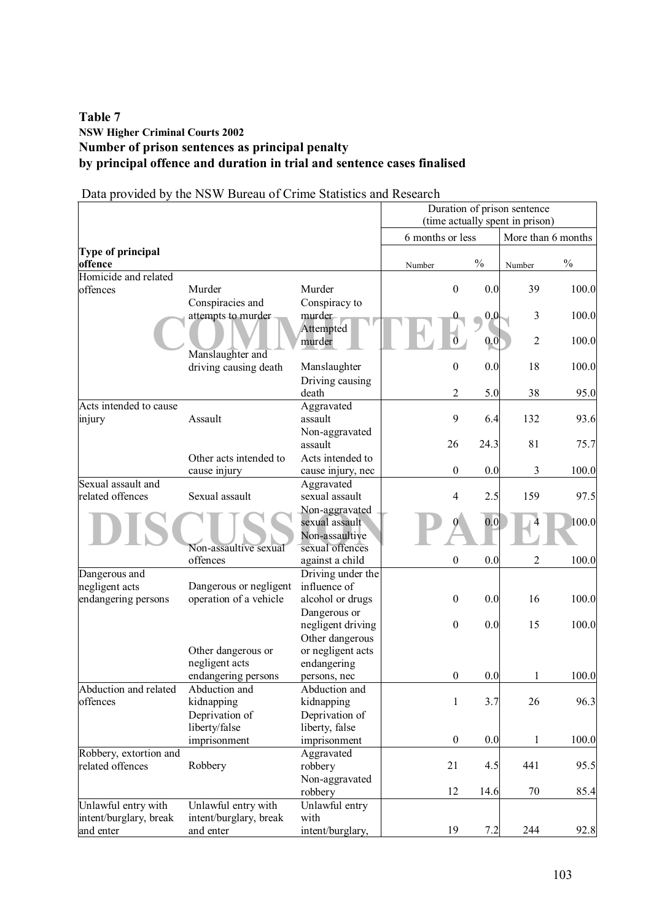**Table 7**
**NSW Higher Criminal Courts 2002**
**Number of prison sentences as principal penalty by principal offence and duration in trial and sentence cases finalised**

Data provided by the NSW Bureau of Crime Statistics and Research

| | | | Duration of prison sentence (time actually spent in prison) | | | |
|---|---|---|---|---|---|---|
| | | | 6 months or less | | More than 6 months | |
| **Type of principal offence** | | | Number | % | Number | % |
| Homicide and related offences | Murder | Murder | 0 | 0.0 | 39 | 100.0 |
| | Conspiracies and attempts to murder | Conspiracy to murder | 0 | 0.0 | 3 | 100.0 |
| | | Attempted murder | 0 | 0.0 | 2 | 100.0 |
| | Manslaughter and driving causing death | Manslaughter | 0 | 0.0 | 18 | 100.0 |
| | | Driving causing death | 2 | 5.0 | 38 | 95.0 |
| Acts intended to cause injury | Assault | Aggravated assault | 9 | 6.4 | 132 | 93.6 |
| | | Non-aggravated assault | 26 | 24.3 | 81 | 75.7 |
| | Other acts intended to cause injury | Acts intended to cause injury, nec | 0 | 0.0 | 3 | 100.0 |
| Sexual assault and related offences | Sexual assault | Aggravated sexual assault | 4 | 2.5 | 159 | 97.5 |
| | | Non-aggravated sexual assault | 0 | 0.0 | 4 | 100.0 |
| | Non-assaultive sexual offences | Non-assaultive sexual offences against a child | 0 | 0.0 | 2 | 100.0 |
| Dangerous and negligent acts endangering persons | Dangerous or negligent operation of a vehicle | Driving under the influence of alcohol or drugs | 0 | 0.0 | 16 | 100.0 |
| | | Dangerous or negligent driving | 0 | 0.0 | 15 | 100.0 |
| | Other dangerous or negligent acts endangering persons | Other dangerous or negligent acts endangering persons, nec | 0 | 0.0 | 1 | 100.0 |
| Abduction and related offences | Abduction and kidnapping | Abduction and kidnapping | 1 | 3.7 | 26 | 96.3 |
| | Deprivation of liberty/false imprisonment | Deprivation of liberty, false imprisonment | 0 | 0.0 | 1 | 100.0 |
| Robbery, extortion and related offences | Robbery | Aggravated robbery | 21 | 4.5 | 441 | 95.5 |
| | | Non-aggravated robbery | 12 | 14.6 | 70 | 85.4 |
| Unlawful entry with intent/burglary, break and enter | Unlawful entry with intent/burglary, break and enter | Unlawful entry with intent/burglary, | 19 | 7.2 | 244 | 92.8 |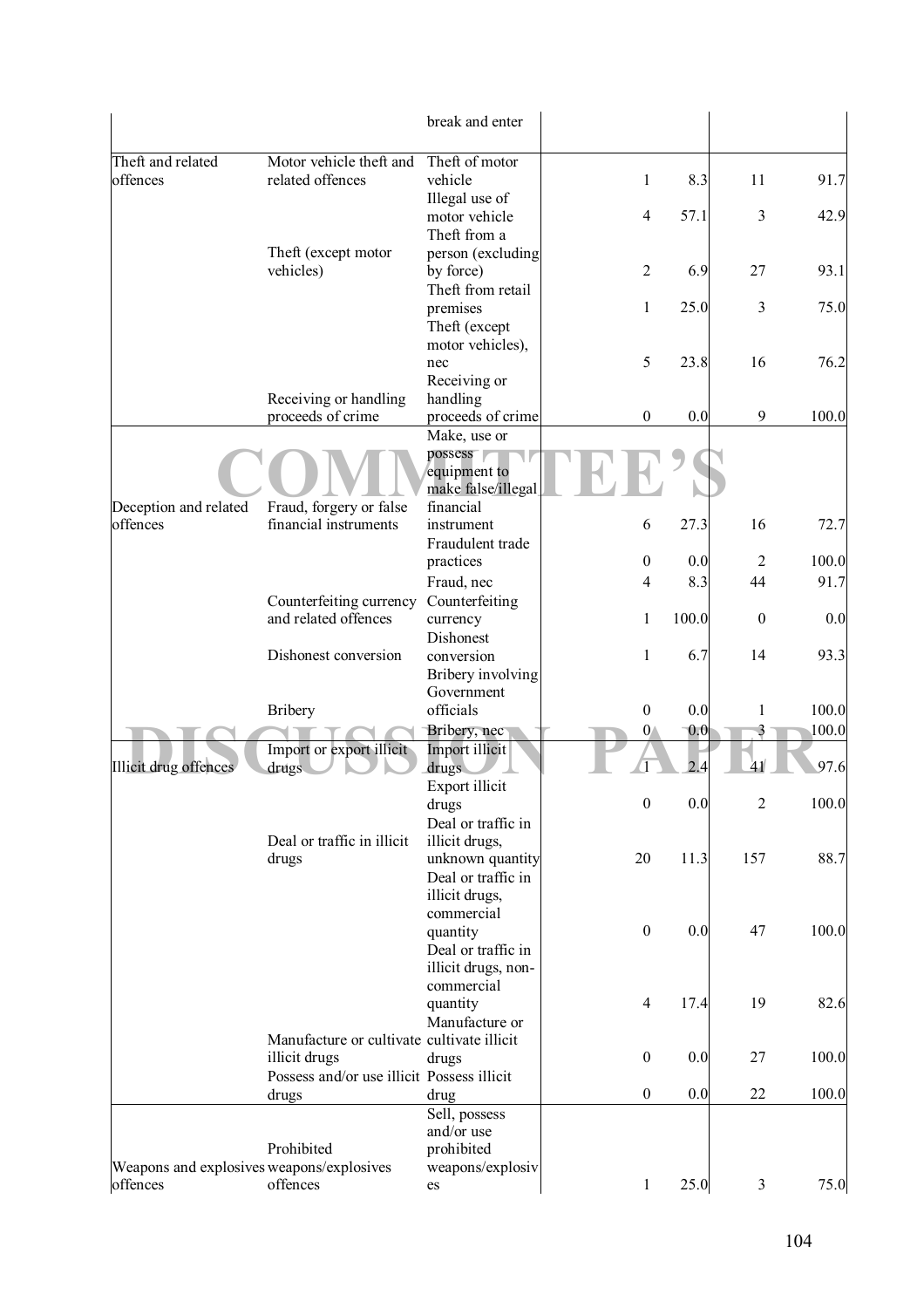| | | | | | | |
|---|---|---|---|---|---|---|
| | | break and enter | | | | |
| Theft and related offences | Motor vehicle theft and related offences | Theft of motor vehicle | 1 | 8.3 | 11 | 91.7 |
| | | Illegal use of motor vehicle | 4 | 57.1 | 3 | 42.9 |
| | Theft (except motor vehicles) | Theft from a person (excluding by force) | 2 | 6.9 | 27 | 93.1 |
| | | Theft from retail premises | 1 | 25.0 | 3 | 75.0 |
| | | Theft (except motor vehicles), nec | 5 | 23.8 | 16 | 76.2 |
| | Receiving or handling proceeds of crime | Receiving or handling proceeds of crime | 0 | 0.0 | 9 | 100.0 |
| Deception and related offences | Fraud, forgery or false financial instruments | Make, use or possess equipment to make false/illegal financial instrument | 6 | 27.3 | 16 | 72.7 |
| | | Fraudulent trade practices | 0 | 0.0 | 2 | 100.0 |
| | | Fraud, nec | 4 | 8.3 | 44 | 91.7 |
| | Counterfeiting currency and related offences | Counterfeiting currency | 1 | 100.0 | 0 | 0.0 |
| | Dishonest conversion | Dishonest conversion | 1 | 6.7 | 14 | 93.3 |
| | Bribery | Bribery involving Government officials | 0 | 0.0 | 1 | 100.0 |
| | | Bribery, nec | 0 | 0.0 | 3 | 100.0 |
| Illicit drug offences | Import or export illicit drugs | Import illicit drugs | 1 | 2.4 | 41 | 97.6 |
| | | Export illicit drugs | 0 | 0.0 | 2 | 100.0 |
| | Deal or traffic in illicit drugs | Deal or traffic in illicit drugs, unknown quantity | 20 | 11.3 | 157 | 88.7 |
| | | Deal or traffic in illicit drugs, commercial quantity | 0 | 0.0 | 47 | 100.0 |
| | | Deal or traffic in illicit drugs, non-commercial quantity | 4 | 17.4 | 19 | 82.6 |
| | Manufacture or cultivate illicit drugs | Manufacture or cultivate illicit drugs | 0 | 0.0 | 27 | 100.0 |
| | Possess and/or use illicit drugs | Possess illicit drug | 0 | 0.0 | 22 | 100.0 |
| Weapons and explosives offences | Prohibited weapons/explosives offences | Sell, possess and/or use prohibited weapons/explosives | 1 | 25.0 | 3 | 75.0 |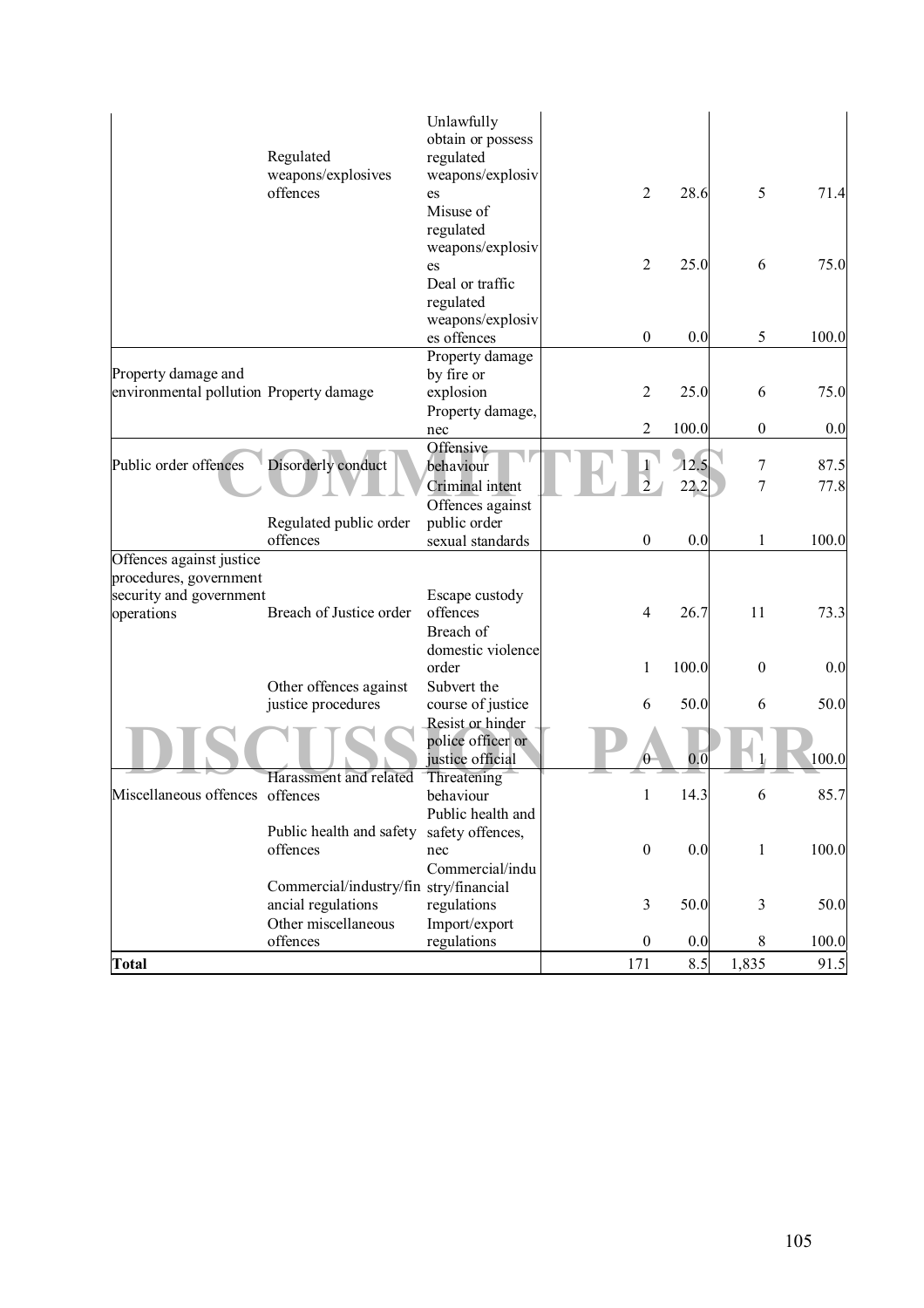| | | | | | | |
|---|---|---|---|---|---|---|
| | Regulated weapons/explosives offences | Unlawfully obtain or possess regulated weapons/explosives | 2 | 28.6 | 5 | 71.4 |
| | | Misuse of regulated weapons/explosives | 2 | 25.0 | 6 | 75.0 |
| | | Deal or traffic regulated weapons/explosives offences | 0 | 0.0 | 5 | 100.0 |
| Property damage and environmental pollution | Property damage | Property damage by fire or explosion | 2 | 25.0 | 6 | 75.0 |
| | | Property damage, nec | 2 | 100.0 | 0 | 0.0 |
| Public order offences | Disorderly conduct | Offensive behaviour | 1 | 12.5 | 7 | 87.5 |
| | | Criminal intent | 2 | 22.2 | 7 | 77.8 |
| | Regulated public order offences | Offences against public order sexual standards | 0 | 0.0 | 1 | 100.0 |
| Offences against justice procedures, government security and government operations | Breach of Justice order | Escape custody offences | 4 | 26.7 | 11 | 73.3 |
| | | Breach of domestic violence order | 1 | 100.0 | 0 | 0.0 |
| | Other offences against justice procedures | Subvert the course of justice | 6 | 50.0 | 6 | 50.0 |
| | | Resist or hinder police officer or justice official | 0 | 0.0 | 1 | 100.0 |
| Miscellaneous offences | Harassment and related offences | Threatening behaviour | 1 | 14.3 | 6 | 85.7 |
| | Public health and safety offences | Public health and safety offences, nec | 0 | 0.0 | 1 | 100.0 |
| | Commercial/industry/financial regulations | Commercial/industry/financial regulations | 3 | 50.0 | 3 | 50.0 |
| | Other miscellaneous offences | Import/export regulations | 0 | 0.0 | 8 | 100.0 |
| **Total** | | | 171 | 8.5 | 1,835 | 91.5 |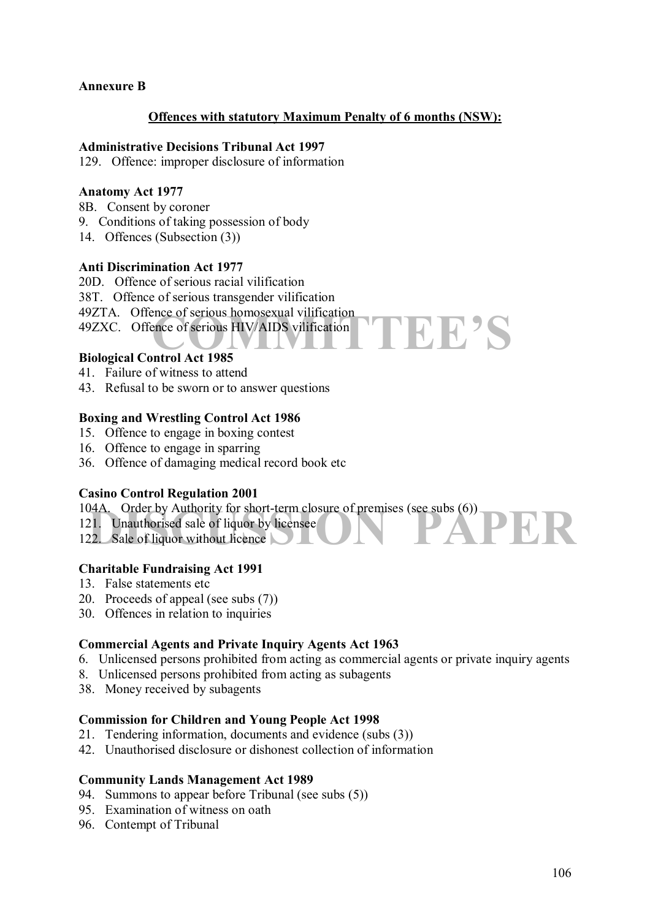**Annexure B**

**Offences with statutory Maximum Penalty of 6 months (NSW):**

**Administrative Decisions Tribunal Act 1997**
129. Offence: improper disclosure of information

**Anatomy Act 1977**
8B. Consent by coroner
9. Conditions of taking possession of body
14. Offences (Subsection (3))

**Anti Discrimination Act 1977**
20D. Offence of serious racial vilification
38T. Offence of serious transgender vilification
49ZTA. Offence of serious homosexual vilification
49ZXC. Offence of serious HIV/AIDS vilification

**Biological Control Act 1985**
41. Failure of witness to attend
43. Refusal to be sworn or to answer questions

**Boxing and Wrestling Control Act 1986**
15. Offence to engage in boxing contest
16. Offence to engage in sparring
36. Offence of damaging medical record book etc

**Casino Control Regulation 2001**
104A. Order by Authority for short-term closure of premises (see subs (6))
121. Unauthorised sale of liquor by licensee
122. Sale of liquor without licence

**Charitable Fundraising Act 1991**
13. False statements etc
20. Proceeds of appeal (see subs (7))
30. Offences in relation to inquiries

**Commercial Agents and Private Inquiry Agents Act 1963**
6. Unlicensed persons prohibited from acting as commercial agents or private inquiry agents
8. Unlicensed persons prohibited from acting as subagents
38. Money received by subagents

**Commission for Children and Young People Act 1998**
21. Tendering information, documents and evidence (subs (3))
42. Unauthorised disclosure or dishonest collection of information

**Community Lands Management Act 1989**
94. Summons to appear before Tribunal (see subs (5))
95. Examination of witness on oath
96. Contempt of Tribunal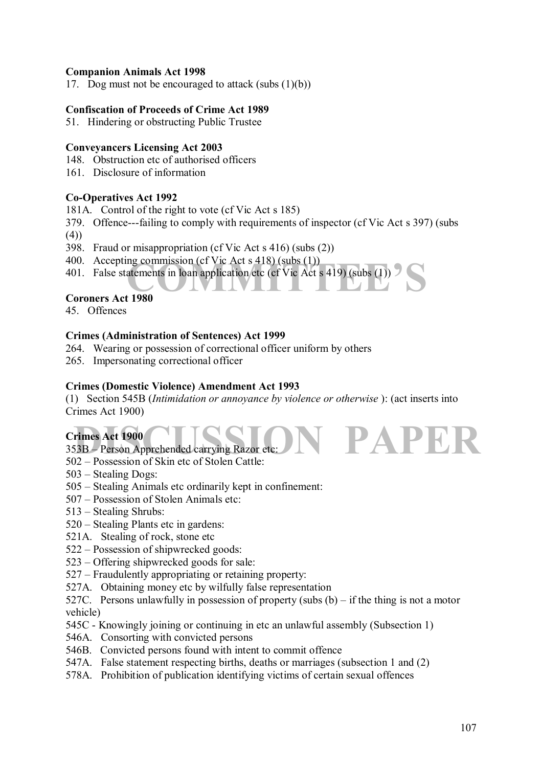**Companion Animals Act 1998**

17. Dog must not be encouraged to attack (subs (1)(b))

**Confiscation of Proceeds of Crime Act 1989**

51. Hindering or obstructing Public Trustee

**Conveyancers Licensing Act 2003**

148. Obstruction etc of authorised officers
161. Disclosure of information

**Co-Operatives Act 1992**

181A. Control of the right to vote (cf Vic Act s 185)
379. Offence---failing to comply with requirements of inspector (cf Vic Act s 397) (subs (4))
398. Fraud or misappropriation (cf Vic Act s 416) (subs (2))
400. Accepting commission (cf Vic Act s 418) (subs (1))
401. False statements in loan application etc (cf Vic Act s 419) (subs (1))

**Coroners Act 1980**

45. Offences

**Crimes (Administration of Sentences) Act 1999**

264. Wearing or possession of correctional officer uniform by others
265. Impersonating correctional officer

**Crimes (Domestic Violence) Amendment Act 1993**

(1) Section 545B (*Intimidation or annoyance by violence or otherwise* ): (act inserts into Crimes Act 1900)

**Crimes Act 1900**

353B – Person Apprehended carrying Razor etc:
502 – Possession of Skin etc of Stolen Cattle:
503 – Stealing Dogs:
505 – Stealing Animals etc ordinarily kept in confinement:
507 – Possession of Stolen Animals etc:
513 – Stealing Shrubs:
520 – Stealing Plants etc in gardens:
521A. Stealing of rock, stone etc
522 – Possession of shipwrecked goods:
523 – Offering shipwrecked goods for sale:
527 – Fraudulently appropriating or retaining property:
527A. Obtaining money etc by wilfully false representation
527C. Persons unlawfully in possession of property (subs (b) – if the thing is not a motor vehicle)
545C - Knowingly joining or continuing in etc an unlawful assembly (Subsection 1)
546A. Consorting with convicted persons
546B. Convicted persons found with intent to commit offence
547A. False statement respecting births, deaths or marriages (subsection 1 and (2)
578A. Prohibition of publication identifying victims of certain sexual offences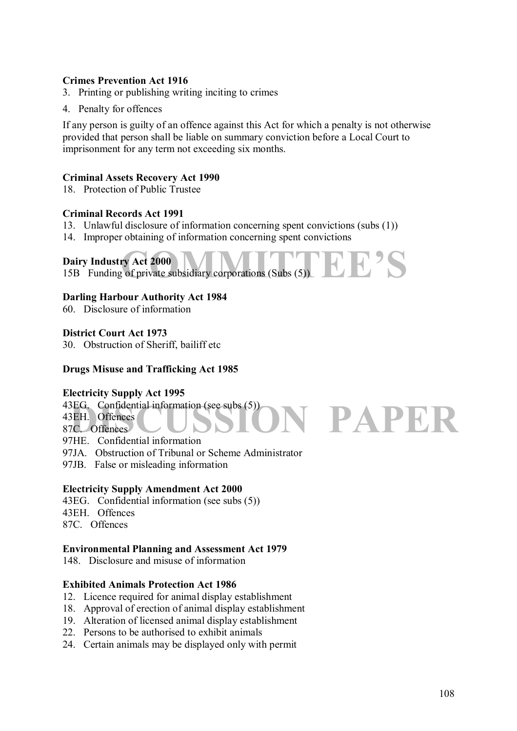**Crimes Prevention Act 1916**

3. Printing or publishing writing inciting to crimes
4. Penalty for offences

If any person is guilty of an offence against this Act for which a penalty is not otherwise provided that person shall be liable on summary conviction before a Local Court to imprisonment for any term not exceeding six months.

**Criminal Assets Recovery Act 1990**

18. Protection of Public Trustee

**Criminal Records Act 1991**

13. Unlawful disclosure of information concerning spent convictions (subs (1))
14. Improper obtaining of information concerning spent convictions

**Dairy Industry Act 2000**

15B Funding of private subsidiary corporations (Subs (5))

**Darling Harbour Authority Act 1984**

60. Disclosure of information

**District Court Act 1973**

30. Obstruction of Sheriff, bailiff etc

**Drugs Misuse and Trafficking Act 1985**

**Electricity Supply Act 1995**

43EG. Confidential information (see subs (5))
43EH. Offences
87C. Offences
97HE. Confidential information
97JA. Obstruction of Tribunal or Scheme Administrator
97JB. False or misleading information

**Electricity Supply Amendment Act 2000**

43EG. Confidential information (see subs (5))
43EH. Offences
87C. Offences

**Environmental Planning and Assessment Act 1979**

148. Disclosure and misuse of information

**Exhibited Animals Protection Act 1986**

12. Licence required for animal display establishment
18. Approval of erection of animal display establishment
19. Alteration of licensed animal display establishment
22. Persons to be authorised to exhibit animals
24. Certain animals may be displayed only with permit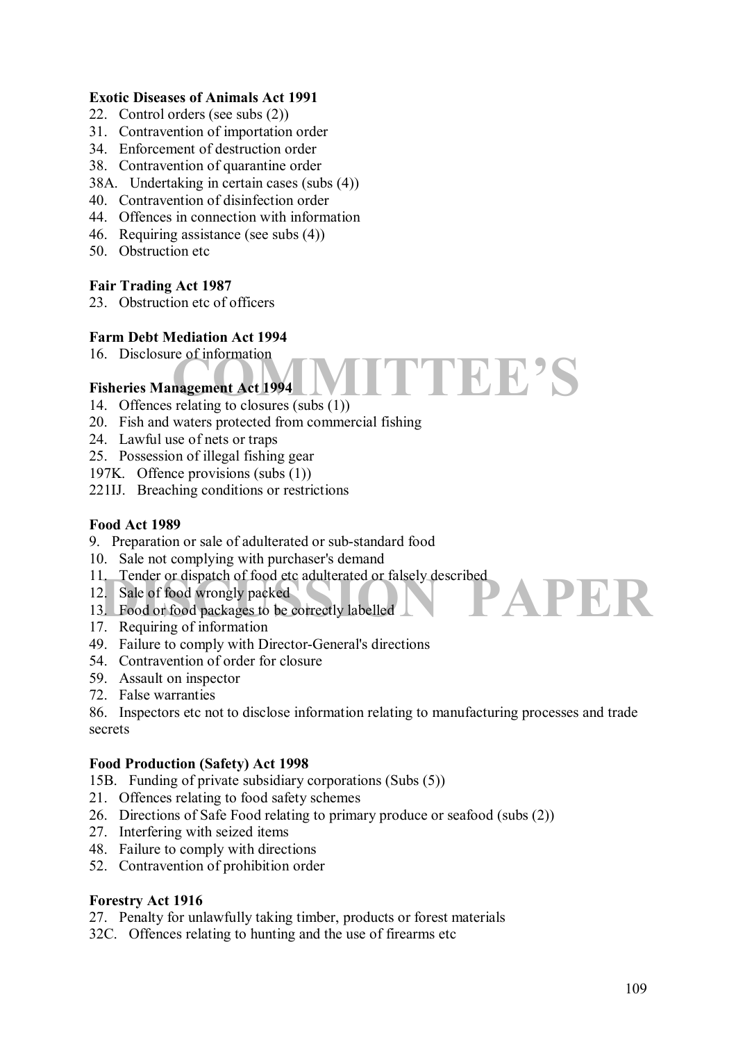**Exotic Diseases of Animals Act 1991**

22. Control orders (see subs (2))
31. Contravention of importation order
34. Enforcement of destruction order
38. Contravention of quarantine order
38A. Undertaking in certain cases (subs (4))
40. Contravention of disinfection order
44. Offences in connection with information
46. Requiring assistance (see subs (4))
50. Obstruction etc

**Fair Trading Act 1987**

23. Obstruction etc of officers

**Farm Debt Mediation Act 1994**

16. Disclosure of information

**Fisheries Management Act 1994**

14. Offences relating to closures (subs (1))
20. Fish and waters protected from commercial fishing
24. Lawful use of nets or traps
25. Possession of illegal fishing gear
197K. Offence provisions (subs (1))
221IJ. Breaching conditions or restrictions

**Food Act 1989**

9. Preparation or sale of adulterated or sub-standard food
10. Sale not complying with purchaser's demand
11. Tender or dispatch of food etc adulterated or falsely described
12. Sale of food wrongly packed
13. Food or food packages to be correctly labelled
17. Requiring of information
49. Failure to comply with Director-General's directions
54. Contravention of order for closure
59. Assault on inspector
72. False warranties
86. Inspectors etc not to disclose information relating to manufacturing processes and trade secrets

**Food Production (Safety) Act 1998**

15B. Funding of private subsidiary corporations (Subs (5))
21. Offences relating to food safety schemes
26. Directions of Safe Food relating to primary produce or seafood (subs (2))
27. Interfering with seized items
48. Failure to comply with directions
52. Contravention of prohibition order

**Forestry Act 1916**

27. Penalty for unlawfully taking timber, products or forest materials
32C. Offences relating to hunting and the use of firearms etc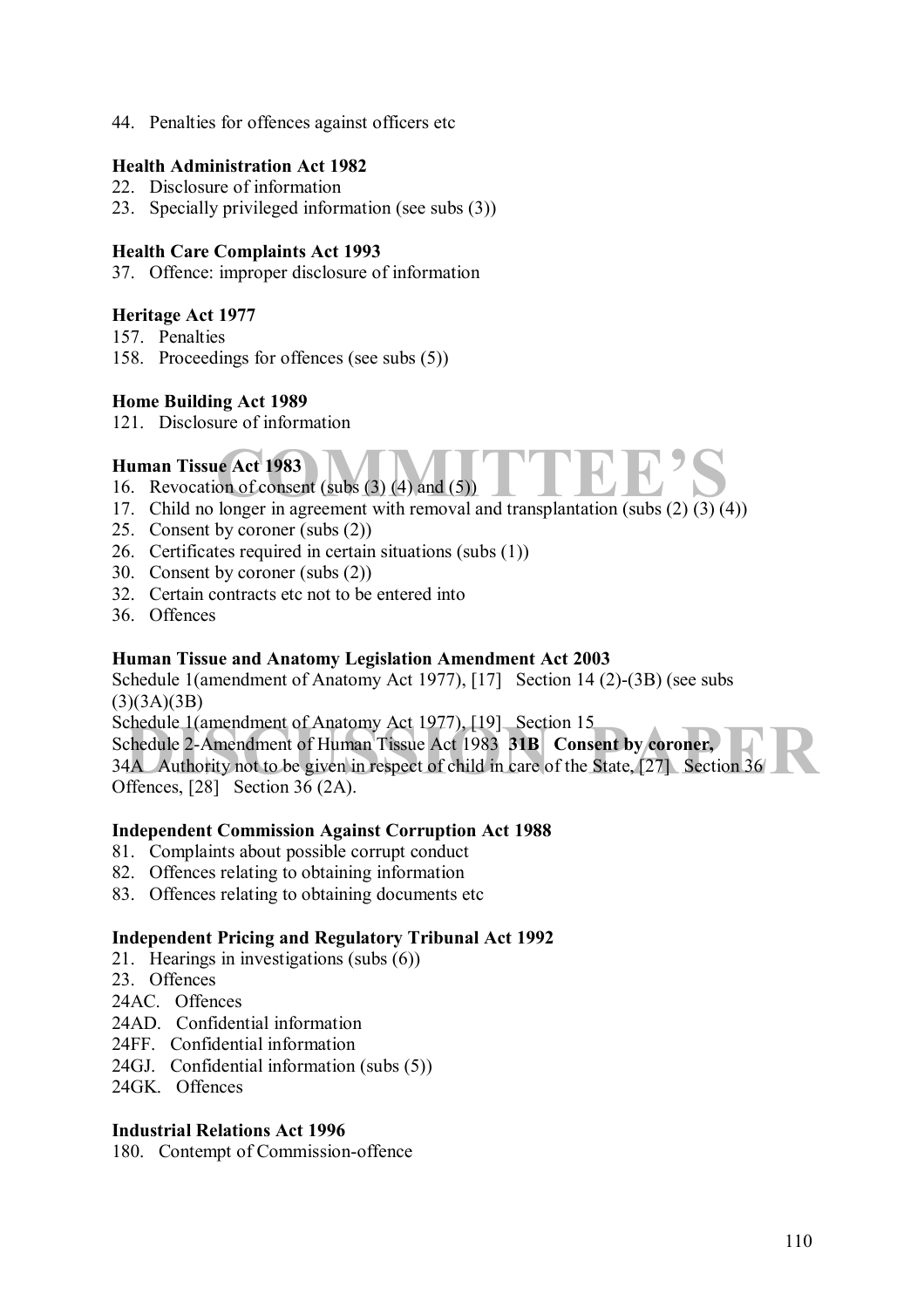44. Penalties for offences against officers etc

**Health Administration Act 1982**

22. Disclosure of information
23. Specially privileged information (see subs (3))

**Health Care Complaints Act 1993**

37. Offence: improper disclosure of information

**Heritage Act 1977**

157. Penalties
158. Proceedings for offences (see subs (5))

**Home Building Act 1989**

121. Disclosure of information

**Human Tissue Act 1983**

16. Revocation of consent (subs (3) (4) and (5))
17. Child no longer in agreement with removal and transplantation (subs (2) (3) (4))
25. Consent by coroner (subs (2))
26. Certificates required in certain situations (subs (1))
30. Consent by coroner (subs (2))
32. Certain contracts etc not to be entered into
36. Offences

**Human Tissue and Anatomy Legislation Amendment Act 2003**

Schedule 1(amendment of Anatomy Act 1977), [17] Section 14 (2)-(3B) (see subs (3)(3A)(3B)

Schedule 1(amendment of Anatomy Act 1977), [19] Section 15

Schedule 2-Amendment of Human Tissue Act 1983 **31B Consent by coroner,** 34A Authority not to be given in respect of child in care of the State, [27] Section 36 Offences, [28] Section 36 (2A).

**Independent Commission Against Corruption Act 1988**

81. Complaints about possible corrupt conduct
82. Offences relating to obtaining information
83. Offences relating to obtaining documents etc

**Independent Pricing and Regulatory Tribunal Act 1992**

21. Hearings in investigations (subs (6))
23. Offences

24AC. Offences

24AD. Confidential information

24FF. Confidential information

24GJ. Confidential information (subs (5))

24GK. Offences

**Industrial Relations Act 1996**

180. Contempt of Commission-offence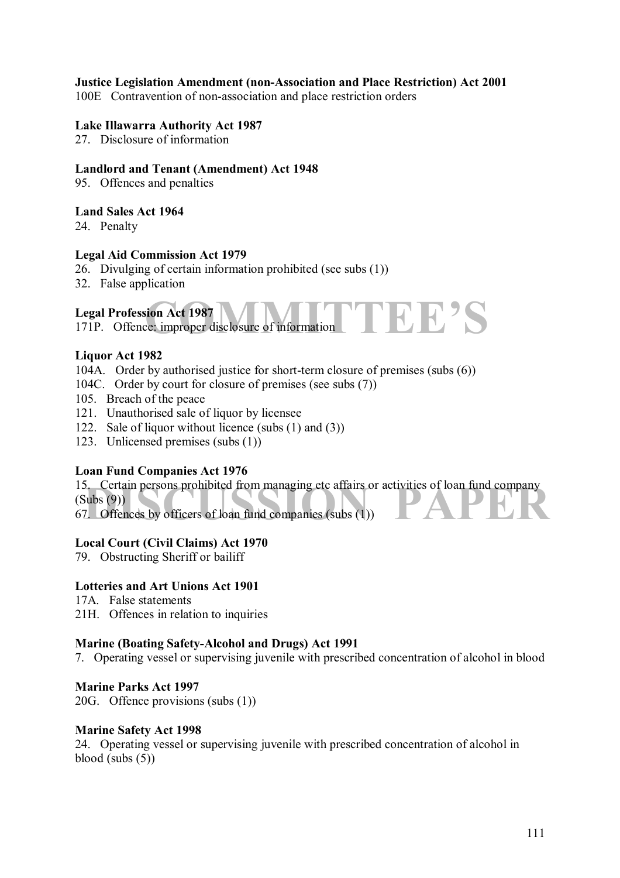**Justice Legislation Amendment (non-Association and Place Restriction) Act 2001**
100E Contravention of non-association and place restriction orders

**Lake Illawarra Authority Act 1987**
27. Disclosure of information

**Landlord and Tenant (Amendment) Act 1948**
95. Offences and penalties

**Land Sales Act 1964**
24. Penalty

**Legal Aid Commission Act 1979**
26. Divulging of certain information prohibited (see subs (1))
32. False application

**Legal Profession Act 1987**
171P. Offence: improper disclosure of information

**Liquor Act 1982**
104A. Order by authorised justice for short-term closure of premises (subs (6))
104C. Order by court for closure of premises (see subs (7))
105. Breach of the peace
121. Unauthorised sale of liquor by licensee
122. Sale of liquor without licence (subs (1) and (3))
123. Unlicensed premises (subs (1))

**Loan Fund Companies Act 1976**
15. Certain persons prohibited from managing etc affairs or activities of loan fund company (Subs (9))
67. Offences by officers of loan fund companies (subs (1))

**Local Court (Civil Claims) Act 1970**
79. Obstructing Sheriff or bailiff

**Lotteries and Art Unions Act 1901**
17A. False statements
21H. Offences in relation to inquiries

**Marine (Boating Safety-Alcohol and Drugs) Act 1991**
7. Operating vessel or supervising juvenile with prescribed concentration of alcohol in blood

**Marine Parks Act 1997**
20G. Offence provisions (subs (1))

**Marine Safety Act 1998**
24. Operating vessel or supervising juvenile with prescribed concentration of alcohol in blood (subs (5))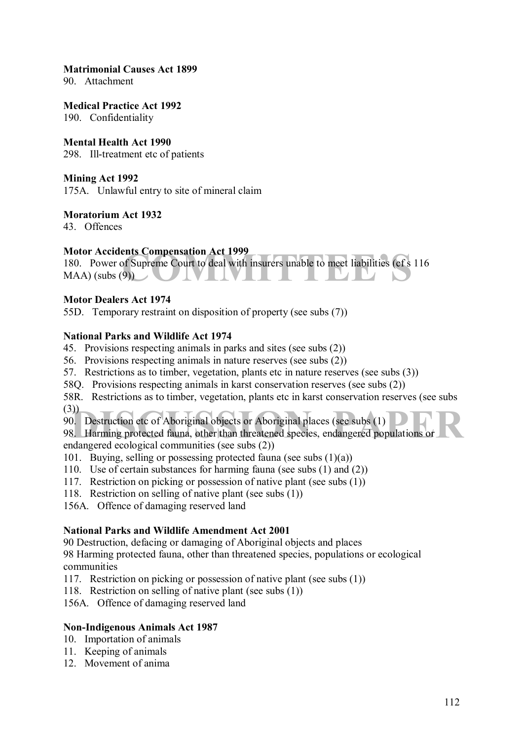**Matrimonial Causes Act 1899**
90. Attachment

**Medical Practice Act 1992**
190. Confidentiality

**Mental Health Act 1990**
298. Ill-treatment etc of patients

**Mining Act 1992**
175A. Unlawful entry to site of mineral claim

**Moratorium Act 1932**
43. Offences

**Motor Accidents Compensation Act 1999**
180. Power of Supreme Court to deal with insurers unable to meet liabilities (cf s 116 MAA) (subs (9))

**Motor Dealers Act 1974**
55D. Temporary restraint on disposition of property (see subs (7))

**National Parks and Wildlife Act 1974**
45. Provisions respecting animals in parks and sites (see subs (2))
56. Provisions respecting animals in nature reserves (see subs (2))
57. Restrictions as to timber, vegetation, plants etc in nature reserves (see subs (3))
58Q. Provisions respecting animals in karst conservation reserves (see subs (2))
58R. Restrictions as to timber, vegetation, plants etc in karst conservation reserves (see subs (3))
90. Destruction etc of Aboriginal objects or Aboriginal places (see subs (1)
98. Harming protected fauna, other than threatened species, endangered populations or endangered ecological communities (see subs (2))
101. Buying, selling or possessing protected fauna (see subs (1)(a))
110. Use of certain substances for harming fauna (see subs (1) and (2))
117. Restriction on picking or possession of native plant (see subs (1))
118. Restriction on selling of native plant (see subs (1))
156A. Offence of damaging reserved land

**National Parks and Wildlife Amendment Act 2001**
90 Destruction, defacing or damaging of Aboriginal objects and places
98 Harming protected fauna, other than threatened species, populations or ecological communities
117. Restriction on picking or possession of native plant (see subs (1))
118. Restriction on selling of native plant (see subs (1))
156A. Offence of damaging reserved land

**Non-Indigenous Animals Act 1987**
10. Importation of animals
11. Keeping of animals
12. Movement of anima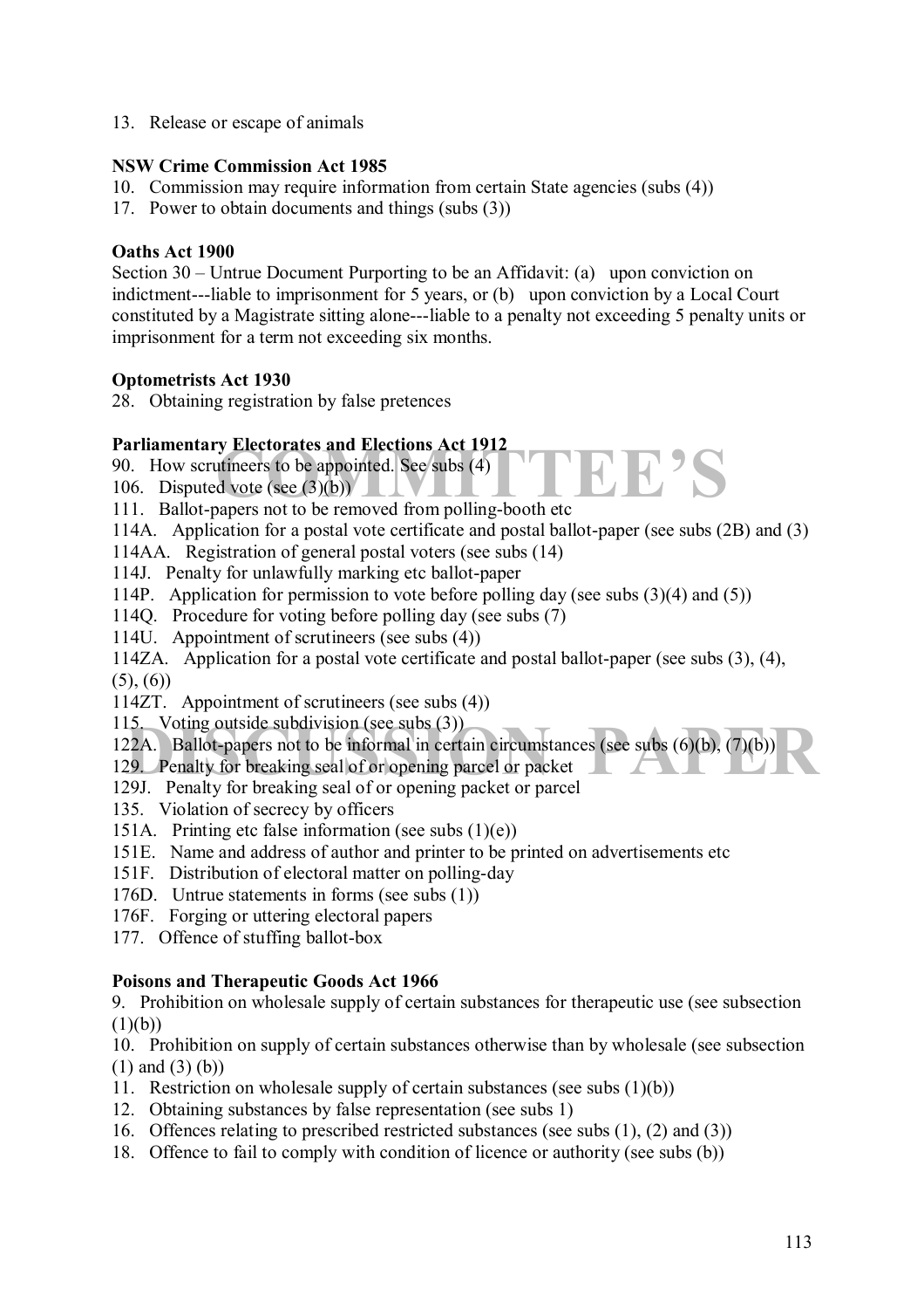13. Release or escape of animals

**NSW Crime Commission Act 1985**

10. Commission may require information from certain State agencies (subs (4))
17. Power to obtain documents and things (subs (3))

**Oaths Act 1900**

Section 30 – Untrue Document Purporting to be an Affidavit: (a) upon conviction on indictment---liable to imprisonment for 5 years, or (b) upon conviction by a Local Court constituted by a Magistrate sitting alone---liable to a penalty not exceeding 5 penalty units or imprisonment for a term not exceeding six months.

**Optometrists Act 1930**

28. Obtaining registration by false pretences

**Parliamentary Electorates and Elections Act 1912**

90. How scrutineers to be appointed. See subs (4)
106. Disputed vote (see (3)(b))
111. Ballot-papers not to be removed from polling-booth etc
114A. Application for a postal vote certificate and postal ballot-paper (see subs (2B) and (3)
114AA. Registration of general postal voters (see subs (14)
114J. Penalty for unlawfully marking etc ballot-paper
114P. Application for permission to vote before polling day (see subs (3)(4) and (5))
114Q. Procedure for voting before polling day (see subs (7)
114U. Appointment of scrutineers (see subs (4))
114ZA. Application for a postal vote certificate and postal ballot-paper (see subs (3), (4), (5), (6))
114ZT. Appointment of scrutineers (see subs (4))
115. Voting outside subdivision (see subs (3))
122A. Ballot-papers not to be informal in certain circumstances (see subs (6)(b), (7)(b))
129. Penalty for breaking seal of or opening parcel or packet
129J. Penalty for breaking seal of or opening packet or parcel
135. Violation of secrecy by officers
151A. Printing etc false information (see subs (1)(e))
151E. Name and address of author and printer to be printed on advertisements etc
151F. Distribution of electoral matter on polling-day
176D. Untrue statements in forms (see subs (1))
176F. Forging or uttering electoral papers
177. Offence of stuffing ballot-box

**Poisons and Therapeutic Goods Act 1966**

9. Prohibition on wholesale supply of certain substances for therapeutic use (see subsection (1)(b))
10. Prohibition on supply of certain substances otherwise than by wholesale (see subsection (1) and (3) (b))
11. Restriction on wholesale supply of certain substances (see subs (1)(b))
12. Obtaining substances by false representation (see subs 1)
16. Offences relating to prescribed restricted substances (see subs (1), (2) and (3))
18. Offence to fail to comply with condition of licence or authority (see subs (b))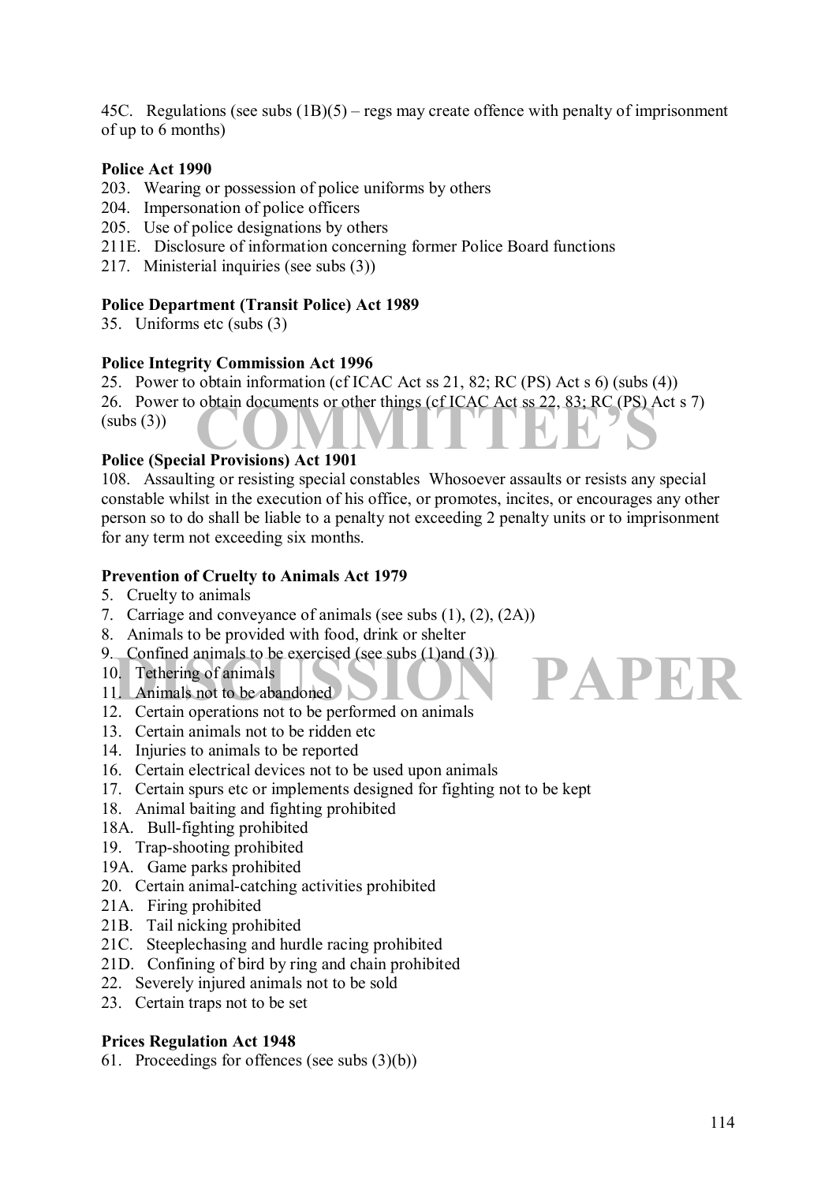45C. Regulations (see subs (1B)(5) – regs may create offence with penalty of imprisonment of up to 6 months)

**Police Act 1990**

203. Wearing or possession of police uniforms by others
204. Impersonation of police officers
205. Use of police designations by others
211E. Disclosure of information concerning former Police Board functions
217. Ministerial inquiries (see subs (3))

**Police Department (Transit Police) Act 1989**

35. Uniforms etc (subs (3)

**Police Integrity Commission Act 1996**

25. Power to obtain information (cf ICAC Act ss 21, 82; RC (PS) Act s 6) (subs (4))
26. Power to obtain documents or other things (cf ICAC Act ss 22, 83; RC (PS) Act s 7) (subs (3))

**Police (Special Provisions) Act 1901**

108. Assaulting or resisting special constables Whosoever assaults or resists any special constable whilst in the execution of his office, or promotes, incites, or encourages any other person so to do shall be liable to a penalty not exceeding 2 penalty units or to imprisonment for any term not exceeding six months.

**Prevention of Cruelty to Animals Act 1979**

5. Cruelty to animals
7. Carriage and conveyance of animals (see subs (1), (2), (2A))
8. Animals to be provided with food, drink or shelter
9. Confined animals to be exercised (see subs (1)and (3))
10. Tethering of animals
11. Animals not to be abandoned
12. Certain operations not to be performed on animals
13. Certain animals not to be ridden etc
14. Injuries to animals to be reported
16. Certain electrical devices not to be used upon animals
17. Certain spurs etc or implements designed for fighting not to be kept
18. Animal baiting and fighting prohibited
18A. Bull-fighting prohibited
19. Trap-shooting prohibited
19A. Game parks prohibited
20. Certain animal-catching activities prohibited
21A. Firing prohibited
21B. Tail nicking prohibited
21C. Steeplechasing and hurdle racing prohibited
21D. Confining of bird by ring and chain prohibited
22. Severely injured animals not to be sold
23. Certain traps not to be set

**Prices Regulation Act 1948**

61. Proceedings for offences (see subs (3)(b))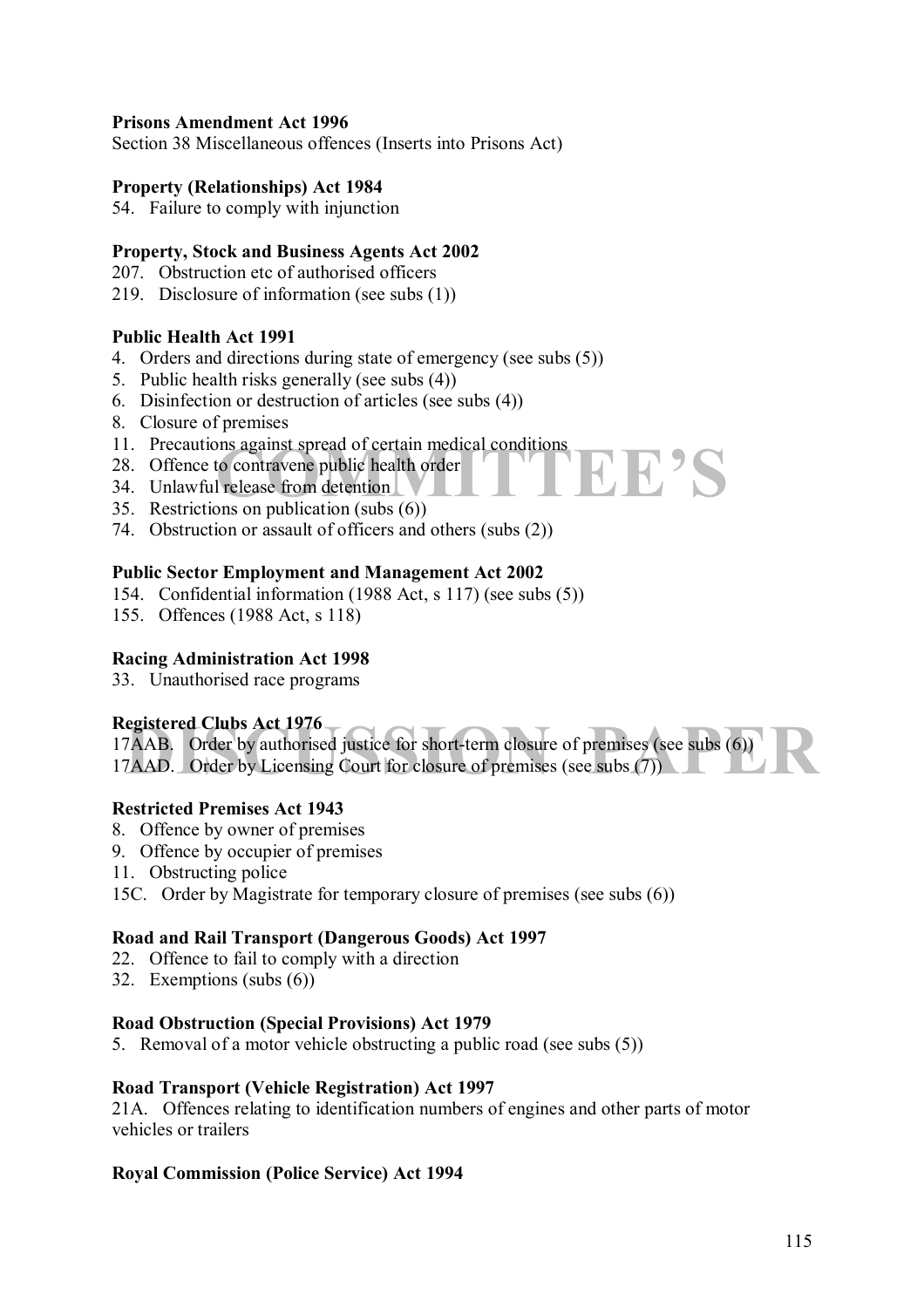**Prisons Amendment Act 1996**
Section 38 Miscellaneous offences (Inserts into Prisons Act)

**Property (Relationships) Act 1984**
54. Failure to comply with injunction

**Property, Stock and Business Agents Act 2002**
207. Obstruction etc of authorised officers
219. Disclosure of information (see subs (1))

**Public Health Act 1991**
4. Orders and directions during state of emergency (see subs (5))
5. Public health risks generally (see subs (4))
6. Disinfection or destruction of articles (see subs (4))
8. Closure of premises
11. Precautions against spread of certain medical conditions
28. Offence to contravene public health order
34. Unlawful release from detention
35. Restrictions on publication (subs (6))
74. Obstruction or assault of officers and others (subs (2))

**Public Sector Employment and Management Act 2002**
154. Confidential information (1988 Act, s 117) (see subs (5))
155. Offences (1988 Act, s 118)

**Racing Administration Act 1998**
33. Unauthorised race programs

**Registered Clubs Act 1976**
17AAB. Order by authorised justice for short-term closure of premises (see subs (6))
17AAD. Order by Licensing Court for closure of premises (see subs (7))

**Restricted Premises Act 1943**
8. Offence by owner of premises
9. Offence by occupier of premises
11. Obstructing police
15C. Order by Magistrate for temporary closure of premises (see subs (6))

**Road and Rail Transport (Dangerous Goods) Act 1997**
22. Offence to fail to comply with a direction
32. Exemptions (subs (6))

**Road Obstruction (Special Provisions) Act 1979**
5. Removal of a motor vehicle obstructing a public road (see subs (5))

**Road Transport (Vehicle Registration) Act 1997**
21A. Offences relating to identification numbers of engines and other parts of motor vehicles or trailers

**Royal Commission (Police Service) Act 1994**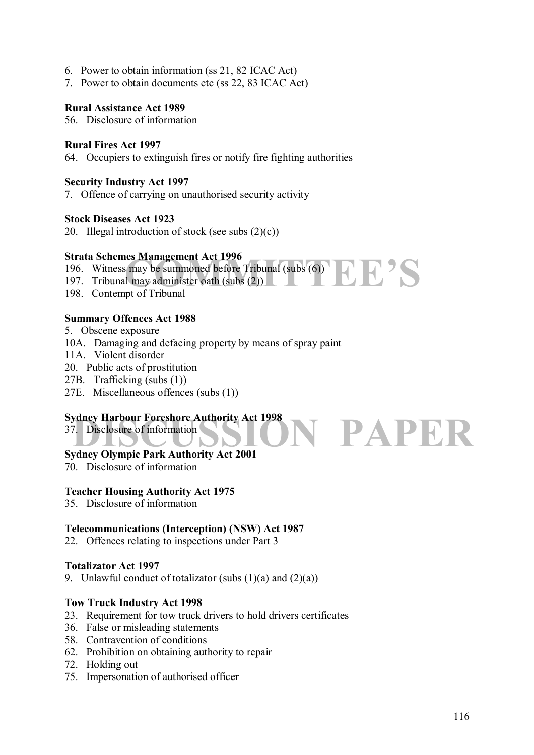6. Power to obtain information (ss 21, 82 ICAC Act)
7. Power to obtain documents etc (ss 22, 83 ICAC Act)

**Rural Assistance Act 1989**

56. Disclosure of information

**Rural Fires Act 1997**

64. Occupiers to extinguish fires or notify fire fighting authorities

**Security Industry Act 1997**

7. Offence of carrying on unauthorised security activity

**Stock Diseases Act 1923**

20. Illegal introduction of stock (see subs (2)(c))

**Strata Schemes Management Act 1996**

196. Witness may be summoned before Tribunal (subs (6))
197. Tribunal may administer oath (subs (2))
198. Contempt of Tribunal

**Summary Offences Act 1988**

5. Obscene exposure
10A. Damaging and defacing property by means of spray paint
11A. Violent disorder
20. Public acts of prostitution
27B. Trafficking (subs (1))
27E. Miscellaneous offences (subs (1))

**Sydney Harbour Foreshore Authority Act 1998**

37. Disclosure of information

**Sydney Olympic Park Authority Act 2001**

70. Disclosure of information

**Teacher Housing Authority Act 1975**

35. Disclosure of information

**Telecommunications (Interception) (NSW) Act 1987**

22. Offences relating to inspections under Part 3

**Totalizator Act 1997**

9. Unlawful conduct of totalizator (subs (1)(a) and (2)(a))

**Tow Truck Industry Act 1998**

23. Requirement for tow truck drivers to hold drivers certificates
36. False or misleading statements
58. Contravention of conditions
62. Prohibition on obtaining authority to repair
72. Holding out
75. Impersonation of authorised officer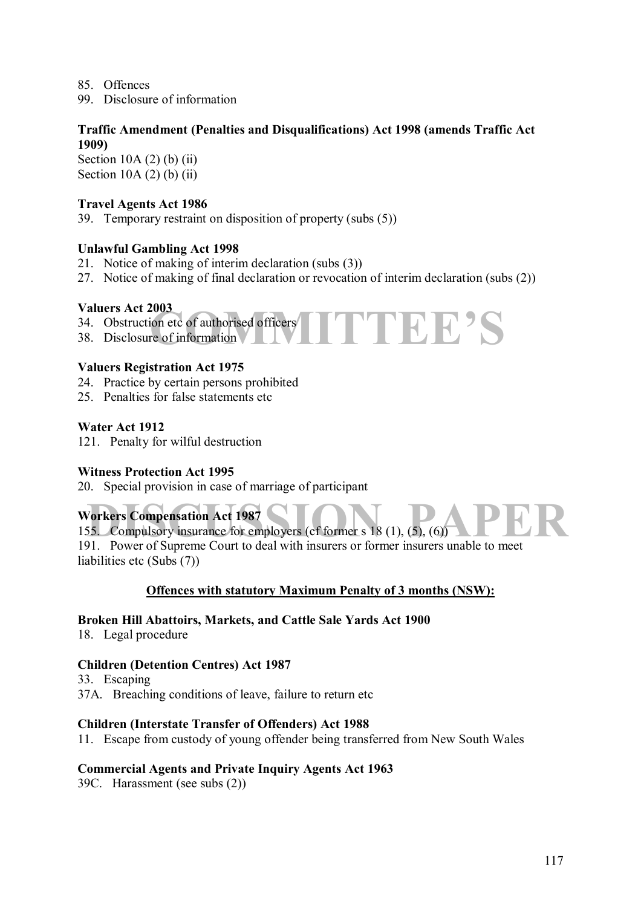85. Offences
99. Disclosure of information

**Traffic Amendment (Penalties and Disqualifications) Act 1998 (amends Traffic Act 1909)**
Section 10A (2) (b) (ii)
Section 10A (2) (b) (ii)

**Travel Agents Act 1986**
39. Temporary restraint on disposition of property (subs (5))

**Unlawful Gambling Act 1998**
21. Notice of making of interim declaration (subs (3))
27. Notice of making of final declaration or revocation of interim declaration (subs (2))

**Valuers Act 2003**
34. Obstruction etc of authorised officers
38. Disclosure of information

**Valuers Registration Act 1975**
24. Practice by certain persons prohibited
25. Penalties for false statements etc

**Water Act 1912**
121. Penalty for wilful destruction

**Witness Protection Act 1995**
20. Special provision in case of marriage of participant

**Workers Compensation Act 1987**
155. Compulsory insurance for employers (cf former s 18 (1), (5), (6))
191. Power of Supreme Court to deal with insurers or former insurers unable to meet liabilities etc (Subs (7))

**<u>Offences with statutory Maximum Penalty of 3 months (NSW):</u>**

**Broken Hill Abattoirs, Markets, and Cattle Sale Yards Act 1900**
18. Legal procedure

**Children (Detention Centres) Act 1987**
33. Escaping
37A. Breaching conditions of leave, failure to return etc

**Children (Interstate Transfer of Offenders) Act 1988**
11. Escape from custody of young offender being transferred from New South Wales

**Commercial Agents and Private Inquiry Agents Act 1963**
39C. Harassment (see subs (2))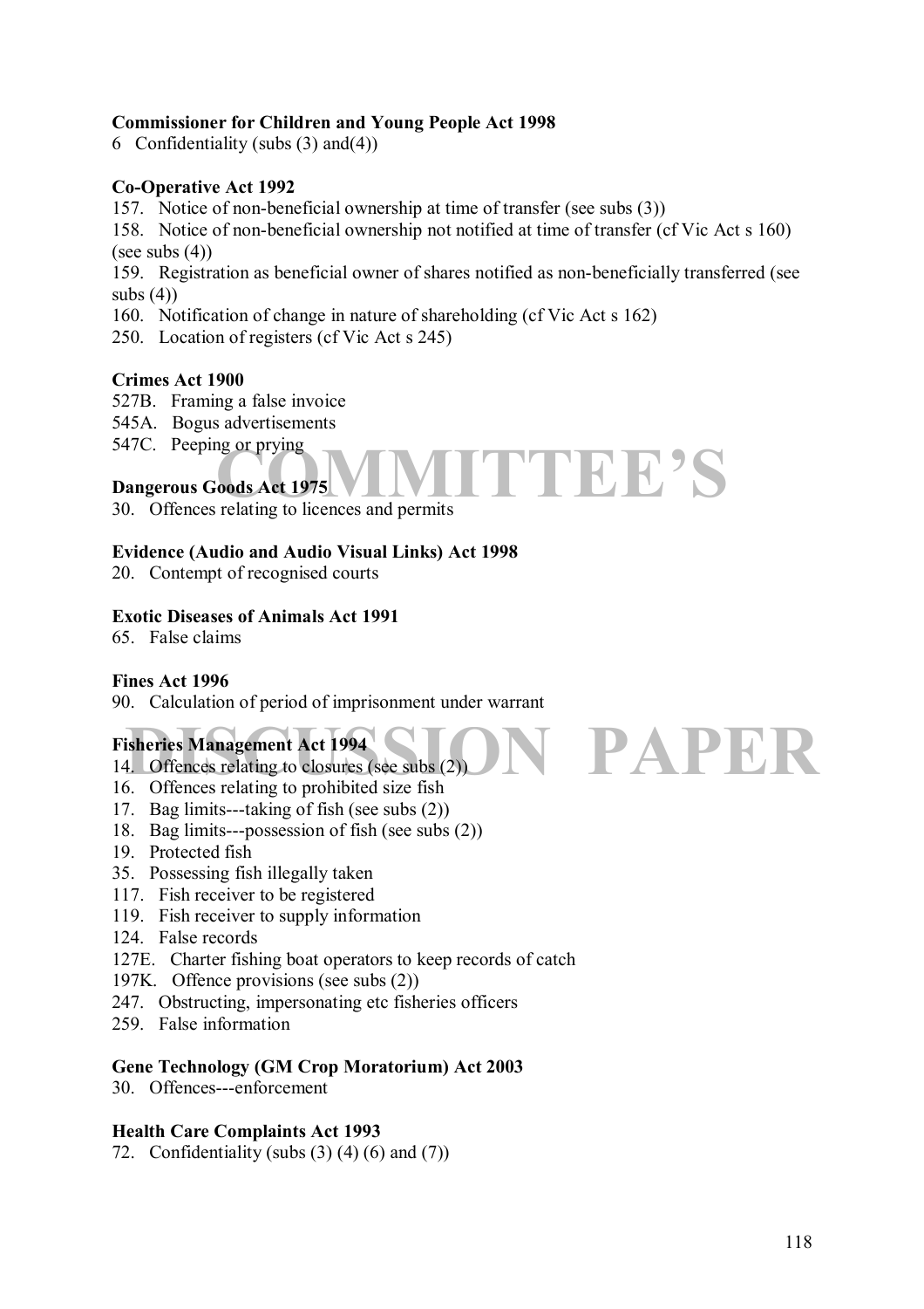**Commissioner for Children and Young People Act 1998**
6 Confidentiality (subs (3) and(4))

**Co-Operative Act 1992**
157. Notice of non-beneficial ownership at time of transfer (see subs (3))
158. Notice of non-beneficial ownership not notified at time of transfer (cf Vic Act s 160) (see subs (4))
159. Registration as beneficial owner of shares notified as non-beneficially transferred (see subs (4))
160. Notification of change in nature of shareholding (cf Vic Act s 162)
250. Location of registers (cf Vic Act s 245)

**Crimes Act 1900**
527B. Framing a false invoice
545A. Bogus advertisements
547C. Peeping or prying

**Dangerous Goods Act 1975**
30. Offences relating to licences and permits

**Evidence (Audio and Audio Visual Links) Act 1998**
20. Contempt of recognised courts

**Exotic Diseases of Animals Act 1991**
65. False claims

**Fines Act 1996**
90. Calculation of period of imprisonment under warrant

**Fisheries Management Act 1994**
14. Offences relating to closures (see subs (2))
16. Offences relating to prohibited size fish
17. Bag limits---taking of fish (see subs (2))
18. Bag limits---possession of fish (see subs (2))
19. Protected fish
35. Possessing fish illegally taken
117. Fish receiver to be registered
119. Fish receiver to supply information
124. False records
127E. Charter fishing boat operators to keep records of catch
197K. Offence provisions (see subs (2))
247. Obstructing, impersonating etc fisheries officers
259. False information

**Gene Technology (GM Crop Moratorium) Act 2003**
30. Offences---enforcement

**Health Care Complaints Act 1993**
72. Confidentiality (subs (3) (4) (6) and (7))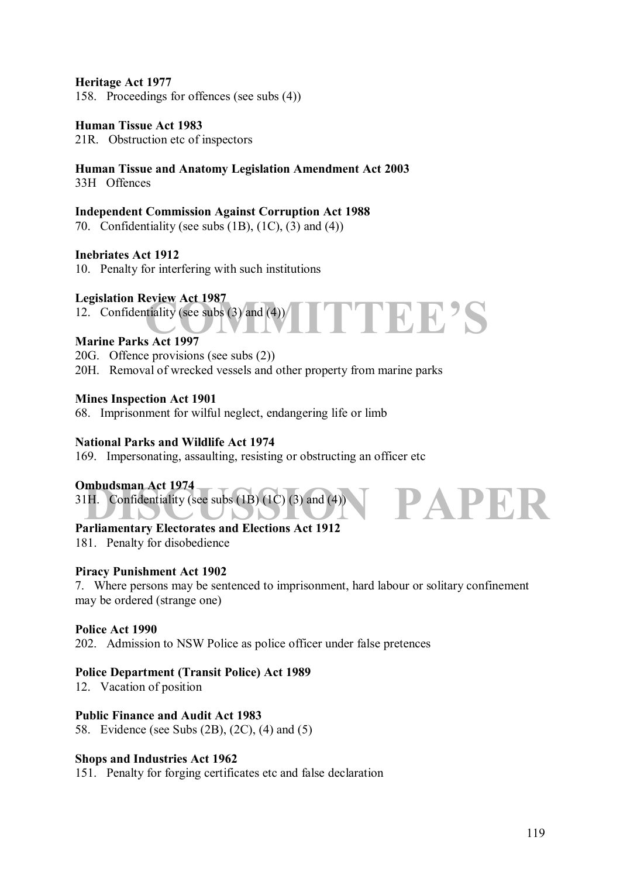**Heritage Act 1977**
158. Proceedings for offences (see subs (4))

**Human Tissue Act 1983**
21R. Obstruction etc of inspectors

**Human Tissue and Anatomy Legislation Amendment Act 2003**
33H Offences

**Independent Commission Against Corruption Act 1988**
70. Confidentiality (see subs (1B), (1C), (3) and (4))

**Inebriates Act 1912**
10. Penalty for interfering with such institutions

**Legislation Review Act 1987**
12. Confidentiality (see subs (3) and (4))

**Marine Parks Act 1997**
20G. Offence provisions (see subs (2))
20H. Removal of wrecked vessels and other property from marine parks

**Mines Inspection Act 1901**
68. Imprisonment for wilful neglect, endangering life or limb

**National Parks and Wildlife Act 1974**
169. Impersonating, assaulting, resisting or obstructing an officer etc

**Ombudsman Act 1974**
31H. Confidentiality (see subs (1B) (1C) (3) and (4))

**Parliamentary Electorates and Elections Act 1912**
181. Penalty for disobedience

**Piracy Punishment Act 1902**
7. Where persons may be sentenced to imprisonment, hard labour or solitary confinement may be ordered (strange one)

**Police Act 1990**
202. Admission to NSW Police as police officer under false pretences

**Police Department (Transit Police) Act 1989**
12. Vacation of position

**Public Finance and Audit Act 1983**
58. Evidence (see Subs (2B), (2C), (4) and (5)

**Shops and Industries Act 1962**
151. Penalty for forging certificates etc and false declaration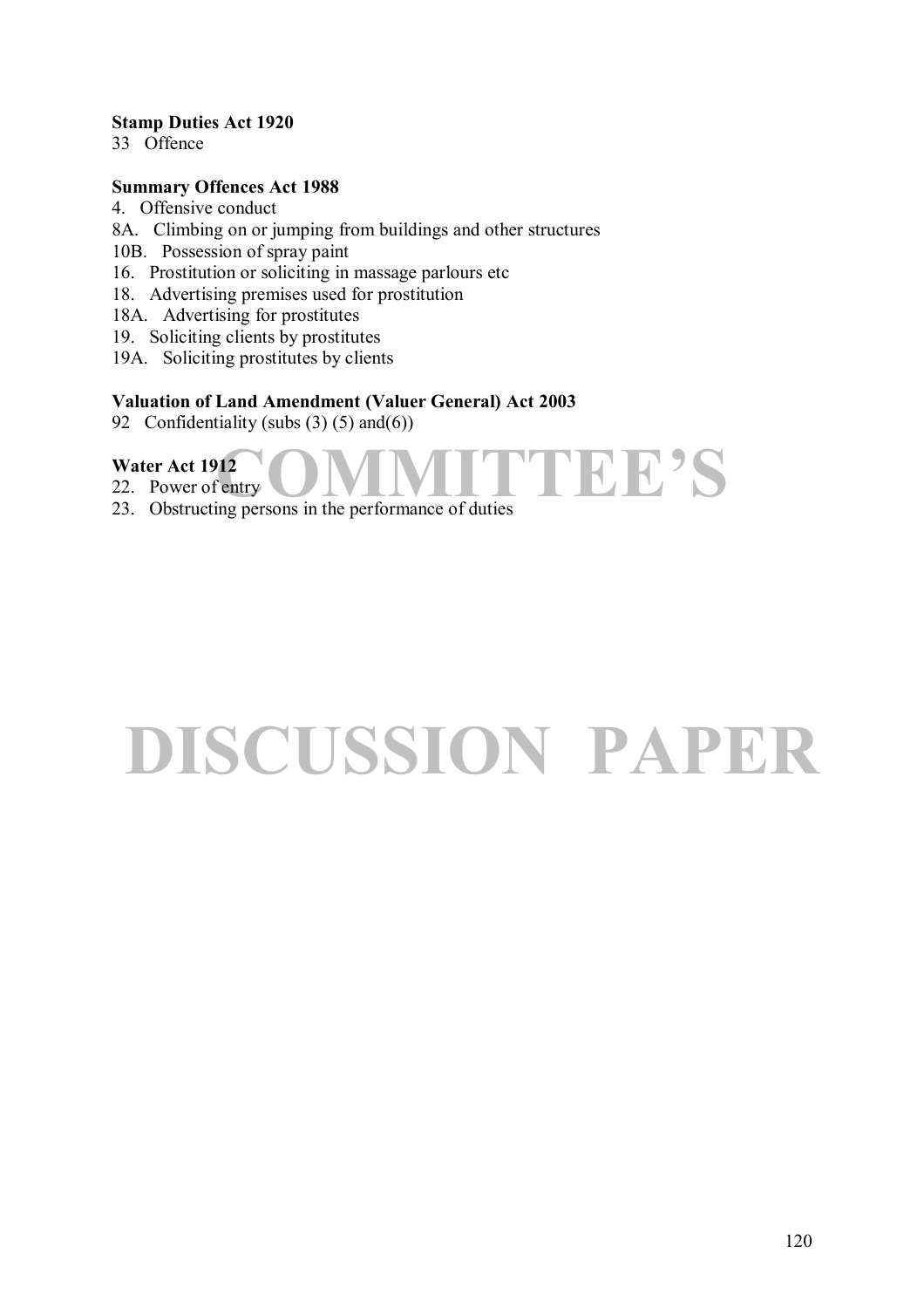**Stamp Duties Act 1920**

33 Offence

**Summary Offences Act 1988**

4. Offensive conduct
8A. Climbing on or jumping from buildings and other structures
10B. Possession of spray paint
16. Prostitution or soliciting in massage parlours etc
18. Advertising premises used for prostitution
18A. Advertising for prostitutes
19. Soliciting clients by prostitutes
19A. Soliciting prostitutes by clients

**Valuation of Land Amendment (Valuer General) Act 2003**

92 Confidentiality (subs (3) (5) and(6))

**Water Act 1912**

22. Power of entry
23. Obstructing persons in the performance of duties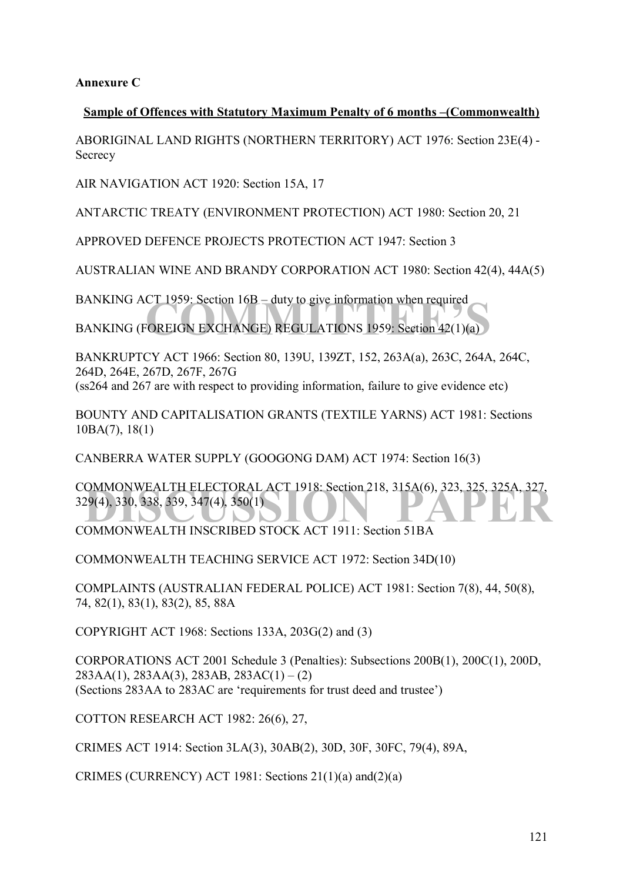**Annexure C**

**Sample of Offences with Statutory Maximum Penalty of 6 months –(Commonwealth)**

ABORIGINAL LAND RIGHTS (NORTHERN TERRITORY) ACT 1976: Section 23E(4) - Secrecy

AIR NAVIGATION ACT 1920: Section 15A, 17

ANTARCTIC TREATY (ENVIRONMENT PROTECTION) ACT 1980: Section 20, 21

APPROVED DEFENCE PROJECTS PROTECTION ACT 1947: Section 3

AUSTRALIAN WINE AND BRANDY CORPORATION ACT 1980: Section 42(4), 44A(5)

BANKING ACT 1959: Section 16B – duty to give information when required

BANKING (FOREIGN EXCHANGE) REGULATIONS 1959: Section 42(1)(a)

BANKRUPTCY ACT 1966: Section 80, 139U, 139ZT, 152, 263A(a), 263C, 264A, 264C, 264D, 264E, 267D, 267F, 267G
(ss264 and 267 are with respect to providing information, failure to give evidence etc)

BOUNTY AND CAPITALISATION GRANTS (TEXTILE YARNS) ACT 1981: Sections 10BA(7), 18(1)

CANBERRA WATER SUPPLY (GOOGONG DAM) ACT 1974: Section 16(3)

COMMONWEALTH ELECTORAL ACT 1918: Section 218, 315A(6), 323, 325, 325A, 327, 329(4), 330, 338, 339, 347(4), 350(1)

COMMONWEALTH INSCRIBED STOCK ACT 1911: Section 51BA

COMMONWEALTH TEACHING SERVICE ACT 1972: Section 34D(10)

COMPLAINTS (AUSTRALIAN FEDERAL POLICE) ACT 1981: Section 7(8), 44, 50(8), 74, 82(1), 83(1), 83(2), 85, 88A

COPYRIGHT ACT 1968: Sections 133A, 203G(2) and (3)

CORPORATIONS ACT 2001 Schedule 3 (Penalties): Subsections 200B(1), 200C(1), 200D, 283AA(1), 283AA(3), 283AB, 283AC(1) – (2)
(Sections 283AA to 283AC are 'requirements for trust deed and trustee')

COTTON RESEARCH ACT 1982: 26(6), 27,

CRIMES ACT 1914: Section 3LA(3), 30AB(2), 30D, 30F, 30FC, 79(4), 89A,

CRIMES (CURRENCY) ACT 1981: Sections 21(1)(a) and(2)(a)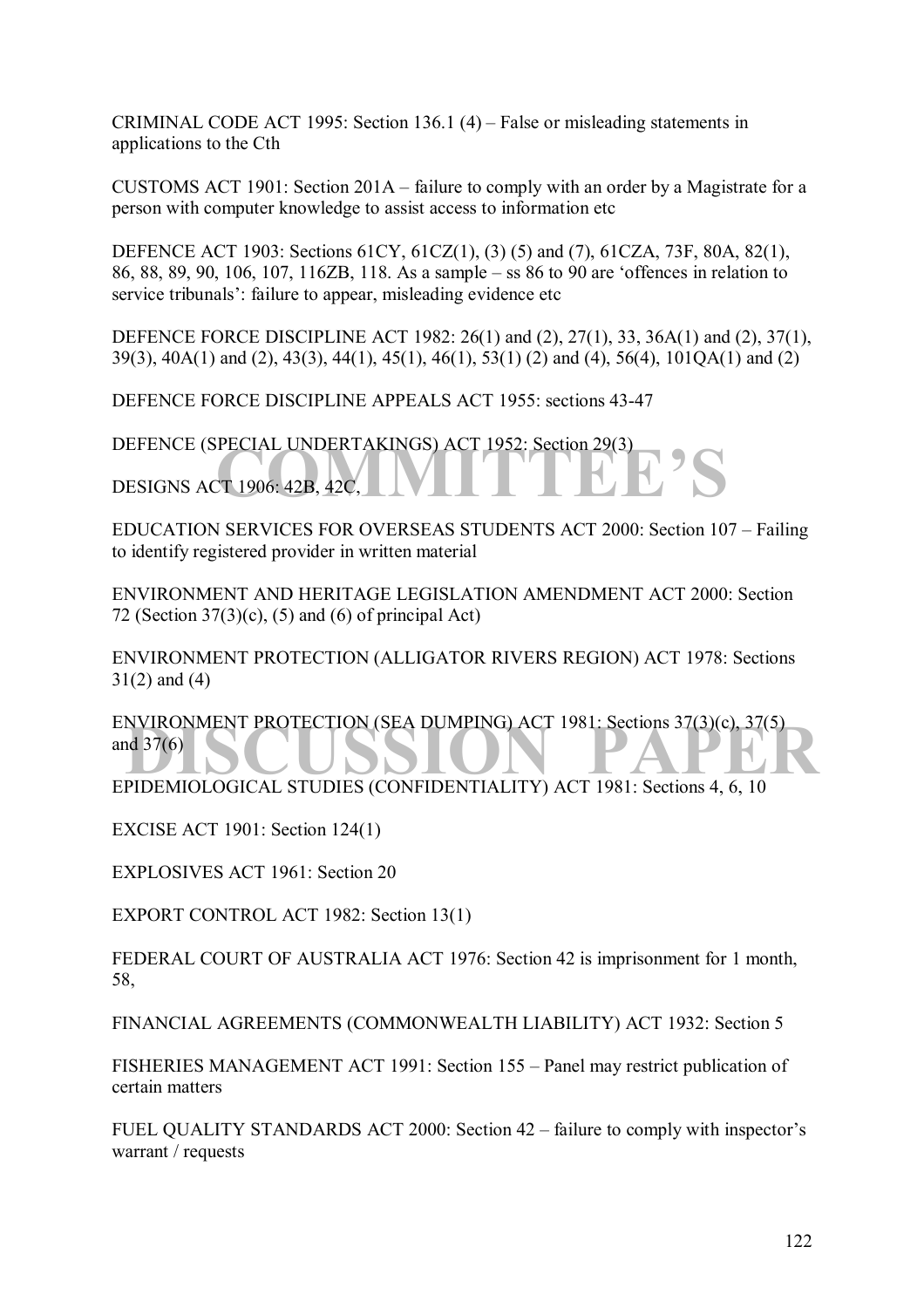CRIMINAL CODE ACT 1995: Section 136.1 (4) – False or misleading statements in applications to the Cth

CUSTOMS ACT 1901: Section 201A – failure to comply with an order by a Magistrate for a person with computer knowledge to assist access to information etc

DEFENCE ACT 1903: Sections 61CY, 61CZ(1), (3) (5) and (7), 61CZA, 73F, 80A, 82(1), 86, 88, 89, 90, 106, 107, 116ZB, 118. As a sample – ss 86 to 90 are 'offences in relation to service tribunals': failure to appear, misleading evidence etc

DEFENCE FORCE DISCIPLINE ACT 1982: 26(1) and (2), 27(1), 33, 36A(1) and (2), 37(1), 39(3), 40A(1) and (2), 43(3), 44(1), 45(1), 46(1), 53(1) (2) and (4), 56(4), 101QA(1) and (2)

DEFENCE FORCE DISCIPLINE APPEALS ACT 1955: sections 43-47

DEFENCE (SPECIAL UNDERTAKINGS) ACT 1952: Section 29(3)

DESIGNS ACT 1906: 42B, 42C,

EDUCATION SERVICES FOR OVERSEAS STUDENTS ACT 2000: Section 107 – Failing to identify registered provider in written material

ENVIRONMENT AND HERITAGE LEGISLATION AMENDMENT ACT 2000: Section 72 (Section 37(3)(c), (5) and (6) of principal Act)

ENVIRONMENT PROTECTION (ALLIGATOR RIVERS REGION) ACT 1978: Sections 31(2) and (4)

ENVIRONMENT PROTECTION (SEA DUMPING) ACT 1981: Sections 37(3)(c), 37(5) and 37(6)

EPIDEMIOLOGICAL STUDIES (CONFIDENTIALITY) ACT 1981: Sections 4, 6, 10

EXCISE ACT 1901: Section 124(1)

EXPLOSIVES ACT 1961: Section 20

EXPORT CONTROL ACT 1982: Section 13(1)

FEDERAL COURT OF AUSTRALIA ACT 1976: Section 42 is imprisonment for 1 month, 58,

FINANCIAL AGREEMENTS (COMMONWEALTH LIABILITY) ACT 1932: Section 5

FISHERIES MANAGEMENT ACT 1991: Section 155 – Panel may restrict publication of certain matters

FUEL QUALITY STANDARDS ACT 2000: Section 42 – failure to comply with inspector's warrant / requests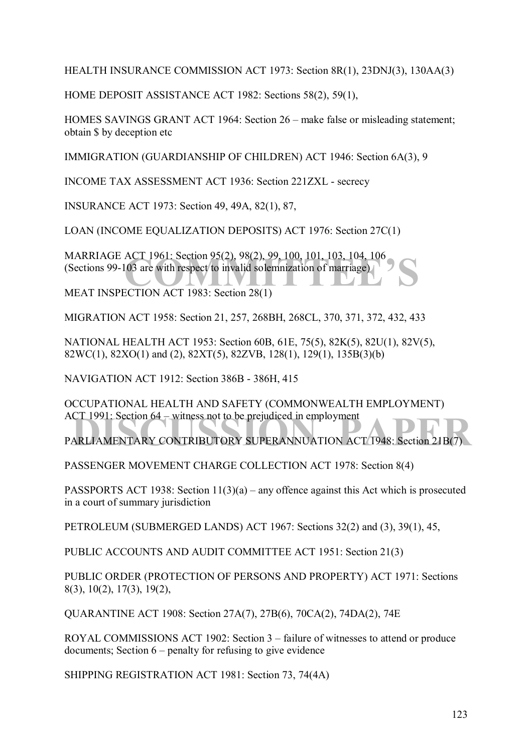HEALTH INSURANCE COMMISSION ACT 1973: Section 8R(1), 23DNJ(3), 130AA(3)

HOME DEPOSIT ASSISTANCE ACT 1982: Sections 58(2), 59(1),

HOMES SAVINGS GRANT ACT 1964: Section 26 – make false or misleading statement; obtain $ by deception etc

IMMIGRATION (GUARDIANSHIP OF CHILDREN) ACT 1946: Section 6A(3), 9

INCOME TAX ASSESSMENT ACT 1936: Section 221ZXL - secrecy

INSURANCE ACT 1973: Section 49, 49A, 82(1), 87,

LOAN (INCOME EQUALIZATION DEPOSITS) ACT 1976: Section 27C(1)

MARRIAGE ACT 1961: Section 95(2), 98(2), 99, 100, 101, 103, 104, 106 (Sections 99-103 are with respect to invalid solemnization of marriage)

MEAT INSPECTION ACT 1983: Section 28(1)

MIGRATION ACT 1958: Section 21, 257, 268BH, 268CL, 370, 371, 372, 432, 433

NATIONAL HEALTH ACT 1953: Section 60B, 61E, 75(5), 82K(5), 82U(1), 82V(5), 82WC(1), 82XO(1) and (2), 82XT(5), 82ZVB, 128(1), 129(1), 135B(3)(b)

NAVIGATION ACT 1912: Section 386B - 386H, 415

OCCUPATIONAL HEALTH AND SAFETY (COMMONWEALTH EMPLOYMENT) ACT 1991: Section 64 – witness not to be prejudiced in employment

PARLIAMENTARY CONTRIBUTORY SUPERANNUATION ACT 1948: Section 21B(7)

PASSENGER MOVEMENT CHARGE COLLECTION ACT 1978: Section 8(4)

PASSPORTS ACT 1938: Section 11(3)(a) – any offence against this Act which is prosecuted in a court of summary jurisdiction

PETROLEUM (SUBMERGED LANDS) ACT 1967: Sections 32(2) and (3), 39(1), 45,

PUBLIC ACCOUNTS AND AUDIT COMMITTEE ACT 1951: Section 21(3)

PUBLIC ORDER (PROTECTION OF PERSONS AND PROPERTY) ACT 1971: Sections 8(3), 10(2), 17(3), 19(2),

QUARANTINE ACT 1908: Section 27A(7), 27B(6), 70CA(2), 74DA(2), 74E

ROYAL COMMISSIONS ACT 1902: Section 3 – failure of witnesses to attend or produce documents; Section 6 – penalty for refusing to give evidence

SHIPPING REGISTRATION ACT 1981: Section 73, 74(4A)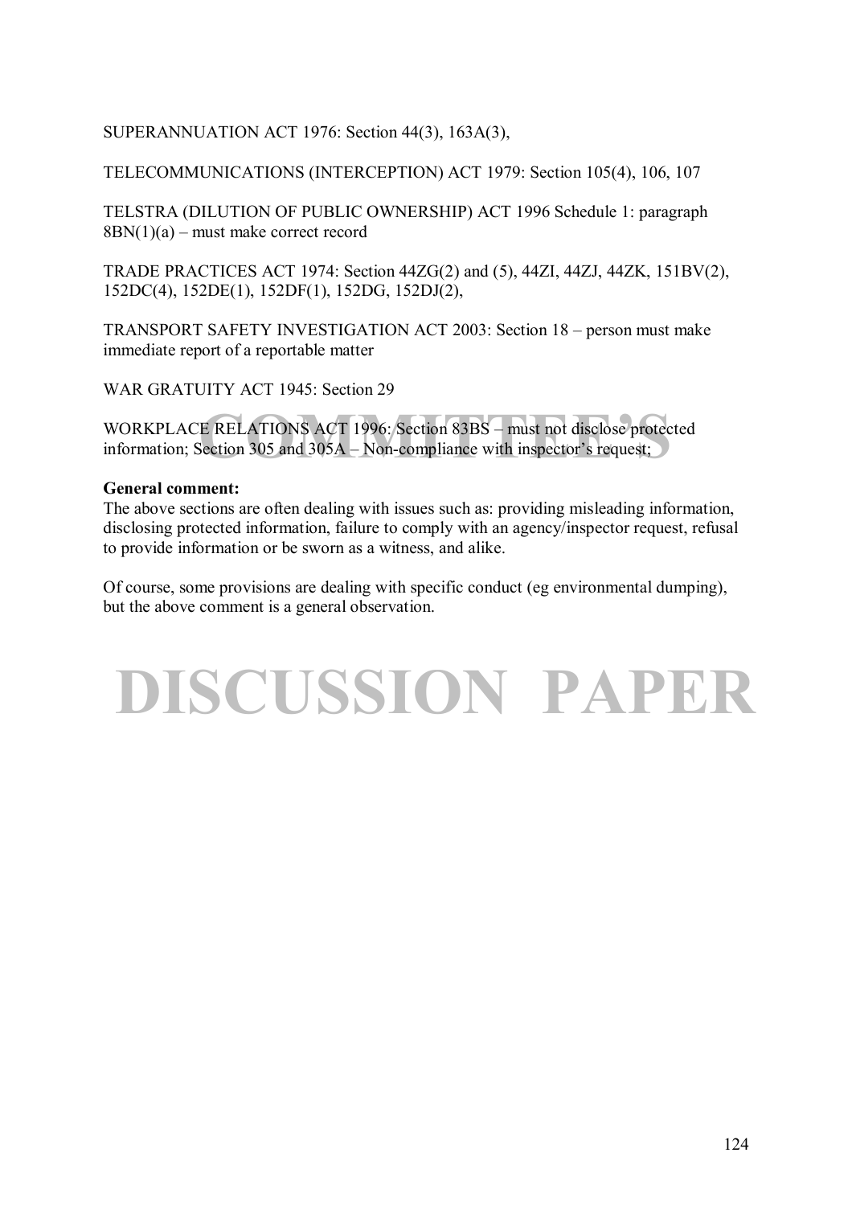SUPERANNUATION ACT 1976: Section 44(3), 163A(3),

TELECOMMUNICATIONS (INTERCEPTION) ACT 1979: Section 105(4), 106, 107

TELSTRA (DILUTION OF PUBLIC OWNERSHIP) ACT 1996 Schedule 1: paragraph 8BN(1)(a) – must make correct record

TRADE PRACTICES ACT 1974: Section 44ZG(2) and (5), 44ZI, 44ZJ, 44ZK, 151BV(2), 152DC(4), 152DE(1), 152DF(1), 152DG, 152DJ(2),

TRANSPORT SAFETY INVESTIGATION ACT 2003: Section 18 – person must make immediate report of a reportable matter

WAR GRATUITY ACT 1945: Section 29

WORKPLACE RELATIONS ACT 1996: Section 83BS – must not disclose protected information; Section 305 and 305A – Non-compliance with inspector's request;

**General comment:**
The above sections are often dealing with issues such as: providing misleading information, disclosing protected information, failure to comply with an agency/inspector request, refusal to provide information or be sworn as a witness, and alike.

Of course, some provisions are dealing with specific conduct (eg environmental dumping), but the above comment is a general observation.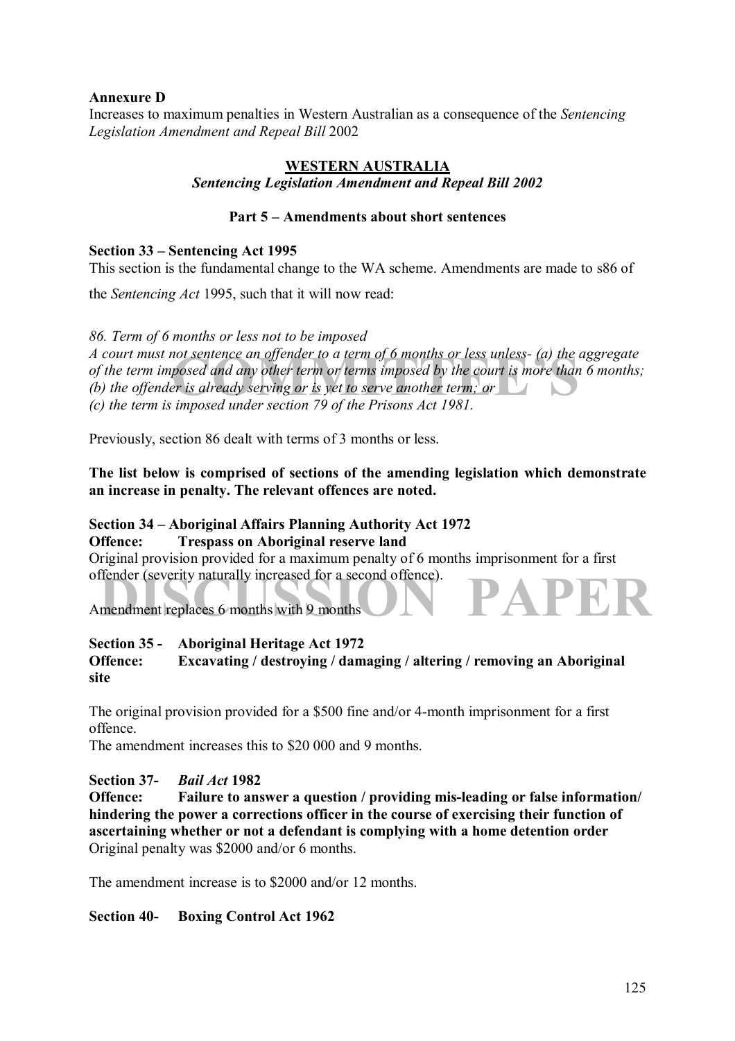**Annexure D**

Increases to maximum penalties in Western Australian as a consequence of the *Sentencing Legislation Amendment and Repeal Bill* 2002

## WESTERN AUSTRALIA

***Sentencing Legislation Amendment and Repeal Bill 2002***

### Part 5 – Amendments about short sentences

**Section 33 – Sentencing Act 1995**

This section is the fundamental change to the WA scheme. Amendments are made to s86 of the *Sentencing Act* 1995, such that it will now read:

*86. Term of 6 months or less not to be imposed*

*A court must not sentence an offender to a term of 6 months or less unless- (a) the aggregate of the term imposed and any other term or terms imposed by the court is more than 6 months; (b) the offender is already serving or is yet to serve another term; or*
*(c) the term is imposed under section 79 of the Prisons Act 1981.*

Previously, section 86 dealt with terms of 3 months or less.

**The list below is comprised of sections of the amending legislation which demonstrate an increase in penalty. The relevant offences are noted.**

**Section 34 – Aboriginal Affairs Planning Authority Act 1972**
**Offence: Trespass on Aboriginal reserve land**

Original provision provided for a maximum penalty of 6 months imprisonment for a first offender (severity naturally increased for a second offence).

Amendment replaces 6 months with 9 months

**Section 35 - Aboriginal Heritage Act 1972**
**Offence: Excavating / destroying / damaging / altering / removing an Aboriginal site**

The original provision provided for a $500 fine and/or 4-month imprisonment for a first offence.

The amendment increases this to $20 000 and 9 months.

**Section 37- *Bail Act* 1982**
**Offence: Failure to answer a question / providing mis-leading or false information/ hindering the power a corrections officer in the course of exercising their function of ascertaining whether or not a defendant is complying with a home detention order**

Original penalty was $2000 and/or 6 months.

The amendment increase is to $2000 and/or 12 months.

**Section 40- Boxing Control Act 1962**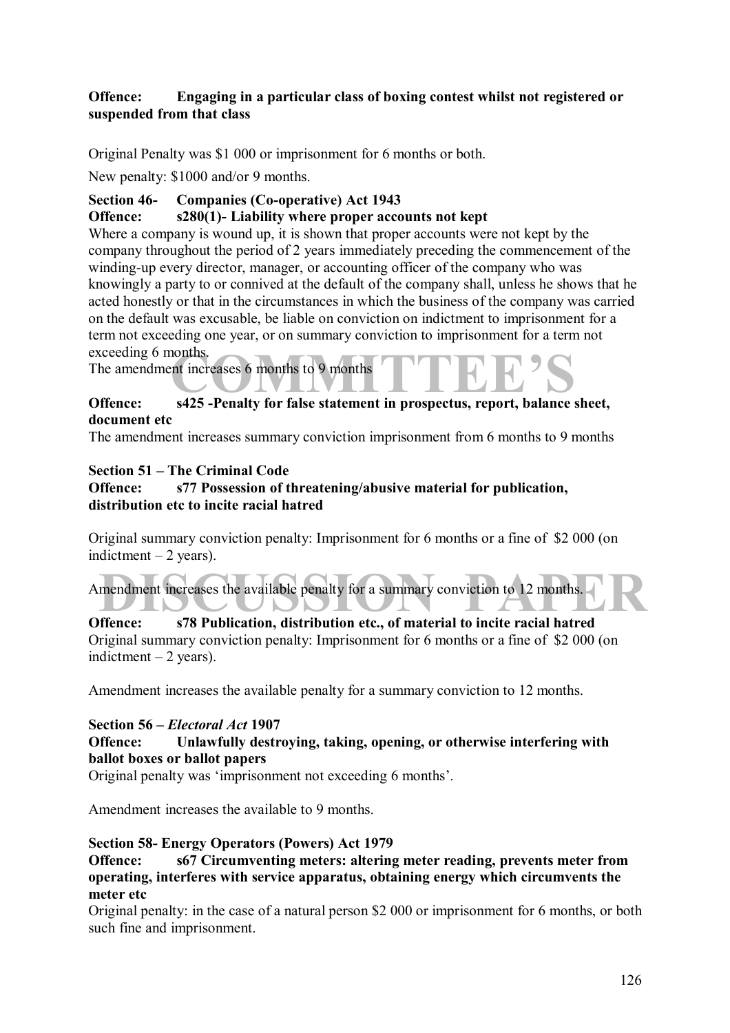**Offence: Engaging in a particular class of boxing contest whilst not registered or suspended from that class**

Original Penalty was $1 000 or imprisonment for 6 months or both.

New penalty: $1000 and/or 9 months.

**Section 46- Companies (Co-operative) Act 1943**

**Offence: s280(1)- Liability where proper accounts not kept**

Where a company is wound up, it is shown that proper accounts were not kept by the company throughout the period of 2 years immediately preceding the commencement of the winding-up every director, manager, or accounting officer of the company who was knowingly a party to or connived at the default of the company shall, unless he shows that he acted honestly or that in the circumstances in which the business of the company was carried on the default was excusable, be liable on conviction on indictment to imprisonment for a term not exceeding one year, or on summary conviction to imprisonment for a term not exceeding 6 months.

The amendment increases 6 months to 9 months

**Offence: s425 -Penalty for false statement in prospectus, report, balance sheet, document etc**

The amendment increases summary conviction imprisonment from 6 months to 9 months

**Section 51 – The Criminal Code**

**Offence: s77 Possession of threatening/abusive material for publication, distribution etc to incite racial hatred**

Original summary conviction penalty: Imprisonment for 6 months or a fine of $2 000 (on indictment – 2 years).

Amendment increases the available penalty for a summary conviction to 12 months.

**Offence: s78 Publication, distribution etc., of material to incite racial hatred**

Original summary conviction penalty: Imprisonment for 6 months or a fine of $2 000 (on indictment – 2 years).

Amendment increases the available penalty for a summary conviction to 12 months.

**Section 56 – *Electoral Act* 1907**

**Offence: Unlawfully destroying, taking, opening, or otherwise interfering with ballot boxes or ballot papers**

Original penalty was 'imprisonment not exceeding 6 months'.

Amendment increases the available to 9 months.

**Section 58- Energy Operators (Powers) Act 1979**

**Offence: s67 Circumventing meters: altering meter reading, prevents meter from operating, interferes with service apparatus, obtaining energy which circumvents the meter etc**

Original penalty: in the case of a natural person $2 000 or imprisonment for 6 months, or both such fine and imprisonment.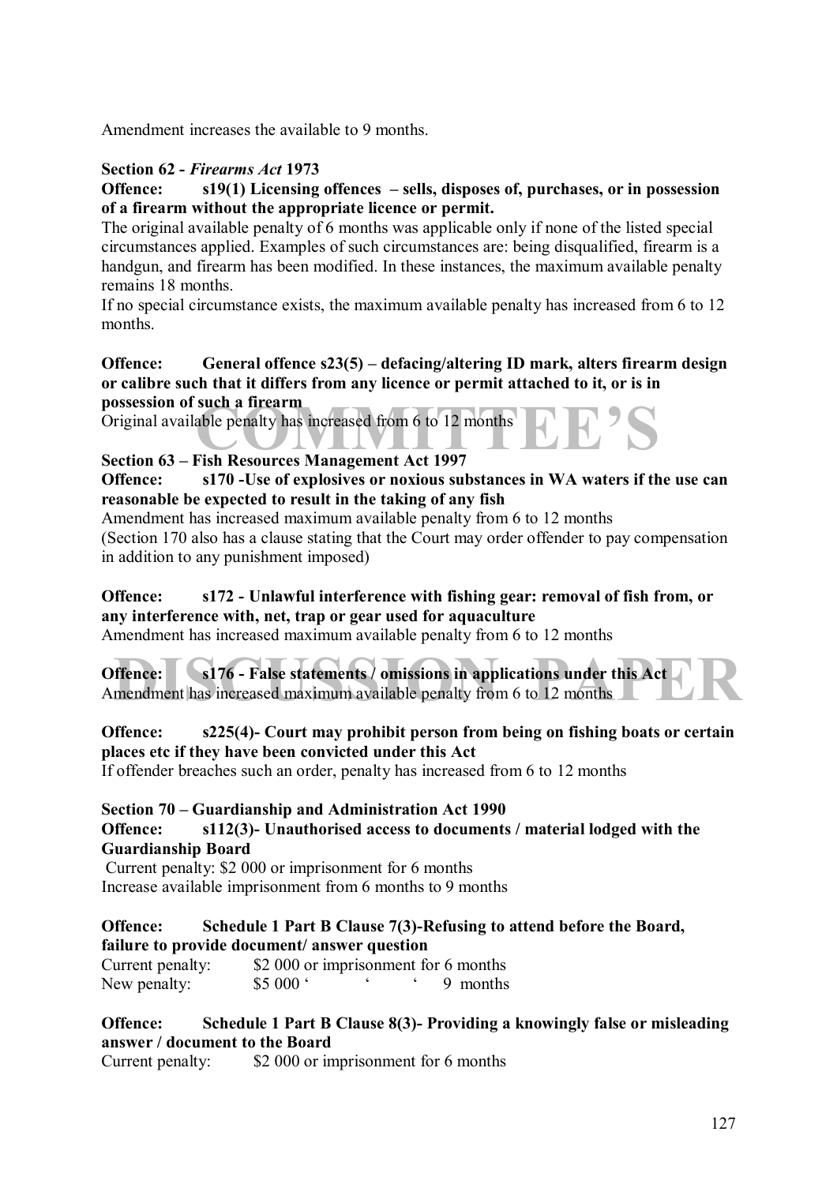Amendment increases the available to 9 months.

**Section 62 - *Firearms Act* 1973**

**Offence: s19(1) Licensing offences – sells, disposes of, purchases, or in possession of a firearm without the appropriate licence or permit.**

The original available penalty of 6 months was applicable only if none of the listed special circumstances applied. Examples of such circumstances are: being disqualified, firearm is a handgun, and firearm has been modified. In these instances, the maximum available penalty remains 18 months.

If no special circumstance exists, the maximum available penalty has increased from 6 to 12 months.

**Offence: General offence s23(5) – defacing/altering ID mark, alters firearm design or calibre such that it differs from any licence or permit attached to it, or is in possession of such a firearm**

Original available penalty has increased from 6 to 12 months

**Section 63 – Fish Resources Management Act 1997**

**Offence: s170 -Use of explosives or noxious substances in WA waters if the use can reasonable be expected to result in the taking of any fish**

Amendment has increased maximum available penalty from 6 to 12 months

(Section 170 also has a clause stating that the Court may order offender to pay compensation in addition to any punishment imposed)

**Offence: s172 - Unlawful interference with fishing gear: removal of fish from, or any interference with, net, trap or gear used for aquaculture**

Amendment has increased maximum available penalty from 6 to 12 months

**Offence: s176 - False statements / omissions in applications under this Act**

Amendment has increased maximum available penalty from 6 to 12 months

**Offence: s225(4)- Court may prohibit person from being on fishing boats or certain places etc if they have been convicted under this Act**

If offender breaches such an order, penalty has increased from 6 to 12 months

**Section 70 – Guardianship and Administration Act 1990**

**Offence: s112(3)- Unauthorised access to documents / material lodged with the Guardianship Board**

Current penalty: $2 000 or imprisonment for 6 months

Increase available imprisonment from 6 months to 9 months

**Offence: Schedule 1 Part B Clause 7(3)-Refusing to attend before the Board, failure to provide document/ answer question**

Current penalty: $2 000 or imprisonment for 6 months

New penalty: $5 000 ' ' ' 9 months

**Offence: Schedule 1 Part B Clause 8(3)- Providing a knowingly false or misleading answer / document to the Board**

Current penalty: $2 000 or imprisonment for 6 months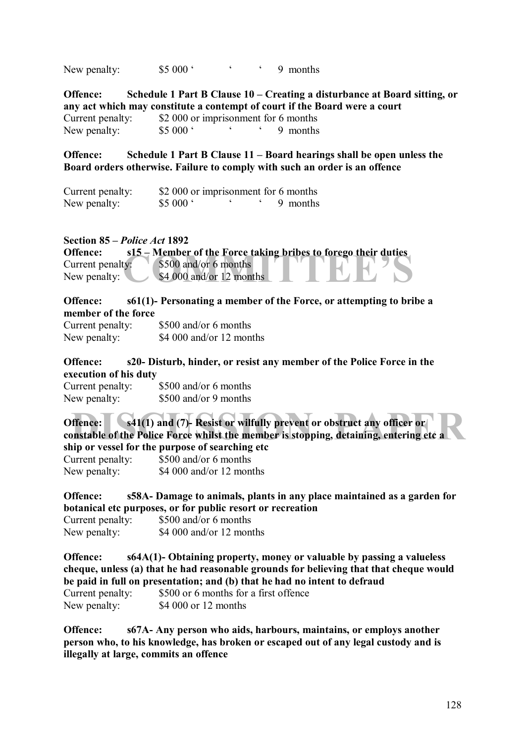New penalty: $5 000 ' ' ' 9 months

**Offence: Schedule 1 Part B Clause 10 – Creating a disturbance at Board sitting, or any act which may constitute a contempt of court if the Board were a court**

Current penalty: $2 000 or imprisonment for 6 months
New penalty: $5 000 ' ' ' 9 months

**Offence: Schedule 1 Part B Clause 11 – Board hearings shall be open unless the Board orders otherwise. Failure to comply with such an order is an offence**

Current penalty: $2 000 or imprisonment for 6 months
New penalty: $5 000 ' ' ' 9 months

**Section 85 – *Police Act* 1892**

**Offence: s15 – Member of the Force taking bribes to forego their duties**

Current penalty: $500 and/or 6 months
New penalty: $4 000 and/or 12 months

**Offence: s61(1)- Personating a member of the Force, or attempting to bribe a member of the force**

Current penalty: $500 and/or 6 months
New penalty: $4 000 and/or 12 months

**Offence: s20- Disturb, hinder, or resist any member of the Police Force in the execution of his duty**

Current penalty: $500 and/or 6 months
New penalty: $500 and/or 9 months

**Offence: s41(1) and (7)- Resist or wilfully prevent or obstruct any officer or constable of the Police Force whilst the member is stopping, detaining, entering etc a ship or vessel for the purpose of searching etc**

Current penalty: $500 and/or 6 months
New penalty: $4 000 and/or 12 months

**Offence: s58A- Damage to animals, plants in any place maintained as a garden for botanical etc purposes, or for public resort or recreation**

Current penalty: $500 and/or 6 months
New penalty: $4 000 and/or 12 months

**Offence: s64A(1)- Obtaining property, money or valuable by passing a valueless cheque, unless (a) that he had reasonable grounds for believing that that cheque would be paid in full on presentation; and (b) that he had no intent to defraud**

Current penalty: $500 or 6 months for a first offence
New penalty: $4 000 or 12 months

**Offence: s67A- Any person who aids, harbours, maintains, or employs another person who, to his knowledge, has broken or escaped out of any legal custody and is illegally at large, commits an offence**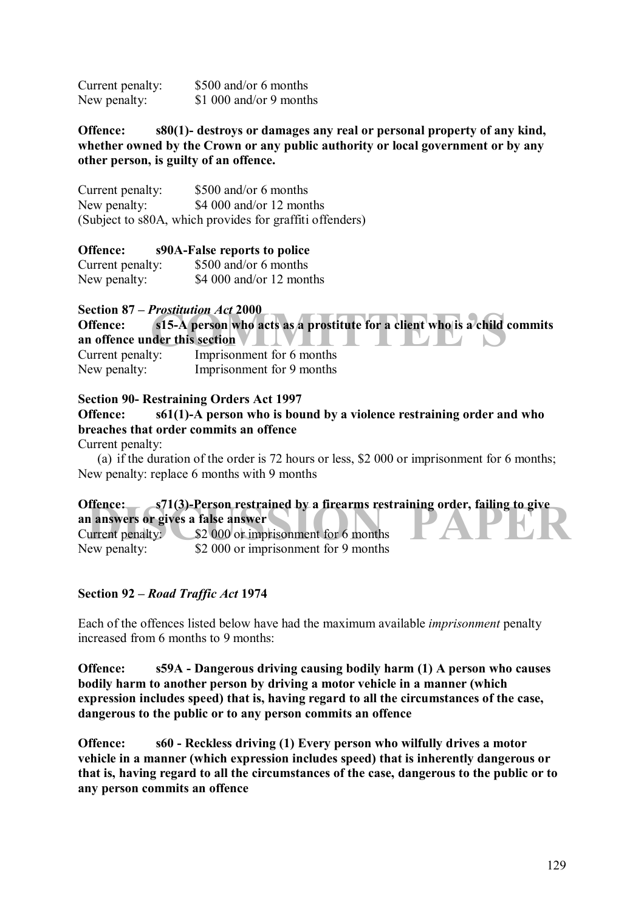Current penalty: $500 and/or 6 months
New penalty: $1 000 and/or 9 months

**Offence: s80(1)- destroys or damages any real or personal property of any kind, whether owned by the Crown or any public authority or local government or by any other person, is guilty of an offence.**

Current penalty: $500 and/or 6 months
New penalty: $4 000 and/or 12 months
(Subject to s80A, which provides for graffiti offenders)

**Offence: s90A-False reports to police**
Current penalty: $500 and/or 6 months
New penalty: $4 000 and/or 12 months

**Section 87 – *Prostitution Act* 2000**
**Offence: s15-A person who acts as a prostitute for a client who is a child commits an offence under this section**
Current penalty: Imprisonment for 6 months
New penalty: Imprisonment for 9 months

**Section 90- Restraining Orders Act 1997**
**Offence: s61(1)-A person who is bound by a violence restraining order and who breaches that order commits an offence**
Current penalty:
(a) if the duration of the order is 72 hours or less, $2 000 or imprisonment for 6 months;
New penalty: replace 6 months with 9 months

**Offence: s71(3)-Person restrained by a firearms restraining order, failing to give an answers or gives a false answer**
Current penalty: $2 000 or imprisonment for 6 months
New penalty: $2 000 or imprisonment for 9 months

**Section 92 – *Road Traffic Act* 1974**

Each of the offences listed below have had the maximum available *imprisonment* penalty increased from 6 months to 9 months:

**Offence: s59A - Dangerous driving causing bodily harm (1) A person who causes bodily harm to another person by driving a motor vehicle in a manner (which expression includes speed) that is, having regard to all the circumstances of the case, dangerous to the public or to any person commits an offence**

**Offence: s60 - Reckless driving (1) Every person who wilfully drives a motor vehicle in a manner (which expression includes speed) that is inherently dangerous or that is, having regard to all the circumstances of the case, dangerous to the public or to any person commits an offence**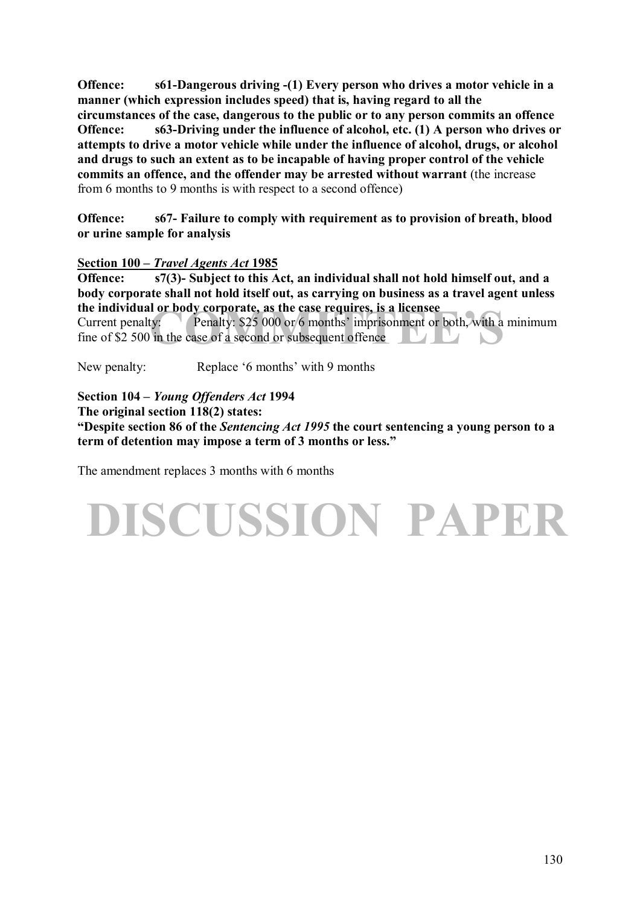**Offence: s61-Dangerous driving -(1) Every person who drives a motor vehicle in a manner (which expression includes speed) that is, having regard to all the circumstances of the case, dangerous to the public or to any person commits an offence**

**Offence: s63-Driving under the influence of alcohol, etc. (1) A person who drives or attempts to drive a motor vehicle while under the influence of alcohol, drugs, or alcohol and drugs to such an extent as to be incapable of having proper control of the vehicle commits an offence, and the offender may be arrested without warrant** (the increase from 6 months to 9 months is with respect to a second offence)

**Offence: s67- Failure to comply with requirement as to provision of breath, blood or urine sample for analysis**

**<u>Section 100 – *Travel Agents Act* 1985</u>**

**Offence: s7(3)- Subject to this Act, an individual shall not hold himself out, and a body corporate shall not hold itself out, as carrying on business as a travel agent unless the individual or body corporate, as the case requires, is a licensee**

Current penalty: Penalty: $25 000 or 6 months' imprisonment or both, with a minimum fine of $2 500 in the case of a second or subsequent offence

New penalty: Replace '6 months' with 9 months

**Section 104 – *Young Offenders Act* 1994**

**The original section 118(2) states:**

**"Despite section 86 of the *Sentencing Act 1995* the court sentencing a young person to a term of detention may impose a term of 3 months or less."**

The amendment replaces 3 months with 6 months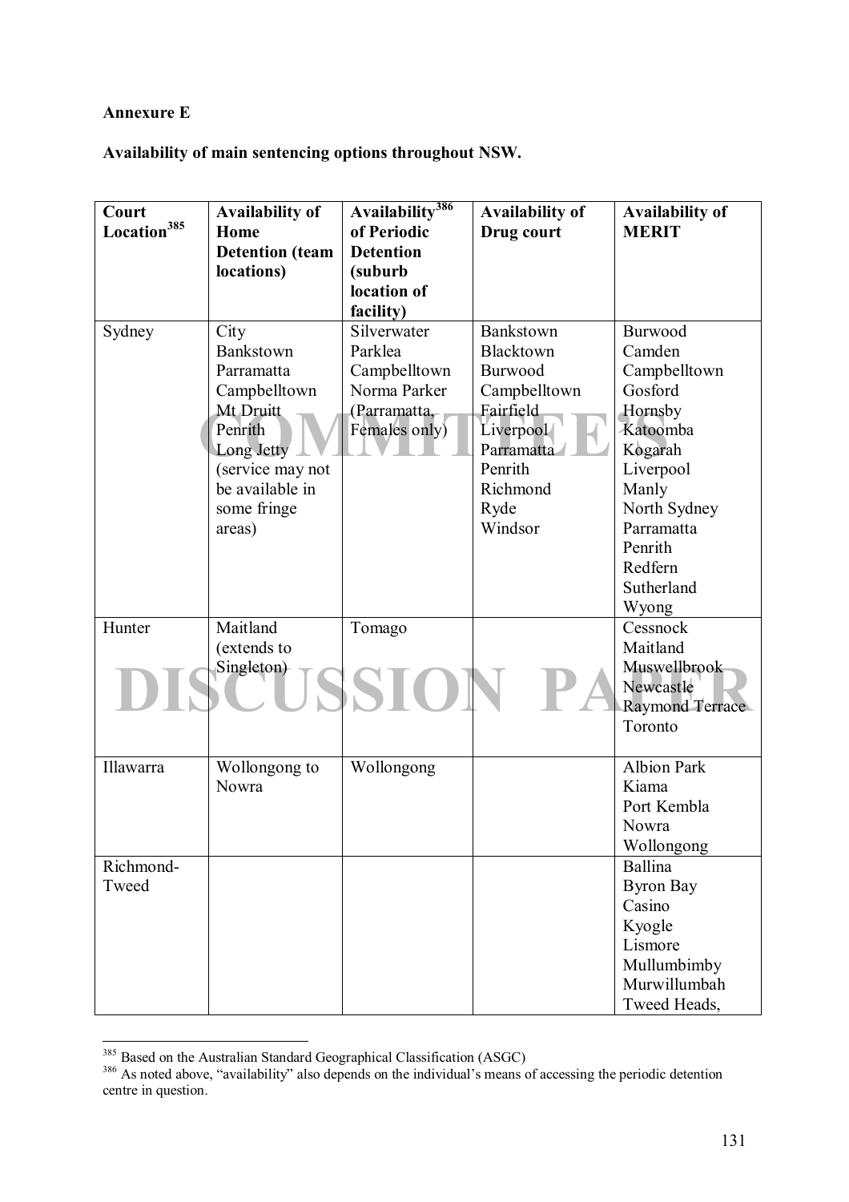**Annexure E**

**Availability of main sentencing options throughout NSW.**

| Court Location[385] | Availability of Home Detention (team locations) | Availability[386] of Periodic Detention (suburb location of facility) | Availability of Drug court | Availability of MERIT |
|---|---|---|---|---|
| Sydney | City<br>Bankstown<br>Parramatta<br>Campbelltown<br>Mt Druitt<br>Penrith<br>Long Jetty<br>(service may not be available in some fringe areas) | Silverwater<br>Parklea<br>Campbelltown<br>Norma Parker<br>(Parramatta, Females only) | Bankstown<br>Blacktown<br>Burwood<br>Campbelltown<br>Fairfield<br>Liverpool<br>Parramatta<br>Penrith<br>Richmond<br>Ryde<br>Windsor | Burwood<br>Camden<br>Campbelltown<br>Gosford<br>Hornsby<br>Katoomba<br>Kogarah<br>Liverpool<br>Manly<br>North Sydney<br>Parramatta<br>Penrith<br>Redfern<br>Sutherland<br>Wyong |
| Hunter | Maitland<br>(extends to Singleton) | Tomago | | Cessnock<br>Maitland<br>Muswellbrook<br>Newcastle<br>Raymond Terrace<br>Toronto |
| Illawarra | Wollongong to Nowra | Wollongong | | Albion Park<br>Kiama<br>Port Kembla<br>Nowra<br>Wollongong |
| Richmond-Tweed | | | | Ballina<br>Byron Bay<br>Casino<br>Kyogle<br>Lismore<br>Mullumbimby<br>Murwillumbah<br>Tweed Heads, |

[385] Based on the Australian Standard Geographical Classification (ASGC)

[386] As noted above, "availability" also depends on the individual's means of accessing the periodic detention centre in question.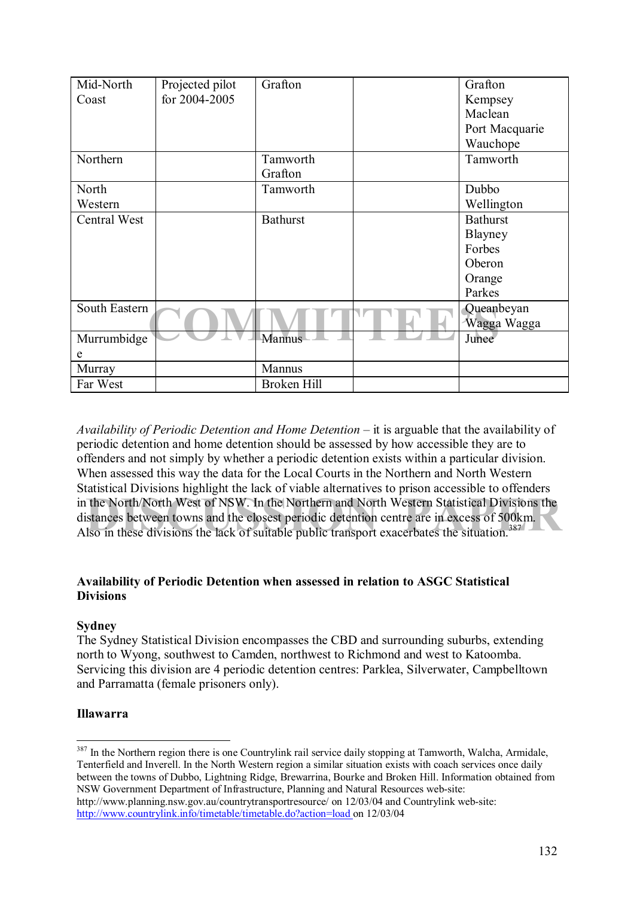| | | | | |
|---|---|---|---|---|
| Mid-North Coast | Projected pilot for 2004-2005 | Grafton | | Grafton<br>Kempsey<br>Maclean<br>Port Macquarie<br>Wauchope |
| Northern | | Tamworth<br>Grafton | | Tamworth |
| North Western | | Tamworth | | Dubbo<br>Wellington |
| Central West | | Bathurst | | Bathurst<br>Blayney<br>Forbes<br>Oberon<br>Orange<br>Parkes |
| South Eastern | | | | Queanbeyan<br>Wagga Wagga |
| Murrumbidgee | | Mannus | | Junee |
| Murray | | Mannus | | |
| Far West | | Broken Hill | | |

*Availability of Periodic Detention and Home Detention* – it is arguable that the availability of periodic detention and home detention should be assessed by how accessible they are to offenders and not simply by whether a periodic detention exists within a particular division. When assessed this way the data for the Local Courts in the Northern and North Western Statistical Divisions highlight the lack of viable alternatives to prison accessible to offenders in the North/North West of NSW. In the Northern and North Western Statistical Divisions the distances between towns and the closest periodic detention centre are in excess of 500km. Also in these divisions the lack of suitable public transport exacerbates the situation.[387]

**Availability of Periodic Detention when assessed in relation to ASGC Statistical Divisions**

**Sydney**

The Sydney Statistical Division encompasses the CBD and surrounding suburbs, extending north to Wyong, southwest to Camden, northwest to Richmond and west to Katoomba. Servicing this division are 4 periodic detention centres: Parklea, Silverwater, Campbelltown and Parramatta (female prisoners only).

**Illawarra**

[387] In the Northern region there is one Countrylink rail service daily stopping at Tamworth, Walcha, Armidale, Tenterfield and Inverell. In the North Western region a similar situation exists with coach services once daily between the towns of Dubbo, Lightning Ridge, Brewarrina, Bourke and Broken Hill. Information obtained from NSW Government Department of Infrastructure, Planning and Natural Resources web-site: http://www.planning.nsw.gov.au/countrytransportresource/ on 12/03/04 and Countrylink web-site: http://www.countrylink.info/timetable/timetable.do?action=load on 12/03/04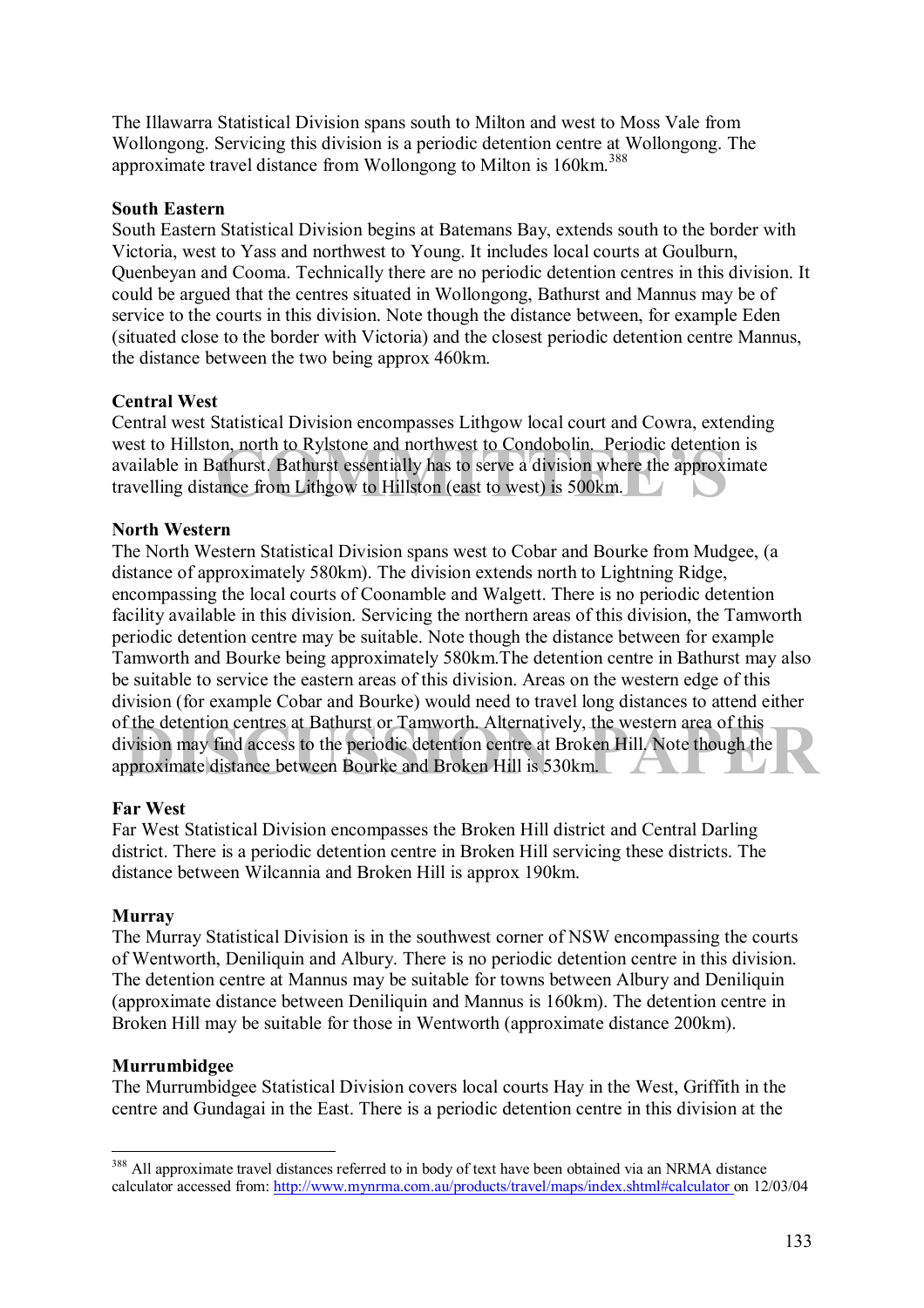The Illawarra Statistical Division spans south to Milton and west to Moss Vale from Wollongong. Servicing this division is a periodic detention centre at Wollongong. The approximate travel distance from Wollongong to Milton is 160km.[388]

**South Eastern**

South Eastern Statistical Division begins at Batemans Bay, extends south to the border with Victoria, west to Yass and northwest to Young. It includes local courts at Goulburn, Quenbeyan and Cooma. Technically there are no periodic detention centres in this division. It could be argued that the centres situated in Wollongong, Bathurst and Mannus may be of service to the courts in this division. Note though the distance between, for example Eden (situated close to the border with Victoria) and the closest periodic detention centre Mannus, the distance between the two being approx 460km.

**Central West**

Central west Statistical Division encompasses Lithgow local court and Cowra, extending west to Hillston, north to Rylstone and northwest to Condobolin. Periodic detention is available in Bathurst. Bathurst essentially has to serve a division where the approximate travelling distance from Lithgow to Hillston (east to west) is 500km.

**North Western**

The North Western Statistical Division spans west to Cobar and Bourke from Mudgee, (a distance of approximately 580km). The division extends north to Lightning Ridge, encompassing the local courts of Coonamble and Walgett. There is no periodic detention facility available in this division. Servicing the northern areas of this division, the Tamworth periodic detention centre may be suitable. Note though the distance between for example Tamworth and Bourke being approximately 580km.The detention centre in Bathurst may also be suitable to service the eastern areas of this division. Areas on the western edge of this division (for example Cobar and Bourke) would need to travel long distances to attend either of the detention centres at Bathurst or Tamworth. Alternatively, the western area of this division may find access to the periodic detention centre at Broken Hill. Note though the approximate distance between Bourke and Broken Hill is 530km.

**Far West**

Far West Statistical Division encompasses the Broken Hill district and Central Darling district. There is a periodic detention centre in Broken Hill servicing these districts. The distance between Wilcannia and Broken Hill is approx 190km.

**Murray**

The Murray Statistical Division is in the southwest corner of NSW encompassing the courts of Wentworth, Deniliquin and Albury. There is no periodic detention centre in this division. The detention centre at Mannus may be suitable for towns between Albury and Deniliquin (approximate distance between Deniliquin and Mannus is 160km). The detention centre in Broken Hill may be suitable for those in Wentworth (approximate distance 200km).

**Murrumbidgee**

The Murrumbidgee Statistical Division covers local courts Hay in the West, Griffith in the centre and Gundagai in the East. There is a periodic detention centre in this division at the

---

[388] All approximate travel distances referred to in body of text have been obtained via an NRMA distance calculator accessed from: http://www.mynrma.com.au/products/travel/maps/index.shtml#calculator on 12/03/04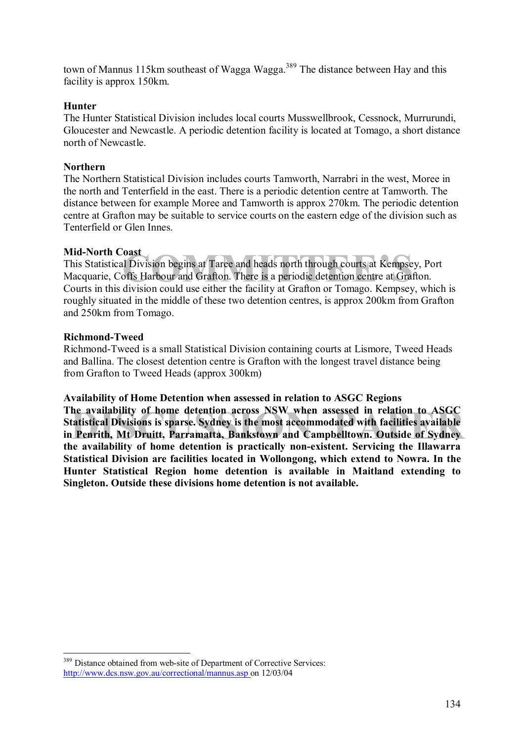town of Mannus 115km southeast of Wagga Wagga.[389] The distance between Hay and this facility is approx 150km.

**Hunter**

The Hunter Statistical Division includes local courts Musswellbrook, Cessnock, Murrurundi, Gloucester and Newcastle. A periodic detention facility is located at Tomago, a short distance north of Newcastle.

**Northern**

The Northern Statistical Division includes courts Tamworth, Narrabri in the west, Moree in the north and Tenterfield in the east. There is a periodic detention centre at Tamworth. The distance between for example Moree and Tamworth is approx 270km. The periodic detention centre at Grafton may be suitable to service courts on the eastern edge of the division such as Tenterfield or Glen Innes.

**Mid-North Coast**

This Statistical Division begins at Taree and heads north through courts at Kempsey, Port Macquarie, Coffs Harbour and Grafton. There is a periodic detention centre at Grafton. Courts in this division could use either the facility at Grafton or Tomago. Kempsey, which is roughly situated in the middle of these two detention centres, is approx 200km from Grafton and 250km from Tomago.

**Richmond-Tweed**

Richmond-Tweed is a small Statistical Division containing courts at Lismore, Tweed Heads and Ballina. The closest detention centre is Grafton with the longest travel distance being from Grafton to Tweed Heads (approx 300km)

**Availability of Home Detention when assessed in relation to ASGC Regions**

**The availability of home detention across NSW when assessed in relation to ASGC Statistical Divisions is sparse. Sydney is the most accommodated with facilities available in Penrith, Mt Druitt, Parramatta, Bankstown and Campbelltown. Outside of Sydney the availability of home detention is practically non-existent. Servicing the Illawarra Statistical Division are facilities located in Wollongong, which extend to Nowra. In the Hunter Statistical Region home detention is available in Maitland extending to Singleton. Outside these divisions home detention is not available.**

---

[389] Distance obtained from web-site of Department of Corrective Services: http://www.dcs.nsw.gov.au/correctional/mannus.asp on 12/03/04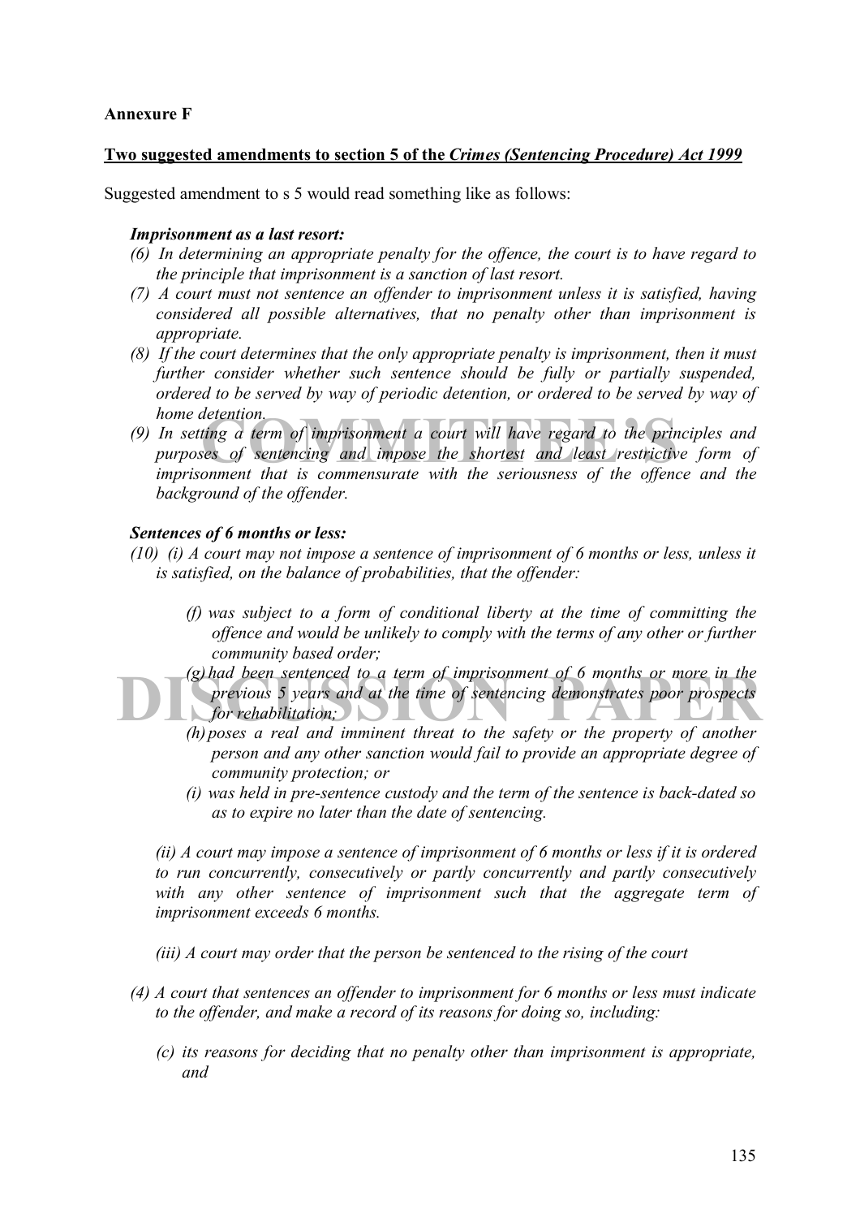**Annexure F**

**Two suggested amendments to section 5 of the *Crimes (Sentencing Procedure) Act 1999***

Suggested amendment to s 5 would read something like as follows:

***Imprisonment as a last resort:***

*(6) In determining an appropriate penalty for the offence, the court is to have regard to the principle that imprisonment is a sanction of last resort.*

*(7) A court must not sentence an offender to imprisonment unless it is satisfied, having considered all possible alternatives, that no penalty other than imprisonment is appropriate.*

*(8) If the court determines that the only appropriate penalty is imprisonment, then it must further consider whether such sentence should be fully or partially suspended, ordered to be served by way of periodic detention, or ordered to be served by way of home detention.*

*(9) In setting a term of imprisonment a court will have regard to the principles and purposes of sentencing and impose the shortest and least restrictive form of imprisonment that is commensurate with the seriousness of the offence and the background of the offender.*

***Sentences of 6 months or less:***

*(10) (i) A court may not impose a sentence of imprisonment of 6 months or less, unless it is satisfied, on the balance of probabilities, that the offender:*

> *(f) was subject to a form of conditional liberty at the time of committing the offence and would be unlikely to comply with the terms of any other or further community based order;*
>
> *(g) had been sentenced to a term of imprisonment of 6 months or more in the previous 5 years and at the time of sentencing demonstrates poor prospects for rehabilitation;*
>
> *(h) poses a real and imminent threat to the safety or the property of another person and any other sanction would fail to provide an appropriate degree of community protection; or*
>
> *(i) was held in pre-sentence custody and the term of the sentence is back-dated so as to expire no later than the date of sentencing.*

*(ii) A court may impose a sentence of imprisonment of 6 months or less if it is ordered to run concurrently, consecutively or partly concurrently and partly consecutively with any other sentence of imprisonment such that the aggregate term of imprisonment exceeds 6 months.*

*(iii) A court may order that the person be sentenced to the rising of the court*

*(4) A court that sentences an offender to imprisonment for 6 months or less must indicate to the offender, and make a record of its reasons for doing so, including:*

> *(c) its reasons for deciding that no penalty other than imprisonment is appropriate, and*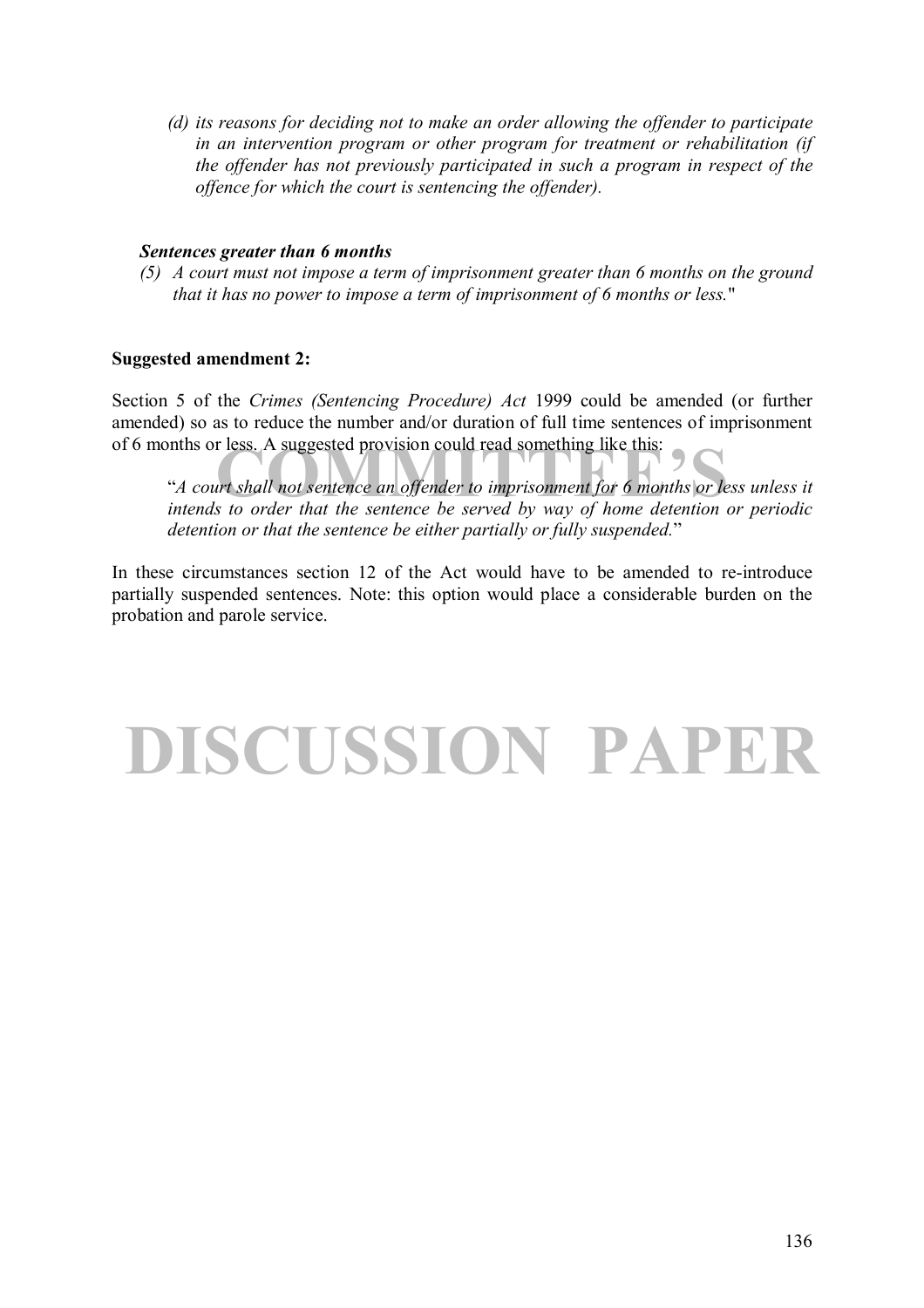*(d) its reasons for deciding not to make an order allowing the offender to participate in an intervention program or other program for treatment or rehabilitation (if the offender has not previously participated in such a program in respect of the offence for which the court is sentencing the offender).*

***Sentences greater than 6 months***

*(5) A court must not impose a term of imprisonment greater than 6 months on the ground that it has no power to impose a term of imprisonment of 6 months or less.*"

**Suggested amendment 2:**

Section 5 of the *Crimes (Sentencing Procedure) Act* 1999 could be amended (or further amended) so as to reduce the number and/or duration of full time sentences of imprisonment of 6 months or less. A suggested provision could read something like this:

> "*A court shall not sentence an offender to imprisonment for 6 months or less unless it intends to order that the sentence be served by way of home detention or periodic detention or that the sentence be either partially or fully suspended.*"

In these circumstances section 12 of the Act would have to be amended to re-introduce partially suspended sentences. Note: this option would place a considerable burden on the probation and parole service.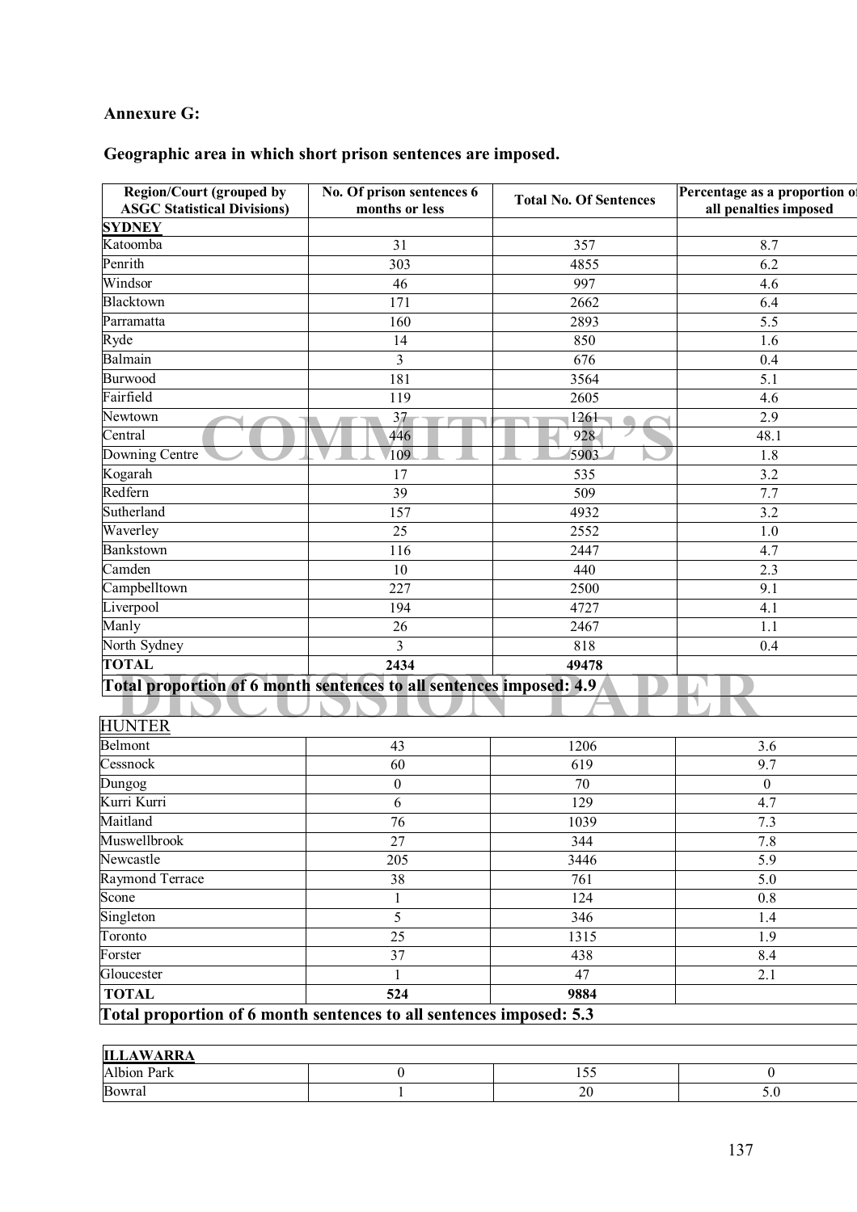**Annexure G:**

**Geographic area in which short prison sentences are imposed.**

| Region/Court (grouped by ASGC Statistical Divisions) | No. Of prison sentences 6 months or less | Total No. Of Sentences | Percentage as a proportion of all penalties imposed |
|---|---|---|---|
| **SYDNEY** | | | |
| Katoomba | 31 | 357 | 8.7 |
| Penrith | 303 | 4855 | 6.2 |
| Windsor | 46 | 997 | 4.6 |
| Blacktown | 171 | 2662 | 6.4 |
| Parramatta | 160 | 2893 | 5.5 |
| Ryde | 14 | 850 | 1.6 |
| Balmain | 3 | 676 | 0.4 |
| Burwood | 181 | 3564 | 5.1 |
| Fairfield | 119 | 2605 | 4.6 |
| Newtown | 37 | 1261 | 2.9 |
| Central | 446 | 928 | 48.1 |
| Downing Centre | 109 | 5903 | 1.8 |
| Kogarah | 17 | 535 | 3.2 |
| Redfern | 39 | 509 | 7.7 |
| Sutherland | 157 | 4932 | 3.2 |
| Waverley | 25 | 2552 | 1.0 |
| Bankstown | 116 | 2447 | 4.7 |
| Camden | 10 | 440 | 2.3 |
| Campbelltown | 227 | 2500 | 9.1 |
| Liverpool | 194 | 4727 | 4.1 |
| Manly | 26 | 2467 | 1.1 |
| North Sydney | 3 | 818 | 0.4 |
| **TOTAL** | **2434** | **49478** | |
| **Total proportion of 6 month sentences to all sentences imposed: 4.9** | | | |

| HUNTER | | | |
|---|---|---|---|
| Belmont | 43 | 1206 | 3.6 |
| Cessnock | 60 | 619 | 9.7 |
| Dungog | 0 | 70 | 0 |
| Kurri Kurri | 6 | 129 | 4.7 |
| Maitland | 76 | 1039 | 7.3 |
| Muswellbrook | 27 | 344 | 7.8 |
| Newcastle | 205 | 3446 | 5.9 |
| Raymond Terrace | 38 | 761 | 5.0 |
| Scone | 1 | 124 | 0.8 |
| Singleton | 5 | 346 | 1.4 |
| Toronto | 25 | 1315 | 1.9 |
| Forster | 37 | 438 | 8.4 |
| Gloucester | 1 | 47 | 2.1 |
| **TOTAL** | **524** | **9884** | |
| **Total proportion of 6 month sentences to all sentences imposed: 5.3** | | | |

| **ILLAWARRA** | | | |
|---|---|---|---|
| Albion Park | 0 | 155 | 0 |
| Bowral | 1 | 20 | 5.0 |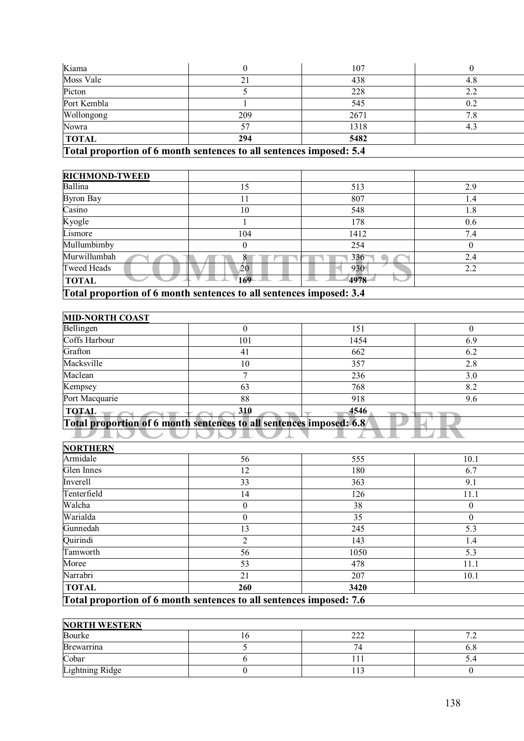| | | | |
|---|---|---|---|
| Kiama | 0 | 107 | 0 |
| Moss Vale | 21 | 438 | 4.8 |
| Picton | 5 | 228 | 2.2 |
| Port Kembla | 1 | 545 | 0.2 |
| Wollongong | 209 | 2671 | 7.8 |
| Nowra | 57 | 1318 | 4.3 |
| **TOTAL** | **294** | **5482** | |

**Total proportion of 6 month sentences to all sentences imposed: 5.4**

| **RICHMOND-TWEED** | | | |
|---|---|---|---|
| Ballina | 15 | 513 | 2.9 |
| Byron Bay | 11 | 807 | 1.4 |
| Casino | 10 | 548 | 1.8 |
| Kyogle | 1 | 178 | 0.6 |
| Lismore | 104 | 1412 | 7.4 |
| Mullumbimby | 0 | 254 | 0 |
| Murwillumbah | 8 | 336 | 2.4 |
| Tweed Heads | 20 | 930 | 2.2 |
| **TOTAL** | **169** | **4978** | |

**Total proportion of 6 month sentences to all sentences imposed: 3.4**

| **MID-NORTH COAST** | | | |
|---|---|---|---|
| Bellingen | 0 | 151 | 0 |
| Coffs Harbour | 101 | 1454 | 6.9 |
| Grafton | 41 | 662 | 6.2 |
| Macksville | 10 | 357 | 2.8 |
| Maclean | 7 | 236 | 3.0 |
| Kempsey | 63 | 768 | 8.2 |
| Port Macquarie | 88 | 918 | 9.6 |
| **TOTAL** | **310** | **4546** | |

**Total proportion of 6 month sentences to all sentences imposed: 6.8**

| **NORTHERN** | | | |
|---|---|---|---|
| Armidale | 56 | 555 | 10.1 |
| Glen Innes | 12 | 180 | 6.7 |
| Inverell | 33 | 363 | 9.1 |
| Tenterfield | 14 | 126 | 11.1 |
| Walcha | 0 | 38 | 0 |
| Warialda | 0 | 35 | 0 |
| Gunnedah | 13 | 245 | 5.3 |
| Quirindi | 2 | 143 | 1.4 |
| Tamworth | 56 | 1050 | 5.3 |
| Moree | 53 | 478 | 11.1 |
| Narrabri | 21 | 207 | 10.1 |
| **TOTAL** | **260** | **3420** | |

**Total proportion of 6 month sentences to all sentences imposed: 7.6**

| **NORTH WESTERN** | | | |
|---|---|---|---|
| Bourke | 16 | 222 | 7.2 |
| Brewarrina | 5 | 74 | 6.8 |
| Cobar | 6 | 111 | 5.4 |
| Lightning Ridge | 0 | 113 | 0 |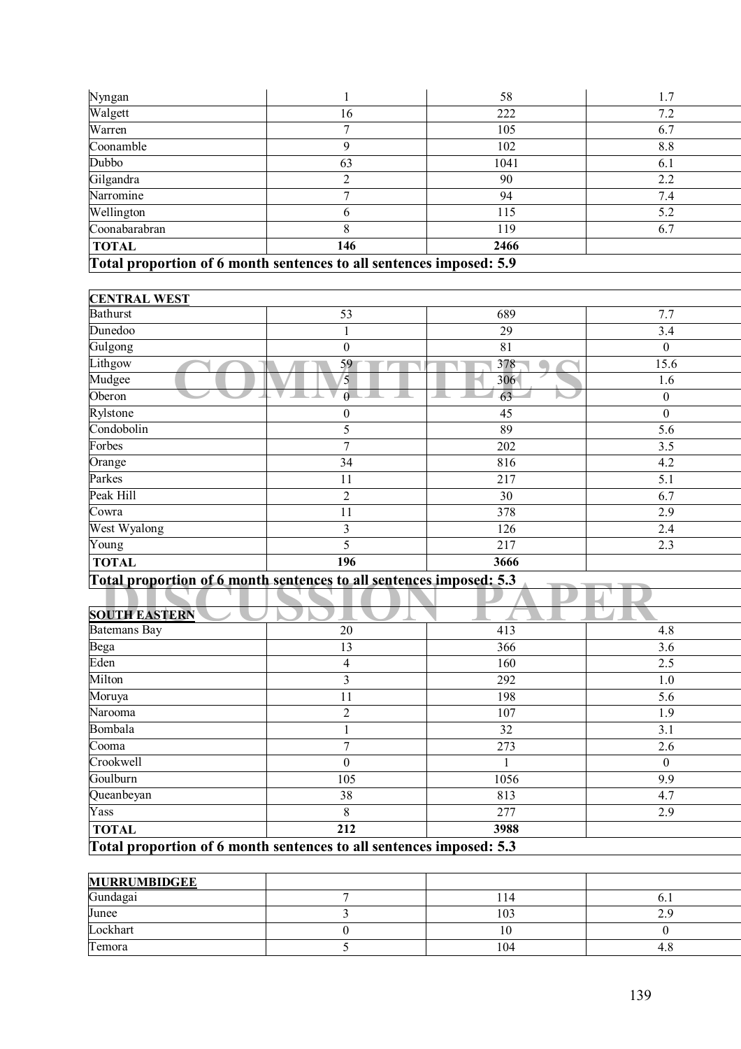| | | | |
|---|---|---|---|
| Nyngan | 1 | 58 | 1.7 |
| Walgett | 16 | 222 | 7.2 |
| Warren | 7 | 105 | 6.7 |
| Coonamble | 9 | 102 | 8.8 |
| Dubbo | 63 | 1041 | 6.1 |
| Gilgandra | 2 | 90 | 2.2 |
| Narromine | 7 | 94 | 7.4 |
| Wellington | 6 | 115 | 5.2 |
| Coonabarabran | 8 | 119 | 6.7 |
| **TOTAL** | **146** | **2466** | |

**Total proportion of 6 month sentences to all sentences imposed: 5.9**

| **CENTRAL WEST** | | | |
|---|---|---|---|
| Bathurst | 53 | 689 | 7.7 |
| Dunedoo | 1 | 29 | 3.4 |
| Gulgong | 0 | 81 | 0 |
| Lithgow | 59 | 378 | 15.6 |
| Mudgee | 5 | 306 | 1.6 |
| Oberon | 0 | 63 | 0 |
| Rylstone | 0 | 45 | 0 |
| Condobolin | 5 | 89 | 5.6 |
| Forbes | 7 | 202 | 3.5 |
| Orange | 34 | 816 | 4.2 |
| Parkes | 11 | 217 | 5.1 |
| Peak Hill | 2 | 30 | 6.7 |
| Cowra | 11 | 378 | 2.9 |
| West Wyalong | 3 | 126 | 2.4 |
| Young | 5 | 217 | 2.3 |
| **TOTAL** | **196** | **3666** | |

**Total proportion of 6 month sentences to all sentences imposed: 5.3**

| **SOUTH EASTERN** | | | |
|---|---|---|---|
| Batemans Bay | 20 | 413 | 4.8 |
| Bega | 13 | 366 | 3.6 |
| Eden | 4 | 160 | 2.5 |
| Milton | 3 | 292 | 1.0 |
| Moruya | 11 | 198 | 5.6 |
| Narooma | 2 | 107 | 1.9 |
| Bombala | 1 | 32 | 3.1 |
| Cooma | 7 | 273 | 2.6 |
| Crookwell | 0 | 1 | 0 |
| Goulburn | 105 | 1056 | 9.9 |
| Queanbeyan | 38 | 813 | 4.7 |
| Yass | 8 | 277 | 2.9 |
| **TOTAL** | **212** | **3988** | |

**Total proportion of 6 month sentences to all sentences imposed: 5.3**

| **MURRUMBIDGEE** | | | |
|---|---|---|---|
| Gundagai | 7 | 114 | 6.1 |
| Junee | 3 | 103 | 2.9 |
| Lockhart | 0 | 10 | 0 |
| Temora | 5 | 104 | 4.8 |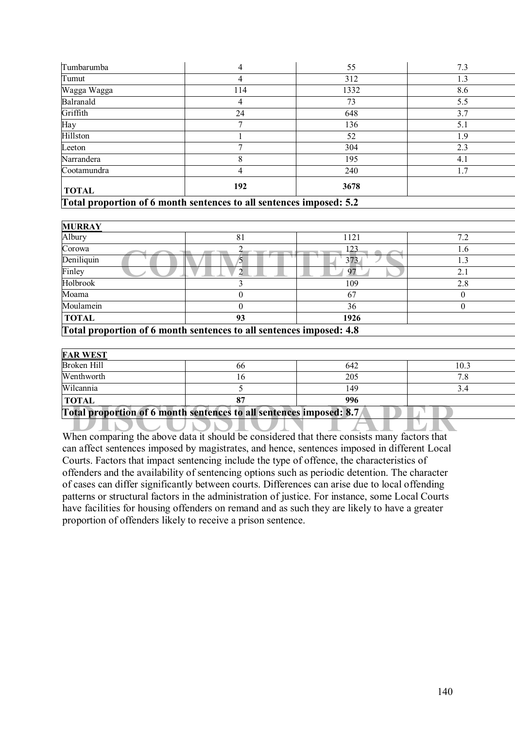| | | | |
|---|---|---|---|
| Tumbarumba | 4 | 55 | 7.3 |
| Tumut | 4 | 312 | 1.3 |
| Wagga Wagga | 114 | 1332 | 8.6 |
| Balranald | 4 | 73 | 5.5 |
| Griffith | 24 | 648 | 3.7 |
| Hay | 7 | 136 | 5.1 |
| Hillston | 1 | 52 | 1.9 |
| Leeton | 7 | 304 | 2.3 |
| Narrandera | 8 | 195 | 4.1 |
| Cootamundra | 4 | 240 | 1.7 |
| **TOTAL** | **192** | **3678** | |
| **Total proportion of 6 month sentences to all sentences imposed: 5.2** | | | |

| **MURRAY** | | | |
|---|---|---|---|
| Albury | 81 | 1121 | 7.2 |
| Corowa | 2 | 123 | 1.6 |
| Deniliquin | 5 | 373 | 1.3 |
| Finley | 2 | 97 | 2.1 |
| Holbrook | 3 | 109 | 2.8 |
| Moama | 0 | 67 | 0 |
| Moulamein | 0 | 36 | 0 |
| **TOTAL** | **93** | **1926** | |
| **Total proportion of 6 month sentences to all sentences imposed: 4.8** | | | |

| **FAR WEST** | | | |
|---|---|---|---|
| Broken Hill | 66 | 642 | 10.3 |
| Wenthworth | 16 | 205 | 7.8 |
| Wilcannia | 5 | 149 | 3.4 |
| **TOTAL** | **87** | **996** | |
| **Total proportion of 6 month sentences to all sentences imposed: 8.7** | | | |

When comparing the above data it should be considered that there consists many factors that can affect sentences imposed by magistrates, and hence, sentences imposed in different Local Courts. Factors that impact sentencing include the type of offence, the characteristics of offenders and the availability of sentencing options such as periodic detention. The character of cases can differ significantly between courts. Differences can arise due to local offending patterns or structural factors in the administration of justice. For instance, some Local Courts have facilities for housing offenders on remand and as such they are likely to have a greater proportion of offenders likely to receive a prison sentence.